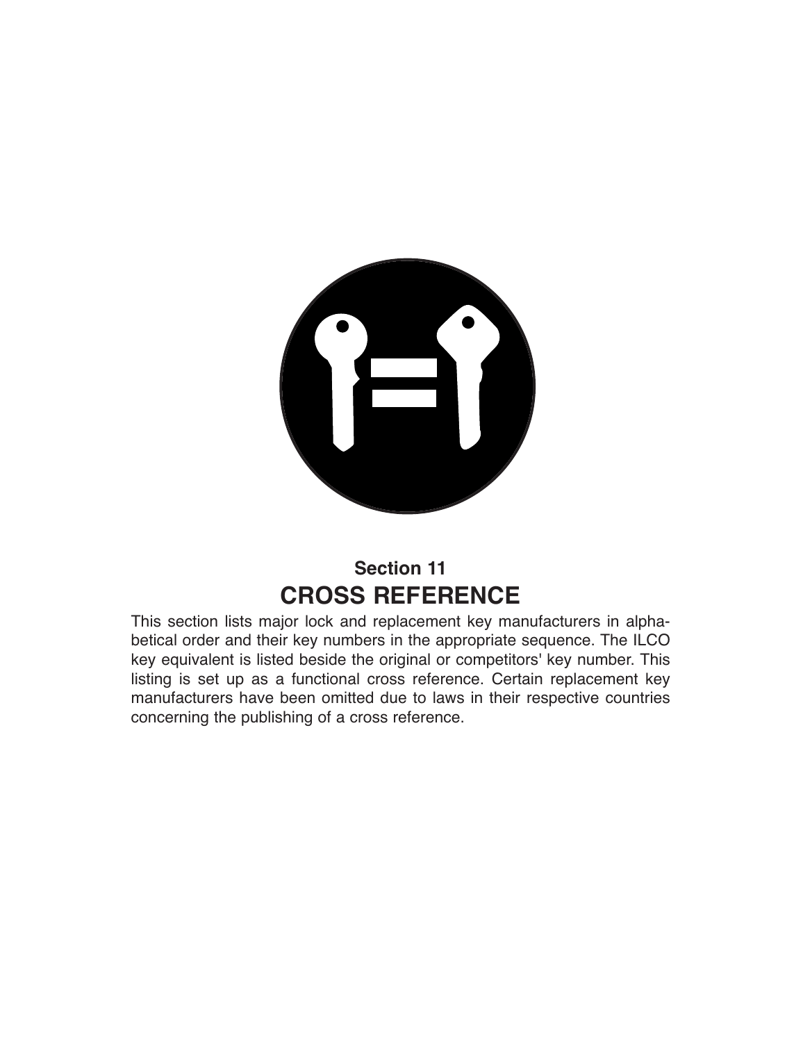**Section 11**

# CROSS REFERENCE

This section lists major lock and replacement key manufacturers in alphabetical order and their key numbers in the appropriate sequence. The ILCO key equivalent is listed beside the original or competitors' key number. This listing is set up as a functional cross reference. Certain replacement key manufacturers have been omitted due to laws in their respective countries concerning the publishing of a cross reference.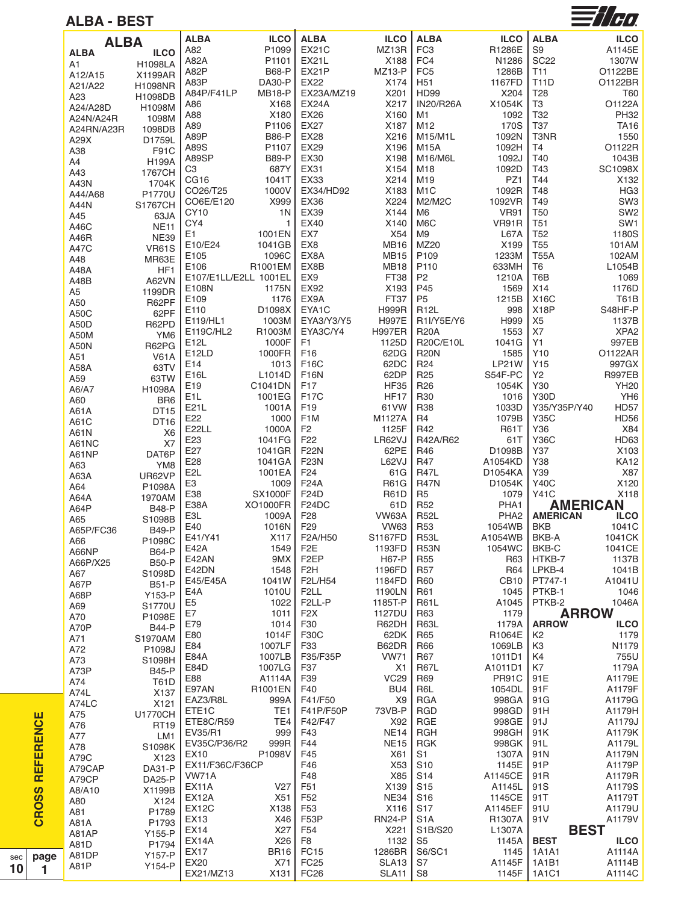# ALBA - BEST

## ALBA

| ALBA | ILCO |
|---|---|
| A1 | H1098LA |
| A12/A15 | X1199AR |
| A21/A22 | H1098NR |
| A23 | H1098DB |
| A24/A28D | H1098M |
| A24N/A24R | 1098M |
| A24RN/A23R | 1098DB |
| A29X | D1759L |
| A38 | F91C |
| A4 | H199A |
| A43 | 1767CH |
| A43N | 1704K |
| A44/A68 | P1770U |
| A44N | S1767CH |
| A45 | 63JA |
| A46C | NE11 |
| A46R | NE39 |
| A47C | VR61S |
| A48 | MR63E |
| A48A | HF1 |
| A48B | A62VN |
| A5 | 1199DR |
| A50 | R62PF |
| A50C | 62PF |
| A50D | R62PD |
| A50M | YM6 |
| A50N | R62PG |
| A51 | V61A |
| A58A | 63TV |
| A59 | 63TW |
| A6/A7 | H1098A |
| A60 | BR6 |
| A61A | DT15 |
| A61C | DT16 |
| A61N | X6 |
| A61NC | X7 |
| A61NP | DAT6P |
| A63 | YM8 |
| A63A | UR62VP |
| A64 | P1098A |
| A64A | 1970AM |
| A64P | B48-P |
| A65 | S1098B |
| A65P/FC36 | B49-P |
| A66 | P1098C |
| A66NP | B64-P |
| A66P/X25 | B50-P |
| A67 | S1098D |
| A67P | B51-P |
| A68P | Y153-P |
| A69 | S1770U |
| A70 | P1098E |
| A70P | B44-P |
| A71 | S1970AM |
| A72 | P1098J |
| A73 | S1098H |
| A73P | B45-P |
| A74 | T61D |
| A74L | X137 |
| A74LC | X121 |
| A75 | U1770CH |
| A76 | RT19 |
| A77 | LM1 |
| A78 | S1098K |
| A79C | X123 |
| A79CAP | DA31-P |
| A79CP | DA25-P |
| A8/A10 | X1199B |
| A80 | X124 |
| A81 | P1789 |
| A81A | P1793 |
| A81AP | Y155-P |
| A81D | P1794 |
| A81DP | Y157-P |
| A81P | Y154-P |
| A82 | P1099 |
| A82A | P1101 |
| A82P | B68-P |
| A83P | DA30-P |
| A84P/F41LP | MB18-P |
| A86 | X168 |
| A88 | X180 |
| A89 | P1106 |
| A89P | B86-P |
| A89S | P1107 |
| A89SP | B89-P |
| C3 | 687Y |
| CG16 | 1041T |
| CO26/T25 | 1000V |
| CO6E/E120 | X999 |
| CY10 | 1N |
| CY4 | 1 |
| E1 | 1001EN |
| E10/E24 | 1041GB |
| E105 | 1096C |
| E106 | R1001EM |
| E107/E1LL/E2LL | 1001EL |
| E108N | 1175N |
| E109 | 1176 |
| E110 | D1098X |
| E119/HL1 | 1003M |
| E119C/HL2 | R1003M |
| E12L | 1000F |
| E12LD | 1000FR |
| E14 | 1013 |
| E16L | L1014D |
| E19 | C1041DN |
| E1L | 1001EG |
| E21L | 1001A |
| E22 | 1000 |
| E22LL | 1000A |
| E23 | 1041FG |
| E27 | 1041GR |
| E28 | 1041GA |
| E2L | 1001EA |
| E3 | 1009 |
| E38 | SX1000F |
| E38A | XO1000FR |
| E3L | 1009A |
| E40 | 1016N |
| E41/Y41 | X117 |
| E42A | 1549 |
| E42AN | 9MX |
| E42DN | 1548 |
| E45/E45A | 1041W |
| E4A | 1010U |
| E5 | 1022 |
| E7 | 1011 |
| E79 | 1014 |
| E80 | 1014F |
| E84 | 1007LF |
| E84A | 1007LB |
| E84D | 1007LG |
| E88 | A1114A |
| E97AN | R1001EN |
| EAZ3/R8L | 999A |
| ETE1C | TE1 |
| ETE8C/R59 | TE4 |
| EV35/R1 | 999 |
| EV35C/P36/R2 | 999R |
| EX10 | P1098V |
| EX11/F36C/F36CP | |
| VW71A | |
| EX11A | V27 |
| EX12A | X51 |
| EX12C | X138 |
| EX13 | X46 |
| EX14 | X27 |
| EX14A | X26 |
| EX17 | BR16 |
| EX20 | X71 |
| EX21/MZ13 | X131 |
| EX21C | MZ13R |
| EX21L | X188 |
| EX21P | MZ13-P |
| EX22 | X174 |
| EX23A/MZ19 | X201 |
| EX24A | X217 |
| EX26 | X160 |
| EX27 | X187 |
| EX28 | X216 |
| EX29 | X196 |
| EX30 | X198 |
| EX31 | X154 |
| EX33 | X214 |
| EX34/HD92 | X183 |
| EX36 | X224 |
| EX39 | X144 |
| EX40 | X140 |
| EX7 | X54 |
| EX8 | MB16 |
| EX8A | MB15 |
| EX8B | MB18 |
| EX9 | FT38 |
| EX92 | X193 |
| EX9A | FT37 |
| EYA1C | H999R |
| EYA3/Y3/Y5 | H997E |
| EYA3C/Y4 | H997ER |
| F1 | 1125D |
| F16 | 62DG |
| F16C | 62DC |
| F16N | 62DP |
| F17 | HF35 |
| F17C | HF17 |
| F19 | 61VW |
| F1M | M1127A |
| F2 | 1125F |
| F22 | LR62VJ |
| F22N | 62PE |
| F23N | L62VJ |
| F24 | 61G |
| F24A | R61G |
| F24D | R61D |
| F24DC | 61D |
| F28 | VW63A |
| F29 | VW63 |
| F2A/H50 | S1167FD |
| F2E | 1193FD |
| F2EP | H67-P |
| F2H | 1196FD |
| F2L/H54 | 1184FD |
| F2LL | 1190LN |
| F2LL-P | 1185T-P |
| F2X | 1127DU |
| F30 | R62DH |
| F30C | 62DK |
| F33 | B62DR |
| F35/F35P | VW71 |
| F37 | X1 |
| F39 | VC29 |
| F40 | BU4 |
| F41/F50 | X9 |
| F41P/F50P | 73VB-P |
| F42/F47 | X92 |
| F43 | NE14 |
| F44 | NE15 |
| F45 | X61 |
| F46 | X53 |
| F48 | X85 |
| F51 | X139 |
| F52 | NE34 |
| F53 | X116 |
| F53P | RN24-P |
| F54 | X221 |
| F8 | 1132 |
| FC15 | 1286BR |
| FC25 | SLA13 |
| FC26 | SLA11 |
| FC3 | R1286E |
| FC4 | N1286 |
| FC5 | 1286B |
| H51 | 1167FD |
| HD99 | X204 |
| IN20/R26A | X1054K |
| M1 | 1092 |
| M12 | 170S |
| M15/M1L | 1092N |
| M15A | 1092H |
| M16/M6L | 1092J |
| M18 | 1092D |
| M19 | PZ1 |
| M1C | 1092R |
| M2/M2C | 1092VR |
| M6 | VR91 |
| M6C | VR91R |
| M9 | L67A |
| MZ20 | X199 |
| P109 | 1233M |
| P110 | 633MH |
| P2 | 1210A |
| P45 | 1569 |
| P5 | 1215B |
| R12L | 998 |
| R1I/Y5E/Y6 | H999 |
| R20A | 1553 |
| R20C/E10L | 1041G |
| R20N | 1585 |
| R24 | LP21W |
| R25 | S54F-PC |
| R26 | 1054K |
| R30 | 1016 |
| R38 | 1033D |
| R4 | 1079B |
| R42 | R61T |
| R42A/R62 | 61T |
| R46 | D1098B |
| R47 | A1054KD |
| R47L | D1054KA |
| R47N | D1054K |
| R5 | 1079 |
| R52 | PHA1 |
| R52L | PHA2 |
| R53 | 1054WB |
| R53L | A1054WB |
| R53N | 1054WC |
| R55 | R63 |
| R57 | R64 |
| R60 | CB10 |
| R61 | 1045 |
| R61L | A1045 |
| R63 | 1179 |
| R63L | 1179A |
| R65 | R1064E |
| R66 | 1069LB |
| R67 | 1011D1 |
| R67L | A1011D1 |
| R69 | PR91C |
| R6L | 1054DL |
| RGA | 998GA |
| RGD | 998GD |
| RGE | 998GE |
| RGH | 998GH |
| RGK | 998GK |
| S1 | 1307A |
| S10 | 1145E |
| S14 | A1145CE |
| S15 | A1145L |
| S16 | 1145CE |
| S17 | A1145EF |
| S1A | R1307A |
| S1B/S20 | L1307A |
| S5 | 1145A |
| S6/SC1 | 1145 |
| S7 | A1145F |
| S8 | 1145F |
| S9 | A1145E |
| SC22 | 1307W |
| T11 | O1122BE |
| T11D | O1122BR |
| T28 | T60 |
| T3 | O1122A |
| T32 | PH32 |
| T37 | TA16 |
| T3NR | 1550 |
| T4 | O1122R |
| T40 | 1043B |
| T43 | SC1098X |
| T44 | X132 |
| T48 | HG3 |
| T49 | SW3 |
| T50 | SW2 |
| T51 | SW1 |
| T52 | 1180S |
| T55 | 101AM |
| T55A | 102AM |
| T6 | L1054B |
| T6B | 1069 |
| X14 | 1176D |
| X16C | T61B |
| X18P | S48HF-P |
| X5 | 1137B |
| X7 | XPA2 |
| Y1 | 997EB |
| Y10 | O1122AR |
| Y15 | 997GX |
| Y2 | R997EB |
| Y30 | YH20 |
| Y30D | YH6 |
| Y35/Y35P/Y40 | HD57 |
| Y35C | HD56 |
| Y36 | X84 |
| Y36C | HD63 |
| Y37 | X103 |
| Y38 | KA12 |
| Y39 | X87 |
| Y40C | X120 |
| Y41C | X118 |

## AMERICAN

| AMERICAN | ILCO |
|---|---|
| BKB | 1041C |
| BKB-A | 1041CK |
| BKB-C | 1041CE |
| HTKB-7 | 1137B |
| LPKB-4 | 1041B |
| PT747-1 | A1041U |
| PTKB-1 | 1046 |
| PTKB-2 | 1046A |

## ARROW

| ARROW | ILCO |
|---|---|
| K2 | 1179 |
| K3 | N1179 |
| K4 | 755U |
| K7 | 1179A |
| 91E | A1179E |
| 91F | A1179F |
| 91G | A1179G |
| 91H | A1179H |
| 91J | A1179J |
| 91K | A1179K |
| 91L | A1179L |
| 91N | A1179N |
| 91P | A1179P |
| 91R | A1179R |
| 91S | A1179S |
| 91T | A1179T |
| 91U | A1179U |
| 91V | A1179V |

## BEST

| BEST | ILCO |
|---|---|
| 1A1A1 | A1114A |
| 1A1B1 | A1114B |
| 1A1C1 | A1114C |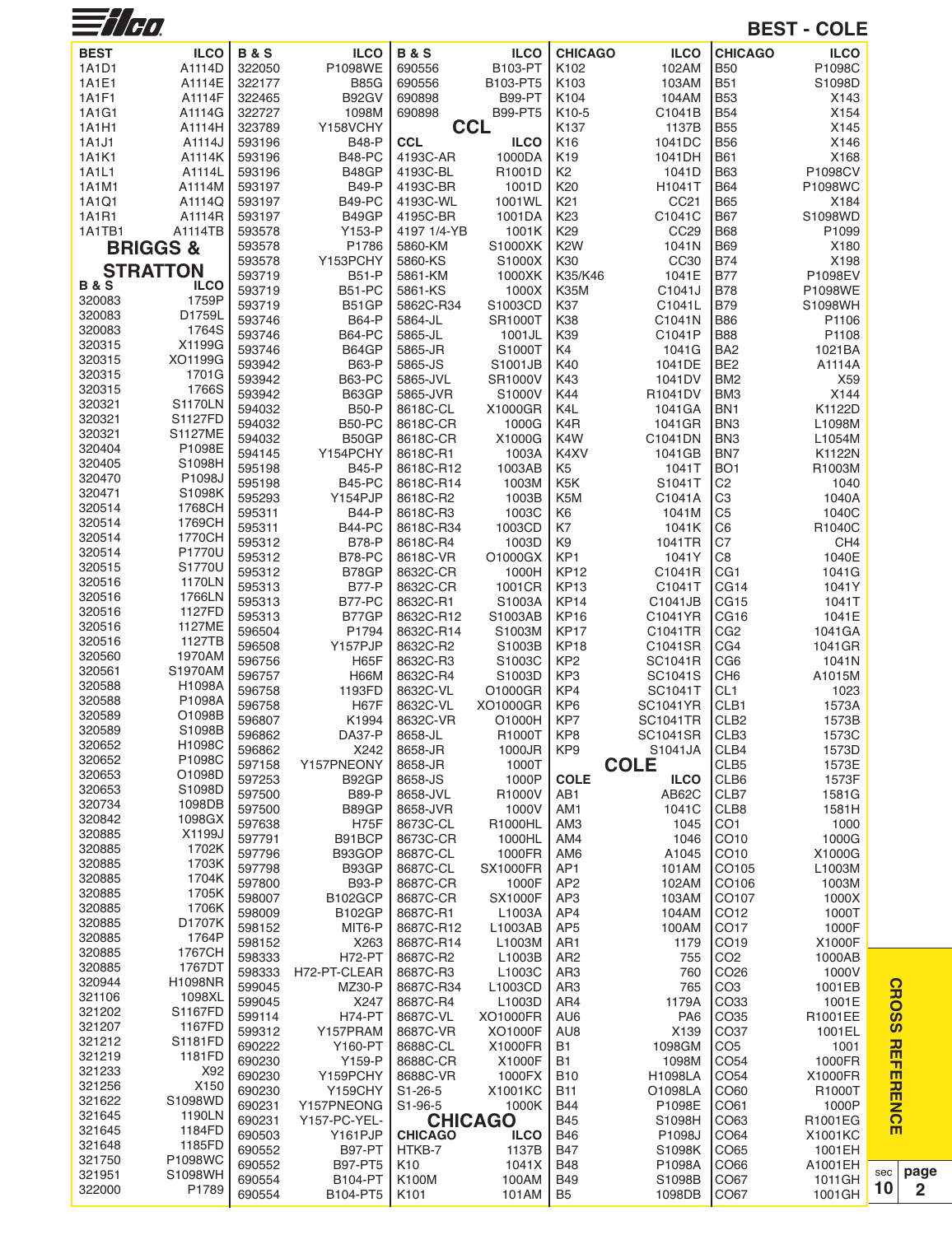# BEST - COLE

## BEST

| BEST | ILCO |
|---|---|
| 1A1D1 | A1114D |
| 1A1E1 | A1114E |
| 1A1F1 | A1114F |
| 1A1G1 | A1114G |
| 1A1H1 | A1114H |
| 1A1J1 | A1114J |
| 1A1K1 | A1114K |
| 1A1L1 | A1114L |
| 1A1M1 | A1114M |
| 1A1Q1 | A1114Q |
| 1A1R1 | A1114R |
| 1A1TB1 | A1114TB |

## BRIGGS & STRATTON

| B & S | ILCO |
|---|---|
| 320083 | 1759P |
| 320083 | D1759L |
| 320083 | 1764S |
| 320315 | X1199G |
| 320315 | XO1199G |
| 320315 | 1701G |
| 320315 | 1766S |
| 320321 | S1170LN |
| 320321 | S1127FD |
| 320321 | S1127ME |
| 320404 | P1098E |
| 320405 | S1098H |
| 320470 | P1098J |
| 320471 | S1098K |
| 320514 | 1768CH |
| 320514 | 1769CH |
| 320514 | 1770CH |
| 320514 | P1770U |
| 320515 | S1770U |
| 320516 | 1170LN |
| 320516 | 1766LN |
| 320516 | 1127FD |
| 320516 | 1127ME |
| 320516 | 1127TB |
| 320560 | 1970AM |
| 320561 | S1970AM |
| 320588 | H1098A |
| 320588 | P1098A |
| 320589 | O1098B |
| 320589 | S1098B |
| 320652 | H1098C |
| 320652 | P1098C |
| 320653 | O1098D |
| 320653 | S1098D |
| 320734 | 1098DB |
| 320842 | 1098GX |
| 320885 | X1199J |
| 320885 | 1702K |
| 320885 | 1703K |
| 320885 | 1704K |
| 320885 | 1705K |
| 320885 | 1706K |
| 320885 | D1707K |
| 320885 | 1764P |
| 320885 | 1767CH |
| 320885 | 1767DT |
| 320944 | H1098NR |
| 321106 | 1098XL |
| 321202 | S1167FD |
| 321207 | 1167FD |
| 321212 | S1181FD |
| 321219 | 1181FD |
| 321233 | X92 |
| 321256 | X150 |
| 321622 | S1098WD |
| 321645 | 1190LN |
| 321645 | 1184FD |
| 321648 | 1185FD |
| 321750 | P1098WC |
| 321951 | S1098WH |
| 322000 | P1789 |
| 322050 | P1098WE |
| 322177 | B85G |
| 322465 | B92GV |
| 322727 | 1098M |
| 323789 | Y158VCHY |
| 593196 | B48-P |
| 593196 | B48-PC |
| 593196 | B48GP |
| 593197 | B49-P |
| 593197 | B49-PC |
| 593197 | B49GP |
| 593578 | Y153-P |
| 593578 | P1786 |
| 593578 | Y153PCHY |
| 593719 | B51-P |
| 593719 | B51-PC |
| 593719 | B51GP |
| 593746 | B64-P |
| 593746 | B64-PC |
| 593746 | B64GP |
| 593942 | B63-P |
| 593942 | B63-PC |
| 593942 | B63GP |
| 594032 | B50-P |
| 594032 | B50-PC |
| 594032 | B50GP |
| 594145 | Y154PCHY |
| 595198 | B45-P |
| 595198 | B45-PC |
| 595293 | Y154PJP |
| 595311 | B44-P |
| 595311 | B44-PC |
| 595312 | B78-P |
| 595312 | B78-PC |
| 595312 | B78GP |
| 595313 | B77-P |
| 595313 | B77-PC |
| 595313 | B77GP |
| 596504 | P1794 |
| 596508 | Y157PJP |
| 596756 | H65F |
| 596757 | H66M |
| 596758 | 1193FD |
| 596758 | H67F |
| 596807 | K1994 |
| 596862 | DA37-P |
| 596862 | X242 |
| 597158 | Y157PNEONY |
| 597253 | B92GP |
| 597500 | B89-P |
| 597500 | B89GP |
| 597638 | H75F |
| 597791 | B91BCP |
| 597796 | B93GOP |
| 597798 | B93GP |
| 597800 | B93-P |
| 598007 | B102GCP |
| 598009 | B102GP |
| 598152 | MIT6-P |
| 598152 | X263 |
| 598333 | H72-PT |
| 598333 | H72-PT-CLEAR |
| 599045 | MZ30-P |
| 599045 | X247 |
| 599114 | H74-PT |
| 599312 | Y157PRAM |
| 690222 | Y160-PT |
| 690230 | Y159-P |
| 690230 | Y159PCHY |
| 690230 | Y159CHY |
| 690231 | Y157PNEONG |
| 690231 | Y157-PC-YEL- |
| 690503 | Y161PJP |
| 690552 | B97-PT |
| 690552 | B97-PT5 |
| 690554 | B104-PT |
| 690554 | B104-PT5 |
| 690556 | B103-PT |
| 690556 | B103-PT5 |
| 690898 | B99-PT |
| 690898 | B99-PT5 |

## CCL

| CCL | ILCO |
|---|---|
| 4193C-AR | 1000DA |
| 4193C-BL | R1001D |
| 4193C-BR | 1001D |
| 4193C-WL | 1001WL |
| 4195C-BR | 1001DA |
| 4197 1/4-YB | 1001K |
| 5860-KM | S1000XK |
| 5860-KS | S1000X |
| 5861-KM | 1000XK |
| 5861-KS | 1000X |
| 5862C-R34 | S1003CD |
| 5864-JL | SR1000T |
| 5865-JL | 1001JL |
| 5865-JR | S1000T |
| 5865-JS | S1001JB |
| 5865-JVL | SR1000V |
| 5865-JVR | S1000V |
| 8618C-CL | X1000GR |
| 8618C-CR | 1000G |
| 8618C-CR | X1000G |
| 8618C-R1 | 1003A |
| 8618C-R12 | 1003AB |
| 8618C-R14 | 1003M |
| 8618C-R2 | 1003B |
| 8618C-R3 | 1003C |
| 8618C-R34 | 1003CD |
| 8618C-R4 | 1003D |
| 8618C-VR | O1000GX |
| 8632C-CR | 1000H |
| 8632C-CR | 1001CR |
| 8632C-R1 | S1003A |
| 8632C-R12 | S1003AB |
| 8632C-R14 | S1003M |
| 8632C-R2 | S1003B |
| 8632C-R3 | S1003C |
| 8632C-R4 | S1003D |
| 8632C-VL | O1000GR |
| 8632C-VL | XO1000GR |
| 8632C-VR | O1000H |
| 8658-JL | R1000T |
| 8658-JR | 1000JR |
| 8658-JR | 1000T |
| 8658-JS | 1000P |
| 8658-JVL | R1000V |
| 8658-JVR | 1000V |
| 8673C-CL | R1000HL |
| 8673C-CR | 1000HL |
| 8687C-CL | 1000FR |
| 8687C-CL | SX1000FR |
| 8687C-CR | 1000F |
| 8687C-CR | SX1000F |
| 8687C-R1 | L1003A |
| 8687C-R12 | L1003AB |
| 8687C-R14 | L1003M |
| 8687C-R2 | L1003B |
| 8687C-R3 | L1003C |
| 8687C-R34 | L1003CD |
| 8687C-R4 | L1003D |
| 8687C-VL | XO1000FR |
| 8687C-VR | XO1000F |
| 8688C-CL | X1000FR |
| 8688C-CR | X1000F |
| 8688C-VR | 1000FX |
| S1-26-5 | X1001KC |
| S1-96-5 | 1000K |

## CHICAGO

| CHICAGO | ILCO |
|---|---|
| HTKB-7 | 1137B |
| K10 | 1041X |
| K100M | 100AM |
| K101 | 101AM |
| K102 | 102AM |
| K103 | 103AM |
| K104 | 104AM |
| K10-5 | C1041B |
| K137 | 1137B |
| K16 | 1041DC |
| K19 | 1041DH |
| K2 | 1041D |
| K20 | H1041T |
| K21 | CC21 |
| K23 | C1041C |
| K29 | CC29 |
| K2W | 1041N |
| K30 | CC30 |
| K35/K46 | 1041E |
| K35M | C1041J |
| K37 | C1041L |
| K38 | C1041N |
| K39 | C1041P |
| K4 | 1041G |
| K40 | 1041DE |
| K43 | 1041DV |
| K44 | R1041DV |
| K4L | 1041GA |
| K4R | 1041GR |
| K4W | C1041DN |
| K4XV | 1041GB |
| K5 | 1041T |
| K5K | S1041T |
| K5M | C1041A |
| K6 | 1041M |
| K7 | 1041K |
| K9 | 1041TR |
| KP1 | 1041Y |
| KP12 | C1041R |
| KP13 | C1041T |
| KP14 | C1041JB |
| KP16 | C1041YR |
| KP17 | C1041TR |
| KP18 | C1041SR |
| KP2 | SC1041R |
| KP3 | SC1041S |
| KP4 | SC1041T |
| KP6 | SC1041YR |
| KP7 | SC1041TR |
| KP8 | SC1041SR |
| KP9 | S1041JA |
| B50 | P1098C |
| B51 | S1098D |
| B53 | X143 |
| B54 | X154 |
| B55 | X145 |
| B56 | X146 |
| B61 | X168 |
| B63 | P1098CV |
| B64 | P1098WC |
| B65 | X184 |
| B67 | S1098WD |
| B68 | P1099 |
| B69 | X180 |
| B74 | X198 |
| B77 | P1098EV |
| B78 | P1098WE |
| B79 | S1098WH |
| B86 | P1106 |
| B88 | P1108 |
| BA2 | 1021BA |
| BE2 | A1114A |
| BM2 | X59 |
| BM3 | X144 |
| BN1 | K1122D |
| BN3 | L1098M |
| BN3 | L1054M |
| BN7 | K1122N |
| BO1 | R1003M |
| C2 | 1040 |
| C3 | 1040A |
| C5 | 1040C |
| C6 | R1040C |
| C7 | CH4 |
| C8 | 1040E |
| CG1 | 1041G |
| CG14 | 1041Y |
| CG15 | 1041T |
| CG16 | 1041E |
| CG2 | 1041GA |
| CG4 | 1041GR |
| CG6 | 1041N |
| CH6 | A1015M |
| CL1 | 1023 |
| CLB1 | 1573A |
| CLB2 | 1573B |
| CLB3 | 1573C |
| CLB4 | 1573D |
| CLB5 | 1573E |
| CLB6 | 1573F |
| CLB7 | 1581G |
| CLB8 | 1581H |
| CO1 | 1000 |
| CO10 | 1000G |
| CO10 | X1000G |
| CO105 | L1003M |
| CO106 | 1003M |
| CO107 | 1000X |
| CO12 | 1000T |
| CO17 | 1000F |
| CO19 | X1000F |
| CO2 | 1000AB |
| CO26 | 1000V |
| CO3 | 1001EB |
| CO33 | 1001E |
| CO35 | R1001EE |
| CO37 | 1001EL |
| CO5 | 1001 |
| CO54 | 1000FR |
| CO54 | X1000FR |
| CO60 | R1000T |
| CO61 | 1000P |
| CO63 | R1001EG |
| CO64 | X1001KC |
| CO65 | 1001EH |
| CO66 | A1001EH |
| CO67 | 1011GH |
| CO67 | 1001GH |

## COLE

| COLE | ILCO |
|---|---|
| AB1 | AB62C |
| AM1 | 1041C |
| AM3 | 1045 |
| AM4 | 1046 |
| AM6 | A1045 |
| AP1 | 101AM |
| AP2 | 102AM |
| AP3 | 103AM |
| AP4 | 104AM |
| AP5 | 100AM |
| AR1 | 1179 |
| AR2 | 755 |
| AR3 | 760 |
| AR3 | 765 |
| AR4 | 1179A |
| AU6 | PA6 |
| AU8 | X139 |
| B1 | 1098GM |
| B1 | 1098M |
| B10 | H1098LA |
| B11 | O1098LA |
| B44 | P1098E |
| B45 | S1098H |
| B46 | P1098J |
| B47 | S1098K |
| B48 | P1098A |
| B49 | S1098B |
| B5 | 1098DB |

CROSS REFERENCE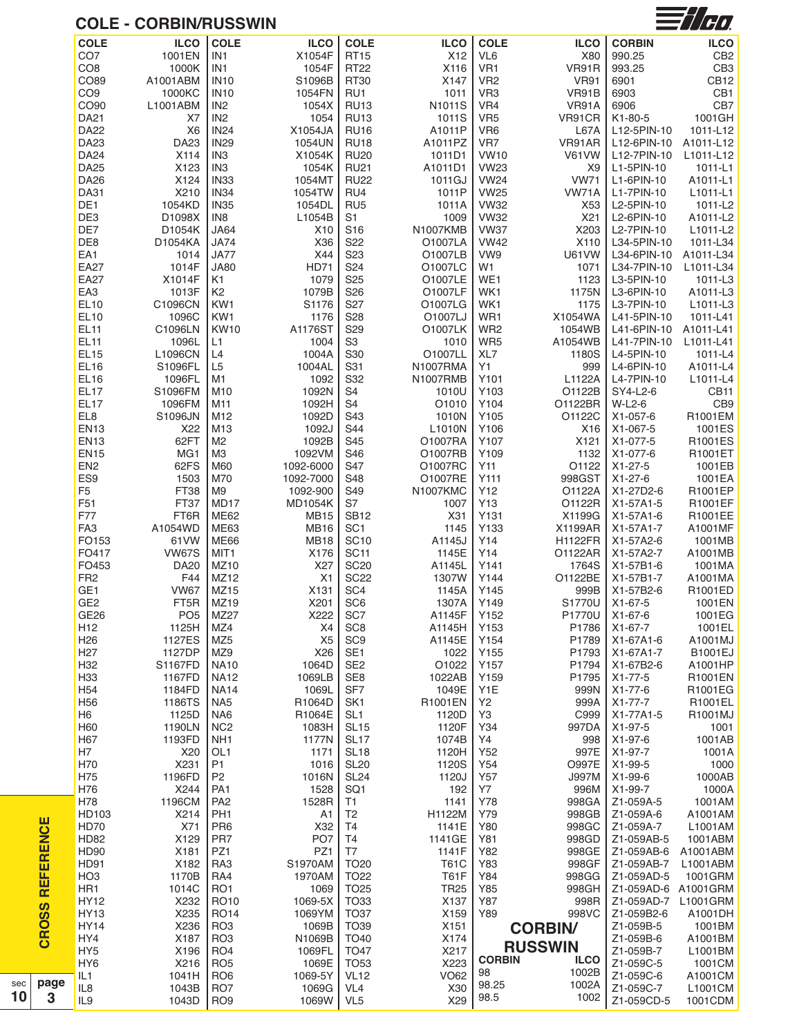## COLE - CORBIN/RUSSWIN

| COLE | ILCO |
|---|---|
| CO7 | 1001EN |
| CO8 | 1000K |
| CO89 | A1001ABM |
| CO9 | 1000KC |
| CO90 | L1001ABM |
| DA21 | X7 |
| DA22 | X6 |
| DA23 | DA23 |
| DA24 | X114 |
| DA25 | X123 |
| DA26 | X124 |
| DA31 | X210 |
| DE1 | 1054KD |
| DE3 | D1098X |
| DE7 | D1054K |
| DE8 | D1054KA |
| EA1 | 1014 |
| EA27 | 1014F |
| EA27 | X1014F |
| EA3 | 1013F |
| EL10 | C1096CN |
| EL10 | 1096C |
| EL11 | C1096LN |
| EL11 | 1096L |
| EL15 | L1096CN |
| EL16 | S1096FL |
| EL16 | 1096FL |
| EL17 | S1096FM |
| EL17 | 1096FM |
| EL8 | S1096JN |
| EN13 | X22 |
| EN13 | 62FT |
| EN15 | MG1 |
| EN2 | 62FS |
| ES9 | 1503 |
| F5 | FT38 |
| F51 | FT37 |
| F77 | FT6R |
| FA3 | A1054WD |
| FO153 | 61VW |
| FO417 | VW67S |
| FO453 | DA20 |
| FR2 | F44 |
| GE1 | VW67 |
| GE2 | FT5R |
| GE26 | PO5 |
| H12 | 1125H |
| H26 | 1127ES |
| H27 | 1127DP |
| H32 | S1167FD |
| H33 | 1167FD |
| H54 | 1184FD |
| H56 | 1186TS |
| H6 | 1125D |
| H60 | 1190LN |
| H67 | 1193FD |
| H7 | X20 |
| H70 | X231 |
| H75 | 1196FD |
| H76 | X244 |
| H78 | 1196CM |
| HD103 | X214 |
| HD70 | X71 |
| HD82 | X129 |
| HD90 | X181 |
| HD91 | X182 |
| HO3 | 1170B |
| HR1 | 1014C |
| HY12 | X232 |
| HY13 | X235 |
| HY14 | X236 |
| HY4 | X187 |
| HY5 | X196 |
| HY6 | X216 |
| IL1 | 1041H |
| IL8 | 1043B |
| IL9 | 1043D |

| COLE | ILCO |
|---|---|
| IN1 | X1054F |
| IN1 | 1054F |
| IN10 | S1096B |
| IN10 | 1054FN |
| IN2 | 1054X |
| IN2 | 1054 |
| IN24 | X1054JA |
| IN29 | 1054UN |
| IN3 | X1054K |
| IN3 | 1054K |
| IN33 | 1054MT |
| IN34 | 1054TW |
| IN35 | 1054DL |
| IN8 | L1054B |
| JA64 | X10 |
| JA74 | X36 |
| JA77 | X44 |
| JA80 | HD71 |
| K1 | 1079 |
| K2 | 1079B |
| KW1 | S1176 |
| KW1 | 1176 |
| KW10 | A1176ST |
| L1 | 1004 |
| L4 | 1004A |
| L5 | 1004AL |
| M1 | 1092 |
| M10 | 1092N |
| M11 | 1092H |
| M12 | 1092D |
| M13 | 1092J |
| M2 | 1092B |
| M3 | 1092VM |
| M60 | 1092-6000 |
| M70 | 1092-7000 |
| M9 | 1092-900 |
| MD17 | MD1054K |
| ME62 | MB15 |
| ME63 | MB16 |
| ME66 | MB18 |
| MIT1 | X176 |
| MZ10 | X27 |
| MZ12 | X1 |
| MZ15 | X131 |
| MZ19 | X201 |
| MZ27 | X222 |
| MZ4 | X4 |
| MZ5 | X5 |
| MZ9 | X26 |
| NA10 | 1064D |
| NA12 | 1069LB |
| NA14 | 1069L |
| NA5 | R1064D |
| NA6 | R1064E |
| NC2 | 1083H |
| NH1 | 1177N |
| OL1 | 1171 |
| P1 | 1016 |
| P2 | 1016N |
| PA1 | 1528 |
| PA2 | 1528R |
| PH1 | A1 |
| PR6 | X32 |
| PR7 | PO7 |
| PZ1 | PZ1 |
| RA3 | S1970AM |
| RA4 | 1970AM |
| RO1 | 1069 |
| RO10 | 1069-5X |
| RO14 | 1069YM |
| RO3 | 1069B |
| RO3 | N1069B |
| RO4 | 1069FL |
| RO5 | 1069E |
| RO6 | 1069-5Y |
| RO7 | 1069G |
| RO9 | 1069W |

| COLE | ILCO |
|---|---|
| RT15 | X12 |
| RT22 | X116 |
| RT30 | X147 |
| RU1 | 1011 |
| RU13 | N1011S |
| RU13 | 1011S |
| RU16 | A1011P |
| RU18 | A1011PZ |
| RU20 | 1011D1 |
| RU21 | A1011D1 |
| RU22 | 1011GJ |
| RU4 | 1011P |
| RU5 | 1011A |
| S1 | 1009 |
| S16 | N1007KMB |
| S22 | O1007LA |
| S23 | O1007LB |
| S24 | O1007LC |
| S25 | O1007LE |
| S26 | O1007LF |
| S27 | O1007LG |
| S28 | O1007LJ |
| S29 | O1007LK |
| S3 | 1010 |
| S30 | O1007LL |
| S31 | N1007RMA |
| S32 | N1007RMB |
| S4 | 1010U |
| S4 | O1010 |
| S43 | 1010N |
| S44 | L1010N |
| S45 | O1007RA |
| S46 | O1007RB |
| S47 | O1007RC |
| S48 | O1007RE |
| S49 | N1007KMC |
| S7 | 1007 |
| SB12 | X31 |
| SC1 | 1145 |
| SC10 | A1145J |
| SC11 | 1145E |
| SC20 | A1145L |
| SC22 | 1307W |
| SC4 | 1145A |
| SC6 | 1307A |
| SC7 | A1145F |
| SC8 | A1145H |
| SC9 | A1145E |
| SE1 | 1022 |
| SE2 | O1022 |
| SE8 | 1022AB |
| SF7 | 1049E |
| SK1 | R1001EN |
| SL1 | 1120D |
| SL15 | 1120F |
| SL17 | 1074B |
| SL18 | 1120H |
| SL20 | 1120S |
| SL24 | 1120J |
| SQ1 | 192 |
| T1 | 1141 |
| T2 | H1122M |
| T4 | 1141E |
| T4 | 1141GE |
| T7 | 1141F |
| TO20 | T61C |
| TO22 | T61F |
| TO25 | TR25 |
| TO33 | X137 |
| TO37 | X159 |
| TO39 | X151 |
| TO40 | X174 |
| TO47 | X217 |
| TO53 | X223 |
| VL12 | VO62 |
| VL4 | X30 |
| VL5 | X29 |

| COLE | ILCO |
|---|---|
| VL6 | X80 |
| VR1 | VR91R |
| VR2 | VR91 |
| VR3 | VR91B |
| VR4 | VR91A |
| VR5 | VR91CR |
| VR6 | L67A |
| VR7 | VR91AR |
| VW10 | V61VW |
| VW23 | X9 |
| VW24 | VW71 |
| VW25 | VW71A |
| VW32 | X53 |
| VW32 | X21 |
| VW37 | X203 |
| VW42 | X110 |
| VW9 | U61VW |
| W1 | 1071 |
| WE1 | 1123 |
| WK1 | 1175N |
| WK1 | 1175 |
| WR1 | X1054WA |
| WR2 | 1054WB |
| WR5 | A1054WB |
| XL7 | 1180S |
| Y1 | 999 |
| Y101 | L1122A |
| Y103 | O1122B |
| Y104 | O1122BR |
| Y105 | O1122C |
| Y106 | X16 |
| Y107 | X121 |
| Y109 | 1132 |
| Y11 | O1122 |
| Y111 | 998GST |
| Y12 | O1122A |
| Y13 | O1122R |
| Y131 | X1199G |
| Y133 | X1199AR |
| Y14 | H1122FR |
| Y14 | O1122AR |
| Y141 | 1764S |
| Y144 | O1122BE |
| Y145 | 999B |
| Y149 | S1770U |
| Y152 | P1770U |
| Y153 | P1786 |
| Y154 | P1789 |
| Y155 | P1793 |
| Y157 | P1794 |
| Y159 | P1795 |
| Y1E | 999N |
| Y2 | 999A |
| Y3 | C999 |
| Y34 | 997DA |
| Y4 | 998 |
| Y52 | 997E |
| Y54 | O997E |
| Y57 | J997M |
| Y7 | 996M |
| Y78 | 998GA |
| Y79 | 998GB |
| Y80 | 998GC |
| Y81 | 998GD |
| Y82 | 998GE |
| Y83 | 998GF |
| Y84 | 998GG |
| Y85 | 998GH |
| Y87 | 998R |
| Y89 | 998VC |

## CORBIN/RUSSWIN

| CORBIN | ILCO |
|---|---|
| 98 | 1002B |
| 98.25 | 1002A |
| 98.5 | 1002 |
| 990.25 | CB2 |
| 993.25 | CB3 |
| 6901 | CB12 |
| 6903 | CB1 |
| 6906 | CB7 |
| K1-80-5 | 1001GH |
| L12-5PIN-10 | 1011-L12 |
| L12-6PIN-10 | A1011-L12 |
| L12-7PIN-10 | L1011-L12 |
| L1-5PIN-10 | 1011-L1 |
| L1-6PIN-10 | A1011-L1 |
| L1-7PIN-10 | L1011-L1 |
| L2-5PIN-10 | 1011-L2 |
| L2-6PIN-10 | A1011-L2 |
| L2-7PIN-10 | L1011-L2 |
| L34-5PIN-10 | 1011-L34 |
| L34-6PIN-10 | A1011-L34 |
| L34-7PIN-10 | L1011-L34 |
| L3-5PIN-10 | 1011-L3 |
| L3-6PIN-10 | A1011-L3 |
| L3-7PIN-10 | L1011-L3 |
| L41-5PIN-10 | 1011-L41 |
| L41-6PIN-10 | A1011-L41 |
| L41-7PIN-10 | L1011-L41 |
| L4-5PIN-10 | 1011-L4 |
| L4-6PIN-10 | A1011-L4 |
| L4-7PIN-10 | L1011-L4 |
| SY4-L2-6 | CB11 |
| W-L2-6 | CB9 |
| X1-057-6 | R1001EM |
| X1-067-5 | 1001ES |
| X1-077-5 | R1001ES |
| X1-077-6 | R1001ET |
| X1-27-5 | 1001EB |
| X1-27-6 | 1001EA |
| X1-27D2-6 | R1001EP |
| X1-57A1-5 | R1001EF |
| X1-57A1-6 | R1001EE |
| X1-57A1-7 | A1001MF |
| X1-57A2-6 | 1001MB |
| X1-57A2-7 | A1001MB |
| X1-57B1-6 | 1001MA |
| X1-57B1-7 | A1001MA |
| X1-57B2-6 | R1001ED |
| X1-67-5 | 1001EN |
| X1-67-6 | 1001EG |
| X1-67-7 | 1001EL |
| X1-67A1-6 | A1001MJ |
| X1-67A1-7 | B1001EJ |
| X1-67B2-6 | A1001HP |
| X1-77-5 | R1001EN |
| X1-77-6 | R1001EG |
| X1-77-7 | R1001EL |
| X1-77A1-5 | R1001MJ |
| X1-97-5 | 1001 |
| X1-97-6 | 1001AB |
| X1-97-7 | 1001A |
| X1-99-5 | 1000 |
| X1-99-6 | 1000AB |
| X1-99-7 | 1000A |
| Z1-059A-5 | 1001AM |
| Z1-059A-6 | A1001AM |
| Z1-059A-7 | L1001AM |
| Z1-059AB-5 | 1001ABM |
| Z1-059AB-6 | A1001ABM |
| Z1-059AB-7 | L1001ABM |
| Z1-059AD-5 | 1001GRM |
| Z1-059AD-6 | A1001GRM |
| Z1-059AD-7 | L1001GRM |
| Z1-059B2-6 | A1001DH |
| Z1-059B-5 | 1001BM |
| Z1-059B-6 | A1001BM |
| Z1-059B-7 | L1001BM |
| Z1-059C-5 | 1001CM |
| Z1-059C-6 | A1001CM |
| Z1-059C-7 | L1001CM |
| Z1-059CD-5 | 1001CDM |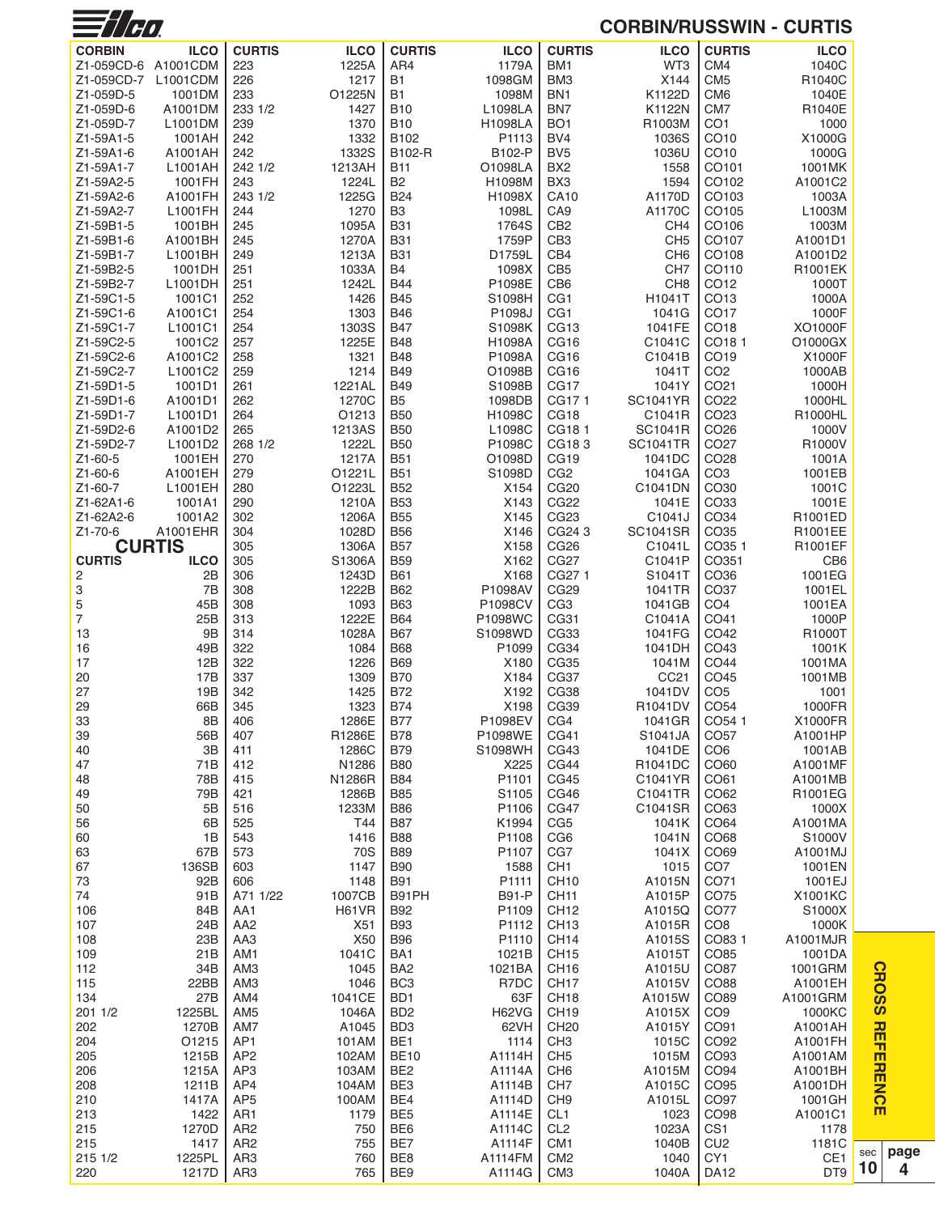# CORBIN/RUSSWIN - CURTIS

| CORBIN | ILCO |
|---|---|
| Z1-059CD-6 | A1001CDM |
| Z1-059CD-7 | L1001CDM |
| Z1-059D-5 | 1001DM |
| Z1-059D-6 | A1001DM |
| Z1-059D-7 | L1001DM |
| Z1-59A1-5 | 1001AH |
| Z1-59A1-6 | A1001AH |
| Z1-59A1-7 | L1001AH |
| Z1-59A2-5 | 1001FH |
| Z1-59A2-6 | A1001FH |
| Z1-59A2-7 | L1001FH |
| Z1-59B1-5 | 1001BH |
| Z1-59B1-6 | A1001BH |
| Z1-59B1-7 | L1001BH |
| Z1-59B2-5 | 1001DH |
| Z1-59B2-7 | L1001DH |
| Z1-59C1-5 | 1001C1 |
| Z1-59C1-6 | A1001C1 |
| Z1-59C1-7 | L1001C1 |
| Z1-59C2-5 | 1001C2 |
| Z1-59C2-6 | A1001C2 |
| Z1-59C2-7 | L1001C2 |
| Z1-59D1-5 | 1001D1 |
| Z1-59D1-6 | A1001D1 |
| Z1-59D1-7 | L1001D1 |
| Z1-59D2-6 | A1001D2 |
| Z1-59D2-7 | L1001D2 |
| Z1-60-5 | 1001EH |
| Z1-60-6 | A1001EH |
| Z1-60-7 | L1001EH |
| Z1-62A1-6 | 1001A1 |
| Z1-62A2-6 | 1001A2 |
| Z1-70-6 | A1001EHR |

## CURTIS

| CURTIS | ILCO |
|---|---|
| 2 | 2B |
| 3 | 7B |
| 5 | 45B |
| 7 | 25B |
| 13 | 9B |
| 16 | 49B |
| 17 | 12B |
| 20 | 17B |
| 27 | 19B |
| 29 | 66B |
| 33 | 8B |
| 39 | 56B |
| 40 | 3B |
| 47 | 71B |
| 48 | 78B |
| 49 | 79B |
| 50 | 5B |
| 56 | 6B |
| 60 | 1B |
| 63 | 67B |
| 67 | 136SB |
| 73 | 92B |
| 74 | 91B |
| 106 | 84B |
| 107 | 24B |
| 108 | 23B |
| 109 | 21B |
| 112 | 34B |
| 115 | 22BB |
| 134 | 27B |
| 201 1/2 | 1225BL |
| 202 | 1270B |
| 204 | O1215 |
| 205 | 1215B |
| 206 | 1215A |
| 208 | 1211B |
| 210 | 1417A |
| 213 | 1422 |
| 215 | 1270D |
| 215 | 1417 |
| 215 1/2 | 1225PL |
| 220 | 1217D |
| 223 | 1225A |
| 226 | 1217 |
| 233 | O1225N |
| 233 1/2 | 1427 |
| 239 | 1370 |
| 242 | 1332 |
| 242 | 1332S |
| 242 1/2 | 1213AH |
| 243 | 1224L |
| 243 1/2 | 1225G |
| 244 | 1270 |
| 245 | 1095A |
| 245 | 1270A |
| 249 | 1213A |
| 251 | 1033A |
| 251 | 1242L |
| 252 | 1426 |
| 254 | 1303 |
| 254 | 1303S |
| 257 | 1225E |
| 258 | 1321 |
| 259 | 1214 |
| 261 | 1221AL |
| 262 | 1270C |
| 264 | O1213 |
| 265 | 1213AS |
| 268 1/2 | 1222L |
| 270 | 1217A |
| 279 | O1221L |
| 280 | O1223L |
| 290 | 1210A |
| 302 | 1206A |
| 304 | 1028D |
| 305 | 1306A |
| 305 | S1306A |
| 306 | 1243D |
| 308 | 1222B |
| 308 | 1093 |
| 313 | 1222E |
| 314 | 1028A |
| 322 | 1084 |
| 322 | 1226 |
| 337 | 1309 |
| 342 | 1425 |
| 345 | 1323 |
| 406 | 1286E |
| 407 | R1286E |
| 411 | 1286C |
| 412 | N1286 |
| 415 | N1286R |
| 421 | 1286B |
| 516 | 1233M |
| 525 | T44 |
| 543 | 1416 |
| 573 | 70S |
| 603 | 1147 |
| 606 | 1148 |
| A71 1/22 | 1007CB |
| AA1 | H61VR |
| AA2 | X51 |
| AA3 | X50 |
| AM1 | 1041C |
| AM3 | 1045 |
| AM3 | 1046 |
| AM4 | 1041CE |
| AM5 | 1046A |
| AM7 | A1045 |
| AP1 | 101AM |
| AP2 | 102AM |
| AP3 | 103AM |
| AP4 | 104AM |
| AP5 | 100AM |
| AR1 | 1179 |
| AR2 | 750 |
| AR2 | 755 |
| AR3 | 760 |
| AR3 | 765 |
| AR4 | 1179A |
| B1 | 1098GM |
| B1 | 1098M |
| B10 | L1098LA |
| B10 | H1098LA |
| B102 | P1113 |
| B102-R | B102-P |
| B11 | O1098LA |
| B2 | H1098M |
| B24 | H1098X |
| B3 | 1098L |
| B31 | 1764S |
| B31 | 1759P |
| B31 | D1759L |
| B4 | 1098X |
| B44 | P1098E |
| B45 | S1098H |
| B46 | P1098J |
| B47 | S1098K |
| B48 | H1098A |
| B48 | P1098A |
| B49 | O1098B |
| B49 | S1098B |
| B5 | 1098DB |
| B50 | H1098C |
| B50 | L1098C |
| B50 | P1098C |
| B51 | O1098D |
| B51 | S1098D |
| B52 | X154 |
| B53 | X143 |
| B55 | X145 |
| B56 | X146 |
| B57 | X158 |
| B59 | X162 |
| B61 | X168 |
| B62 | P1098AV |
| B63 | P1098CV |
| B64 | P1098WC |
| B67 | S1098WD |
| B68 | P1099 |
| B69 | X180 |
| B70 | X184 |
| B72 | X192 |
| B74 | X198 |
| B77 | P1098EV |
| B78 | P1098WE |
| B79 | S1098WH |
| B80 | X225 |
| B84 | P1101 |
| B85 | S1105 |
| B86 | P1106 |
| B87 | K1994 |
| B88 | P1108 |
| B89 | P1107 |
| B90 | 1588 |
| B91 | P1111 |
| B91PH | B91-P |
| B92 | P1109 |
| B93 | P1112 |
| B96 | P1110 |
| BA1 | 1021B |
| BA2 | 1021BA |
| BC3 | R7DC |
| BD1 | 63F |
| BD2 | H62VG |
| BD3 | 62VH |
| BE1 | 1114 |
| BE10 | A1114H |
| BE2 | A1114A |
| BE3 | A1114B |
| BE4 | A1114D |
| BE5 | A1114E |
| BE6 | A1114C |
| BE7 | A1114F |
| BE8 | A1114FM |
| BE9 | A1114G |
| BM1 | WT3 |
| BM3 | X144 |
| BN1 | K1122D |
| BN7 | K1122N |
| BO1 | R1003M |
| BV4 | 1036S |
| BV5 | 1036U |
| BX2 | 1558 |
| BX3 | 1594 |
| CA10 | A1170D |
| CA9 | A1170C |
| CB2 | CH4 |
| CB3 | CH5 |
| CB4 | CH6 |
| CB5 | CH7 |
| CB6 | CH8 |
| CG1 | H1041T |
| CG1 | 1041G |
| CG13 | 1041FE |
| CG16 | C1041C |
| CG16 | C1041B |
| CG16 | 1041T |
| CG17 | 1041Y |
| CG17 1 | SC1041YR |
| CG18 | C1041R |
| CG18 1 | SC1041R |
| CG18 3 | SC1041TR |
| CG19 | 1041DC |
| CG2 | 1041GA |
| CG20 | C1041DN |
| CG22 | 1041E |
| CG23 | C1041J |
| CG24 3 | SC1041SR |
| CG26 | C1041L |
| CG27 | C1041P |
| CG27 1 | S1041T |
| CG29 | 1041TR |
| CG3 | 1041GB |
| CG31 | C1041A |
| CG33 | 1041FG |
| CG34 | 1041DH |
| CG35 | 1041M |
| CG37 | CC21 |
| CG38 | 1041DV |
| CG39 | R1041DV |
| CG4 | 1041GR |
| CG41 | S1041JA |
| CG43 | 1041DE |
| CG44 | R1041DC |
| CG45 | C1041YR |
| CG46 | C1041TR |
| CG47 | C1041SR |
| CG5 | 1041K |
| CG6 | 1041N |
| CG7 | 1041X |
| CH1 | 1015 |
| CH10 | A1015N |
| CH11 | A1015P |
| CH12 | A1015Q |
| CH13 | A1015R |
| CH14 | A1015S |
| CH15 | A1015T |
| CH16 | A1015U |
| CH17 | A1015V |
| CH18 | A1015W |
| CH19 | A1015X |
| CH20 | A1015Y |
| CH3 | 1015C |
| CH5 | 1015M |
| CH6 | A1015M |
| CH7 | A1015C |
| CH9 | A1015L |
| CL1 | 1023 |
| CL2 | 1023A |
| CM1 | 1040B |
| CM2 | 1040 |
| CM3 | 1040A |
| CM4 | 1040C |
| CM5 | R1040C |
| CM6 | 1040E |
| CM7 | R1040E |
| CO1 | 1000 |
| CO10 | X1000G |
| CO10 | 1000G |
| CO101 | 1001MK |
| CO102 | A1001C2 |
| CO103 | 1003A |
| CO105 | L1003M |
| CO106 | 1003M |
| CO107 | A1001D1 |
| CO108 | A1001D2 |
| CO110 | R1001EK |
| CO12 | 1000T |
| CO13 | 1000A |
| CO17 | 1000F |
| CO18 | XO1000F |
| CO18 1 | O1000GX |
| CO19 | X1000F |
| CO2 | 1000AB |
| CO21 | 1000H |
| CO22 | 1000HL |
| CO23 | R1000HL |
| CO26 | 1000V |
| CO27 | R1000V |
| CO28 | 1001A |
| CO3 | 1001EB |
| CO30 | 1001C |
| CO33 | 1001E |
| CO34 | R1001ED |
| CO35 | R1001EE |
| CO35 1 | R1001EF |
| CO351 | CB6 |
| CO36 | 1001EG |
| CO37 | 1001EL |
| CO4 | 1001EA |
| CO41 | 1000P |
| CO42 | R1000T |
| CO43 | 1001K |
| CO44 | 1001MA |
| CO45 | 1001MB |
| CO5 | 1001 |
| CO54 | 1000FR |
| CO54 1 | X1000FR |
| CO57 | A1001HP |
| CO6 | 1001AB |
| CO60 | A1001MF |
| CO61 | A1001MB |
| CO62 | R1001EG |
| CO63 | 1000X |
| CO64 | A1001MA |
| CO68 | S1000V |
| CO69 | A1001MJ |
| CO7 | 1001EN |
| CO71 | 1001EJ |
| CO75 | X1001KC |
| CO77 | S1000X |
| CO8 | 1000K |
| CO83 1 | A1001MJR |
| CO85 | 1001DA |
| CO87 | 1001GRM |
| CO88 | A1001EH |
| CO89 | A1001GRM |
| CO9 | 1000KC |
| CO91 | A1001AH |
| CO92 | A1001FH |
| CO93 | A1001AM |
| CO94 | A1001BH |
| CO95 | A1001DH |
| CO97 | 1001GH |
| CO98 | A1001C1 |
| CS1 | 1178 |
| CU2 | 1181C |
| CY1 | CE1 |
| DA12 | DT9 |

CROSS REFERENCE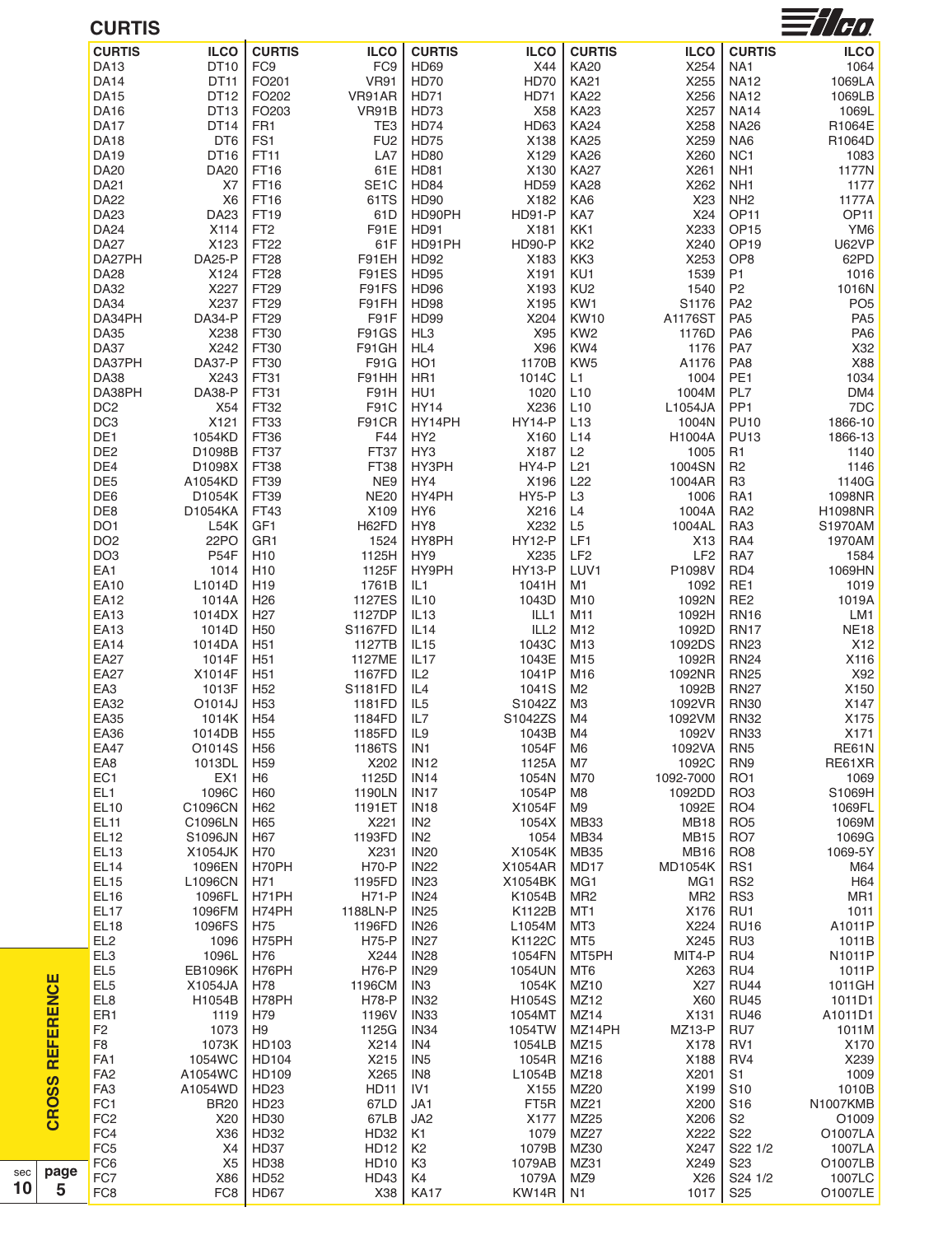## CURTIS

| CURTIS | ILCO | CURTIS | ILCO | CURTIS | ILCO | CURTIS | ILCO | CURTIS | ILCO |
|---|---|---|---|---|---|---|---|---|---|
| DA13 | DT10 | FC9 | FC9 | HD69 | X44 | KA20 | X254 | NA1 | 1064 |
| DA14 | DT11 | FO201 | VR91 | HD70 | HD70 | KA21 | X255 | NA12 | 1069LA |
| DA15 | DT12 | FO202 | VR91AR | HD71 | HD71 | KA22 | X256 | NA12 | 1069LB |
| DA16 | DT13 | FO203 | VR91B | HD73 | X58 | KA23 | X257 | NA14 | 1069L |
| DA17 | DT14 | FR1 | TE3 | HD74 | HD63 | KA24 | X258 | NA26 | R1064E |
| DA18 | DT6 | FS1 | FU2 | HD75 | X138 | KA25 | X259 | NA6 | R1064D |
| DA19 | DT16 | FT11 | LA7 | HD80 | X129 | KA26 | X260 | NC1 | 1083 |
| DA20 | DA20 | FT16 | 61E | HD81 | X130 | KA27 | X261 | NH1 | 1177N |
| DA21 | X7 | FT16 | SE1C | HD84 | HD59 | KA28 | X262 | NH1 | 1177 |
| DA22 | X6 | FT16 | 61TS | HD90 | X182 | KA6 | X23 | NH2 | 1177A |
| DA23 | DA23 | FT19 | 61D | HD90PH | HD91-P | KA7 | X24 | OP11 | OP11 |
| DA24 | X114 | FT2 | F91E | HD91 | X181 | KK1 | X233 | OP15 | YM6 |
| DA27 | X123 | FT22 | 61F | HD91PH | HD90-P | KK2 | X240 | OP19 | U62VP |
| DA27PH | DA25-P | FT28 | F91EH | HD92 | X183 | KK3 | X253 | OP8 | 62PD |
| DA28 | X124 | FT28 | F91ES | HD95 | X191 | KU1 | 1539 | P1 | 1016 |
| DA32 | X227 | FT29 | F91FS | HD96 | X193 | KU2 | 1540 | P2 | 1016N |
| DA34 | X237 | FT29 | F91FH | HD98 | X195 | KW1 | S1176 | PA2 | PO5 |
| DA34PH | DA34-P | FT29 | F91F | HD99 | X204 | KW10 | A1176ST | PA5 | PA5 |
| DA35 | X238 | FT30 | F91GS | HL3 | X95 | KW2 | 1176D | PA6 | PA6 |
| DA37 | X242 | FT30 | F91GH | HL4 | X96 | KW4 | 1176 | PA7 | X32 |
| DA37PH | DA37-P | FT30 | F91G | HO1 | 1170B | KW5 | A1176 | PA8 | X88 |
| DA38 | X243 | FT31 | F91HH | HR1 | 1014C | L1 | 1004 | PE1 | 1034 |
| DA38PH | DA38-P | FT31 | F91H | HU1 | 1020 | L10 | 1004M | PL7 | DM4 |
| DC2 | X54 | FT32 | F91C | HY14 | X236 | L10 | L1054JA | PP1 | 7DC |
| DC3 | X121 | FT33 | F91CR | HY14PH | HY14-P | L13 | 1004N | PU10 | 1866-10 |
| DE1 | 1054KD | FT36 | F44 | HY2 | X160 | L14 | H1004A | PU13 | 1866-13 |
| DE2 | D1098B | FT37 | FT37 | HY3 | X187 | L2 | 1005 | R1 | 1140 |
| DE4 | D1098X | FT38 | FT38 | HY3PH | HY4-P | L21 | 1004SN | R2 | 1146 |
| DE5 | A1054KD | FT39 | NE9 | HY4 | X196 | L22 | 1004AR | R3 | 1140G |
| DE6 | D1054K | FT39 | NE20 | HY4PH | HY5-P | L3 | 1006 | RA1 | 1098NR |
| DE8 | D1054KA | FT43 | X109 | HY6 | X216 | L4 | 1004A | RA2 | H1098NR |
| DO1 | L54K | GF1 | H62FD | HY8 | X232 | L5 | 1004AL | RA3 | S1970AM |
| DO2 | 22PO | GR1 | 1524 | HY8PH | HY12-P | LF1 | X13 | RA4 | 1970AM |
| DO3 | P54F | H10 | 1125H | HY9 | X235 | LF2 | LF2 | RA7 | 1584 |
| EA1 | 1014 | H10 | 1125F | HY9PH | HY13-P | LUV1 | P1098V | RD4 | 1069HN |
| EA10 | L1014D | H19 | 1761B | IL1 | 1041H | M1 | 1092 | RE1 | 1019 |
| EA12 | 1014A | H26 | 1127ES | IL10 | 1043D | M10 | 1092N | RE2 | 1019A |
| EA13 | 1014DX | H27 | 1127DP | IL13 | ILL1 | M11 | 1092H | RN16 | LM1 |
| EA13 | 1014D | H50 | S1167FD | IL14 | ILL2 | M12 | 1092D | RN17 | NE18 |
| EA14 | 1014DA | H51 | 1127TB | IL15 | 1043C | M13 | 1092DS | RN23 | X12 |
| EA27 | 1014F | H51 | 1127ME | IL17 | 1043E | M15 | 1092R | RN24 | X116 |
| EA27 | X1014F | H51 | 1167FD | IL2 | 1041P | M16 | 1092NR | RN25 | X92 |
| EA3 | 1013F | H52 | S1181FD | IL4 | 1041S | M2 | 1092B | RN27 | X150 |
| EA32 | O1014J | H53 | 1181FD | IL5 | S1042Z | M3 | 1092VR | RN30 | X147 |
| EA35 | 1014K | H54 | 1184FD | IL7 | S1042ZS | M4 | 1092VM | RN32 | X175 |
| EA36 | 1014DB | H55 | 1185FD | IL9 | 1043B | M4 | 1092V | RN33 | X171 |
| EA47 | O1014S | H56 | 1186TS | IN1 | 1054F | M6 | 1092VA | RN5 | RE61N |
| EA8 | 1013DL | H59 | X202 | IN12 | 1125A | M7 | 1092C | RN9 | RE61XR |
| EC1 | EX1 | H6 | 1125D | IN14 | 1054N | M70 | 1092-7000 | RO1 | 1069 |
| EL1 | 1096C | H60 | 1190LN | IN17 | 1054P | M8 | 1092DD | RO3 | S1069H |
| EL10 | C1096CN | H62 | 1191ET | IN18 | X1054F | M9 | 1092E | RO4 | 1069FL |
| EL11 | C1096LN | H65 | X221 | IN2 | 1054X | MB33 | MB18 | RO5 | 1069M |
| EL12 | S1096JN | H67 | 1193FD | IN2 | 1054 | MB34 | MB15 | RO7 | 1069G |
| EL13 | X1054JK | H70 | X231 | IN20 | X1054K | MB35 | MB16 | RO8 | 1069-5Y |
| EL14 | 1096EN | H70PH | H70-P | IN22 | X1054AR | MD17 | MD1054K | RS1 | M64 |
| EL15 | L1096CN | H71 | 1195FD | IN23 | X1054BK | MG1 | MG1 | RS2 | H64 |
| EL16 | 1096FL | H71PH | H71-P | IN24 | K1054B | MR2 | MR2 | RS3 | MR1 |
| EL17 | 1096FM | H74PH | 1188LN-P | IN25 | K1122B | MT1 | X176 | RU1 | 1011 |
| EL18 | 1096FS | H75 | 1196FD | IN26 | L1054M | MT3 | X224 | RU16 | A1011P |
| EL2 | 1096 | H75PH | H75-P | IN27 | K1122C | MT5 | X245 | RU3 | 1011B |
| EL3 | 1096L | H76 | X244 | IN28 | 1054FN | MT5PH | MIT4-P | RU4 | N1011P |
| EL5 | EB1096K | H76PH | H76-P | IN29 | 1054UN | MT6 | X263 | RU4 | 1011P |
| EL5 | X1054JA | H78 | 1196CM | IN3 | 1054K | MZ10 | X27 | RU44 | 1011GH |
| EL8 | H1054B | H78PH | H78-P | IN32 | H1054S | MZ12 | X60 | RU45 | 1011D1 |
| ER1 | 1119 | H79 | 1196V | IN33 | 1054MT | MZ14 | X131 | RU46 | A1011D1 |
| F2 | 1073 | H9 | 1125G | IN34 | 1054TW | MZ14PH | MZ13-P | RU7 | 1011M |
| F8 | 1073K | HD103 | X214 | IN4 | 1054LB | MZ15 | X178 | RV1 | X170 |
| FA1 | 1054WC | HD104 | X215 | IN5 | 1054R | MZ16 | X188 | RV4 | X239 |
| FA2 | A1054WC | HD109 | X265 | IN8 | L1054B | MZ18 | X201 | S1 | 1009 |
| FA3 | A1054WD | HD23 | HD11 | IV1 | X155 | MZ20 | X199 | S10 | 1010B |
| FC1 | BR20 | HD23 | 67LD | JA1 | FT5R | MZ21 | X200 | S16 | N1007KMB |
| FC2 | X20 | HD30 | 67LB | JA2 | X177 | MZ25 | X206 | S2 | O1009 |
| FC4 | X36 | HD32 | HD32 | K1 | 1079 | MZ27 | X222 | S22 | O1007LA |
| FC5 | X4 | HD37 | HD12 | K2 | 1079B | MZ30 | X247 | S22 1/2 | 1007LA |
| FC6 | X5 | HD38 | HD10 | K3 | 1079AB | MZ31 | X249 | S23 | O1007LB |
| FC7 | X86 | HD52 | HD43 | K4 | 1079A | MZ9 | X26 | S24 1/2 | 1007LC |
| FC8 | FC8 | HD67 | X38 | KA17 | KW14R | N1 | 1017 | S25 | O1007LE |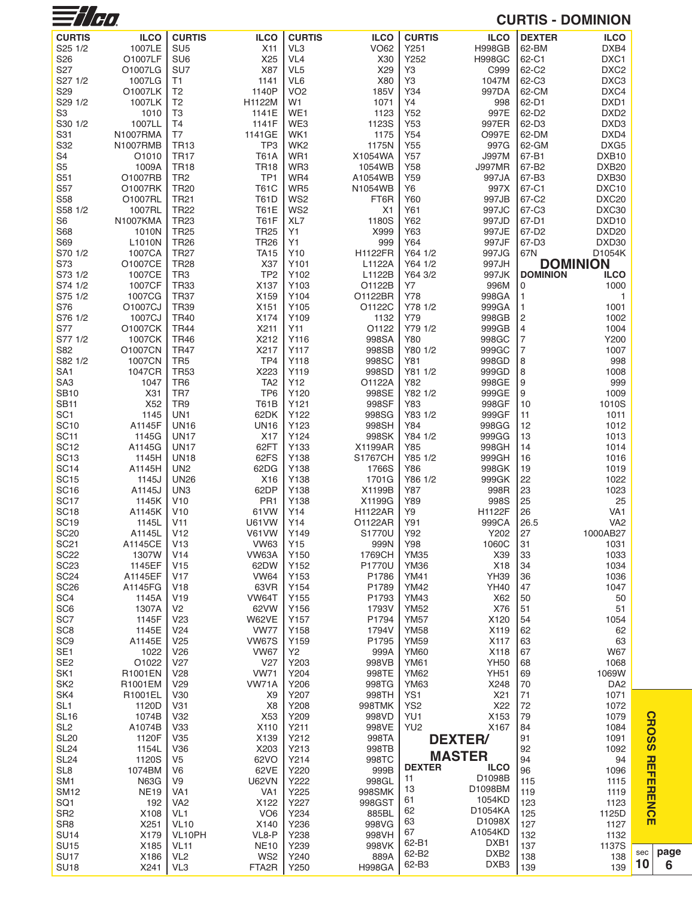# CURTIS - DOMINION

| CURTIS | ILCO |
|---|---|
| S25 1/2 | 1007LE |
| S26 | O1007LF |
| S27 | O1007LG |
| S27 1/2 | 1007LG |
| S29 | O1007LK |
| S29 1/2 | 1007LK |
| S3 | 1010 |
| S30 1/2 | 1007LL |
| S31 | N1007RMA |
| S32 | N1007RMB |
| S4 | O1010 |
| S5 | 1009A |
| S51 | O1007RB |
| S57 | O1007RK |
| S58 | O1007RL |
| S58 1/2 | 1007RL |
| S6 | N1007KMA |
| S68 | 1010N |
| S69 | L1010N |
| S70 1/2 | 1007CA |
| S73 | O1007CE |
| S73 1/2 | 1007CE |
| S74 1/2 | 1007CF |
| S75 1/2 | 1007CG |
| S76 | O1007CJ |
| S76 1/2 | 1007CJ |
| S77 | O1007CK |
| S77 1/2 | 1007CK |
| S82 | O1007CN |
| S82 1/2 | 1007CN |
| SA1 | 1047CR |
| SA3 | 1047 |
| SB10 | X31 |
| SB11 | X52 |
| SC1 | 1145 |
| SC10 | A1145F |
| SC11 | 1145G |
| SC12 | A1145G |
| SC13 | 1145H |
| SC14 | A1145H |
| SC15 | 1145J |
| SC16 | A1145J |
| SC17 | 1145K |
| SC18 | A1145K |
| SC19 | 1145L |
| SC20 | A1145L |
| SC21 | A1145CE |
| SC22 | 1307W |
| SC23 | 1145EF |
| SC24 | A1145EF |
| SC26 | A1145FG |
| SC4 | 1145A |
| SC6 | 1307A |
| SC7 | 1145F |
| SC8 | 1145E |
| SC9 | A1145E |
| SE1 | 1022 |
| SE2 | O1022 |
| SK1 | R1001EN |
| SK2 | R1001EM |
| SK4 | R1001EL |
| SL1 | 1120D |
| SL16 | 1074B |
| SL2 | A1074B |
| SL20 | 1120F |
| SL24 | 1154L |
| SL24 | 1120S |
| SL8 | 1074BM |
| SM1 | N63G |
| SM12 | NE19 |
| SQ1 | 192 |
| SR2 | X108 |
| SR8 | X251 |
| SU14 | X179 |
| SU15 | X185 |
| SU17 | X186 |
| SU18 | X241 |
| SU5 | X11 |
| SU6 | X25 |
| SU7 | X87 |
| T1 | 1141 |
| T2 | 1140P |
| T2 | H1122M |
| T3 | 1141E |
| T4 | 1141F |
| T7 | 1141GE |
| TR13 | TP3 |
| TR17 | T61A |
| TR18 | T61B |
| TR2 | TP1 |
| TR20 | T61C |
| TR21 | T61D |
| TR22 | T61E |
| TR23 | T61F |
| TR25 | TR25 |
| TR26 | TR26 |
| TR27 | TA15 |
| TR28 | X37 |
| TR3 | TP2 |
| TR33 | X137 |
| TR37 | X159 |
| TR39 | X151 |
| TR40 | X174 |
| TR44 | X211 |
| TR46 | X212 |
| TR47 | X217 |
| TR5 | TP4 |
| TR53 | X223 |
| TR6 | TA2 |
| TR7 | TP6 |
| TR9 | T61B |
| UN1 | 62DK |
| UN16 | UN16 |
| UN17 | X17 |
| UN17 | 62FT |
| UN18 | 62FS |
| UN2 | 62DG |
| UN26 | X16 |
| UN3 | 62DP |
| V10 | PR1 |
| V10 | 61VW |
| V11 | U61VW |
| V12 | V61VW |
| V13 | VW63 |
| V14 | VW63A |
| V15 | 62DW |
| V17 | VW64 |
| V18 | 63VR |
| V19 | VW64T |
| V2 | 62VW |
| V23 | W62VE |
| V24 | VW77 |
| V25 | VW67S |
| V26 | VW67 |
| V27 | V27 |
| V28 | VW71 |
| V29 | VW71A |
| V30 | X9 |
| V31 | X8 |
| V32 | X53 |
| V33 | X110 |
| V35 | X139 |
| V36 | X203 |
| V5 | 62VO |
| V6 | 62VE |
| V9 | U62VN |
| VA1 | VA1 |
| VA2 | X122 |
| VL1 | VO6 |
| VL10 | X140 |
| VL10PH | VL8-P |
| VL11 | NE10 |
| VL2 | WS2 |
| VL3 | FTA2R |
| VL3 | VO62 |
| VL4 | X30 |
| VL5 | X29 |
| VL6 | X80 |
| VO2 | 185V |
| W1 | 1071 |
| WE1 | 1123 |
| WE3 | 1123S |
| WK1 | 1175 |
| WK2 | 1175N |
| WR1 | X1054WA |
| WR3 | 1054WB |
| WR4 | A1054WB |
| WR5 | N1054WB |
| WS2 | FT6R |
| WS2 | X1 |
| XL7 | 1180S |
| Y1 | X999 |
| Y1 | 999 |
| Y10 | H1122FR |
| Y101 | L1122A |
| Y102 | L1122B |
| Y103 | O1122B |
| Y104 | O1122BR |
| Y105 | O1122C |
| Y109 | 1132 |
| Y11 | O1122 |
| Y116 | 998SA |
| Y117 | 998SB |
| Y118 | 998SC |
| Y119 | 998SD |
| Y12 | O1122A |
| Y120 | 998SE |
| Y121 | 998SF |
| Y122 | 998SG |
| Y123 | 998SH |
| Y124 | 998SK |
| Y133 | X1199AR |
| Y138 | S1767CH |
| Y138 | 1766S |
| Y138 | 1701G |
| Y138 | X1199B |
| Y138 | X1199G |
| Y14 | H1122AR |
| Y14 | O1122AR |
| Y149 | S1770U |
| Y15 | 999N |
| Y150 | 1769CH |
| Y152 | P1770U |
| Y153 | P1786 |
| Y154 | P1789 |
| Y155 | P1793 |
| Y156 | 1793V |
| Y157 | P1794 |
| Y158 | 1794V |
| Y159 | P1795 |
| Y2 | 999A |
| Y203 | 998VB |
| Y204 | 998TE |
| Y206 | 998TG |
| Y207 | 998TH |
| Y208 | 998TMK |
| Y209 | 998VD |
| Y211 | 998VE |
| Y212 | 998TA |
| Y213 | 998TB |
| Y214 | 998TC |
| Y220 | 999B |
| Y222 | 998GL |
| Y225 | 998SMK |
| Y227 | 998GST |
| Y234 | 885BL |
| Y236 | 998VG |
| Y238 | 998VH |
| Y239 | 998VK |
| Y240 | 889A |
| Y250 | H998GA |
| Y251 | H998GB |
| Y252 | H998GC |
| Y3 | C999 |
| Y3 | 1047M |
| Y34 | 997DA |
| Y4 | 998 |
| Y52 | 997E |
| Y53 | 997ER |
| Y54 | O997E |
| Y55 | 997G |
| Y57 | J997M |
| Y58 | J997MR |
| Y59 | 997JA |
| Y6 | 997X |
| Y60 | 997JB |
| Y61 | 997JC |
| Y62 | 997JD |
| Y63 | 997JE |
| Y64 | 997JF |
| Y64 1/2 | 997JG |
| Y64 1/2 | 997JH |
| Y64 3/2 | 997JK |
| Y7 | 996M |
| Y78 | 998GA |
| Y78 1/2 | 999GA |
| Y79 | 998GB |
| Y79 1/2 | 999GB |
| Y80 | 998GC |
| Y80 1/2 | 999GC |
| Y81 | 998GD |
| Y81 1/2 | 999GD |
| Y82 | 998GE |
| Y82 1/2 | 999GE |
| Y83 | 998GF |
| Y83 1/2 | 999GF |
| Y84 | 998GG |
| Y84 1/2 | 999GG |
| Y85 | 998GH |
| Y85 1/2 | 999GH |
| Y86 | 998GK |
| Y86 1/2 | 999GK |
| Y87 | 998R |
| Y89 | 998S |
| Y9 | H1122F |
| Y91 | 999CA |
| Y92 | Y202 |
| Y98 | 1060C |
| YM35 | X39 |
| YM36 | X18 |
| YM41 | YH39 |
| YM42 | YH40 |
| YM43 | X62 |
| YM52 | X76 |
| YM57 | X120 |
| YM58 | X119 |
| YM59 | X117 |
| YM60 | X118 |
| YM61 | YH50 |
| YM62 | YH51 |
| YM63 | X248 |
| YS1 | X21 |
| YS2 | X22 |
| YU1 | X153 |
| YU2 | X167 |

## DEXTER/MASTER

| DEXTER | ILCO |
|---|---|
| 11 | D1098B |
| 13 | D1098BM |
| 61 | 1054KD |
| 62 | D1054KA |
| 63 | D1098X |
| 67 | A1054KD |
| 62-B1 | DXB1 |
| 62-B2 | DXB2 |
| 62-B3 | DXB3 |
| 62-BM | DXB4 |
| 62-C1 | DXC1 |
| 62-C2 | DXC2 |
| 62-C3 | DXC3 |
| 62-CM | DXC4 |
| 62-D1 | DXD1 |
| 62-D2 | DXD2 |
| 62-D3 | DXD3 |
| 62-DM | DXD4 |
| 62-GM | DXG5 |
| 67-B1 | DXB10 |
| 67-B2 | DXB20 |
| 67-B3 | DXB30 |
| 67-C1 | DXC10 |
| 67-C2 | DXC20 |
| 67-C3 | DXC30 |
| 67-D1 | DXD10 |
| 67-D2 | DXD20 |
| 67-D3 | DXD30 |
| 67N | D1054K |

## DOMINION

| DOMINION | ILCO |
|---|---|
| 0 | 1000 |
| 1 | 1 |
| 1 | 1001 |
| 2 | 1002 |
| 4 | 1004 |
| 7 | Y200 |
| 7 | 1007 |
| 8 | 998 |
| 8 | 1008 |
| 9 | 999 |
| 9 | 1009 |
| 10 | 1010S |
| 11 | 1011 |
| 12 | 1012 |
| 13 | 1013 |
| 14 | 1014 |
| 16 | 1016 |
| 19 | 1019 |
| 22 | 1022 |
| 23 | 1023 |
| 25 | 25 |
| 26 | VA1 |
| 26.5 | VA2 |
| 27 | 1000AB27 |
| 31 | 1031 |
| 33 | 1033 |
| 34 | 1034 |
| 36 | 1036 |
| 47 | 1047 |
| 50 | 50 |
| 51 | 51 |
| 54 | 1054 |
| 62 | 62 |
| 63 | 63 |
| 67 | W67 |
| 68 | 1068 |
| 69 | 1069W |
| 70 | DA2 |
| 71 | 1071 |
| 72 | 1072 |
| 79 | 1079 |
| 84 | 1084 |
| 91 | 1091 |
| 92 | 1092 |
| 94 | 94 |
| 96 | 1096 |
| 115 | 1115 |
| 119 | 1119 |
| 123 | 1123 |
| 125 | 1125D |
| 127 | 1127 |
| 132 | 1132 |
| 137 | 1137S |
| 138 | 138 |
| 139 | 139 |

CROSS REFERENCE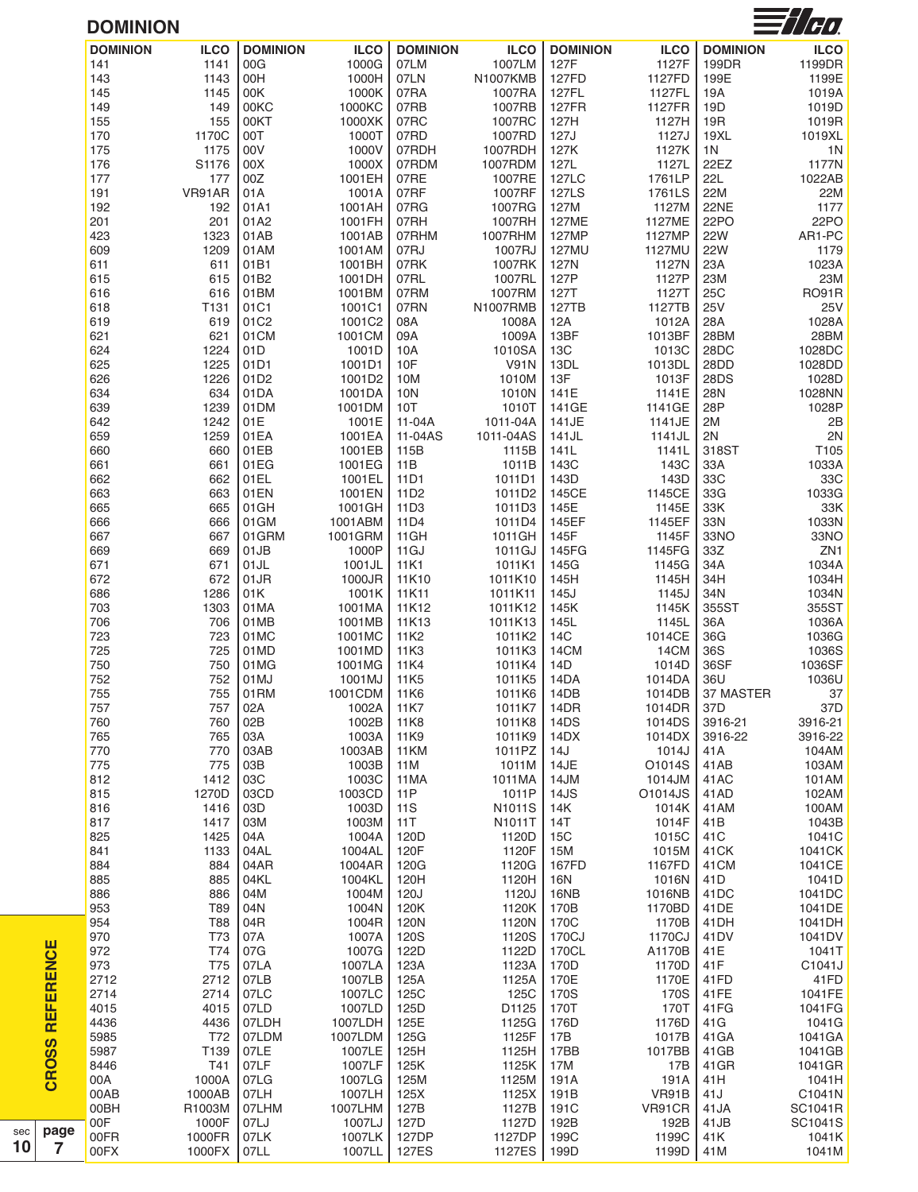# DOMINION

| DOMINION | ILCO | DOMINION | ILCO | DOMINION | ILCO | DOMINION | ILCO | DOMINION | ILCO |
|---|---|---|---|---|---|---|---|---|---|
| 141 | 1141 | 00G | 1000G | 07LM | 1007LM | 127F | 1127F | 199DR | 1199DR |
| 143 | 1143 | 00H | 1000H | 07LN | N1007KMB | 127FD | 1127FD | 199E | 1199E |
| 145 | 1145 | 00K | 1000K | 07RA | 1007RA | 127FL | 1127FL | 19A | 1019A |
| 149 | 149 | 00KC | 1000KC | 07RB | 1007RB | 127FR | 1127FR | 19D | 1019D |
| 155 | 155 | 00KT | 1000XK | 07RC | 1007RC | 127H | 1127H | 19R | 1019R |
| 170 | 1170C | 00T | 1000T | 07RD | 1007RD | 127J | 1127J | 19XL | 1019XL |
| 175 | 1175 | 00V | 1000V | 07RDH | 1007RDH | 127K | 1127K | 1N | 1N |
| 176 | S1176 | 00X | 1000X | 07RDM | 1007RDM | 127L | 1127L | 22EZ | 1177N |
| 177 | 177 | 00Z | 1001EH | 07RE | 1007RE | 127LC | 1761LP | 22L | 1022AB |
| 191 | VR91AR | 01A | 1001A | 07RF | 1007RF | 127LS | 1761LS | 22M | 22M |
| 192 | 192 | 01A1 | 1001AH | 07RG | 1007RG | 127M | 1127M | 22NE | 1177 |
| 201 | 201 | 01A2 | 1001FH | 07RH | 1007RH | 127ME | 1127ME | 22PO | 22PO |
| 423 | 1323 | 01AB | 1001AB | 07RHM | 1007RHM | 127MP | 1127MP | 22W | AR1-PC |
| 609 | 1209 | 01AM | 1001AM | 07RJ | 1007RJ | 127MU | 1127MU | 22W | 1179 |
| 611 | 611 | 01B1 | 1001BH | 07RK | 1007RK | 127N | 1127N | 23A | 1023A |
| 615 | 615 | 01B2 | 1001DH | 07RL | 1007RL | 127P | 1127P | 23M | 23M |
| 616 | 616 | 01BM | 1001BM | 07RM | 1007RM | 127T | 1127T | 25C | RO91R |
| 618 | T131 | 01C1 | 1001C1 | 07RN | N1007RMB | 127TB | 1127TB | 25V | 25V |
| 619 | 619 | 01C2 | 1001C2 | 08A | 1008A | 12A | 1012A | 28A | 1028A |
| 621 | 621 | 01CM | 1001CM | 09A | 1009A | 13BF | 1013BF | 28BM | 28BM |
| 624 | 1224 | 01D | 1001D | 10A | 1010SA | 13C | 1013C | 28DC | 1028DC |
| 625 | 1225 | 01D1 | 1001D1 | 10F | V91N | 13DL | 1013DL | 28DD | 1028DD |
| 626 | 1226 | 01D2 | 1001D2 | 10M | 1010M | 13F | 1013F | 28DS | 1028D |
| 634 | 634 | 01DA | 1001DA | 10N | 1010N | 141E | 1141E | 28N | 1028NN |
| 639 | 1239 | 01DM | 1001DM | 10T | 1010T | 141GE | 1141GE | 28P | 1028P |
| 642 | 1242 | 01E | 1001E | 11-04A | 1011-04A | 141JE | 1141JE | 2M | 2B |
| 659 | 1259 | 01EA | 1001EA | 11-04AS | 1011-04AS | 141JL | 1141JL | 2N | 2N |
| 660 | 660 | 01EB | 1001EB | 115B | 1115B | 141L | 1141L | 318ST | T105 |
| 661 | 661 | 01EG | 1001EG | 11B | 1011B | 143C | 143C | 33A | 1033A |
| 662 | 662 | 01EL | 1001EL | 11D1 | 1011D1 | 143D | 143D | 33C | 33C |
| 663 | 663 | 01EN | 1001EN | 11D2 | 1011D2 | 145CE | 1145CE | 33G | 1033G |
| 665 | 665 | 01GH | 1001GH | 11D3 | 1011D3 | 145E | 1145E | 33K | 33K |
| 666 | 666 | 01GM | 1001ABM | 11D4 | 1011D4 | 145EF | 1145EF | 33N | 1033N |
| 667 | 667 | 01GRM | 1001GRM | 11GH | 1011GH | 145F | 1145F | 33NO | 33NO |
| 669 | 669 | 01JB | 1000P | 11GJ | 1011GJ | 145FG | 1145FG | 33Z | ZN1 |
| 671 | 671 | 01JL | 1001JL | 11K1 | 1011K1 | 145G | 1145G | 34A | 1034A |
| 672 | 672 | 01JR | 1000JR | 11K10 | 1011K10 | 145H | 1145H | 34H | 1034H |
| 686 | 1286 | 01K | 1001K | 11K11 | 1011K11 | 145J | 1145J | 34N | 1034N |
| 703 | 1303 | 01MA | 1001MA | 11K12 | 1011K12 | 145K | 1145K | 355ST | 355ST |
| 706 | 706 | 01MB | 1001MB | 11K13 | 1011K13 | 145L | 1145L | 36A | 1036A |
| 723 | 723 | 01MC | 1001MC | 11K2 | 1011K2 | 14C | 1014CE | 36G | 1036G |
| 725 | 725 | 01MD | 1001MD | 11K3 | 1011K3 | 14CM | 14CM | 36S | 1036S |
| 750 | 750 | 01MG | 1001MG | 11K4 | 1011K4 | 14D | 1014D | 36SF | 1036SF |
| 752 | 752 | 01MJ | 1001MJ | 11K5 | 1011K5 | 14DA | 1014DA | 36U | 1036U |
| 755 | 755 | 01RM | 1001CDM | 11K6 | 1011K6 | 14DB | 1014DB | 37 MASTER | 37 |
| 757 | 757 | 02A | 1002A | 11K7 | 1011K7 | 14DR | 1014DR | 37D | 37D |
| 760 | 760 | 02B | 1002B | 11K8 | 1011K8 | 14DS | 1014DS | 3916-21 | 3916-21 |
| 765 | 765 | 03A | 1003A | 11K9 | 1011K9 | 14DX | 1014DX | 3916-22 | 3916-22 |
| 770 | 770 | 03AB | 1003AB | 11KM | 1011PZ | 14J | 1014J | 41A | 104AM |
| 775 | 775 | 03B | 1003B | 11M | 1011M | 14JE | O1014S | 41AB | 103AM |
| 812 | 1412 | 03C | 1003C | 11MA | 1011MA | 14JM | 1014JM | 41AC | 101AM |
| 815 | 1270D | 03CD | 1003CD | 11P | 1011P | 14JS | O1014JS | 41AD | 102AM |
| 816 | 1416 | 03D | 1003D | 11S | N1011S | 14K | 1014K | 41AM | 100AM |
| 817 | 1417 | 03M | 1003M | 11T | N1011T | 14T | 1014F | 41B | 1043B |
| 825 | 1425 | 04A | 1004A | 120D | 1120D | 15C | 1015C | 41C | 1041C |
| 841 | 1133 | 04AL | 1004AL | 120F | 1120F | 15M | 1015M | 41CK | 1041CK |
| 884 | 884 | 04AR | 1004AR | 120G | 1120G | 167FD | 1167FD | 41CM | 1041CE |
| 885 | 885 | 04KL | 1004KL | 120H | 1120H | 16N | 1016N | 41D | 1041D |
| 886 | 886 | 04M | 1004M | 120J | 1120J | 16NB | 1016NB | 41DC | 1041DC |
| 953 | T89 | 04N | 1004N | 120K | 1120K | 170B | 1170BD | 41DE | 1041DE |
| 954 | T88 | 04R | 1004R | 120N | 1120N | 170C | 1170B | 41DH | 1041DH |
| 970 | T73 | 07A | 1007A | 120S | 1120S | 170CJ | 1170CJ | 41DV | 1041DV |
| 972 | T74 | 07G | 1007G | 122D | 1122D | 170CL | A1170B | 41E | 1041T |
| 973 | T75 | 07LA | 1007LA | 123A | 1123A | 170D | 1170D | 41F | C1041J |
| 2712 | 2712 | 07LB | 1007LB | 125A | 1125A | 170E | 1170E | 41FD | 41FD |
| 2714 | 2714 | 07LC | 1007LC | 125C | 125C | 170S | 170S | 41FE | 1041FE |
| 4015 | 4015 | 07LD | 1007LD | 125D | D1125 | 170T | 170T | 41FG | 1041FG |
| 4436 | 4436 | 07LDH | 1007LDH | 125E | 1125G | 176D | 1176D | 41G | 1041G |
| 5985 | T72 | 07LDM | 1007LDM | 125G | 1125F | 17B | 1017B | 41GA | 1041GA |
| 5987 | T139 | 07LE | 1007LE | 125H | 1125H | 17BB | 1017BB | 41GB | 1041GB |
| 8446 | T41 | 07LF | 1007LF | 125K | 1125K | 17M | 17B | 41GR | 1041GR |
| 00A | 1000A | 07LG | 1007LG | 125M | 1125M | 191A | 191A | 41H | 1041H |
| 00AB | 1000AB | 07LH | 1007LH | 125X | 1125X | 191B | VR91B | 41J | C1041N |
| 00BH | R1003M | 07LHM | 1007LHM | 127B | 1127B | 191C | VR91CR | 41JA | SC1041R |
| 00F | 1000F | 07LJ | 1007LJ | 127D | 1127D | 192B | 192B | 41JB | SC1041S |
| 00FR | 1000FR | 07LK | 1007LK | 127DP | 1127DP | 199C | 1199C | 41K | 1041K |
| 00FX | 1000FX | 07LL | 1007LL | 127ES | 1127ES | 199D | 1199D | 41M | 1041M |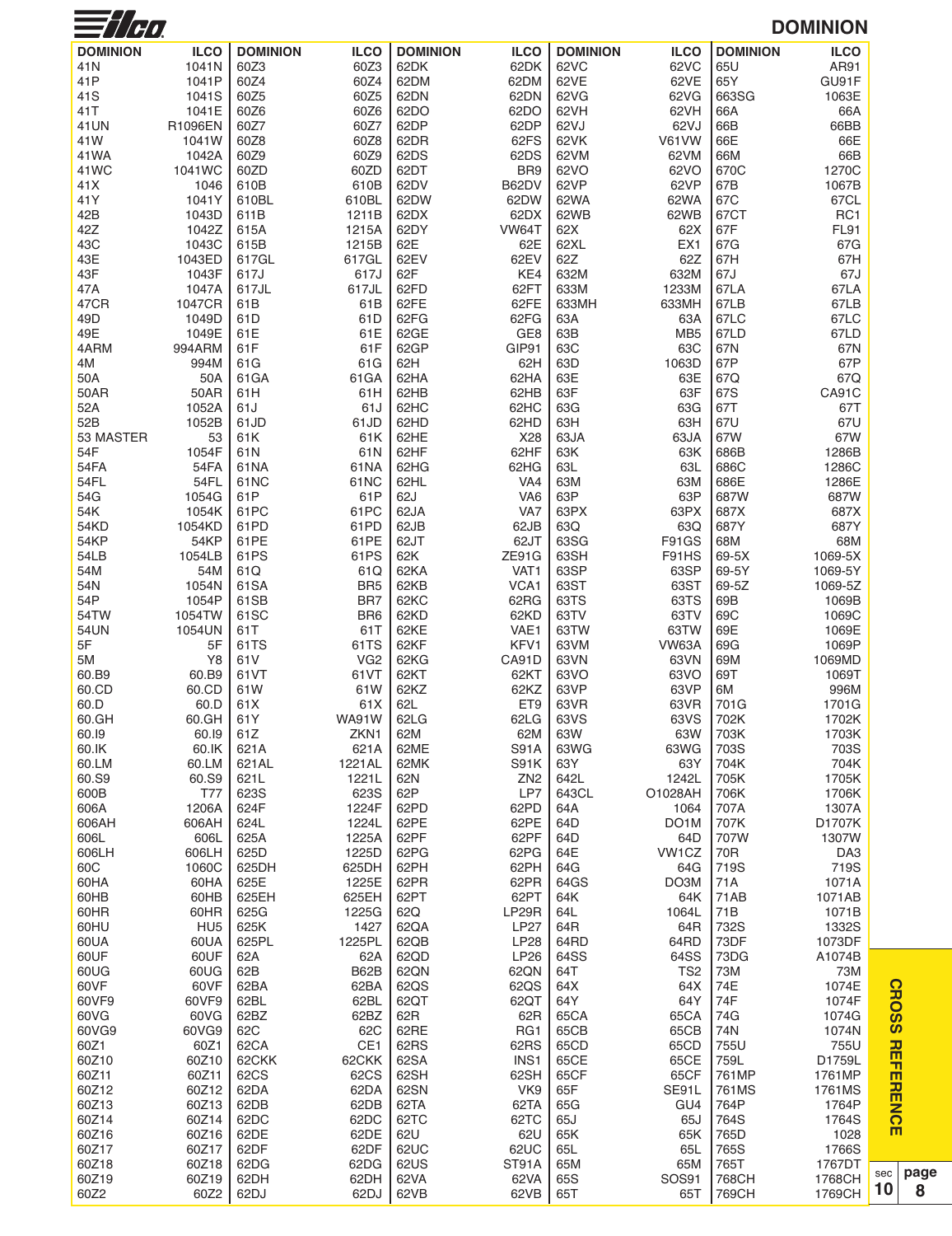# DOMINION

| DOMINION | ILCO | DOMINION | ILCO | DOMINION | ILCO | DOMINION | ILCO | DOMINION | ILCO |
|---|---|---|---|---|---|---|---|---|---|
| 41N | 1041N | 60Z3 | 60Z3 | 62DK | 62DK | 62VC | 62VC | 65U | AR91 |
| 41P | 1041P | 60Z4 | 60Z4 | 62DM | 62DM | 62VE | 62VE | 65Y | GU91F |
| 41S | 1041S | 60Z5 | 60Z5 | 62DN | 62DN | 62VG | 62VG | 663SG | 1063E |
| 41T | 1041E | 60Z6 | 60Z6 | 62DO | 62DO | 62VH | 62VH | 66A | 66A |
| 41UN | R1096EN | 60Z7 | 60Z7 | 62DP | 62DP | 62VJ | 62VJ | 66B | 66BB |
| 41W | 1041W | 60Z8 | 60Z8 | 62DR | 62FS | 62VK | V61VW | 66E | 66E |
| 41WA | 1042A | 60Z9 | 60Z9 | 62DS | 62DS | 62VM | 62VM | 66M | 66B |
| 41WC | 1041WC | 60ZD | 60ZD | 62DT | BR9 | 62VO | 62VO | 670C | 1270C |
| 41X | 1046 | 610B | 610B | 62DV | B62DV | 62VP | 62VP | 67B | 1067B |
| 41Y | 1041Y | 610BL | 610BL | 62DW | 62DW | 62WA | 62WA | 67C | 67CL |
| 42B | 1043D | 611B | 1211B | 62DX | 62DX | 62WB | 62WB | 67CT | RC1 |
| 42Z | 1042Z | 615A | 1215A | 62DY | VW64T | 62X | 62X | 67F | FL91 |
| 43C | 1043C | 615B | 1215B | 62E | 62E | 62XL | EX1 | 67G | 67G |
| 43E | 1043ED | 617GL | 617GL | 62EV | 62EV | 62Z | 62Z | 67H | 67H |
| 43F | 1043F | 617J | 617J | 62F | KE4 | 632M | 632M | 67J | 67J |
| 47A | 1047A | 617JL | 617JL | 62FD | 62FT | 633M | 1233M | 67LA | 67LA |
| 47CR | 1047CR | 61B | 61B | 62FE | 62FE | 633MH | 633MH | 67LB | 67LB |
| 49D | 1049D | 61D | 61D | 62FG | 62FG | 63A | 63A | 67LC | 67LC |
| 49E | 1049E | 61E | 61E | 62GE | GE8 | 63B | MB5 | 67LD | 67LD |
| 4ARM | 994ARM | 61F | 61F | 62GP | GIP91 | 63C | 63C | 67N | 67N |
| 4M | 994M | 61G | 61G | 62H | 62H | 63D | 1063D | 67P | 67P |
| 50A | 50A | 61GA | 61GA | 62HA | 62HA | 63E | 63E | 67Q | 67Q |
| 50AR | 50AR | 61H | 61H | 62HB | 62HB | 63F | 63F | 67S | CA91C |
| 52A | 1052A | 61J | 61J | 62HC | 62HC | 63G | 63G | 67T | 67T |
| 52B | 1052B | 61JD | 61JD | 62HD | 62HD | 63H | 63H | 67U | 67U |
| 53 MASTER | 53 | 61K | 61K | 62HE | X28 | 63JA | 63JA | 67W | 67W |
| 54F | 1054F | 61N | 61N | 62HF | 62HF | 63K | 63K | 686B | 1286B |
| 54FA | 54FA | 61NA | 61NA | 62HG | 62HG | 63L | 63L | 686C | 1286C |
| 54FL | 54FL | 61NC | 61NC | 62HL | VA4 | 63M | 63M | 686E | 1286E |
| 54G | 1054G | 61P | 61P | 62J | VA6 | 63P | 63P | 687W | 687W |
| 54K | 1054K | 61PC | 61PC | 62JA | VA7 | 63PX | 63PX | 687X | 687X |
| 54KD | 1054KD | 61PD | 61PD | 62JB | 62JB | 63Q | 63Q | 687Y | 687Y |
| 54KP | 54KP | 61PE | 61PE | 62JT | 62JT | 63SG | F91GS | 68M | 68M |
| 54LB | 1054LB | 61PS | 61PS | 62K | ZE91G | 63SH | F91HS | 69-5X | 1069-5X |
| 54M | 54M | 61Q | 61Q | 62KA | VAT1 | 63SP | 63SP | 69-5Y | 1069-5Y |
| 54N | 1054N | 61SA | BR5 | 62KB | VCA1 | 63ST | 63ST | 69-5Z | 1069-5Z |
| 54P | 1054P | 61SB | BR7 | 62KC | 62RG | 63TS | 63TS | 69B | 1069B |
| 54TW | 1054TW | 61SC | BR6 | 62KD | 62KD | 63TV | 63TV | 69C | 1069C |
| 54UN | 1054UN | 61T | 61T | 62KE | VAE1 | 63TW | 63TW | 69E | 1069E |
| 5F | 5F | 61TS | 61TS | 62KF | KFV1 | 63VM | VW63A | 69G | 1069P |
| 5M | Y8 | 61V | VG2 | 62KG | CA91D | 63VN | 63VN | 69M | 1069MD |
| 60.B9 | 60.B9 | 61VT | 61VT | 62KT | 62KT | 63VO | 63VO | 69T | 1069T |
| 60.CD | 60.CD | 61W | 61W | 62KZ | 62KZ | 63VP | 63VP | 6M | 996M |
| 60.D | 60.D | 61X | 61X | 62L | ET9 | 63VR | 63VR | 701G | 1701G |
| 60.GH | 60.GH | 61Y | WA91W | 62LG | 62LG | 63VS | 63VS | 702K | 1702K |
| 60.I9 | 60.I9 | 61Z | ZKN1 | 62M | 62M | 63W | 63W | 703K | 1703K |
| 60.IK | 60.IK | 621A | 621A | 62ME | S91A | 63WG | 63WG | 703S | 703S |
| 60.LM | 60.LM | 621AL | 1221AL | 62MK | S91K | 63Y | 63Y | 704K | 704K |
| 60.S9 | 60.S9 | 621L | 1221L | 62N | ZN2 | 642L | 1242L | 705K | 1705K |
| 600B | T77 | 623S | 623S | 62P | LP7 | 643CL | O1028AH | 706K | 1706K |
| 606A | 1206A | 624F | 1224F | 62PD | 62PD | 64A | 1064 | 707A | 1307A |
| 606AH | 606AH | 624L | 1224L | 62PE | 62PE | 64D | DO1M | 707K | D1707K |
| 606L | 606L | 625A | 1225A | 62PF | 62PF | 64D | 64D | 707W | 1307W |
| 606LH | 606LH | 625D | 1225D | 62PG | 62PG | 64E | VW1CZ | 70R | DA3 |
| 60C | 1060C | 625DH | 625DH | 62PH | 62PH | 64G | 64G | 719S | 719S |
| 60HA | 60HA | 625E | 1225E | 62PR | 62PR | 64GS | DO3M | 71A | 1071A |
| 60HB | 60HB | 625EH | 625EH | 62PT | 62PT | 64K | 64K | 71AB | 1071AB |
| 60HR | 60HR | 625G | 1225G | 62Q | LP29R | 64L | 1064L | 71B | 1071B |
| 60HU | HU5 | 625K | 1427 | 62QA | LP27 | 64R | 64R | 732S | 1332S |
| 60UA | 60UA | 625PL | 1225PL | 62QB | LP28 | 64RD | 64RD | 73DF | 1073DF |
| 60UF | 60UF | 62A | 62A | 62QD | LP26 | 64SS | 64SS | 73DG | A1074B |
| 60UG | 60UG | 62B | B62B | 62QN | 62QN | 64T | TS2 | 73M | 73M |
| 60VF | 60VF | 62BA | 62BA | 62QS | 62QS | 64X | 64X | 74E | 1074E |
| 60VF9 | 60VF9 | 62BL | 62BL | 62QT | 62QT | 64Y | 64Y | 74F | 1074F |
| 60VG | 60VG | 62BZ | 62BZ | 62R | 62R | 65CA | 65CA | 74G | 1074G |
| 60VG9 | 60VG9 | 62C | 62C | 62RE | RG1 | 65CB | 65CB | 74N | 1074N |
| 60Z1 | 60Z1 | 62CA | CE1 | 62RS | 62RS | 65CD | 65CD | 755U | 755U |
| 60Z10 | 60Z10 | 62CKK | 62CKK | 62SA | INS1 | 65CE | 65CE | 759L | D1759L |
| 60Z11 | 60Z11 | 62CS | 62CS | 62SH | 62SH | 65CF | 65CF | 761MP | 1761MP |
| 60Z12 | 60Z12 | 62DA | 62DA | 62SN | VK9 | 65F | SE91L | 761MS | 1761MS |
| 60Z13 | 60Z13 | 62DB | 62DB | 62TA | 62TA | 65G | GU4 | 764P | 1764P |
| 60Z14 | 60Z14 | 62DC | 62DC | 62TC | 62TC | 65J | 65J | 764S | 1764S |
| 60Z16 | 60Z16 | 62DE | 62DE | 62U | 62U | 65K | 65K | 765D | 1028 |
| 60Z17 | 60Z17 | 62DF | 62DF | 62UC | 62UC | 65L | 65L | 765S | 1766S |
| 60Z18 | 60Z18 | 62DG | 62DG | 62US | ST91A | 65M | 65M | 765T | 1767DT |
| 60Z19 | 60Z19 | 62DH | 62DH | 62VA | 62VA | 65S | SOS91 | 768CH | 1768CH |
| 60Z2 | 60Z2 | 62DJ | 62DJ | 62VB | 62VB | 65T | 65T | 769CH | 1769CH |

CROSS REFERENCE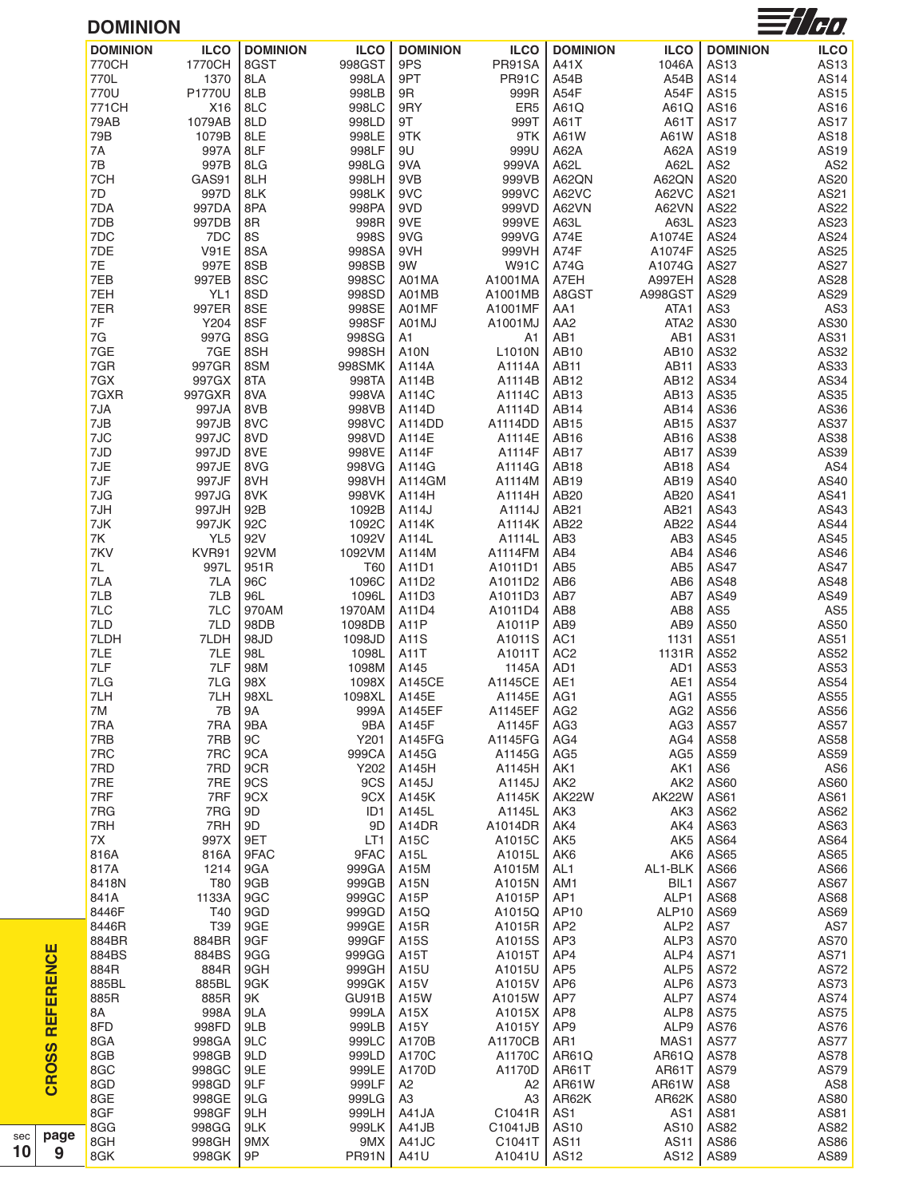# DOMINION

| DOMINION | ILCO | DOMINION | ILCO | DOMINION | ILCO | DOMINION | ILCO | DOMINION | ILCO |
|---|---|---|---|---|---|---|---|---|---|
| 770CH | 1770CH | 8GST | 998GST | 9PS | PR91SA | A41X | 1046A | AS13 | AS13 |
| 770L | 1370 | 8LA | 998LA | 9PT | PR91C | A54B | A54B | AS14 | AS14 |
| 770U | P1770U | 8LB | 998LB | 9R | 999R | A54F | A54F | AS15 | AS15 |
| 771CH | X16 | 8LC | 998LC | 9RY | ER5 | A61Q | A61Q | AS16 | AS16 |
| 79AB | 1079AB | 8LD | 998LD | 9T | 999T | A61T | A61T | AS17 | AS17 |
| 79B | 1079B | 8LE | 998LE | 9TK | 9TK | A61W | A61W | AS18 | AS18 |
| 7A | 997A | 8LF | 998LF | 9U | 999U | A62A | A62A | AS19 | AS19 |
| 7B | 997B | 8LG | 998LG | 9VA | 999VA | A62L | A62L | AS2 | AS2 |
| 7CH | GAS91 | 8LH | 998LH | 9VB | 999VB | A62QN | A62QN | AS20 | AS20 |
| 7D | 997D | 8LK | 998LK | 9VC | 999VC | A62VC | A62VC | AS21 | AS21 |
| 7DA | 997DA | 8PA | 998PA | 9VD | 999VD | A62VN | A62VN | AS22 | AS22 |
| 7DB | 997DB | 8R | 998R | 9VE | 999VE | A63L | A63L | AS23 | AS23 |
| 7DC | 7DC | 8S | 998S | 9VG | 999VG | A74E | A1074E | AS24 | AS24 |
| 7DE | V91E | 8SA | 998SA | 9VH | 999VH | A74F | A1074F | AS25 | AS25 |
| 7E | 997E | 8SB | 998SB | 9W | W91C | A74G | A1074G | AS27 | AS27 |
| 7EB | 997EB | 8SC | 998SC | A01MA | A1001MA | A7EH | A997EH | AS28 | AS28 |
| 7EH | YL1 | 8SD | 998SD | A01MB | A1001MB | A8GST | A998GST | AS29 | AS29 |
| 7ER | 997ER | 8SE | 998SE | A01MF | A1001MF | AA1 | ATA1 | AS3 | AS3 |
| 7F | Y204 | 8SF | 998SF | A01MJ | A1001MJ | AA2 | ATA2 | AS30 | AS30 |
| 7G | 997G | 8SG | 998SG | A1 | A1 | AB1 | AB1 | AS31 | AS31 |
| 7GE | 7GE | 8SH | 998SH | A10N | L1010N | AB10 | AB10 | AS32 | AS32 |
| 7GR | 997GR | 8SM | 998SMK | A114A | A1114A | AB11 | AB11 | AS33 | AS33 |
| 7GX | 997GX | 8TA | 998TA | A114B | A1114B | AB12 | AB12 | AS34 | AS34 |
| 7GXR | 997GXR | 8VA | 998VA | A114C | A1114C | AB13 | AB13 | AS35 | AS35 |
| 7JA | 997JA | 8VB | 998VB | A114D | A1114D | AB14 | AB14 | AS36 | AS36 |
| 7JB | 997JB | 8VC | 998VC | A114DD | A1114DD | AB15 | AB15 | AS37 | AS37 |
| 7JC | 997JC | 8VD | 998VD | A114E | A1114E | AB16 | AB16 | AS38 | AS38 |
| 7JD | 997JD | 8VE | 998VE | A114F | A1114F | AB17 | AB17 | AS39 | AS39 |
| 7JE | 997JE | 8VG | 998VG | A114G | A1114G | AB18 | AB18 | AS4 | AS4 |
| 7JF | 997JF | 8VH | 998VH | A114GM | A1114M | AB19 | AB19 | AS40 | AS40 |
| 7JG | 997JG | 8VK | 998VK | A114H | A1114H | AB20 | AB20 | AS41 | AS41 |
| 7JH | 997JH | 92B | 1092B | A114J | A1114J | AB21 | AB21 | AS43 | AS43 |
| 7JK | 997JK | 92C | 1092C | A114K | A1114K | AB22 | AB22 | AS44 | AS44 |
| 7K | YL5 | 92V | 1092V | A114L | A1114L | AB3 | AB3 | AS45 | AS45 |
| 7KV | KVR91 | 92VM | 1092VM | A114M | A1114FM | AB4 | AB4 | AS46 | AS46 |
| 7L | 997L | 951R | T60 | A11D1 | A1011D1 | AB5 | AB5 | AS47 | AS47 |
| 7LA | 7LA | 96C | 1096C | A11D2 | A1011D2 | AB6 | AB6 | AS48 | AS48 |
| 7LB | 7LB | 96L | 1096L | A11D3 | A1011D3 | AB7 | AB7 | AS49 | AS49 |
| 7LC | 7LC | 970AM | 1970AM | A11D4 | A1011D4 | AB8 | AB8 | AS5 | AS5 |
| 7LD | 7LD | 98DB | 1098DB | A11P | A1011P | AB9 | AB9 | AS50 | AS50 |
| 7LDH | 7LDH | 98JD | 1098JD | A11S | A1011S | AC1 | 1131 | AS51 | AS51 |
| 7LE | 7LE | 98L | 1098L | A11T | A1011T | AC2 | 1131R | AS52 | AS52 |
| 7LF | 7LF | 98M | 1098M | A145 | 1145A | AD1 | AD1 | AS53 | AS53 |
| 7LG | 7LG | 98X | 1098X | A145CE | A1145CE | AE1 | AE1 | AS54 | AS54 |
| 7LH | 7LH | 98XL | 1098XL | A145E | A1145E | AG1 | AG1 | AS55 | AS55 |
| 7M | 7B | 9A | 999A | A145EF | A1145EF | AG2 | AG2 | AS56 | AS56 |
| 7RA | 7RA | 9BA | 9BA | A145F | A1145F | AG3 | AG3 | AS57 | AS57 |
| 7RB | 7RB | 9C | Y201 | A145FG | A1145FG | AG4 | AG4 | AS58 | AS58 |
| 7RC | 7RC | 9CA | 999CA | A145G | A1145G | AG5 | AG5 | AS59 | AS59 |
| 7RD | 7RD | 9CR | Y202 | A145H | A1145H | AK1 | AK1 | AS6 | AS6 |
| 7RE | 7RE | 9CS | 9CS | A145J | A1145J | AK2 | AK2 | AS60 | AS60 |
| 7RF | 7RF | 9CX | 9CX | A145K | A1145K | AK22W | AK22W | AS61 | AS61 |
| 7RG | 7RG | 9D | ID1 | A145L | A1145L | AK3 | AK3 | AS62 | AS62 |
| 7RH | 7RH | 9D | 9D | A14DR | A1014DR | AK4 | AK4 | AS63 | AS63 |
| 7X | 997X | 9ET | LT1 | A15C | A1015C | AK5 | AK5 | AS64 | AS64 |
| 816A | 816A | 9FAC | 9FAC | A15L | A1015L | AK6 | AK6 | AS65 | AS65 |
| 817A | 1214 | 9GA | 999GA | A15M | A1015M | AL1 | AL1-BLK | AS66 | AS66 |
| 8418N | T80 | 9GB | 999GB | A15N | A1015N | AM1 | BIL1 | AS67 | AS67 |
| 841A | 1133A | 9GC | 999GC | A15P | A1015P | AP1 | ALP1 | AS68 | AS68 |
| 8446F | T40 | 9GD | 999GD | A15Q | A1015Q | AP10 | ALP10 | AS69 | AS69 |
| 8446R | T39 | 9GE | 999GE | A15R | A1015R | AP2 | ALP2 | AS7 | AS7 |
| 884BR | 884BR | 9GF | 999GF | A15S | A1015S | AP3 | ALP3 | AS70 | AS70 |
| 884BS | 884BS | 9GG | 999GG | A15T | A1015T | AP4 | ALP4 | AS71 | AS71 |
| 884R | 884R | 9GH | 999GH | A15U | A1015U | AP5 | ALP5 | AS72 | AS72 |
| 885BL | 885BL | 9GK | 999GK | A15V | A1015V | AP6 | ALP6 | AS73 | AS73 |
| 885R | 885R | 9K | GU91B | A15W | A1015W | AP7 | ALP7 | AS74 | AS74 |
| 8A | 998A | 9LA | 999LA | A15X | A1015X | AP8 | ALP8 | AS75 | AS75 |
| 8FD | 998FD | 9LB | 999LB | A15Y | A1015Y | AP9 | ALP9 | AS76 | AS76 |
| 8GA | 998GA | 9LC | 999LC | A170B | A1170CB | AR1 | MAS1 | AS77 | AS77 |
| 8GB | 998GB | 9LD | 999LD | A170C | A1170C | AR61Q | AR61Q | AS78 | AS78 |
| 8GC | 998GC | 9LE | 999LE | A170D | A1170D | AR61T | AR61T | AS79 | AS79 |
| 8GD | 998GD | 9LF | 999LF | A2 | A2 | AR61W | AR61W | AS8 | AS8 |
| 8GE | 998GE | 9LG | 999LG | A3 | A3 | AR62K | AR62K | AS80 | AS80 |
| 8GF | 998GF | 9LH | 999LH | A41JA | C1041R | AS1 | AS1 | AS81 | AS81 |
| 8GG | 998GG | 9LK | 999LK | A41JB | C1041JB | AS10 | AS10 | AS82 | AS82 |
| 8GH | 998GH | 9MX | 9MX | A41JC | C1041T | AS11 | AS11 | AS86 | AS86 |
| 8GK | 998GK | 9P | PR91N | A41U | A1041U | AS12 | AS12 | AS89 | AS89 |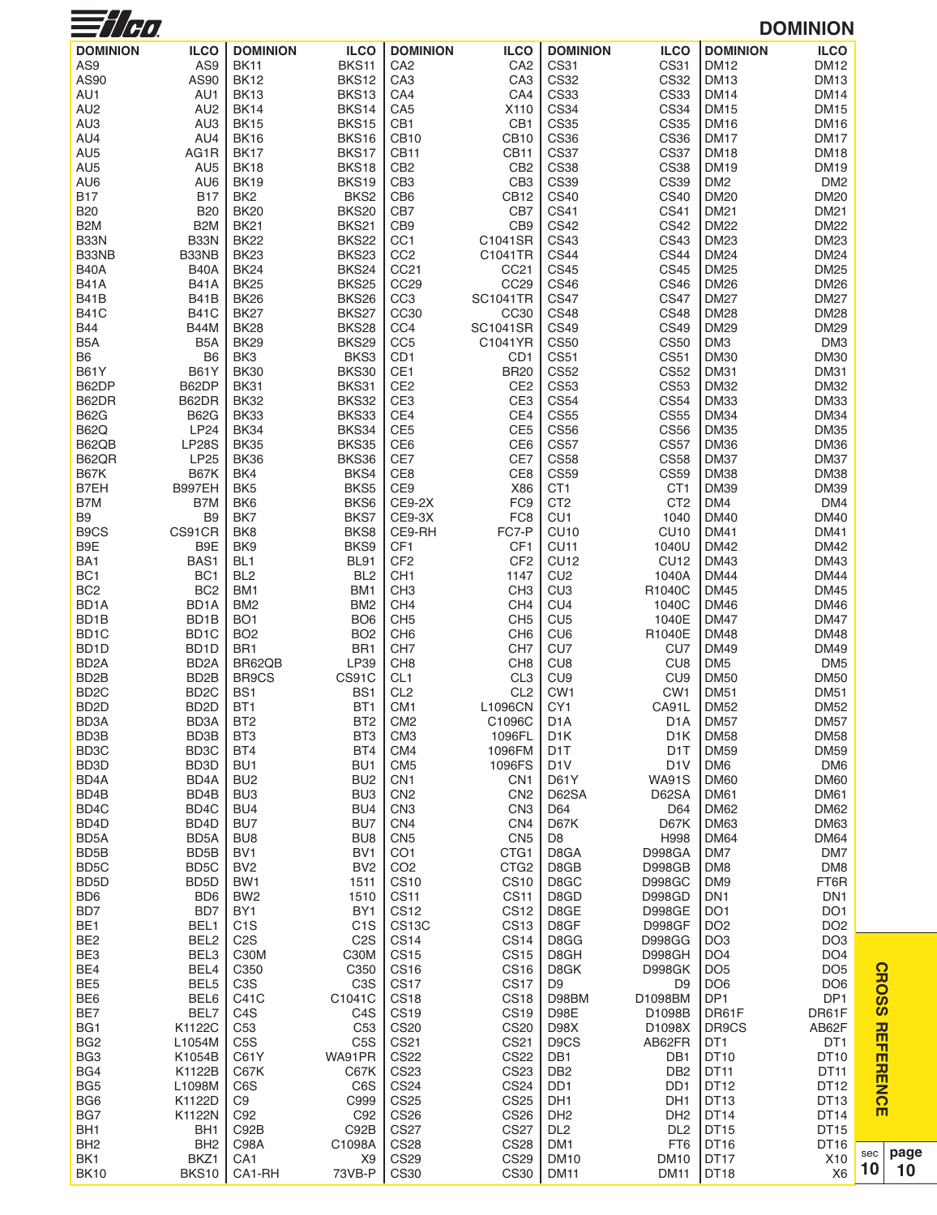# DOMINION

| DOMINION | ILCO |
|---|---|
| AS9 | AS9 |
| AS90 | AS90 |
| AU1 | AU1 |
| AU2 | AU2 |
| AU3 | AU3 |
| AU4 | AU4 |
| AU5 | AG1R |
| AU5 | AU5 |
| AU6 | AU6 |
| B17 | B17 |
| B20 | B20 |
| B2M | B2M |
| B33N | B33N |
| B33NB | B33NB |
| B40A | B40A |
| B41A | B41A |
| B41B | B41B |
| B41C | B41C |
| B44 | B44M |
| B5A | B5A |
| B6 | B6 |
| B61Y | B61Y |
| B62DP | B62DP |
| B62DR | B62DR |
| B62G | B62G |
| B62Q | LP24 |
| B62QB | LP28S |
| B62QR | LP25 |
| B67K | B67K |
| B7EH | B997EH |
| B7M | B7M |
| B9 | B9 |
| B9CS | CS91CR |
| B9E | B9E |
| BA1 | BAS1 |
| BC1 | BC1 |
| BC2 | BC2 |
| BD1A | BD1A |
| BD1B | BD1B |
| BD1C | BD1C |
| BD1D | BD1D |
| BD2A | BD2A |
| BD2B | BD2B |
| BD2C | BD2C |
| BD2D | BD2D |
| BD3A | BD3A |
| BD3B | BD3B |
| BD3C | BD3C |
| BD3D | BD3D |
| BD4A | BD4A |
| BD4B | BD4B |
| BD4C | BD4C |
| BD4D | BD4D |
| BD5A | BD5A |
| BD5B | BD5B |
| BD5C | BD5C |
| BD5D | BD5D |
| BD6 | BD6 |
| BD7 | BD7 |
| BE1 | BEL1 |
| BE2 | BEL2 |
| BE3 | BEL3 |
| BE4 | BEL4 |
| BE5 | BEL5 |
| BE6 | BEL6 |
| BE7 | BEL7 |
| BG1 | K1122C |
| BG2 | L1054M |
| BG3 | K1054B |
| BG4 | K1122B |
| BG5 | L1098M |
| BG6 | K1122D |
| BG7 | K1122N |
| BH1 | BH1 |
| BH2 | BH2 |
| BK1 | BKZ1 |
| BK10 | BKS10 |
| BK11 | BKS11 |
| BK12 | BKS12 |
| BK13 | BKS13 |
| BK14 | BKS14 |
| BK15 | BKS15 |
| BK16 | BKS16 |
| BK17 | BKS17 |
| BK18 | BKS18 |
| BK19 | BKS19 |
| BK2 | BKS2 |
| BK20 | BKS20 |
| BK21 | BKS21 |
| BK22 | BKS22 |
| BK23 | BKS23 |
| BK24 | BKS24 |
| BK25 | BKS25 |
| BK26 | BKS26 |
| BK27 | BKS27 |
| BK28 | BKS28 |
| BK29 | BKS29 |
| BK3 | BKS3 |
| BK30 | BKS30 |
| BK31 | BKS31 |
| BK32 | BKS32 |
| BK33 | BKS33 |
| BK34 | BKS34 |
| BK35 | BKS35 |
| BK36 | BKS36 |
| BK4 | BKS4 |
| BK5 | BKS5 |
| BK6 | BKS6 |
| BK7 | BKS7 |
| BK8 | BKS8 |
| BK9 | BKS9 |
| BL1 | BL91 |
| BL2 | BL2 |
| BM1 | BM1 |
| BM2 | BM2 |
| BO1 | BO6 |
| BO2 | BO2 |
| BR1 | BR1 |
| BR62QB | LP39 |
| BR9CS | CS91C |
| BS1 | BS1 |
| BT1 | BT1 |
| BT2 | BT2 |
| BT3 | BT3 |
| BT4 | BT4 |
| BU1 | BU1 |
| BU2 | BU2 |
| BU3 | BU3 |
| BU4 | BU4 |
| BU7 | BU7 |
| BU8 | BU8 |
| BV1 | BV1 |
| BV2 | BV2 |
| BW1 | 1511 |
| BW2 | 1510 |
| BY1 | BY1 |
| C1S | C1S |
| C2S | C2S |
| C30M | C30M |
| C350 | C350 |
| C3S | C3S |
| C41C | C1041C |
| C4S | C4S |
| C53 | C53 |
| C5S | C5S |
| C61Y | WA91PR |
| C67K | C67K |
| C6S | C6S |
| C9 | C999 |
| C92 | C92 |
| C92B | C92B |
| C98A | C1098A |
| CA1 | X9 |
| CA1-RH | 73VB-P |
| CA2 | CA2 |
| CA3 | CA3 |
| CA4 | CA4 |
| CA5 | X110 |
| CB1 | CB1 |
| CB10 | CB10 |
| CB11 | CB11 |
| CB2 | CB2 |
| CB3 | CB3 |
| CB6 | CB12 |
| CB7 | CB7 |
| CB9 | CB9 |
| CC1 | C1041SR |
| CC2 | C1041TR |
| CC21 | CC21 |
| CC29 | CC29 |
| CC3 | SC1041TR |
| CC30 | CC30 |
| CC4 | SC1041SR |
| CC5 | C1041YR |
| CD1 | CD1 |
| CE1 | BR20 |
| CE2 | CE2 |
| CE3 | CE3 |
| CE4 | CE4 |
| CE5 | CE5 |
| CE6 | CE6 |
| CE7 | CE7 |
| CE8 | CE8 |
| CE9 | X86 |
| CE9-2X | FC9 |
| CE9-3X | FC8 |
| CE9-RH | FC7-P |
| CF1 | CF1 |
| CF2 | CF2 |
| CH1 | 1147 |
| CH3 | CH3 |
| CH4 | CH4 |
| CH5 | CH5 |
| CH6 | CH6 |
| CH7 | CH7 |
| CH8 | CH8 |
| CL1 | CL3 |
| CL2 | CL2 |
| CM1 | L1096CN |
| CM2 | C1096C |
| CM3 | 1096FL |
| CM4 | 1096FM |
| CM5 | 1096FS |
| CN1 | CN1 |
| CN2 | CN2 |
| CN3 | CN3 |
| CN4 | CN4 |
| CN5 | CN5 |
| CO1 | CTG1 |
| CO2 | CTG2 |
| CS10 | CS10 |
| CS11 | CS11 |
| CS12 | CS12 |
| CS13C | CS13 |
| CS14 | CS14 |
| CS15 | CS15 |
| CS16 | CS16 |
| CS17 | CS17 |
| CS18 | CS18 |
| CS19 | CS19 |
| CS20 | CS20 |
| CS21 | CS21 |
| CS22 | CS22 |
| CS23 | CS23 |
| CS24 | CS24 |
| CS25 | CS25 |
| CS26 | CS26 |
| CS27 | CS27 |
| CS28 | CS28 |
| CS29 | CS29 |
| CS30 | CS30 |
| CS31 | CS31 |
| CS32 | CS32 |
| CS33 | CS33 |
| CS34 | CS34 |
| CS35 | CS35 |
| CS36 | CS36 |
| CS37 | CS37 |
| CS38 | CS38 |
| CS39 | CS39 |
| CS40 | CS40 |
| CS41 | CS41 |
| CS42 | CS42 |
| CS43 | CS43 |
| CS44 | CS44 |
| CS45 | CS45 |
| CS46 | CS46 |
| CS47 | CS47 |
| CS48 | CS48 |
| CS49 | CS49 |
| CS50 | CS50 |
| CS51 | CS51 |
| CS52 | CS52 |
| CS53 | CS53 |
| CS54 | CS54 |
| CS55 | CS55 |
| CS56 | CS56 |
| CS57 | CS57 |
| CS58 | CS58 |
| CS59 | CS59 |
| CT1 | CT1 |
| CT2 | CT2 |
| CU1 | 1040 |
| CU10 | CU10 |
| CU11 | 1040U |
| CU12 | CU12 |
| CU2 | 1040A |
| CU3 | R1040C |
| CU4 | 1040C |
| CU5 | 1040E |
| CU6 | R1040E |
| CU7 | CU7 |
| CU8 | CU8 |
| CU9 | CU9 |
| CW1 | CW1 |
| CY1 | CA91L |
| D1A | D1A |
| D1K | D1K |
| D1T | D1T |
| D1V | D1V |
| D61Y | WA91S |
| D62SA | D62SA |
| D64 | D64 |
| D67K | D67K |
| D8 | H998 |
| D8GA | D998GA |
| D8GB | D998GB |
| D8GC | D998GC |
| D8GD | D998GD |
| D8GE | D998GE |
| D8GF | D998GF |
| D8GG | D998GG |
| D8GH | D998GH |
| D8GK | D998GK |
| D9 | D9 |
| D98BM | D1098BM |
| D98E | D1098B |
| D98X | D1098X |
| D9CS | AB62FR |
| DB1 | DB1 |
| DB2 | DB2 |
| DD1 | DD1 |
| DH1 | DH1 |
| DH2 | DH2 |
| DL2 | DL2 |
| DM1 | FT6 |
| DM10 | DM10 |
| DM11 | DM11 |
| DM12 | DM12 |
| DM13 | DM13 |
| DM14 | DM14 |
| DM15 | DM15 |
| DM16 | DM16 |
| DM17 | DM17 |
| DM18 | DM18 |
| DM19 | DM19 |
| DM2 | DM2 |
| DM20 | DM20 |
| DM21 | DM21 |
| DM22 | DM22 |
| DM23 | DM23 |
| DM24 | DM24 |
| DM25 | DM25 |
| DM26 | DM26 |
| DM27 | DM27 |
| DM28 | DM28 |
| DM29 | DM29 |
| DM3 | DM3 |
| DM30 | DM30 |
| DM31 | DM31 |
| DM32 | DM32 |
| DM33 | DM33 |
| DM34 | DM34 |
| DM35 | DM35 |
| DM36 | DM36 |
| DM37 | DM37 |
| DM38 | DM38 |
| DM39 | DM39 |
| DM4 | DM4 |
| DM40 | DM40 |
| DM41 | DM41 |
| DM42 | DM42 |
| DM43 | DM43 |
| DM44 | DM44 |
| DM45 | DM45 |
| DM46 | DM46 |
| DM47 | DM47 |
| DM48 | DM48 |
| DM49 | DM49 |
| DM5 | DM5 |
| DM50 | DM50 |
| DM51 | DM51 |
| DM52 | DM52 |
| DM57 | DM57 |
| DM58 | DM58 |
| DM59 | DM59 |
| DM6 | DM6 |
| DM60 | DM60 |
| DM61 | DM61 |
| DM62 | DM62 |
| DM63 | DM63 |
| DM64 | DM64 |
| DM7 | DM7 |
| DM8 | DM8 |
| DM9 | FT6R |
| DN1 | DN1 |
| DO1 | DO1 |
| DO2 | DO2 |
| DO3 | DO3 |
| DO4 | DO4 |
| DO5 | DO5 |
| DO6 | DO6 |
| DP1 | DP1 |
| DR61F | DR61F |
| DR9CS | AB62F |
| DT1 | DT1 |
| DT10 | DT10 |
| DT11 | DT11 |
| DT12 | DT12 |
| DT13 | DT13 |
| DT14 | DT14 |
| DT15 | DT15 |
| DT16 | DT16 |
| DT17 | X10 |
| DT18 | X6 |

CROSS REFERENCE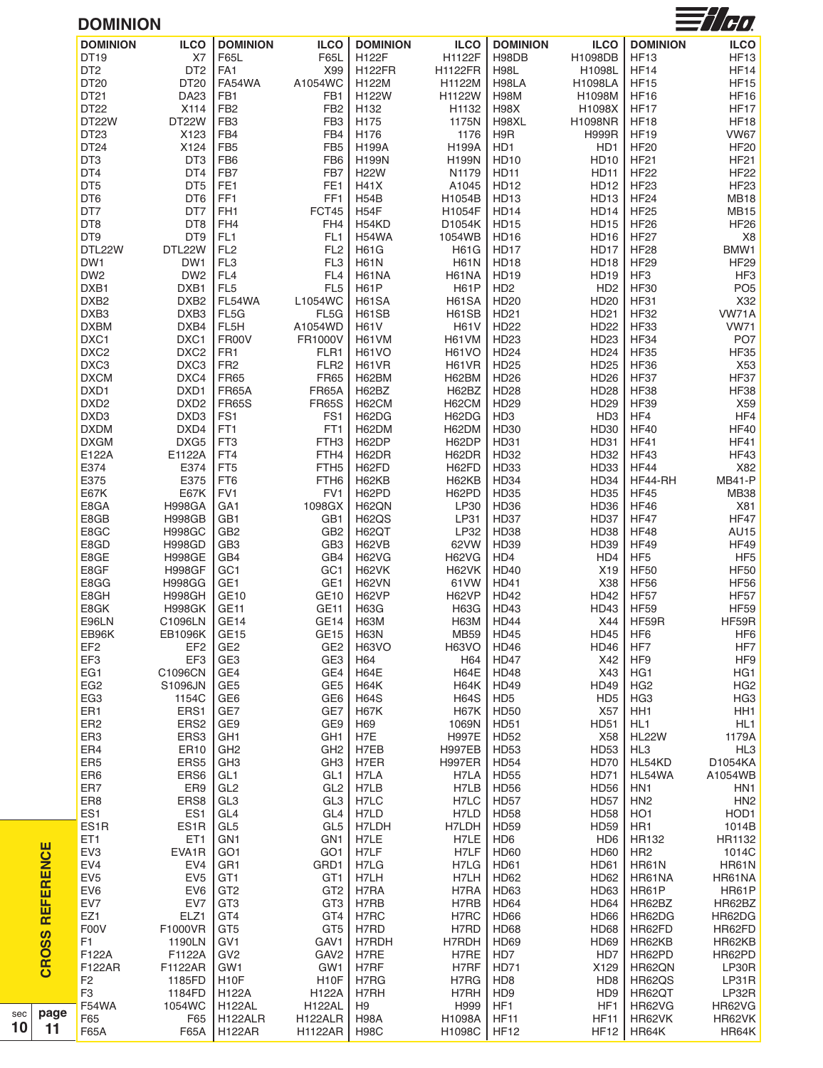# DOMINION

| DOMINION | ILCO | DOMINION | ILCO | DOMINION | ILCO | DOMINION | ILCO | DOMINION | ILCO |
|---|---|---|---|---|---|---|---|---|---|
| DT19 | X7 | F65L | F65L | H122F | H1122F | H98DB | H1098DB | HF13 | HF13 |
| DT2 | DT2 | FA1 | X99 | H122FR | H1122FR | H98L | H1098L | HF14 | HF14 |
| DT20 | DT20 | FA54WA | A1054WC | H122M | H1122M | H98LA | H1098LA | HF15 | HF15 |
| DT21 | DA23 | FB1 | FB1 | H122W | H1122W | H98M | H1098M | HF16 | HF16 |
| DT22 | X114 | FB2 | FB2 | H132 | H1132 | H98X | H1098X | HF17 | HF17 |
| DT22W | DT22W | FB3 | FB3 | H175 | 1175N | H98XL | H1098NR | HF18 | HF18 |
| DT23 | X123 | FB4 | FB4 | H176 | 1176 | H9R | H999R | HF19 | VW67 |
| DT24 | X124 | FB5 | FB5 | H199A | H199A | HD1 | HD1 | HF20 | HF20 |
| DT3 | DT3 | FB6 | FB6 | H199N | H199N | HD10 | HD10 | HF21 | HF21 |
| DT4 | DT4 | FB7 | FB7 | H22W | N1179 | HD11 | HD11 | HF22 | HF22 |
| DT5 | DT5 | FE1 | FE1 | H41X | A1045 | HD12 | HD12 | HF23 | HF23 |
| DT6 | DT6 | FF1 | FF1 | H54B | H1054B | HD13 | HD13 | HF24 | MB18 |
| DT7 | DT7 | FH1 | FCT45 | H54F | H1054F | HD14 | HD14 | HF25 | MB15 |
| DT8 | DT8 | FH4 | FH4 | H54KD | D1054K | HD15 | HD15 | HF26 | HF26 |
| DT9 | DT9 | FL1 | FL1 | H54WA | 1054WB | HD16 | HD16 | HF27 | X8 |
| DTL22W | DTL22W | FL2 | FL2 | H61G | H61G | HD17 | HD17 | HF28 | BMW1 |
| DW1 | DW1 | FL3 | FL3 | H61N | H61N | HD18 | HD18 | HF29 | HF29 |
| DW2 | DW2 | FL4 | FL4 | H61NA | H61NA | HD19 | HD19 | HF3 | HF3 |
| DXB1 | DXB1 | FL5 | FL5 | H61P | H61P | HD2 | HD2 | HF30 | PO5 |
| DXB2 | DXB2 | FL54WA | L1054WC | H61SA | H61SA | HD20 | HD20 | HF31 | X32 |
| DXB3 | DXB3 | FL5G | FL5G | H61SB | H61SB | HD21 | HD21 | HF32 | VW71A |
| DXBM | DXB4 | FL5H | A1054WD | H61V | H61V | HD22 | HD22 | HF33 | VW71 |
| DXC1 | DXC1 | FR00V | FR1000V | H61VM | H61VM | HD23 | HD23 | HF34 | PO7 |
| DXC2 | DXC2 | FR1 | FLR1 | H61VO | H61VO | HD24 | HD24 | HF35 | HF35 |
| DXC3 | DXC3 | FR2 | FLR2 | H61VR | H61VR | HD25 | HD25 | HF36 | X53 |
| DXCM | DXC4 | FR65 | FR65 | H62BM | H62BM | HD26 | HD26 | HF37 | HF37 |
| DXD1 | DXD1 | FR65A | FR65A | H62BZ | H62BZ | HD28 | HD28 | HF38 | HF38 |
| DXD2 | DXD2 | FR65S | FR65S | H62CM | H62CM | HD29 | HD29 | HF39 | X59 |
| DXD3 | DXD3 | FS1 | FS1 | H62DG | H62DG | HD3 | HD3 | HF4 | HF4 |
| DXDM | DXD4 | FT1 | FT1 | H62DM | H62DM | HD30 | HD30 | HF40 | HF40 |
| DXGM | DXG5 | FT3 | FTH3 | H62DP | H62DP | HD31 | HD31 | HF41 | HF41 |
| E122A | E1122A | FT4 | FTH4 | H62DR | H62DR | HD32 | HD32 | HF43 | HF43 |
| E374 | E374 | FT5 | FTH5 | H62FD | H62FD | HD33 | HD33 | HF44 | X82 |
| E375 | E375 | FT6 | FTH6 | H62KB | H62KB | HD34 | HD34 | HF44-RH | MB41-P |
| E67K | E67K | FV1 | FV1 | H62PD | H62PD | HD35 | HD35 | HF45 | MB38 |
| E8GA | H998GA | GA1 | 1098GX | H62QN | LP30 | HD36 | HD36 | HF46 | X81 |
| E8GB | H998GB | GB1 | GB1 | H62QS | LP31 | HD37 | HD37 | HF47 | HF47 |
| E8GC | H998GC | GB2 | GB2 | H62QT | LP32 | HD38 | HD38 | HF48 | AU15 |
| E8GD | H998GD | GB3 | GB3 | H62VB | 62VW | HD39 | HD39 | HF49 | HF49 |
| E8GE | H998GE | GB4 | GB4 | H62VG | H62VG | HD4 | HD4 | HF5 | HF5 |
| E8GF | H998GF | GC1 | GC1 | H62VK | H62VK | HD40 | X19 | HF50 | HF50 |
| E8GG | H998GG | GE1 | GE1 | H62VN | 61VW | HD41 | X38 | HF56 | HF56 |
| E8GH | H998GH | GE10 | GE10 | H62VP | H62VP | HD42 | HD42 | HF57 | HF57 |
| E8GK | H998GK | GE11 | GE11 | H63G | H63G | HD43 | HD43 | HF59 | HF59 |
| E96LN | C1096LN | GE14 | GE14 | H63M | H63M | HD44 | X44 | HF59R | HF59R |
| EB96K | EB1096K | GE15 | GE15 | H63N | MB59 | HD45 | HD45 | HF6 | HF6 |
| EF2 | EF2 | GE2 | GE2 | H63VO | H63VO | HD46 | HD46 | HF7 | HF7 |
| EF3 | EF3 | GE3 | GE3 | H64 | H64 | HD47 | X42 | HF9 | HF9 |
| EG1 | C1096CN | GE4 | GE4 | H64E | H64E | HD48 | X43 | HG1 | HG1 |
| EG2 | S1096JN | GE5 | GE5 | H64K | H64K | HD49 | HD49 | HG2 | HG2 |
| EG3 | 1154C | GE6 | GE6 | H64S | H64S | HD5 | HD5 | HG3 | HG3 |
| ER1 | ERS1 | GE7 | GE7 | H67K | H67K | HD50 | X57 | HH1 | HH1 |
| ER2 | ERS2 | GE9 | GE9 | H69 | 1069N | HD51 | HD51 | HL1 | HL1 |
| ER3 | ERS3 | GH1 | GH1 | H7E | H997E | HD52 | X58 | HL22W | 1179A |
| ER4 | ER10 | GH2 | GH2 | H7EB | H997EB | HD53 | HD53 | HL3 | HL3 |
| ER5 | ERS5 | GH3 | GH3 | H7ER | H997ER | HD54 | HD70 | HL54KD | D1054KA |
| ER6 | ERS6 | GL1 | GL1 | H7LA | H7LA | HD55 | HD71 | HL54WA | A1054WB |
| ER7 | ER9 | GL2 | GL2 | H7LB | H7LB | HD56 | HD56 | HN1 | HN1 |
| ER8 | ERS8 | GL3 | GL3 | H7LC | H7LC | HD57 | HD57 | HN2 | HN2 |
| ES1 | ES1 | GL4 | GL4 | H7LD | H7LD | HD58 | HD58 | HO1 | HOD1 |
| ES1R | ES1R | GL5 | GL5 | H7LDH | H7LDH | HD59 | HD59 | HR1 | 1014B |
| ET1 | ET1 | GN1 | GN1 | H7LE | H7LE | HD6 | HD6 | HR132 | HR1132 |
| EV3 | EVA1R | GO1 | GO1 | H7LF | H7LF | HD60 | HD60 | HR2 | 1014C |
| EV4 | EV4 | GR1 | GRD1 | H7LG | H7LG | HD61 | HD61 | HR61N | HR61N |
| EV5 | EV5 | GT1 | GT1 | H7LH | H7LH | HD62 | HD62 | HR61NA | HR61NA |
| EV6 | EV6 | GT2 | GT2 | H7RA | H7RA | HD63 | HD63 | HR61P | HR61P |
| EV7 | EV7 | GT3 | GT3 | H7RB | H7RB | HD64 | HD64 | HR62BZ | HR62BZ |
| EZ1 | ELZ1 | GT4 | GT4 | H7RC | H7RC | HD66 | HD66 | HR62DG | HR62DG |
| F00V | F1000VR | GT5 | GT5 | H7RD | H7RD | HD68 | HD68 | HR62FD | HR62FD |
| F1 | 1190LN | GV1 | GAV1 | H7RDH | H7RDH | HD69 | HD69 | HR62KB | HR62KB |
| F122A | F1122A | GV2 | GAV2 | H7RE | H7RE | HD7 | HD7 | HR62PD | HR62PD |
| F122AR | F1122AR | GW1 | GW1 | H7RF | H7RF | HD71 | X129 | HR62QN | LP30R |
| F2 | 1185FD | H10F | H10F | H7RG | H7RG | HD8 | HD8 | HR62QS | LP31R |
| F3 | 1184FD | H122A | H122A | H7RH | H7RH | HD9 | HD9 | HR62QT | LP32R |
| F54WA | 1054WC | H122AL | H122AL | H9 | H999 | HF1 | HF1 | HR62VG | HR62VG |
| F65 | F65 | H122ALR | H122ALR | H98A | H1098A | HF11 | HF11 | HR62VK | HR62VK |
| F65A | F65A | H122AR | H122AR | H98C | H1098C | HF12 | HF12 | HR64K | HR64K |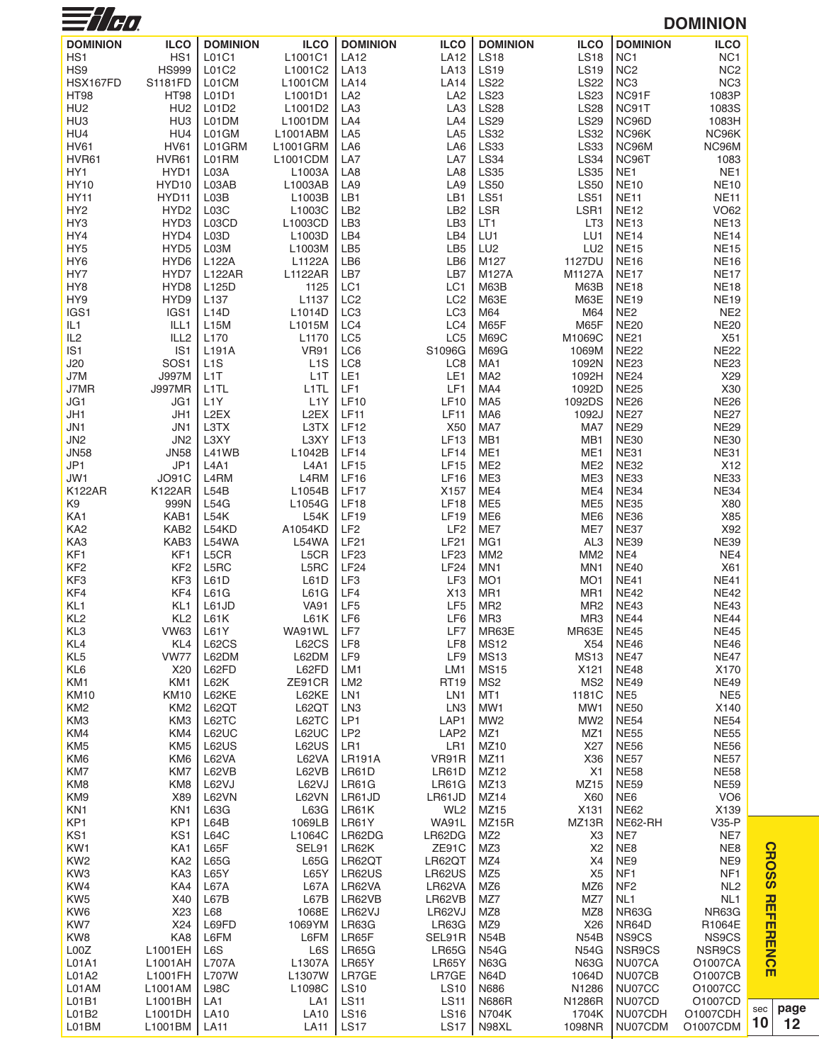# DOMINION

| DOMINION | ILCO | DOMINION | ILCO | DOMINION | ILCO | DOMINION | ILCO | DOMINION | ILCO |
|---|---|---|---|---|---|---|---|---|---|
| HS1 | HS1 | L01C1 | L1001C1 | LA12 | LA12 | LS18 | LS18 | NC1 | NC1 |
| HS9 | HS999 | L01C2 | L1001C2 | LA13 | LA13 | LS19 | LS19 | NC2 | NC2 |
| HSX167FD | S1181FD | L01CM | L1001CM | LA14 | LA14 | LS22 | LS22 | NC3 | NC3 |
| HT98 | HT98 | L01D1 | L1001D1 | LA2 | LA2 | LS23 | LS23 | NC91F | 1083P |
| HU2 | HU2 | L01D2 | L1001D2 | LA3 | LA3 | LS28 | LS28 | NC91T | 1083S |
| HU3 | HU3 | L01DM | L1001DM | LA4 | LA4 | LS29 | LS29 | NC96D | 1083H |
| HU4 | HU4 | L01GM | L1001ABM | LA5 | LA5 | LS32 | LS32 | NC96K | NC96K |
| HV61 | HV61 | L01GRM | L1001GRM | LA6 | LA6 | LS33 | LS33 | NC96M | NC96M |
| HVR61 | HVR61 | L01RM | L1001CDM | LA7 | LA7 | LS34 | LS34 | NC96T | 1083 |
| HY1 | HYD1 | L03A | L1003A | LA8 | LA8 | LS35 | LS35 | NE1 | NE1 |
| HY10 | HYD10 | L03AB | L1003AB | LA9 | LA9 | LS50 | LS50 | NE10 | NE10 |
| HY11 | HYD11 | L03B | L1003B | LB1 | LB1 | LS51 | LS51 | NE11 | NE11 |
| HY2 | HYD2 | L03C | L1003C | LB2 | LB2 | LSR | LSR1 | NE12 | VO62 |
| HY3 | HYD3 | L03CD | L1003CD | LB3 | LB3 | LT1 | LT3 | NE13 | NE13 |
| HY4 | HYD4 | L03D | L1003D | LB4 | LB4 | LU1 | LU1 | NE14 | NE14 |
| HY5 | HYD5 | L03M | L1003M | LB5 | LB5 | LU2 | LU2 | NE15 | NE15 |
| HY6 | HYD6 | L122A | L1122A | LB6 | LB6 | M127 | 1127DU | NE16 | NE16 |
| HY7 | HYD7 | L122AR | L1122AR | LB7 | LB7 | M127A | M1127A | NE17 | NE17 |
| HY8 | HYD8 | L125D | 1125 | LC1 | LC1 | M63B | M63B | NE18 | NE18 |
| HY9 | HYD9 | L137 | L1137 | LC2 | LC2 | M63E | M63E | NE19 | NE19 |
| IGS1 | IGS1 | L14D | L1014D | LC3 | LC3 | M64 | M64 | NE2 | NE2 |
| IL1 | ILL1 | L15M | L1015M | LC4 | LC4 | M65F | M65F | NE20 | NE20 |
| IL2 | ILL2 | L170 | L1170 | LC5 | LC5 | M69C | M1069C | NE21 | X51 |
| IS1 | IS1 | L191A | VR91 | LC6 | S1096G | M69G | 1069M | NE22 | NE22 |
| J20 | SOS1 | L1S | L1S | LC8 | LC8 | MA1 | 1092N | NE23 | NE23 |
| J7M | J997M | L1T | L1T | LE1 | LE1 | MA2 | 1092H | NE24 | X29 |
| J7MR | J997MR | L1TL | L1TL | LF1 | LF1 | MA4 | 1092D | NE25 | X30 |
| JG1 | JG1 | L1Y | L1Y | LF10 | LF10 | MA5 | 1092DS | NE26 | NE26 |
| JH1 | JH1 | L2EX | L2EX | LF11 | LF11 | MA6 | 1092J | NE27 | NE27 |
| JN1 | JN1 | L3TX | L3TX | LF12 | X50 | MA7 | MA7 | NE29 | NE29 |
| JN2 | JN2 | L3XY | L3XY | LF13 | LF13 | MB1 | MB1 | NE30 | NE30 |
| JN58 | JN58 | L41WB | L1042B | LF14 | LF14 | ME1 | ME1 | NE31 | NE31 |
| JP1 | JP1 | L4A1 | L4A1 | LF15 | LF15 | ME2 | ME2 | NE32 | X12 |
| JW1 | JO91C | L4RM | L4RM | LF16 | LF16 | ME3 | ME3 | NE33 | NE33 |
| K122AR | K122AR | L54B | L1054B | LF17 | X157 | ME4 | ME4 | NE34 | NE34 |
| K9 | 999N | L54G | L1054G | LF18 | LF18 | ME5 | ME5 | NE35 | X80 |
| KA1 | KAB1 | L54K | L54K | LF19 | LF19 | ME6 | ME6 | NE36 | X85 |
| KA2 | KAB2 | L54KD | A1054KD | LF2 | LF2 | ME7 | ME7 | NE37 | X92 |
| KA3 | KAB3 | L54WA | L54WA | LF21 | LF21 | MG1 | AL3 | NE39 | NE39 |
| KF1 | KF1 | L5CR | L5CR | LF23 | LF23 | MM2 | MM2 | NE4 | NE4 |
| KF2 | KF2 | L5RC | L5RC | LF24 | LF24 | MN1 | MN1 | NE40 | X61 |
| KF3 | KF3 | L61D | L61D | LF3 | LF3 | MO1 | MO1 | NE41 | NE41 |
| KF4 | KF4 | L61G | L61G | LF4 | X13 | MR1 | MR1 | NE42 | NE42 |
| KL1 | KL1 | L61JD | VA91 | LF5 | LF5 | MR2 | MR2 | NE43 | NE43 |
| KL2 | KL2 | L61K | L61K | LF6 | LF6 | MR3 | MR3 | NE44 | NE44 |
| KL3 | VW63 | L61Y | WA91WL | LF7 | LF7 | MR63E | MR63E | NE45 | NE45 |
| KL4 | KL4 | L62CS | L62CS | LF8 | LF8 | MS12 | X54 | NE46 | NE46 |
| KL5 | VW77 | L62DM | L62DM | LF9 | LF9 | MS13 | MS13 | NE47 | NE47 |
| KL6 | X20 | L62FD | L62FD | LM1 | LM1 | MS15 | X121 | NE48 | X170 |
| KM1 | KM1 | L62K | ZE91CR | LM2 | RT19 | MS2 | MS2 | NE49 | NE49 |
| KM10 | KM10 | L62KE | L62KE | LN1 | LN1 | MT1 | 1181C | NE5 | NE5 |
| KM2 | KM2 | L62QT | L62QT | LN3 | LN3 | MW1 | MW1 | NE50 | X140 |
| KM3 | KM3 | L62TC | L62TC | LP1 | LAP1 | MW2 | MW2 | NE54 | NE54 |
| KM4 | KM4 | L62UC | L62UC | LP2 | LAP2 | MZ1 | MZ1 | NE55 | NE55 |
| KM5 | KM5 | L62US | L62US | LR1 | LR1 | MZ10 | X27 | NE56 | NE56 |
| KM6 | KM6 | L62VA | L62VA | LR191A | VR91R | MZ11 | X36 | NE57 | NE57 |
| KM7 | KM7 | L62VB | L62VB | LR61D | LR61D | MZ12 | X1 | NE58 | NE58 |
| KM8 | KM8 | L62VJ | L62VJ | LR61G | LR61G | MZ13 | MZ15 | NE59 | NE59 |
| KM9 | X89 | L62VN | L62VN | LR61JD | LR61JD | MZ14 | X60 | NE6 | VO6 |
| KN1 | KN1 | L63G | L63G | LR61K | WL2 | MZ15 | X131 | NE62 | X139 |
| KP1 | KP1 | L64B | 1069LB | LR61Y | WA91L | MZ15R | MZ13R | NE62-RH | V35-P |
| KS1 | KS1 | L64C | L1064C | LR62DG | LR62DG | MZ2 | X3 | NE7 | NE7 |
| KW1 | KA1 | L65F | SEL91 | LR62K | ZE91C | MZ3 | X2 | NE8 | NE8 |
| KW2 | KA2 | L65G | L65G | LR62QT | LR62QT | MZ4 | X4 | NE9 | NE9 |
| KW3 | KA3 | L65Y | L65Y | LR62US | LR62US | MZ5 | X5 | NF1 | NF1 |
| KW4 | KA4 | L67A | L67A | LR62VA | LR62VA | MZ6 | MZ6 | NF2 | NL2 |
| KW5 | X40 | L67B | L67B | LR62VB | LR62VB | MZ7 | MZ7 | NL1 | NL1 |
| KW6 | X23 | L68 | 1068E | LR62VJ | LR62VJ | MZ8 | MZ8 | NR63G | NR63G |
| KW7 | X24 | L69FD | 1069YM | LR63G | LR63G | MZ9 | X26 | NR64D | R1064E |
| KW8 | KA8 | L6FM | L6FM | LR65F | SEL91R | N54B | N54B | NS9CS | NS9CS |
| L00Z | L1001EH | L6S | L6S | LR65G | LR65G | N54G | N54G | NSR9CS | NSR9CS |
| L01A1 | L1001AH | L707A | L1307A | LR65Y | LR65Y | N63G | N63G | NU07CA | O1007CA |
| L01A2 | L1001FH | L707W | L1307W | LR7GE | LR7GE | N64D | 1064D | NU07CB | O1007CB |
| L01AM | L1001AM | L98C | L1098C | LS10 | LS10 | N686 | N1286 | NU07CC | O1007CC |
| L01B1 | L1001BH | LA1 | LA1 | LS11 | LS11 | N686R | N1286R | NU07CD | O1007CD |
| L01B2 | L1001DH | LA10 | LA10 | LS16 | LS16 | N704K | 1704K | NU07CDH | O1007CDH |
| L01BM | L1001BM | LA11 | LA11 | LS17 | LS17 | N98XL | 1098NR | NU07CDM | O1007CDM |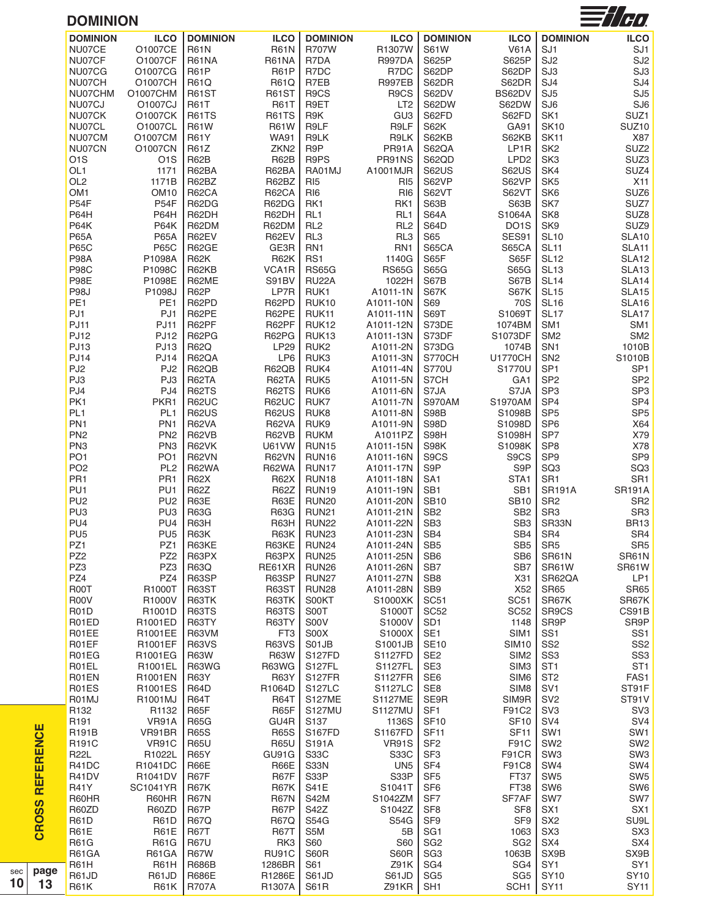# DOMINION

| DOMINION | ILCO | DOMINION | ILCO | DOMINION | ILCO | DOMINION | ILCO | DOMINION | ILCO |
|---|---|---|---|---|---|---|---|---|---|
| NU07CE | O1007CE | R61N | R61N | R707W | R1307W | S61W | V61A | SJ1 | SJ1 |
| NU07CF | O1007CF | R61NA | R61NA | R7DA | R997DA | S625P | S625P | SJ2 | SJ2 |
| NU07CG | O1007CG | R61P | R61P | R7DC | R7DC | S62DP | S62DP | SJ3 | SJ3 |
| NU07CH | O1007CH | R61Q | R61Q | R7EB | R997EB | S62DR | S62DR | SJ4 | SJ4 |
| NU07CHM | O1007CHM | R61ST | R61ST | R9CS | R9CS | S62DV | BS62DV | SJ5 | SJ5 |
| NU07CJ | O1007CJ | R61T | R61T | R9ET | LT2 | S62DW | S62DW | SJ6 | SJ6 |
| NU07CK | O1007CK | R61TS | R61TS | R9K | GU3 | S62FD | S62FD | SK1 | SUZ1 |
| NU07CL | O1007CL | R61W | R61W | R9LF | R9LF | S62K | GA91 | SK10 | SUZ10 |
| NU07CM | O1007CM | R61Y | WA91 | R9LK | R9LK | S62KB | S62KB | SK11 | X87 |
| NU07CN | O1007CN | R61Z | ZKN2 | R9P | PR91A | S62QA | LP1R | SK2 | SUZ2 |
| O1S | O1S | R62B | R62B | R9PS | PR91NS | S62QD | LPD2 | SK3 | SUZ3 |
| OL1 | 1171 | R62BA | R62BA | RA01MJ | A1001MJR | S62US | S62US | SK4 | SUZ4 |
| OL2 | 1171B | R62BZ | R62BZ | RI5 | RI5 | S62VP | S62VP | SK5 | X11 |
| OM1 | OM10 | R62CA | R62CA | RI6 | RI6 | S62VT | S62VT | SK6 | SUZ6 |
| P54F | P54F | R62DG | R62DG | RK1 | RK1 | S63B | S63B | SK7 | SUZ7 |
| P64H | P64H | R62DH | R62DH | RL1 | RL1 | S64A | S1064A | SK8 | SUZ8 |
| P64K | P64K | R62DM | R62DM | RL2 | RL2 | S64D | DO1S | SK9 | SUZ9 |
| P65A | P65A | R62EV | R62EV | RL3 | RL3 | S65 | SES91 | SL10 | SLA10 |
| P65C | P65C | R62GE | GE3R | RN1 | RN1 | S65CA | S65CA | SL11 | SLA11 |
| P98A | P1098A | R62K | R62K | RS1 | 1140G | S65F | S65F | SL12 | SLA12 |
| P98C | P1098C | R62KB | VCA1R | RS65G | RS65G | S65G | S65G | SL13 | SLA13 |
| P98E | P1098E | R62ME | S91BV | RU22A | 1022H | S67B | S67B | SL14 | SLA14 |
| P98J | P1098J | R62P | LP7R | RUK1 | A1011-1N | S67K | S67K | SL15 | SLA15 |
| PE1 | PE1 | R62PD | R62PD | RUK10 | A1011-10N | S69 | 70S | SL16 | SLA16 |
| PJ1 | PJ1 | R62PE | R62PE | RUK11 | A1011-11N | S69T | S1069T | SL17 | SLA17 |
| PJ11 | PJ11 | R62PF | R62PF | RUK12 | A1011-12N | S73DE | 1074BM | SM1 | SM1 |
| PJ12 | PJ12 | R62PG | R62PG | RUK13 | A1011-13N | S73DF | S1073DF | SM2 | SM2 |
| PJ13 | PJ13 | R62Q | LP29 | RUK2 | A1011-2N | S73DG | 1074B | SN1 | 1010B |
| PJ14 | PJ14 | R62QA | LP6 | RUK3 | A1011-3N | S770CH | U1770CH | SN2 | S1010B |
| PJ2 | PJ2 | R62QB | R62QB | RUK4 | A1011-4N | S770U | S1770U | SP1 | SP1 |
| PJ3 | PJ3 | R62TA | R62TA | RUK5 | A1011-5N | S7CH | GA1 | SP2 | SP2 |
| PJ4 | PJ4 | R62TS | R62TS | RUK6 | A1011-6N | S7JA | S7JA | SP3 | SP3 |
| PK1 | PKR1 | R62UC | R62UC | RUK7 | A1011-7N | S970AM | S1970AM | SP4 | SP4 |
| PL1 | PL1 | R62US | R62US | RUK8 | A1011-8N | S98B | S1098B | SP5 | SP5 |
| PN1 | PN1 | R62VA | R62VA | RUK9 | A1011-9N | S98D | S1098D | SP6 | X64 |
| PN2 | PN2 | R62VB | R62VB | RUKM | A1011PZ | S98H | S1098H | SP7 | X79 |
| PN3 | PN3 | R62VK | U61VW | RUN15 | A1011-15N | S98K | S1098K | SP8 | X78 |
| PO1 | PO1 | R62VN | R62VN | RUN16 | A1011-16N | S9CS | S9CS | SP9 | SP9 |
| PO2 | PL2 | R62WA | R62WA | RUN17 | A1011-17N | S9P | S9P | SQ3 | SQ3 |
| PR1 | PR1 | R62X | R62X | RUN18 | A1011-18N | SA1 | STA1 | SR1 | SR1 |
| PU1 | PU1 | R62Z | R62Z | RUN19 | A1011-19N | SB1 | SB1 | SR191A | SR191A |
| PU2 | PU2 | R63E | R63E | RUN20 | A1011-20N | SB10 | SB10 | SR2 | SR2 |
| PU3 | PU3 | R63G | R63G | RUN21 | A1011-21N | SB2 | SB2 | SR3 | SR3 |
| PU4 | PU4 | R63H | R63H | RUN22 | A1011-22N | SB3 | SB3 | SR33N | BR13 |
| PU5 | PU5 | R63K | R63K | RUN23 | A1011-23N | SB4 | SB4 | SR4 | SR4 |
| PZ1 | PZ1 | R63KE | R63KE | RUN24 | A1011-24N | SB5 | SB5 | SR5 | SR5 |
| PZ2 | PZ2 | R63PX | R63PX | RUN25 | A1011-25N | SB6 | SB6 | SR61N | SR61N |
| PZ3 | PZ3 | R63Q | RE61XR | RUN26 | A1011-26N | SB7 | SB7 | SR61W | SR61W |
| PZ4 | PZ4 | R63SP | R63SP | RUN27 | A1011-27N | SB8 | X31 | SR62QA | LP1 |
| R00T | R1000T | R63ST | R63ST | RUN28 | A1011-28N | SB9 | X52 | SR65 | SR65 |
| R00V | R1000V | R63TK | R63TK | S00KT | S1000XK | SC51 | SC51 | SR67K | SR67K |
| R01D | R1001D | R63TS | R63TS | S00T | S1000T | SC52 | SC52 | SR9CS | CS91B |
| R01ED | R1001ED | R63TY | R63TY | S00V | S1000V | SD1 | 1148 | SR9P | SR9P |
| R01EE | R1001EE | R63VM | FT3 | S00X | S1000X | SE1 | SIM1 | SS1 | SS1 |
| R01EF | R1001EF | R63VS | R63VS | S01JB | S1001JB | SE10 | SIM10 | SS2 | SS2 |
| R01EG | R1001EG | R63W | R63W | S127FD | S1127FD | SE2 | SIM2 | SS3 | SS3 |
| R01EL | R1001EL | R63WG | R63WG | S127FL | S1127FL | SE3 | SIM3 | ST1 | ST1 |
| R01EN | R1001EN | R63Y | R63Y | S127FR | S1127FR | SE6 | SIM6 | ST2 | FAS1 |
| R01ES | R1001ES | R64D | R1064D | S127LC | S1127LC | SE8 | SIM8 | SV1 | ST91F |
| R01MJ | R1001MJ | R64T | R64T | S127ME | S1127ME | SE9R | SIM9R | SV2 | ST91V |
| R132 | R1132 | R65F | R65F | S127MU | S1127MU | SF1 | F91C2 | SV3 | SV3 |
| R191 | VR91A | R65G | GU4R | S137 | 1136S | SF10 | SF10 | SV4 | SV4 |
| R191B | VR91BR | R65S | R65S | S167FD | S1167FD | SF11 | SF11 | SW1 | SW1 |
| R191C | VR91C | R65U | R65U | S191A | VR91S | SF2 | F91C | SW2 | SW2 |
| R22L | R1022L | R65Y | GU91G | S33C | S33C | SF3 | F91CR | SW3 | SW3 |
| R41DC | R1041DC | R66E | R66E | S33N | UN5 | SF4 | F91C8 | SW4 | SW4 |
| R41DV | R1041DV | R67F | R67F | S33P | S33P | SF5 | FT37 | SW5 | SW5 |
| R41Y | SC1041YR | R67K | R67K | S41E | S1041T | SF6 | FT38 | SW6 | SW6 |
| R60HR | R60HR | R67N | R67N | S42M | S1042ZM | SF7 | SF7AF | SW7 | SW7 |
| R60ZD | R60ZD | R67P | R67P | S42Z | S1042Z | SF8 | SF8 | SX1 | SX1 |
| R61D | R61D | R67Q | R67Q | S54G | S54G | SF9 | SF9 | SX2 | SU9L |
| R61E | R61E | R67T | R67T | S5M | 5B | SG1 | 1063 | SX3 | SX3 |
| R61G | R61G | R67U | RK3 | S60 | S60 | SG2 | SG2 | SX4 | SX4 |
| R61GA | R61GA | R67W | RU91C | S60R | S60R | SG3 | 1063B | SX9B | SX9B |
| R61H | R61H | R686B | 1286BR | S61 | Z91K | SG4 | SG4 | SY1 | SY1 |
| R61JD | R61JD | R686E | R1286E | S61JD | S61JD | SG5 | SG5 | SY10 | SY10 |
| R61K | R61K | R707A | R1307A | S61R | Z91KR | SH1 | SCH1 | SY11 | SY11 |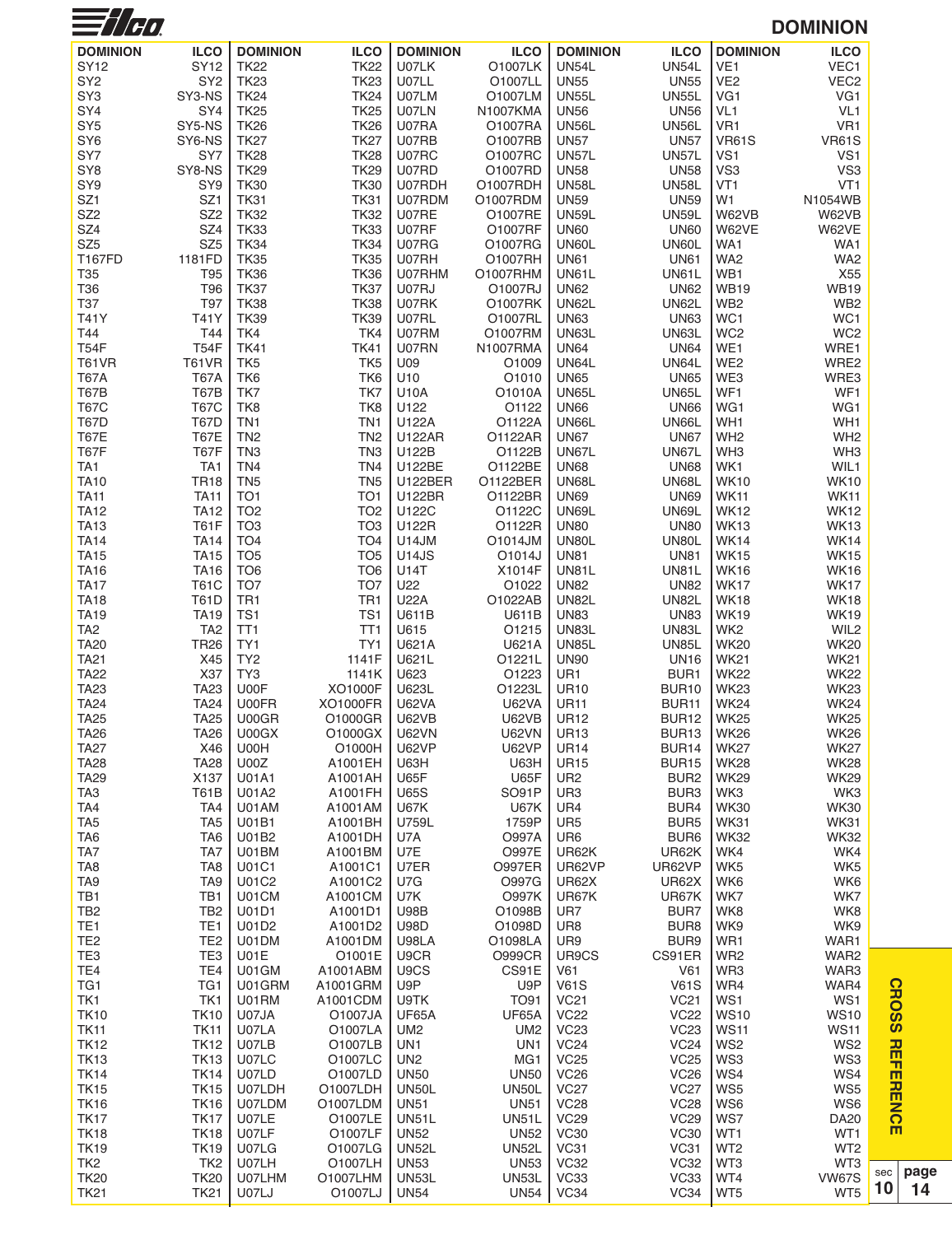# DOMINION

| DOMINION | ILCO | DOMINION | ILCO | DOMINION | ILCO | DOMINION | ILCO | DOMINION | ILCO |
|---|---|---|---|---|---|---|---|---|---|
| SY12 | SY12 | TK22 | TK22 | U07LK | O1007LK | UN54L | UN54L | VE1 | VEC1 |
| SY2 | SY2 | TK23 | TK23 | U07LL | O1007LL | UN55 | UN55 | VE2 | VEC2 |
| SY3 | SY3-NS | TK24 | TK24 | U07LM | O1007LM | UN55L | UN55L | VG1 | VG1 |
| SY4 | SY4 | TK25 | TK25 | U07LN | N1007KMA | UN56 | UN56 | VL1 | VL1 |
| SY5 | SY5-NS | TK26 | TK26 | U07RA | O1007RA | UN56L | UN56L | VR1 | VR1 |
| SY6 | SY6-NS | TK27 | TK27 | U07RB | O1007RB | UN57 | UN57 | VR61S | VR61S |
| SY7 | SY7 | TK28 | TK28 | U07RC | O1007RC | UN57L | UN57L | VS1 | VS1 |
| SY8 | SY8-NS | TK29 | TK29 | U07RD | O1007RD | UN58 | UN58 | VS3 | VS3 |
| SY9 | SY9 | TK30 | TK30 | U07RDH | O1007RDH | UN58L | UN58L | VT1 | VT1 |
| SZ1 | SZ1 | TK31 | TK31 | U07RDM | O1007RDM | UN59 | UN59 | W1 | N1054WB |
| SZ2 | SZ2 | TK32 | TK32 | U07RE | O1007RE | UN59L | UN59L | W62VB | W62VB |
| SZ4 | SZ4 | TK33 | TK33 | U07RF | O1007RF | UN60 | UN60 | W62VE | W62VE |
| SZ5 | SZ5 | TK34 | TK34 | U07RG | O1007RG | UN60L | UN60L | WA1 | WA1 |
| T167FD | 1181FD | TK35 | TK35 | U07RH | O1007RH | UN61 | UN61 | WA2 | WA2 |
| T35 | T95 | TK36 | TK36 | U07RHM | O1007RHM | UN61L | UN61L | WB1 | X55 |
| T36 | T96 | TK37 | TK37 | U07RJ | O1007RJ | UN62 | UN62 | WB19 | WB19 |
| T37 | T97 | TK38 | TK38 | U07RK | O1007RK | UN62L | UN62L | WB2 | WB2 |
| T41Y | T41Y | TK39 | TK39 | U07RL | O1007RL | UN63 | UN63 | WC1 | WC1 |
| T44 | T44 | TK4 | TK4 | U07RM | O1007RM | UN63L | UN63L | WC2 | WC2 |
| T54F | T54F | TK41 | TK41 | U07RN | N1007RMA | UN64 | UN64 | WE1 | WRE1 |
| T61VR | T61VR | TK5 | TK5 | U09 | O1009 | UN64L | UN64L | WE2 | WRE2 |
| T67A | T67A | TK6 | TK6 | U10 | O1010 | UN65 | UN65 | WE3 | WRE3 |
| T67B | T67B | TK7 | TK7 | U10A | O1010A | UN65L | UN65L | WF1 | WF1 |
| T67C | T67C | TK8 | TK8 | U122 | O1122 | UN66 | UN66 | WG1 | WG1 |
| T67D | T67D | TN1 | TN1 | U122A | O1122A | UN66L | UN66L | WH1 | WH1 |
| T67E | T67E | TN2 | TN2 | U122AR | O1122AR | UN67 | UN67 | WH2 | WH2 |
| T67F | T67F | TN3 | TN3 | U122B | O1122B | UN67L | UN67L | WH3 | WH3 |
| TA1 | TA1 | TN4 | TN4 | U122BE | O1122BE | UN68 | UN68 | WK1 | WIL1 |
| TA10 | TR18 | TN5 | TN5 | U122BER | O1122BER | UN68L | UN68L | WK10 | WK10 |
| TA11 | TA11 | TO1 | TO1 | U122BR | O1122BR | UN69 | UN69 | WK11 | WK11 |
| TA12 | TA12 | TO2 | TO2 | U122C | O1122C | UN69L | UN69L | WK12 | WK12 |
| TA13 | T61F | TO3 | TO3 | U122R | O1122R | UN80 | UN80 | WK13 | WK13 |
| TA14 | TA14 | TO4 | TO4 | U14JM | O1014JM | UN80L | UN80L | WK14 | WK14 |
| TA15 | TA15 | TO5 | TO5 | U14JS | O1014J | UN81 | UN81 | WK15 | WK15 |
| TA16 | TA16 | TO6 | TO6 | U14T | X1014F | UN81L | UN81L | WK16 | WK16 |
| TA17 | T61C | TO7 | TO7 | U22 | O1022 | UN82 | UN82 | WK17 | WK17 |
| TA18 | T61D | TR1 | TR1 | U22A | O1022AB | UN82L | UN82L | WK18 | WK18 |
| TA19 | TA19 | TS1 | TS1 | U611B | U611B | UN83 | UN83 | WK19 | WK19 |
| TA2 | TA2 | TT1 | TT1 | U615 | O1215 | UN83L | UN83L | WK2 | WIL2 |
| TA20 | TR26 | TY1 | TY1 | U621A | U621A | UN85L | UN85L | WK20 | WK20 |
| TA21 | X45 | TY2 | 1141F | U621L | O1221L | UN90 | UN16 | WK21 | WK21 |
| TA22 | X37 | TY3 | 1141K | U623 | O1223 | UR1 | BUR1 | WK22 | WK22 |
| TA23 | TA23 | U00F | XO1000F | U623L | O1223L | UR10 | BUR10 | WK23 | WK23 |
| TA24 | TA24 | U00FR | XO1000FR | U62VA | U62VA | UR11 | BUR11 | WK24 | WK24 |
| TA25 | TA25 | U00GR | O1000GR | U62VB | U62VB | UR12 | BUR12 | WK25 | WK25 |
| TA26 | TA26 | U00GX | O1000GX | U62VN | U62VN | UR13 | BUR13 | WK26 | WK26 |
| TA27 | X46 | U00H | O1000H | U62VP | U62VP | UR14 | BUR14 | WK27 | WK27 |
| TA28 | TA28 | U00Z | A1001EH | U63H | U63H | UR15 | BUR15 | WK28 | WK28 |
| TA29 | X137 | U01A1 | A1001AH | U65F | U65F | UR2 | BUR2 | WK29 | WK29 |
| TA3 | T61B | U01A2 | A1001FH | U65S | SO91P | UR3 | BUR3 | WK3 | WK3 |
| TA4 | TA4 | U01AM | A1001AM | U67K | U67K | UR4 | BUR4 | WK30 | WK30 |
| TA5 | TA5 | U01B1 | A1001BH | U759L | 1759P | UR5 | BUR5 | WK31 | WK31 |
| TA6 | TA6 | U01B2 | A1001DH | U7A | O997A | UR6 | BUR6 | WK32 | WK32 |
| TA7 | TA7 | U01BM | A1001BM | U7E | O997E | UR62K | UR62K | WK4 | WK4 |
| TA8 | TA8 | U01C1 | A1001C1 | U7ER | O997ER | UR62VP | UR62VP | WK5 | WK5 |
| TA9 | TA9 | U01C2 | A1001C2 | U7G | O997G | UR62X | UR62X | WK6 | WK6 |
| TB1 | TB1 | U01CM | A1001CM | U7K | O997K | UR67K | UR67K | WK7 | WK7 |
| TB2 | TB2 | U01D1 | A1001D1 | U98B | O1098B | UR7 | BUR7 | WK8 | WK8 |
| TE1 | TE1 | U01D2 | A1001D2 | U98D | O1098D | UR8 | BUR8 | WK9 | WK9 |
| TE2 | TE2 | U01DM | A1001DM | U98LA | O1098LA | UR9 | BUR9 | WR1 | WAR1 |
| TE3 | TE3 | U01E | O1001E | U9CR | O999CR | UR9CS | CS91ER | WR2 | WAR2 |
| TE4 | TE4 | U01GM | A1001ABM | U9CS | CS91E | V61 | V61 | WR3 | WAR3 |
| TG1 | TG1 | U01GRM | A1001GRM | U9P | U9P | V61S | V61S | WR4 | WAR4 |
| TK1 | TK1 | U01RM | A1001CDM | U9TK | TO91 | VC21 | VC21 | WS1 | WS1 |
| TK10 | TK10 | U07JA | O1007JA | UF65A | UF65A | VC22 | VC22 | WS10 | WS10 |
| TK11 | TK11 | U07LA | O1007LA | UM2 | UM2 | VC23 | VC23 | WS11 | WS11 |
| TK12 | TK12 | U07LB | O1007LB | UN1 | UN1 | VC24 | VC24 | WS2 | WS2 |
| TK13 | TK13 | U07LC | O1007LC | UN2 | MG1 | VC25 | VC25 | WS3 | WS3 |
| TK14 | TK14 | U07LD | O1007LD | UN50 | UN50 | VC26 | VC26 | WS4 | WS4 |
| TK15 | TK15 | U07LDH | O1007LDH | UN50L | UN50L | VC27 | VC27 | WS5 | WS5 |
| TK16 | TK16 | U07LDM | O1007LDM | UN51 | UN51 | VC28 | VC28 | WS6 | WS6 |
| TK17 | TK17 | U07LE | O1007LE | UN51L | UN51L | VC29 | VC29 | WS7 | DA20 |
| TK18 | TK18 | U07LF | O1007LF | UN52 | UN52 | VC30 | VC30 | WT1 | WT1 |
| TK19 | TK19 | U07LG | O1007LG | UN52L | UN52L | VC31 | VC31 | WT2 | WT2 |
| TK2 | TK2 | U07LH | O1007LH | UN53 | UN53 | VC32 | VC32 | WT3 | WT3 |
| TK20 | TK20 | U07LHM | O1007LHM | UN53L | UN53L | VC33 | VC33 | WT4 | VW67S |
| TK21 | TK21 | U07LJ | O1007LJ | UN54 | UN54 | VC34 | VC34 | WT5 | WT5 |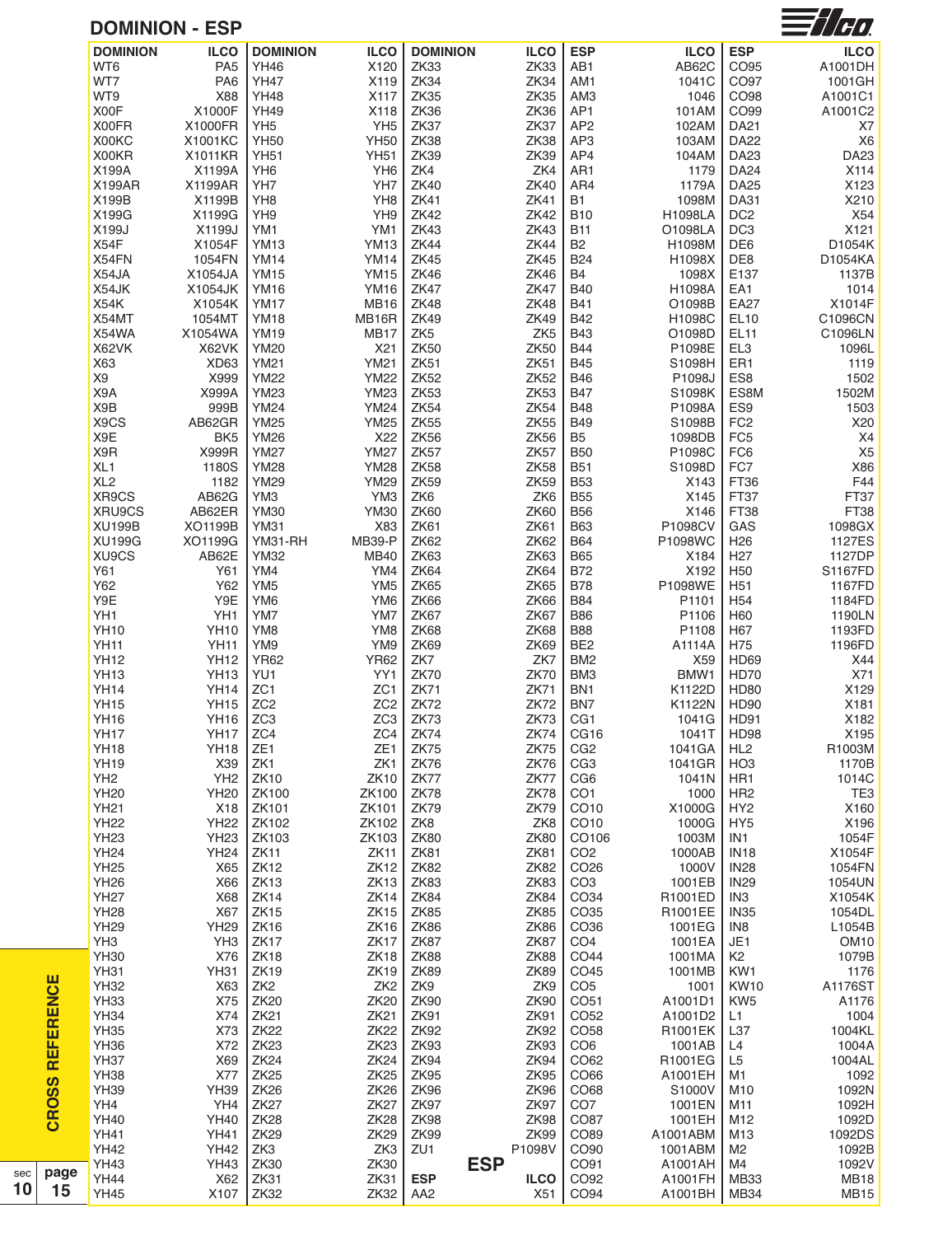## DOMINION - ESP

| DOMINION | ILCO | DOMINION | ILCO | DOMINION | ILCO | ESP | ILCO | ESP | ILCO |
|---|---|---|---|---|---|---|---|---|---|
| WT6 | PA5 | YH46 | X120 | ZK33 | ZK33 | AB1 | AB62C | CO95 | A1001DH |
| WT7 | PA6 | YH47 | X119 | ZK34 | ZK34 | AM1 | 1041C | CO97 | 1001GH |
| WT9 | X88 | YH48 | X117 | ZK35 | ZK35 | AM3 | 1046 | CO98 | A1001C1 |
| X00F | X1000F | YH49 | X118 | ZK36 | ZK36 | AP1 | 101AM | CO99 | A1001C2 |
| X00FR | X1000FR | YH5 | YH5 | ZK37 | ZK37 | AP2 | 102AM | DA21 | X7 |
| X00KC | X1001KC | YH50 | YH50 | ZK38 | ZK38 | AP3 | 103AM | DA22 | X6 |
| X00KR | X1011KR | YH51 | YH51 | ZK39 | ZK39 | AP4 | 104AM | DA23 | DA23 |
| X199A | X1199A | YH6 | YH6 | ZK4 | ZK4 | AR1 | 1179 | DA24 | X114 |
| X199AR | X1199AR | YH7 | YH7 | ZK40 | ZK40 | AR4 | 1179A | DA25 | X123 |
| X199B | X1199B | YH8 | YH8 | ZK41 | ZK41 | B1 | 1098M | DA31 | X210 |
| X199G | X1199G | YH9 | YH9 | ZK42 | ZK42 | B10 | H1098LA | DC2 | X54 |
| X199J | X1199J | YM1 | YM1 | ZK43 | ZK43 | B11 | O1098LA | DC3 | X121 |
| X54F | X1054F | YM13 | YM13 | ZK44 | ZK44 | B2 | H1098M | DE6 | D1054K |
| X54FN | 1054FN | YM14 | YM14 | ZK45 | ZK45 | B24 | H1098X | DE8 | D1054KA |
| X54JA | X1054JA | YM15 | YM15 | ZK46 | ZK46 | B4 | 1098X | E137 | 1137B |
| X54JK | X1054JK | YM16 | YM16 | ZK47 | ZK47 | B40 | H1098A | EA1 | 1014 |
| X54K | X1054K | YM17 | MB16 | ZK48 | ZK48 | B41 | O1098B | EA27 | X1014F |
| X54MT | 1054MT | YM18 | MB16R | ZK49 | ZK49 | B42 | H1098C | EL10 | C1096CN |
| X54WA | X1054WA | YM19 | MB17 | ZK5 | ZK5 | B43 | O1098D | EL11 | C1096LN |
| X62VK | X62VK | YM20 | X21 | ZK50 | ZK50 | B44 | P1098E | EL3 | 1096L |
| X63 | XD63 | YM21 | YM21 | ZK51 | ZK51 | B45 | S1098H | ER1 | 1119 |
| X9 | X999 | YM22 | YM22 | ZK52 | ZK52 | B46 | P1098J | ES8 | 1502 |
| X9A | X999A | YM23 | YM23 | ZK53 | ZK53 | B47 | S1098K | ES8M | 1502M |
| X9B | 999B | YM24 | YM24 | ZK54 | ZK54 | B48 | P1098A | ES9 | 1503 |
| X9CS | AB62GR | YM25 | YM25 | ZK55 | ZK55 | B49 | S1098B | FC2 | X20 |
| X9E | BK5 | YM26 | X22 | ZK56 | ZK56 | B5 | 1098DB | FC5 | X4 |
| X9R | X999R | YM27 | YM27 | ZK57 | ZK57 | B50 | P1098C | FC6 | X5 |
| XL1 | 1180S | YM28 | YM28 | ZK58 | ZK58 | B51 | S1098D | FC7 | X86 |
| XL2 | 1182 | YM29 | YM29 | ZK59 | ZK59 | B53 | X143 | FT36 | F44 |
| XR9CS | AB62G | YM3 | YM3 | ZK6 | ZK6 | B55 | X145 | FT37 | FT37 |
| XRU9CS | AB62ER | YM30 | YM30 | ZK60 | ZK60 | B56 | X146 | FT38 | FT38 |
| XU199B | XO1199B | YM31 | X83 | ZK61 | ZK61 | B63 | P1098CV | GAS | 1098GX |
| XU199G | XO1199G | YM31-RH | MB39-P | ZK62 | ZK62 | B64 | P1098WC | H26 | 1127ES |
| XU9CS | AB62E | YM32 | MB40 | ZK63 | ZK63 | B65 | X184 | H27 | 1127DP |
| Y61 | Y61 | YM4 | YM4 | ZK64 | ZK64 | B72 | X192 | H50 | S1167FD |
| Y62 | Y62 | YM5 | YM5 | ZK65 | ZK65 | B78 | P1098WE | H51 | 1167FD |
| Y9E | Y9E | YM6 | YM6 | ZK66 | ZK66 | B84 | P1101 | H54 | 1184FD |
| YH1 | YH1 | YM7 | YM7 | ZK67 | ZK67 | B86 | P1106 | H60 | 1190LN |
| YH10 | YH10 | YM8 | YM8 | ZK68 | ZK68 | B88 | P1108 | H67 | 1193FD |
| YH11 | YH11 | YM9 | YM9 | ZK69 | ZK69 | BE2 | A1114A | H75 | 1196FD |
| YH12 | YH12 | YR62 | YR62 | ZK7 | ZK7 | BM2 | X59 | HD69 | X44 |
| YH13 | YH13 | YU1 | YY1 | ZK70 | ZK70 | BM3 | BMW1 | HD70 | X71 |
| YH14 | YH14 | ZC1 | ZC1 | ZK71 | ZK71 | BN1 | K1122D | HD80 | X129 |
| YH15 | YH15 | ZC2 | ZC2 | ZK72 | ZK72 | BN7 | K1122N | HD90 | X181 |
| YH16 | YH16 | ZC3 | ZC3 | ZK73 | ZK73 | CG1 | 1041G | HD91 | X182 |
| YH17 | YH17 | ZC4 | ZC4 | ZK74 | ZK74 | CG16 | 1041T | HD98 | X195 |
| YH18 | YH18 | ZE1 | ZE1 | ZK75 | ZK75 | CG2 | 1041GA | HL2 | R1003M |
| YH19 | X39 | ZK1 | ZK1 | ZK76 | ZK76 | CG3 | 1041GR | HO3 | 1170B |
| YH2 | YH2 | ZK10 | ZK10 | ZK77 | ZK77 | CG6 | 1041N | HR1 | 1014C |
| YH20 | YH20 | ZK100 | ZK100 | ZK78 | ZK78 | CO1 | 1000 | HR2 | TE3 |
| YH21 | X18 | ZK101 | ZK101 | ZK79 | ZK79 | CO10 | X1000G | HY2 | X160 |
| YH22 | YH22 | ZK102 | ZK102 | ZK8 | ZK8 | CO10 | 1000G | HY5 | X196 |
| YH23 | YH23 | ZK103 | ZK103 | ZK80 | ZK80 | CO106 | 1003M | IN1 | 1054F |
| YH24 | YH24 | ZK11 | ZK11 | ZK81 | ZK81 | CO2 | 1000AB | IN18 | X1054F |
| YH25 | X65 | ZK12 | ZK12 | ZK82 | ZK82 | CO26 | 1000V | IN28 | 1054FN |
| YH26 | X66 | ZK13 | ZK13 | ZK83 | ZK83 | CO3 | 1001EB | IN29 | 1054UN |
| YH27 | X68 | ZK14 | ZK14 | ZK84 | ZK84 | CO34 | R1001ED | IN3 | X1054K |
| YH28 | X67 | ZK15 | ZK15 | ZK85 | ZK85 | CO35 | R1001EE | IN35 | 1054DL |
| YH29 | YH29 | ZK16 | ZK16 | ZK86 | ZK86 | CO36 | 1001EG | IN8 | L1054B |
| YH3 | YH3 | ZK17 | ZK17 | ZK87 | ZK87 | CO4 | 1001EA | JE1 | OM10 |
| YH30 | X76 | ZK18 | ZK18 | ZK88 | ZK88 | CO44 | 1001MA | K2 | 1079B |
| YH31 | YH31 | ZK19 | ZK19 | ZK89 | ZK89 | CO45 | 1001MB | KW1 | 1176 |
| YH32 | X63 | ZK2 | ZK2 | ZK9 | ZK9 | CO5 | 1001 | KW10 | A1176ST |
| YH33 | X75 | ZK20 | ZK20 | ZK90 | ZK90 | CO51 | A1001D1 | KW5 | A1176 |
| YH34 | X74 | ZK21 | ZK21 | ZK91 | ZK91 | CO52 | A1001D2 | L1 | 1004 |
| YH35 | X73 | ZK22 | ZK22 | ZK92 | ZK92 | CO58 | R1001EK | L37 | 1004KL |
| YH36 | X72 | ZK23 | ZK23 | ZK93 | ZK93 | CO6 | 1001AB | L4 | 1004A |
| YH37 | X69 | ZK24 | ZK24 | ZK94 | ZK94 | CO62 | R1001EG | L5 | 1004AL |
| YH38 | X77 | ZK25 | ZK25 | ZK95 | ZK95 | CO66 | A1001EH | M1 | 1092 |
| YH39 | YH39 | ZK26 | ZK26 | ZK96 | ZK96 | CO68 | S1000V | M10 | 1092N |
| YH4 | YH4 | ZK27 | ZK27 | ZK97 | ZK97 | CO7 | 1001EN | M11 | 1092H |
| YH40 | YH40 | ZK28 | ZK28 | ZK98 | ZK98 | CO87 | 1001EH | M12 | 1092D |
| YH41 | YH41 | ZK29 | ZK29 | ZK99 | ZK99 | CO89 | A1001ABM | M13 | 1092DS |
| YH42 | YH42 | ZK3 | ZK3 | ZU1 | P1098V | CO90 | 1001ABM | M2 | 1092B |
| YH43 | YH43 | ZK30 | ZK30 | **ESP** | | CO91 | A1001AH | M4 | 1092V |
| YH44 | X62 | ZK31 | ZK31 | **ESP** | **ILCO** | CO92 | A1001FH | MB33 | MB18 |
| YH45 | X107 | ZK32 | ZK32 | AA2 | X51 | CO94 | A1001BH | MB34 | MB15 |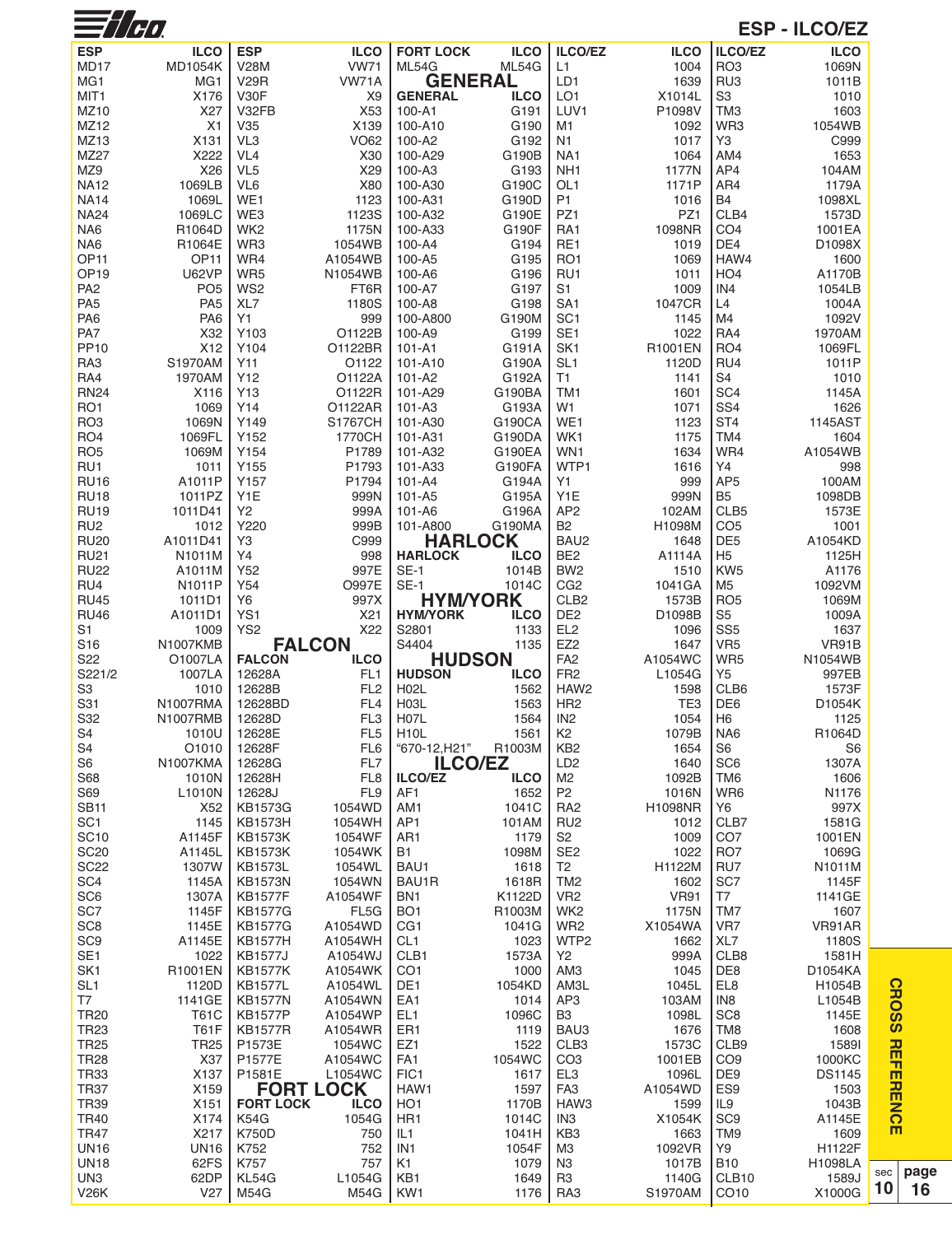# ESP - ILCO/EZ

| ESP | ILCO |
|---|---|
| MD17 | MD1054K |
| MG1 | MG1 |
| MIT1 | X176 |
| MZ10 | X27 |
| MZ12 | X1 |
| MZ13 | X131 |
| MZ27 | X222 |
| MZ9 | X26 |
| NA12 | 1069LB |
| NA14 | 1069L |
| NA24 | 1069LC |
| NA6 | R1064D |
| NA6 | R1064E |
| OP11 | OP11 |
| OP19 | U62VP |
| PA2 | PO5 |
| PA5 | PA5 |
| PA6 | PA6 |
| PA7 | X32 |
| PP10 | X12 |
| RA3 | S1970AM |
| RA4 | 1970AM |
| RN24 | X116 |
| RO1 | 1069 |
| RO3 | 1069N |
| RO4 | 1069FL |
| RO5 | 1069M |
| RU1 | 1011 |
| RU16 | A1011P |
| RU18 | 1011PZ |
| RU19 | 1011D41 |
| RU2 | 1012 |
| RU20 | A1011D41 |
| RU21 | N1011M |
| RU22 | A1011M |
| RU4 | N1011P |
| RU45 | 1011D1 |
| RU46 | A1011D1 |
| S1 | 1009 |
| S16 | N1007KMB |
| S22 | O1007LA |
| S221/2 | 1007LA |
| S3 | 1010 |
| S31 | N1007RMA |
| S32 | N1007RMB |
| S4 | 1010U |
| S4 | O1010 |
| S6 | N1007KMA |
| S68 | 1010N |
| S69 | L1010N |
| SB11 | X52 |
| SC1 | 1145 |
| SC10 | A1145F |
| SC20 | A1145L |
| SC22 | 1307W |
| SC4 | 1145A |
| SC6 | 1307A |
| SC7 | 1145F |
| SC8 | 1145E |
| SC9 | A1145E |
| SE1 | 1022 |
| SK1 | R1001EN |
| SL1 | 1120D |
| T7 | 1141GE |
| TR20 | T61C |
| TR23 | T61F |
| TR25 | TR25 |
| TR28 | X37 |
| TR33 | X137 |
| TR37 | X159 |
| TR39 | X151 |
| TR40 | X174 |
| TR47 | X217 |
| UN16 | UN16 |
| UN18 | 62FS |
| UN3 | 62DP |
| V26K | V27 |
| V28M | VW71 |
| V29R | VW71A |
| V30F | X9 |
| V32FB | X53 |
| V35 | X139 |
| VL3 | VO62 |
| VL4 | X30 |
| VL5 | X29 |
| VL6 | X80 |
| WE1 | 1123 |
| WE3 | 1123S |
| WK2 | 1175N |
| WR3 | 1054WB |
| WR4 | A1054WB |
| WR5 | N1054WB |
| WS2 | FT6R |
| XL7 | 1180S |
| Y1 | 999 |
| Y103 | O1122B |
| Y104 | O1122BR |
| Y11 | O1122 |
| Y12 | O1122A |
| Y13 | O1122R |
| Y14 | O1122AR |
| Y149 | S1767CH |
| Y152 | 1770CH |
| Y154 | P1789 |
| Y155 | P1793 |
| Y157 | P1794 |
| Y1E | 999N |
| Y2 | 999A |
| Y220 | 999B |
| Y3 | C999 |
| Y4 | 998 |
| Y52 | 997E |
| Y54 | O997E |
| Y6 | 997X |
| YS1 | X21 |
| YS2 | X22 |

## FALCON

| FALCON | ILCO |
|---|---|
| 12628A | FL1 |
| 12628B | FL2 |
| 12628BD | FL4 |
| 12628D | FL3 |
| 12628E | FL5 |
| 12628F | FL6 |
| 12628G | FL7 |
| 12628H | FL8 |
| 12628J | FL9 |
| KB1573G | 1054WD |
| KB1573H | 1054WH |
| KB1573K | 1054WF |
| KB1573K | 1054WK |
| KB1573L | 1054WL |
| KB1573N | 1054WN |
| KB1577F | A1054WF |
| KB1577G | FL5G |
| KB1577G | A1054WD |
| KB1577H | A1054WH |
| KB1577J | A1054WJ |
| KB1577K | A1054WK |
| KB1577L | A1054WL |
| KB1577N | A1054WN |
| KB1577P | A1054WP |
| KB1577R | A1054WR |
| P1573E | 1054WC |
| P1577E | A1054WC |
| P1581E | L1054WC |

## FORT LOCK

| FORT LOCK | ILCO |
|---|---|
| K54G | 1054G |
| K750D | 750 |
| K752 | 752 |
| K757 | 757 |
| KL54G | L1054G |
| M54G | M54G |
| ML54G | ML54G |

## GENERAL

| GENERAL | ILCO |
|---|---|
| 100-A1 | G191 |
| 100-A10 | G190 |
| 100-A2 | G192 |
| 100-A29 | G190B |
| 100-A3 | G193 |
| 100-A30 | G190C |
| 100-A31 | G190D |
| 100-A32 | G190E |
| 100-A33 | G190F |
| 100-A4 | G194 |
| 100-A5 | G195 |
| 100-A6 | G196 |
| 100-A7 | G197 |
| 100-A8 | G198 |
| 100-A800 | G190M |
| 100-A9 | G199 |
| 101-A1 | G191A |
| 101-A10 | G190A |
| 101-A2 | G192A |
| 101-A29 | G190BA |
| 101-A3 | G193A |
| 101-A30 | G190CA |
| 101-A31 | G190DA |
| 101-A32 | G190EA |
| 101-A33 | G190FA |
| 101-A4 | G194A |
| 101-A5 | G195A |
| 101-A6 | G196A |
| 101-A800 | G190MA |

## HARLOCK

| HARLOCK | ILCO |
|---|---|
| SE-1 | 1014B |
| SE-1 | 1014C |

## HYM/YORK

| HYM/YORK | ILCO |
|---|---|
| S2801 | 1133 |
| S4404 | 1135 |

## HUDSON

| HUDSON | ILCO |
|---|---|
| H02L | 1562 |
| H03L | 1563 |
| H07L | 1564 |
| H10L | 1561 |
| "670-12,H21" | R1003M |

## ILCO/EZ

| ILCO/EZ | ILCO |
|---|---|
| AF1 | 1652 |
| AM1 | 1041C |
| AP1 | 101AM |
| AR1 | 1179 |
| B1 | 1098M |
| BAU1 | 1618 |
| BAU1R | 1618R |
| BN1 | K1122D |
| BO1 | R1003M |
| CG1 | 1041G |
| CL1 | 1023 |
| CLB1 | 1573A |
| CO1 | 1000 |
| DE1 | 1054KD |
| EA1 | 1014 |
| EL1 | 1096C |
| ER1 | 1119 |
| EZ1 | 1522 |
| FA1 | 1054WC |
| FIC1 | 1617 |
| HAW1 | 1597 |
| HO1 | 1170B |
| HR1 | 1014C |
| IL1 | 1041H |
| IN1 | 1054F |
| K1 | 1079 |
| KB1 | 1649 |
| KW1 | 1176 |
| L1 | 1004 |
| LD1 | 1639 |
| LO1 | X1014L |
| LUV1 | P1098V |
| M1 | 1092 |
| N1 | 1017 |
| NA1 | 1064 |
| NH1 | 1177N |
| OL1 | 1171P |
| P1 | 1016 |
| PZ1 | PZ1 |
| RA1 | 1098NR |
| RE1 | 1019 |
| RO1 | 1069 |
| RU1 | 1011 |
| S1 | 1009 |
| SA1 | 1047CR |
| SC1 | 1145 |
| SE1 | 1022 |
| SK1 | R1001EN |
| SL1 | 1120D |
| T1 | 1141 |
| TM1 | 1601 |
| W1 | 1071 |
| WE1 | 1123 |
| WK1 | 1175 |
| WN1 | 1634 |
| WTP1 | 1616 |
| Y1 | 999 |
| Y1E | 999N |
| AP2 | 102AM |
| B2 | H1098M |
| BAU2 | 1648 |
| BE2 | A1114A |
| BW2 | 1510 |
| CG2 | 1041GA |
| CLB2 | 1573B |
| DE2 | D1098B |
| EL2 | 1096 |
| EZ2 | 1647 |
| FA2 | A1054WC |
| FR2 | L1054G |
| HAW2 | 1598 |
| HR2 | TE3 |
| IN2 | 1054 |
| K2 | 1079B |
| KB2 | 1654 |
| LD2 | 1640 |
| M2 | 1092B |
| P2 | 1016N |
| RA2 | H1098NR |
| RU2 | 1012 |
| S2 | 1009 |
| SE2 | 1022 |
| T2 | H1122M |
| TM2 | 1602 |
| VR2 | VR91 |
| WK2 | 1175N |
| WR2 | X1054WA |
| WTP2 | 1662 |
| Y2 | 999A |
| AM3 | 1045 |
| AM3L | 1045L |
| AP3 | 103AM |
| B3 | 1098L |
| BAU3 | 1676 |
| CLB3 | 1573C |
| CO3 | 1001EB |
| EL3 | 1096L |
| FA3 | A1054WD |
| HAW3 | 1599 |
| IN3 | X1054K |
| KB3 | 1663 |
| M3 | 1092VR |
| N3 | 1017B |
| R3 | 1140G |
| RA3 | S1970AM |
| RO3 | 1069N |
| RU3 | 1011B |
| S3 | 1010 |
| TM3 | 1603 |
| WR3 | 1054WB |
| Y3 | C999 |
| AM4 | 1653 |
| AP4 | 104AM |
| AR4 | 1179A |
| B4 | 1098XL |
| CLB4 | 1573D |
| CO4 | 1001EA |
| DE4 | D1098X |
| HAW4 | 1600 |
| HO4 | A1170B |
| IN4 | 1054LB |
| L4 | 1004A |
| M4 | 1092V |
| RA4 | 1970AM |
| RO4 | 1069FL |
| RU4 | 1011P |
| S4 | 1010 |
| SC4 | 1145A |
| SS4 | 1626 |
| ST4 | 1145AST |
| TM4 | 1604 |
| WR4 | A1054WB |
| Y4 | 998 |
| AP5 | 100AM |
| B5 | 1098DB |
| CLB5 | 1573E |
| CO5 | 1001 |
| DE5 | A1054KD |
| H5 | 1125H |
| KW5 | A1176 |
| M5 | 1092VM |
| RO5 | 1069M |
| S5 | 1009A |
| SS5 | 1637 |
| VR5 | VR91B |
| WR5 | N1054WB |
| Y5 | 997EB |
| CLB6 | 1573F |
| DE6 | D1054K |
| H6 | 1125 |
| NA6 | R1064D |
| S6 | S6 |
| SC6 | 1307A |
| TM6 | 1606 |
| WR6 | N1176 |
| Y6 | 997X |
| CLB7 | 1581G |
| CO7 | 1001EN |
| RO7 | 1069G |
| RU7 | N1011M |
| SC7 | 1145F |
| T7 | 1141GE |
| TM7 | 1607 |
| VR7 | VR91AR |
| XL7 | 1180S |
| CLB8 | 1581H |
| DE8 | D1054KA |
| EL8 | H1054B |
| IN8 | L1054B |
| SC8 | 1145E |
| TM8 | 1608 |
| CLB9 | 1589I |
| CO9 | 1000KC |
| DE9 | DS1145 |
| ES9 | 1503 |
| IL9 | 1043B |
| SC9 | A1145E |
| TM9 | 1609 |
| Y9 | H1122F |
| B10 | H1098LA |
| CLB10 | 1589J |
| CO10 | X1000G |

CROSS REFERENCE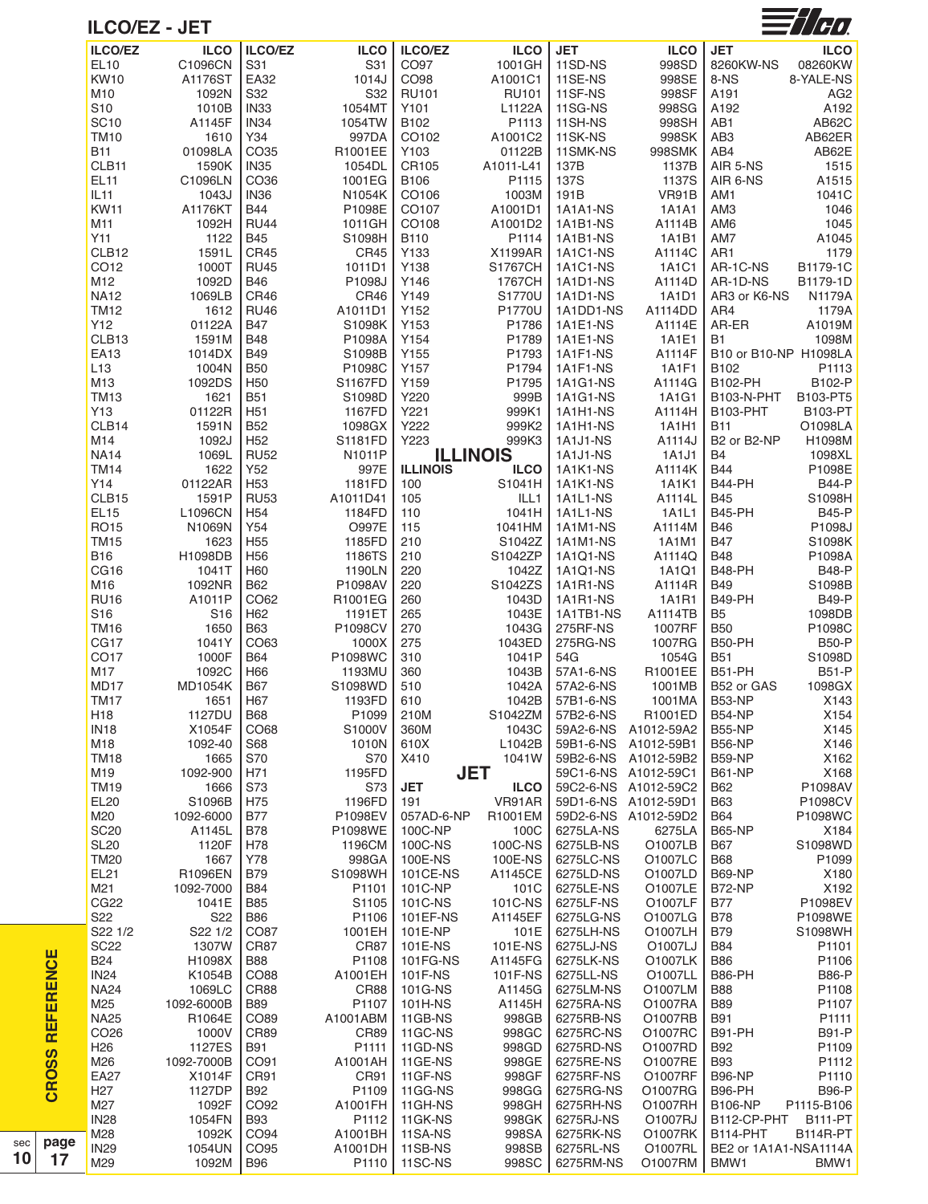# ILCO/EZ - JET

| ILCO/EZ | ILCO |
|---|---|
| EL10 | C1096CN |
| KW10 | A1176ST |
| M10 | 1092N |
| S10 | 1010B |
| SC10 | A1145F |
| TM10 | 1610 |
| B11 | 01098LA |
| CLB11 | 1590K |
| EL11 | C1096LN |
| IL11 | 1043J |
| KW11 | A1176KT |
| M11 | 1092H |
| Y11 | 1122 |
| CLB12 | 1591L |
| CO12 | 1000T |
| M12 | 1092D |
| NA12 | 1069LB |
| TM12 | 1612 |
| Y12 | 01122A |
| CLB13 | 1591M |
| EA13 | 1014DX |
| L13 | 1004N |
| M13 | 1092DS |
| TM13 | 1621 |
| Y13 | 01122R |
| CLB14 | 1591N |
| M14 | 1092J |
| NA14 | 1069L |
| TM14 | 1622 |
| Y14 | 01122AR |
| CLB15 | 1591P |
| EL15 | L1096CN |
| RO15 | N1069N |
| TM15 | 1623 |
| B16 | H1098DB |
| CG16 | 1041T |
| M16 | 1092NR |
| RU16 | A1011P |
| S16 | S16 |
| TM16 | 1650 |
| CG17 | 1041Y |
| CO17 | 1000F |
| M17 | 1092C |
| MD17 | MD1054K |
| TM17 | 1651 |
| H18 | 1127DU |
| IN18 | X1054F |
| M18 | 1092-40 |
| TM18 | 1665 |
| M19 | 1092-900 |
| TM19 | 1666 |
| EL20 | S1096B |
| M20 | 1092-6000 |
| SC20 | A1145L |
| SL20 | 1120F |
| TM20 | 1667 |
| EL21 | R1096EN |
| M21 | 1092-7000 |
| CG22 | 1041E |
| S22 | S22 |
| S22 1/2 | S22 1/2 |
| SC22 | 1307W |
| B24 | H1098X |
| IN24 | K1054B |
| NA24 | 1069LC |
| M25 | 1092-6000B |
| NA25 | R1064E |
| CO26 | 1000V |
| H26 | 1127ES |
| M26 | 1092-7000B |
| EA27 | X1014F |
| H27 | 1127DP |
| M27 | 1092F |
| IN28 | 1054FN |
| M28 | 1092K |
| IN29 | 1054UN |
| M29 | 1092M |

| ILCO/EZ | ILCO |
|---|---|
| S31 | S31 |
| EA32 | 1014J |
| S32 | S32 |
| IN33 | 1054MT |
| IN34 | 1054TW |
| Y34 | 997DA |
| CO35 | R1001EE |
| IN35 | 1054DL |
| CO36 | 1001EG |
| IN36 | N1054K |
| B44 | P1098E |
| RU44 | 1011GH |
| B45 | S1098H |
| CR45 | CR45 |
| RU45 | 1011D1 |
| B46 | P1098J |
| CR46 | CR46 |
| RU46 | A1011D1 |
| B47 | S1098K |
| B48 | P1098A |
| B49 | S1098B |
| B50 | P1098C |
| H50 | S1167FD |
| B51 | S1098D |
| H51 | 1167FD |
| B52 | 1098GX |
| H52 | S1181FD |
| RU52 | N1011P |
| Y52 | 997E |
| H53 | 1181FD |
| RU53 | A1011D41 |
| H54 | 1184FD |
| Y54 | O997E |
| H55 | 1185FD |
| H56 | 1186TS |
| H60 | 1190LN |
| B62 | P1098AV |
| CO62 | R1001EG |
| H62 | 1191ET |
| B63 | P1098CV |
| CO63 | 1000X |
| B64 | P1098WC |
| H66 | 1193MU |
| B67 | S1098WD |
| H67 | 1193FD |
| B68 | P1099 |
| CO68 | S1000V |
| S68 | 1010N |
| S70 | S70 |
| H71 | 1195FD |
| S73 | S73 |
| H75 | 1196FD |
| B77 | P1098EV |
| B78 | P1098WE |
| H78 | 1196CM |
| Y78 | 998GA |
| B79 | S1098WH |
| B84 | P1101 |
| B85 | S1105 |
| B86 | P1106 |
| CO87 | 1001EH |
| CR87 | CR87 |
| B88 | P1108 |
| CO88 | A1001EH |
| CR88 | CR88 |
| B89 | P1107 |
| CO89 | A1001ABM |
| CR89 | CR89 |
| B91 | P1111 |
| CO91 | A1001AH |
| CR91 | CR91 |
| B92 | P1109 |
| CO92 | A1001FH |
| B93 | P1112 |
| CO94 | A1001BH |
| CO95 | A1001DH |
| B96 | P1110 |

| ILCO/EZ | ILCO |
|---|---|
| CO97 | 1001GH |
| CO98 | A1001C1 |
| RU101 | RU101 |
| Y101 | L1122A |
| B102 | P1113 |
| CO102 | A1001C2 |
| Y103 | 01122B |
| CR105 | A1011-L41 |
| B106 | P1115 |
| CO106 | 1003M |
| CO107 | A1001D1 |
| CO108 | A1001D2 |
| B110 | P1114 |
| Y133 | X1199AR |
| Y138 | S1767CH |
| Y146 | 1767CH |
| Y149 | S1770U |
| Y152 | P1770U |
| Y153 | P1786 |
| Y154 | P1789 |
| Y155 | P1793 |
| Y157 | P1794 |
| Y159 | P1795 |
| Y220 | 999B |
| Y221 | 999K1 |
| Y222 | 999K2 |
| Y223 | 999K3 |

## ILLINOIS

| ILLINOIS | ILCO |
|---|---|
| 100 | S1041H |
| 105 | ILL1 |
| 110 | 1041H |
| 115 | 1041HM |
| 210 | S1042Z |
| 210 | S1042ZP |
| 220 | 1042Z |
| 220 | S1042ZS |
| 260 | 1043D |
| 265 | 1043E |
| 270 | 1043G |
| 275 | 1043ED |
| 310 | 1041P |
| 360 | 1043B |
| 510 | 1042A |
| 610 | 1042B |
| 210M | S1042ZM |
| 360M | 1043C |
| 610X | L1042B |
| X410 | 1041W |

## JET

| JET | ILCO |
|---|---|
| 191 | VR91AR |
| 057AD-6-NP | R1001EM |
| 100C-NP | 100C |
| 100C-NS | 100C-NS |
| 100E-NS | 100E-NS |
| 101CE-NS | A1145CE |
| 101C-NP | 101C |
| 101C-NS | 101C-NS |
| 101EF-NS | A1145EF |
| 101E-NP | 101E |
| 101E-NS | 101E-NS |
| 101FG-NS | A1145FG |
| 101F-NS | 101F-NS |
| 101G-NS | A1145G |
| 101H-NS | A1145H |
| 11GB-NS | 998GB |
| 11GC-NS | 998GC |
| 11GD-NS | 998GD |
| 11GE-NS | 998GE |
| 11GF-NS | 998GF |
| 11GG-NS | 998GG |
| 11GH-NS | 998GH |
| 11GK-NS | 998GK |
| 11SA-NS | 998SA |
| 11SB-NS | 998SB |
| 11SC-NS | 998SC |

| JET | ILCO |
|---|---|
| 11SD-NS | 998SD |
| 11SE-NS | 998SE |
| 11SF-NS | 998SF |
| 11SG-NS | 998SG |
| 11SH-NS | 998SH |
| 11SK-NS | 998SK |
| 11SMK-NS | 998SMK |
| 137B | 1137B |
| 137S | 1137S |
| 191B | VR91B |
| 1A1A1-NS | 1A1A1 |
| 1A1B1-NS | A1114B |
| 1A1B1-NS | 1A1B1 |
| 1A1C1-NS | A1114C |
| 1A1C1-NS | 1A1C1 |
| 1A1D1-NS | A1114D |
| 1A1D1-NS | 1A1D1 |
| 1A1DD1-NS | A1114DD |
| 1A1E1-NS | A1114E |
| 1A1E1-NS | 1A1E1 |
| 1A1F1-NS | A1114F |
| 1A1F1-NS | 1A1F1 |
| 1A1G1-NS | A1114G |
| 1A1G1-NS | 1A1G1 |
| 1A1H1-NS | A1114H |
| 1A1H1-NS | 1A1H1 |
| 1A1J1-NS | A1114J |
| 1A1J1-NS | 1A1J1 |
| 1A1K1-NS | A1114K |
| 1A1K1-NS | 1A1K1 |
| 1A1L1-NS | A1114L |
| 1A1L1-NS | 1A1L1 |
| 1A1M1-NS | A1114M |
| 1A1M1-NS | 1A1M1 |
| 1A1Q1-NS | A1114Q |
| 1A1Q1-NS | 1A1Q1 |
| 1A1R1-NS | A1114R |
| 1A1R1-NS | 1A1R1 |
| 1A1TB1-NS | A1114TB |
| 275RF-NS | 1007RF |
| 275RG-NS | 1007RG |
| 54G | 1054G |
| 57A1-6-NS | R1001EE |
| 57A2-6-NS | 1001MB |
| 57B1-6-NS | 1001MA |
| 57B2-6-NS | R1001ED |
| 59A2-6-NS | A1012-59A2 |
| 59B1-6-NS | A1012-59B1 |
| 59B2-6-NS | A1012-59B2 |
| 59C1-6-NS | A1012-59C1 |
| 59C2-6-NS | A1012-59C2 |
| 59D1-6-NS | A1012-59D1 |
| 59D2-6-NS | A1012-59D2 |
| 6275LA-NS | 6275LA |
| 6275LB-NS | O1007LB |
| 6275LC-NS | O1007LC |
| 6275LD-NS | O1007LD |
| 6275LE-NS | O1007LE |
| 6275LF-NS | O1007LF |
| 6275LG-NS | O1007LG |
| 6275LH-NS | O1007LH |
| 6275LJ-NS | O1007LJ |
| 6275LK-NS | O1007LK |
| 6275LL-NS | O1007LL |
| 6275LM-NS | O1007LM |
| 6275RA-NS | O1007RA |
| 6275RB-NS | O1007RB |
| 6275RC-NS | O1007RC |
| 6275RD-NS | O1007RD |
| 6275RE-NS | O1007RE |
| 6275RF-NS | O1007RF |
| 6275RG-NS | O1007RG |
| 6275RH-NS | O1007RH |
| 6275RJ-NS | O1007RJ |
| 6275RK-NS | O1007RK |
| 6275RL-NS | O1007RL |
| 6275RM-NS | O1007RM |

| JET | ILCO |
|---|---|
| 8260KW-NS | 08260KW |
| 8-NS | 8-YALE-NS |
| A191 | AG2 |
| A192 | A192 |
| AB1 | AB62C |
| AB3 | AB62ER |
| AB4 | AB62E |
| AIR 5-NS | 1515 |
| AIR 6-NS | A1515 |
| AM1 | 1041C |
| AM3 | 1046 |
| AM6 | 1045 |
| AM7 | A1045 |
| AR1 | 1179 |
| AR-1C-NS | B1179-1C |
| AR-1D-NS | B1179-1D |
| AR3 or K6-NS | N1179A |
| AR4 | 1179A |
| AR-ER | A1019M |
| B1 | 1098M |
| B10 or B10-NP | H1098LA |
| B102 | P1113 |
| B102-PH | B102-P |
| B103-N-PHT | B103-PT5 |
| B103-PHT | B103-PT |
| B11 | O1098LA |
| B2 or B2-NP | H1098M |
| B4 | 1098XL |
| B44 | P1098E |
| B44-PH | B44-P |
| B45 | S1098H |
| B45-PH | B45-P |
| B46 | P1098J |
| B47 | S1098K |
| B48 | P1098A |
| B48-PH | B48-P |
| B49 | S1098B |
| B49-PH | B49-P |
| B5 | 1098DB |
| B50 | P1098C |
| B50-PH | B50-P |
| B51 | S1098D |
| B51-PH | B51-P |
| B52 or GAS | 1098GX |
| B53-NP | X143 |
| B54-NP | X154 |
| B55-NP | X145 |
| B56-NP | X146 |
| B59-NP | X162 |
| B61-NP | X168 |
| B62 | P1098AV |
| B63 | P1098CV |
| B64 | P1098WC |
| B65-NP | X184 |
| B67 | S1098WD |
| B68 | P1099 |
| B69-NP | X180 |
| B72-NP | X192 |
| B77 | P1098EV |
| B78 | P1098WE |
| B79 | S1098WH |
| B84 | P1101 |
| B86 | P1106 |
| B86-PH | B86-P |
| B88 | P1108 |
| B89 | P1107 |
| B91 | P1111 |
| B91-PH | B91-P |
| B92 | P1109 |
| B93 | P1112 |
| B96-NP | P1110 |
| B96-PH | B96-P |
| B106-NP | P1115-B106 |
| B112-CP-PHT | B111-PT |
| B114-PHT | B114R-PT |
| BE2 or 1A1A1-NS | A1114A |
| BMW1 | BMW1 |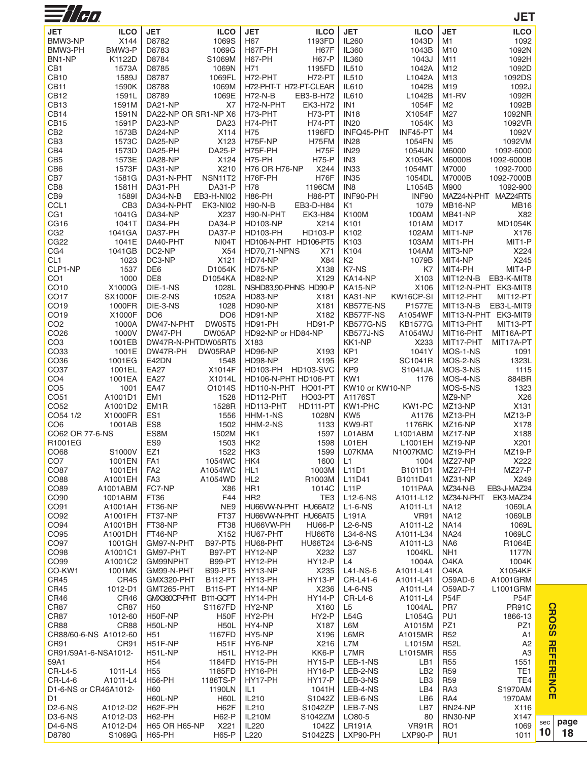# JET

| JET | ILCO |
|---|---|
| BMW3-NP | X144 |
| BMW3-PH | BMW3-P |
| BN1-NP | K1122D |
| CB1 | 1573A |
| CB10 | 1589J |
| CB11 | 1590K |
| CB12 | 1591L |
| CB13 | 1591M |
| CB14 | 1591N |
| CB15 | 1591P |
| CB2 | 1573B |
| CB3 | 1573C |
| CB4 | 1573D |
| CB5 | 1573E |
| CB6 | 1573F |
| CB7 | 1581G |
| CB8 | 1581H |
| CB9 | 1589I |
| CCL1 | CB3 |
| CG1 | 1041G |
| CG16 | 1041T |
| CG2 | 1041GA |
| CG22 | 1041E |
| CG4 | 1041GB |
| CL1 | 1023 |
| CLP1-NP | 1537 |
| CO1 | 1000 |
| CO10 | X1000G |
| CO17 | SX1000F |
| CO19 | 1000FR |
| CO19 | X1000F |
| CO2 | 1000A |
| CO26 | 1000V |
| CO3 | 1001EB |
| CO33 | 1001E |
| CO36 | 1001EG |
| CO37 | 1001EL |
| CO4 | 1001EA |
| CO5 | 1001 |
| CO51 | A1001D1 |
| CO52 | A1001D2 |
| CO54 1/2 | X1000FR |
| CO6 | 1001AB |
| CO62 OR 77-6-NS | R1001EG |
| CO68 | S1000V |
| CO7 | 1001EN |
| CO87 | 1001EH |
| CO88 | A1001EH |
| CO89 | A1001ABM |
| CO90 | 1001ABM |
| CO91 | A1001AH |
| CO92 | A1001FH |
| CO94 | A1001BH |
| CO95 | A1001DH |
| CO97 | 1001GH |
| CO98 | A1001C1 |
| CO99 | A1001C2 |
| CO-KW1 | 1001MK |
| CR45 | CR45 |
| CR45 | 1012-D1 |
| CR46 | CR46 |
| CR87 | CR87 |
| CR87 | 1012-60 |
| CR88 | CR88 |
| CR88/60-6-NS | A1012-60 |
| CR91 | CR91 |
| CR91/59A1-6-NS | A1012-59A1 |
| CR-L4-5 | 1011-L4 |
| CR-L4-6 | A1011-L4 |
| D1-6-NS or CR46A | 1012-D1 |
| D2-6-NS | A1012-D2 |
| D3-6-NS | A1012-D3 |
| D4-6-NS | A1012-D4 |
| D8780 | S1069G |
| D8782 | 1069S |
| D8783 | 1069G |
| D8784 | S1069M |
| D8785 | 1069N |
| D8787 | 1069FL |
| D8788 | 1069M |
| D8789 | 1069E |
| DA21-NP | X7 |
| DA22-NP OR SR1-NP | X6 |
| DA23-NP | DA23 |
| DA24-NP | X114 |
| DA25-NP | X123 |
| DA25-PH | DA25-P |
| DA28-NP | X124 |
| DA31-NP | X210 |
| DA31-N-PHT | NSN11T2 |
| DA31-PH | DA31-P |
| DA34-N-B | EB3-H-NI02 |
| DA34-N-PHT | EK3-NI02 |
| DA34-NP | X237 |
| DA34-PH | DA34-P |
| DA37-PH | DA37-P |
| DA40-PHT | NI04T |
| DC2-NP | X54 |
| DC3-NP | X121 |
| DE6 | D1054K |
| DE8 | D1054KA |
| DIE-1-NS | 1028L |
| DIE-2-NS | 1052A |
| DIE-3-NS | 1028 |
| DO6 | DO6 |
| DW47-N-PHT | DW05T5 |
| DW47-PH | DW05AP |
| DW47R-N-PHT | DW05RT5 |
| DW47R-PH | DW05RAP |
| E42DN | 1548 |
| EA27 | X1014F |
| EA27 | X1014L |
| EA47 | O1014S |
| EM1 | 1528 |
| EM1R | 1528R |
| ES1 | 1556 |
| ES8 | 1502 |
| ES8M | 1502M |
| ES9 | 1503 |
| EZ1 | 1522 |
| FA1 | 1054WC |
| FA2 | A1054WC |
| FA3 | A1054WD |
| FC7-NP | X86 |
| FT36 | F44 |
| FT36-NP | NE9 |
| FT37-NP | FT37 |
| FT38-NP | FT38 |
| FT46-NP | X152 |
| GM97-N-PHT | B97-PT5 |
| GM97-PHT | B97-PT |
| GM99NPHT | B99-PT |
| GM99-N-PHT | B99-PT5 |
| GMX320-PHT | B112-PT |
| GMT265-PHT | B115-PT |
| GMX380CP-PHT | B111-GCPT |
| H50 | S1167FD |
| H50F-NP | H50F |
| H50L-NP | H50L |
| H51 | 1167FD |
| H51F-NP | H51F |
| H51L-NP | H51L |
| H54 | 1184FD |
| H55 | 1185FD |
| H56-PH | 1186TS-P |
| H60 | 1190LN |
| H60L-NP | H60L |
| H62F-PH | H62F |
| H62-PH | H62-P |
| H65 OR H65-NP | X221 |
| H65-PH | H65-P |
| H67 | 1193FD |
| H67F-PH | H67F |
| H67-PH | H67-P |
| H71 | 1195FD |
| H72-PHT | H72-PT |
| H72-PHT | H72-PT-CLEAR |
| H72-N-B | EB3-B-H72 |
| H72-N-PHT | EK3-H72 |
| H73-PHT | H73-PT |
| H74-PHT | H74-PT |
| H75 | 1196FD |
| H75F-NP | H75FM |
| H75F-PH | H75F |
| H75-PH | H75-P |
| H76 OR H76-NP | X244 |
| H76F-PH | H76F |
| H78 | 1196CM |
| H86-PH | H86-PT |
| H90-N-B | EB3-D-H84 |
| H90-N-PHT | EK3-H84 |
| HD103-NP | X214 |
| HD103-PH | HD103-P |
| HD106-N-PHT | HD106-PT5 |
| HD70,71-NPNS | X71 |
| HD74-NP | X84 |
| HD75-NP | X138 |
| HD82-NP | X129 |
| NSHD83,90-PHNS | HD90-P |
| HD83-NP | X181 |
| HD90-NP | X181 |
| HD91-NP | X182 |
| HD91-PH | HD91-P |
| HD92-NP or HD84-NP | X183 |
| HD96-NP | X193 |
| HD98-NP | X195 |
| HD103-PH | HD103-SVC |
| HD106-N-PHT | HD106-PT |
| HD110-N-PHT | HO01-PT |
| HD112-PHT | HO03-PT |
| HD113-PHT | HD111-PT |
| HHM-1-NS | 1028N |
| HHM-2-NS | 1133 |
| HK1 | 1597 |
| HK2 | 1598 |
| HK3 | 1599 |
| HK4 | 1600 |
| HL1 | 1003M |
| HL2 | R1003M |
| HR1 | 1014C |
| HR2 | TE3 |
| HU66VW-N-PHT | HU66AT2 |
| HU66VW-N-PHT | HU66AT5 |
| HU66VW-PHT | HU66-P |
| HU67-PHT | HU66T6 |
| HU68-PHT | HU66T24 |
| HY12-NP | X232 |
| HY12-PH | HY12-P |
| HY13-NP | X235 |
| HY13-PH | HY13-P |
| HY14-NP | X236 |
| HY14-PH | HY14-P |
| HY2-NP | X160 |
| HY2-PH | HY2-P |
| HY4-NP | X187 |
| HY5-NP | X196 |
| HY6-NP | X216 |
| HY12-PH | KK6-P |
| HY15-PH | HY15-P |
| HY16-PH | HY16-P |
| HY17-PH | HY17-P |
| IL1 | 1041H |
| IL210 | S1042Z |
| IL210 | S1042ZP |
| IL210M | S1042ZM |
| IL220 | 1042Z |
| L220 | S1042ZS |
| IL260 | 1043D |
| IL360 | 1043B |
| IL360 | 1043J |
| IL510 | 1042A |
| IL510 | L1042A |
| IL610 | 1042B |
| IL610 | L1042B |
| IN1 | 1054F |
| IN18 | X1054F |
| IN20 | 1054K |
| INFQ45-PHT | INF45-PT |
| IN28 | 1054FN |
| IN29 | 1054UN |
| IN3 | X1054K |
| IN33 | 1054MT |
| IN35 | 1054DL |
| IN8 | L1054B |
| INF90-PH | INF90 |
| K1 | 1079 |
| K100M | 100AM |
| K101 | 101AM |
| K102 | 102AM |
| K103 | 103AM |
| K104 | 104AM |
| K2 | 1079B |
| K7-NS | K7 |
| KA14-NP | X103 |
| KA15-NP | X106 |
| KA31-NP | KW16CP-SI |
| KB577E-NS | P1577E |
| KB577F-NS | A1054WF |
| KB577G-NS | KB1577G |
| KB577J-NS | A1054WJ |
| KK1-NP | X233 |
| KP1 | 1041Y |
| KP2 | SC1041R |
| KP9 | S1041JA |
| KW1 | 1176 |
| KW10 or KW10-NP | A1176ST |
| KW1-PHC | KW1-PC |
| KW5 | A1176 |
| KW9-RT | 1176RK |
| L01ABM | L1001ABM |
| L01EH | L1001EH |
| L07KMA | N1007KMC |
| L1 | 1004 |
| L11D1 | B1011D1 |
| L11D41 | B1011D41 |
| L11P | 1011PAA |
| L12-6-NS | A1011-L12 |
| L1-6-NS | A1011-L1 |
| L191A | VR91 |
| L2-6-NS | A1011-L2 |
| L34-6-NS | A1011-L34 |
| L3-6-NS | A1011-L3 |
| L37 | 1004KL |
| L4 | 1004A |
| L41-NS-6 | A1011-L41 |
| CR-L41-6 | A1011-L41 |
| L4-6-NS | A1011-L4 |
| CR-L4-6 | A1011-L4 |
| L5 | 1004AL |
| L54G | L1054G |
| L6M | A1015M |
| L6MR | A1015MR |
| L7M | L1015M |
| L7MR | L1015MR |
| LEB-1-NS | LB1 |
| LEB-2-NS | LB2 |
| LEB-3-NS | LB3 |
| LEB-4-NS | LB4 |
| LEB-6-NS | LB6 |
| LEB-7-NS | LB7 |
| LO80-5 | 80 |
| LR191A | VR91R |
| LXP90-PH | LXP90-P |
| M1 | 1092 |
| M10 | 1092N |
| M11 | 1092H |
| M12 | 1092D |
| M13 | 1092DS |
| M19 | 1092J |
| M1-RV | 1092R |
| M2 | 1092B |
| M27 | 1092NR |
| M3 | 1092VR |
| M4 | 1092V |
| M5 | 1092VM |
| M6000 | 1092-6000 |
| M6000B | 1092-6000B |
| M7000 | 1092-7000 |
| M7000B | 1092-7000B |
| M900 | 1092-900 |
| MAZ24-N-PHT | MAZ24RT5 |
| MB16-NP | MB16 |
| MB41-NP | X82 |
| MD17 | MD1054K |
| MIT1-NP | X176 |
| MIT1-PH | MIT1-P |
| MIT3-NP | X224 |
| MIT4-NP | X245 |
| MIT4-PH | MIT4-P |
| MIT12-N-B | EB3-K-MIT8 |
| MIT12-N-PHT | EK3-MIT8 |
| MIT12-PHT | MIT12-PT |
| MIT13-N-B | EB3-L-MIT9 |
| MIT13-N-PHT | EK3-MIT9 |
| MIT13-PHT | MIT13-PT |
| MIT16-PHT | MIT16A-PT |
| MIT17-PHT | MIT17A-PT |
| MOS-1-NS | 1091 |
| MOS-2-NS | 1323L |
| MOS-3-NS | 1115 |
| MOS-4-NS | 884BR |
| MOS-5-NS | 1323 |
| MZ9-NP | X26 |
| MZ13-NP | X131 |
| MZ13-PH | MZ13-P |
| MZ16-NP | X178 |
| MZ17-NP | X188 |
| MZ19-NP | X201 |
| MZ19-PH | MZ19-P |
| MZ27-NP | X222 |
| MZ27-PH | MZ27-P |
| MZ31-NP | X249 |
| MZ34-N-B | EB3-J-MAZ24 |
| MZ34-N-PHT | EK3-MAZ24 |
| NA12 | 1069LA |
| NA12 | 1069LB |
| NA14 | 1069L |
| NA24 | 1069LC |
| NA6 | R1064E |
| NH1 | 1177N |
| O4KA | 1004K |
| O4KA | X1054KF |
| O59AD-6 | A1001GRM |
| O59AD-7 | L1001GRM |
| P54F | P54F |
| PR7 | PR91C |
| PU1 | 1866-13 |
| PZ1 | PZ1 |
| R52 | A1 |
| R52L | A2 |
| R55 | A3 |
| R55 | 1551 |
| R59 | TE1 |
| R59 | TE4 |
| RA3 | S1970AM |
| RA4 | 1970AM |
| RN24-NP | X116 |
| RN30-NP | X147 |
| RO1 | 1069 |
| RU1 | 1011 |

CROSS REFERENCE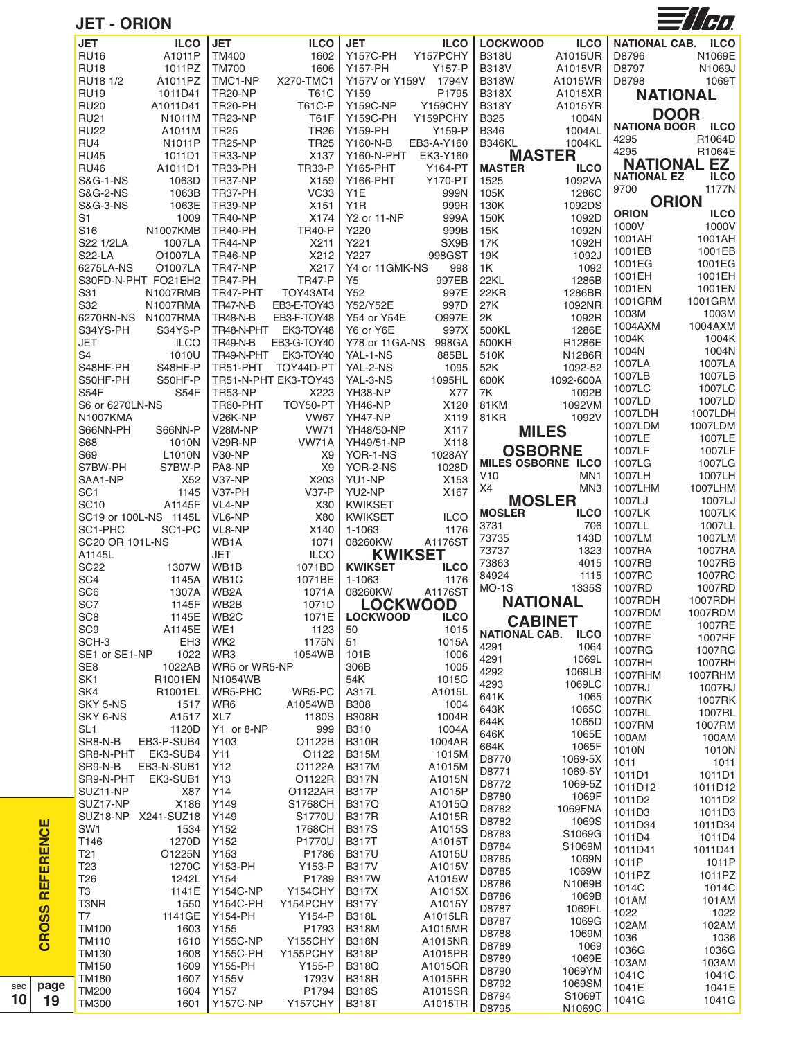# JET - ORION

| JET | ILCO |
|---|---|
| RU16 | A1011P |
| RU18 | 1011PZ |
| RU18 1/2 | A1011PZ |
| RU19 | 1011D41 |
| RU20 | A1011D41 |
| RU21 | N1011M |
| RU22 | A1011M |
| RU4 | N1011P |
| RU45 | 1011D1 |
| RU46 | A1011D1 |
| S&G-1-NS | 1063D |
| S&G-2-NS | 1063B |
| S&G-3-NS | 1063E |
| S1 | 1009 |
| S16 | N1007KMB |
| S22 1/2LA | 1007LA |
| S22-LA | O1007LA |
| 6275LA-NS | O1007LA |
| S30FD-N-PHT | FO21EH2 |
| S31 | N1007RMB |
| S32 | N1007RMA |
| 6270RN-NS | N1007RMA |
| S34YS-PH | S34YS-P |

| JET | ILCO |
|---|---|
| S4 | 1010U |
| S48HF-PH | S48HF-P |
| S50HF-PH | S50HF-P |
| S54F | S54F |
| S6 or 6270LN-NS N1007KMA | |
| S66NN-PH | S66NN-P |
| S68 | 1010N |
| S69 | L1010N |
| S7BW-PH | S7BW-P |
| SAA1-NP | X52 |
| SC1 | 1145 |
| SC10 | A1145F |
| SC19 or 100L-NS | 1145L |
| SC1-PHC | SC1-PC |
| SC20 OR 101L-NS A1145L | |
| SC22 | 1307W |
| SC4 | 1145A |
| SC6 | 1307A |
| SC7 | 1145F |
| SC8 | 1145E |
| SC9 | A1145E |
| SCH-3 | EH3 |
| SE1 or SE1-NP | 1022 |
| SE8 | 1022AB |
| SK1 | R1001EN |
| SK4 | R1001EL |
| SKY 5-NS | 1517 |
| SKY 6-NS | A1517 |
| SL1 | 1120D |
| SR8-N-B | EB3-P-SUB4 |
| SR8-N-PHT | EK3-SUB4 |
| SR9-N-B | EB3-N-SUB1 |
| SR9-N-PHT | EK3-SUB1 |
| SUZ11-NP | X87 |
| SUZ17-NP | X186 |
| SUZ18-NP | X241-SUZ18 |
| SW1 | 1534 |
| T146 | 1270D |
| T21 | O1225N |
| T23 | 1270C |
| T26 | 1242L |
| T3 | 1141E |
| T3NR | 1550 |
| T7 | 1141GE |
| TM100 | 1603 |
| TM110 | 1610 |
| TM130 | 1608 |
| TM150 | 1609 |
| TM180 | 1607 |
| TM200 | 1604 |
| TM300 | 1601 |
| TM400 | 1602 |
| TM700 | 1606 |
| TMC1-NP | X270-TMC1 |
| TR20-NP | T61C |
| TR20-PH | T61C-P |
| TR23-NP | T61F |
| TR25 | TR26 |
| TR25-NP | TR25 |
| TR33-NP | X137 |
| TR33-PH | TR33-P |
| TR37-NP | X159 |
| TR37-PH | VC33 |
| TR39-NP | X151 |
| TR40-NP | X174 |
| TR40-PH | TR40-P |
| TR44-NP | X211 |
| TR46-NP | X212 |
| TR47-NP | X217 |
| TR47-PH | TR47-P |
| TR47-PHT | TOY43AT4 |
| TR47-N-B | EB3-E-TOY43 |
| TR48-N-B | EB3-F-TOY48 |
| TR48-N-PHT | EK3-TOY48 |
| TR49-N-B | EB3-G-TOY40 |
| TR49-N-PHT | EK3-TOY40 |
| TR51-PHT | TOY44D-PT |
| TR51-N-PHT | EK3-TOY43 |
| TR53-NP | X223 |
| TR60-PHT | TOY50-PT |
| V26K-NP | VW67 |
| V28M-NP | VW71 |
| V29R-NP | VW71A |
| V30-NP | X9 |
| PA8-NP | X9 |
| V37-NP | X203 |
| V37-PH | V37-P |
| VL4-NP | X30 |
| VL6-NP | X80 |
| VL8-NP | X140 |
| WB1A | 1071 |

| JET | ILCO |
|---|---|
| WB1B | 1071BD |
| WB1C | 1071BE |
| WB2A | 1071A |
| WB2B | 1071D |
| WB2C | 1071E |
| WE1 | 1123 |
| WK2 | 1175N |
| WR3 | 1054WB |
| WR5 or WR5-NP N1054WB | |
| WR5-PHC | WR5-PC |
| WR6 | A1054WB |
| XL7 | 1180S |
| Y1 or 8-NP | 999 |
| Y103 | O1122B |
| Y11 | O1122 |
| Y12 | O1122A |
| Y13 | O1122R |
| Y14 | O1122AR |
| Y149 | S1768CH |
| Y149 | S1770U |
| Y152 | 1768CH |
| Y152 | P1770U |
| Y153 | P1786 |
| Y153-PH | Y153-P |
| Y154 | P1789 |
| Y154C-NP | Y154CHY |
| Y154C-PH | Y154PCHY |
| Y154-PH | Y154-P |
| Y155 | P1793 |
| Y155C-NP | Y155CHY |
| Y155C-PH | Y155PCHY |
| Y155-PH | Y155-P |
| Y155V | 1793V |
| Y157 | P1794 |
| Y157C-NP | Y157CHY |
| Y157C-PH | Y157PCHY |
| Y157-PH | Y157-P |
| Y157V or Y159V | 1794V |
| Y159 | P1795 |
| Y159C-NP | Y159CHY |
| Y159C-PH | Y159PCHY |
| Y159-PH | Y159-P |
| Y160-N-B | EB3-A-Y160 |
| Y160-N-PHT | EK3-Y160 |
| Y165-PHT | Y164-PT |
| Y166-PHT | Y170-PT |
| Y1E | 999N |
| Y1R | 999R |
| Y2 or 11-NP | 999A |
| Y220 | 999B |
| Y221 | SX9B |
| Y227 | 998GST |
| Y4 or 11GMK-NS | 998 |
| Y5 | 997EB |
| Y52 | 997E |
| Y52/Y52E | 997D |
| Y54 or Y54E | O997E |
| Y6 or Y6E | 997X |
| Y78 or 11GA-NS | 998GA |
| YAL-1-NS | 885BL |
| YAL-2-NS | 1095 |
| YAL-3-NS | 1095HL |
| YH38-NP | X77 |
| YH46-NP | X120 |
| YH47-NP | X119 |
| YH48/50-NP | X117 |
| YH49/51-NP | X118 |
| YOR-1-NS | 1028AY |
| YOR-2-NS | 1028D |
| YU1-NP | X153 |
| YU2-NP | X167 |

## KWIKSET

| KWIKSET | ILCO |
|---|---|
| 1-1063 | 1176 |
| 08260KW | A1176ST |
| 1-1063 | 1176 |
| 08260KW | A1176ST |

## LOCKWOOD

| LOCKWOOD | ILCO |
|---|---|
| 50 | 1015 |
| 51 | 1015A |
| 101B | 1006 |
| 306B | 1005 |
| 54K | 1015C |
| A317L | A1015L |
| B308 | 1004 |
| B308R | 1004R |
| B310 | 1004A |
| B310R | 1004AR |
| B315M | 1015M |
| B317M | A1015M |
| B317N | A1015N |
| B317P | A1015P |
| B317Q | A1015Q |
| B317R | A1015R |
| B317S | A1015S |
| B317T | A1015T |
| B317U | A1015U |
| B317V | A1015V |
| B317W | A1015W |
| B317X | A1015X |
| B317Y | A1015Y |
| B318L | A1015LR |
| B318M | A1015MR |
| B318N | A1015NR |
| B318P | A1015PR |
| B318Q | A1015QR |
| B318R | A1015RR |
| B318S | A1015SR |
| B318T | A1015TR |
| B318U | A1015UR |
| B318V | A1015VR |
| B318W | A1015WR |
| B318X | A1015XR |
| B318Y | A1015YR |
| B325 | 1004N |
| B346 | 1004AL |
| B346KL | 1004KL |

## MASTER

| MASTER | ILCO |
|---|---|
| 1525 | 1092VA |
| 105K | 1286C |
| 130K | 1092DS |
| 150K | 1092D |
| 15K | 1092N |
| 17K | 1092H |
| 19K | 1092J |
| 1K | 1092 |
| 22KL | 1286B |
| 22KR | 1286BR |
| 27K | 1092NR |
| 2K | 1092R |
| 500KL | 1286E |
| 500KR | R1286E |
| 510K | N1286R |
| 52K | 1092-52 |
| 600K | 1092-600A |
| 7K | 1092B |
| 81KM | 1092VM |
| 81KR | 1092V |

## MILES OSBORNE

| MILES OSBORNE | ILCO |
|---|---|
| V10 | MN1 |
| X4 | MN3 |

## MOSLER

| MOSLER | ILCO |
|---|---|
| 3731 | 706 |
| 73735 | 143D |
| 73737 | 1323 |
| 73863 | 4015 |
| 84924 | 1115 |
| MO-1S | 1335S |

## NATIONAL CABINET

| NATIONAL CAB. | ILCO |
|---|---|
| 4291 | 1064 |
| 4291 | 1069L |
| 4292 | 1069LB |
| 4293 | 1069LC |
| 641K | 1065 |
| 643K | 1065C |
| 644K | 1065D |
| 646K | 1065E |
| 664K | 1065F |
| D8770 | 1069-5X |
| D8771 | 1069-5Y |
| D8772 | 1069-5Z |
| D8780 | 1069F |
| D8782 | 1069FNA |
| D8782 | 1069S |
| D8783 | S1069G |
| D8784 | S1069M |
| D8785 | 1069N |
| D8785 | 1069W |
| D8786 | N1069B |
| D8786 | 1069B |
| D8787 | 1069FL |
| D8787 | 1069G |
| D8788 | 1069M |
| D8789 | 1069 |
| D8789 | 1069E |
| D8790 | 1069YM |
| D8792 | 1069SM |
| D8794 | S1069T |
| D8795 | N1069C |
| D8796 | N1069E |
| D8797 | N1069J |
| D8798 | 1069T |

## NATIONAL DOOR

| NATIONA DOOR | ILCO |
|---|---|
| 4295 | R1064D |
| 4295 | R1064E |

## NATIONAL EZ

| NATIONAL EZ | ILCO |
|---|---|
| 9700 | 1177N |

## ORION

| ORION | ILCO |
|---|---|
| 1000V | 1000V |
| 1001AH | 1001AH |
| 1001EB | 1001EB |
| 1001EG | 1001EG |
| 1001EH | 1001EH |
| 1001EN | 1001EN |
| 1001GRM | 1001GRM |
| 1003M | 1003M |
| 1004AXM | 1004AXM |
| 1004K | 1004K |
| 1004N | 1004N |
| 1007LA | 1007LA |
| 1007LB | 1007LB |
| 1007LC | 1007LC |
| 1007LD | 1007LD |
| 1007LDH | 1007LDH |
| 1007LDM | 1007LDM |
| 1007LE | 1007LE |
| 1007LF | 1007LF |
| 1007LG | 1007LG |
| 1007LH | 1007LH |
| 1007LHM | 1007LHM |
| 1007LJ | 1007LJ |
| 1007LK | 1007LK |
| 1007LL | 1007LL |
| 1007LM | 1007LM |
| 1007RA | 1007RA |
| 1007RB | 1007RB |
| 1007RC | 1007RC |
| 1007RD | 1007RD |
| 1007RDH | 1007RDH |
| 1007RDM | 1007RDM |
| 1007RE | 1007RE |
| 1007RF | 1007RF |
| 1007RG | 1007RG |
| 1007RH | 1007RH |
| 1007RHM | 1007RHM |
| 1007RJ | 1007RJ |
| 1007RK | 1007RK |
| 1007RL | 1007RL |
| 1007RM | 1007RM |
| 100AM | 100AM |
| 1010N | 1010N |
| 1011 | 1011 |
| 1011D1 | 1011D1 |
| 1011D12 | 1011D12 |
| 1011D2 | 1011D2 |
| 1011D3 | 1011D3 |
| 1011D34 | 1011D34 |
| 1011D4 | 1011D4 |
| 1011D41 | 1011D41 |
| 1011P | 1011P |
| 1011PZ | 1011PZ |
| 1014C | 1014C |
| 101AM | 101AM |
| 1022 | 1022 |
| 102AM | 102AM |
| 1036 | 1036 |
| 1036G | 1036G |
| 103AM | 103AM |
| 1041C | 1041C |
| 1041E | 1041E |
| 1041G | 1041G |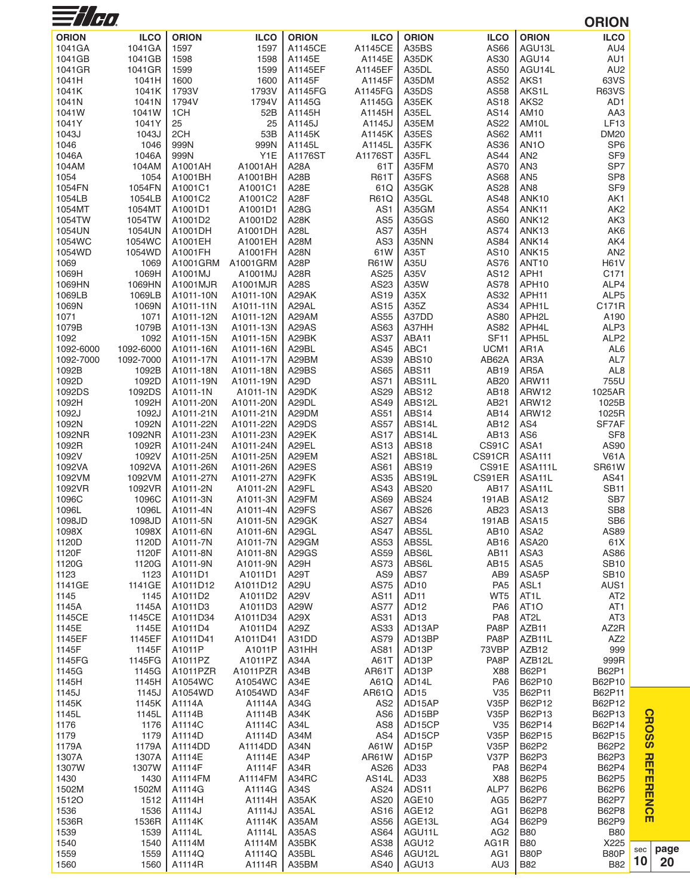## ORION

| ORION | ILCO | ORION | ILCO | ORION | ILCO | ORION | ILCO | ORION | ILCO |
|---|---|---|---|---|---|---|---|---|---|
| 1041GA | 1041GA | 1597 | 1597 | A1145CE | A1145CE | A35BS | AS66 | AGU13L | AU4 |
| 1041GB | 1041GB | 1598 | 1598 | A1145E | A1145E | A35DK | AS30 | AGU14 | AU1 |
| 1041GR | 1041GR | 1599 | 1599 | A1145EF | A1145EF | A35DL | AS50 | AGU14L | AU2 |
| 1041H | 1041H | 1600 | 1600 | A1145F | A1145F | A35DM | AS52 | AKS1 | 63VS |
| 1041K | 1041K | 1793V | 1793V | A1145FG | A1145FG | A35DS | AS58 | AKS1L | R63VS |
| 1041N | 1041N | 1794V | 1794V | A1145G | A1145G | A35EK | AS18 | AKS2 | AD1 |
| 1041W | 1041W | 1CH | 52B | A1145H | A1145H | A35EL | AS14 | AM10 | AA3 |
| 1041Y | 1041Y | 25 | 25 | A1145J | A1145J | A35EM | AS22 | AM10L | LF13 |
| 1043J | 1043J | 2CH | 53B | A1145K | A1145K | A35ES | AS62 | AM11 | DM20 |
| 1046 | 1046 | 999N | 999N | A1145L | A1145L | A35FK | AS36 | AN1O | SP6 |
| 1046A | 1046A | 999N | Y1E | A1176ST | A1176ST | A35FL | AS44 | AN2 | SF9 |
| 104AM | 104AM | A1001AH | A1001AH | A28A | 61T | A35FM | AS70 | AN3 | SP7 |
| 1054 | 1054 | A1001BH | A1001BH | A28B | R61T | A35FS | AS68 | AN5 | SP8 |
| 1054FN | 1054FN | A1001C1 | A1001C1 | A28E | 61Q | A35GK | AS28 | AN8 | SF9 |
| 1054LB | 1054LB | A1001C2 | A1001C2 | A28F | R61Q | A35GL | AS48 | ANK10 | AK1 |
| 1054MT | 1054MT | A1001D1 | A1001D1 | A28G | AS1 | A35GM | AS54 | ANK11 | AK2 |
| 1054TW | 1054TW | A1001D2 | A1001D2 | A28K | AS5 | A35GS | AS60 | ANK12 | AK3 |
| 1054UN | 1054UN | A1001DH | A1001DH | A28L | AS7 | A35H | AS74 | ANK13 | AK6 |
| 1054WC | 1054WC | A1001EH | A1001EH | A28M | AS3 | A35NN | AS84 | ANK14 | AK4 |
| 1054WD | 1054WD | A1001FH | A1001FH | A28N | 61W | A35T | AS10 | ANK15 | AN2 |
| 1069 | 1069 | A1001GRM | A1001GRM | A28P | R61W | A35U | AS76 | ANT10 | H61V |
| 1069H | 1069H | A1001MJ | A1001MJ | A28R | AS25 | A35V | AS12 | APH1 | C171 |
| 1069HN | 1069HN | A1001MJR | A1001MJR | A28S | AS23 | A35W | AS78 | APH10 | ALP4 |
| 1069LB | 1069LB | A1011-10N | A1011-10N | A29AK | AS19 | A35X | AS32 | APH11 | ALP5 |
| 1069N | 1069N | A1011-11N | A1011-11N | A29AL | AS15 | A35Z | AS34 | APH1L | C171R |
| 1071 | 1071 | A1011-12N | A1011-12N | A29AM | AS55 | A37DD | AS80 | APH2L | A190 |
| 1079B | 1079B | A1011-13N | A1011-13N | A29AS | AS63 | A37HH | AS82 | APH4L | ALP3 |
| 1092 | 1092 | A1011-15N | A1011-15N | A29BK | AS37 | ABA11 | SF11 | APH5L | ALP2 |
| 1092-6000 | 1092-6000 | A1011-16N | A1011-16N | A29BL | AS45 | ABC1 | UCM1 | AR1A | AL6 |
| 1092-7000 | 1092-7000 | A1011-17N | A1011-17N | A29BM | AS39 | ABS10 | AB62A | AR3A | AL7 |
| 1092B | 1092B | A1011-18N | A1011-18N | A29BS | AS65 | ABS11 | AB19 | AR5A | AL8 |
| 1092D | 1092D | A1011-19N | A1011-19N | A29D | AS71 | ABS11L | AB20 | ARW11 | 755U |
| 1092DS | 1092DS | A1011-1N | A1011-1N | A29DK | AS29 | ABS12 | AB18 | ARW12 | 1025AR |
| 1092H | 1092H | A1011-20N | A1011-20N | A29DL | AS49 | ABS12L | AB21 | ARW12 | 1025B |
| 1092J | 1092J | A1011-21N | A1011-21N | A29DM | AS51 | ABS14 | AB14 | ARW12 | 1025R |
| 1092N | 1092N | A1011-22N | A1011-22N | A29DS | AS57 | ABS14L | AB12 | AS4 | SF7AF |
| 1092NR | 1092NR | A1011-23N | A1011-23N | A29EK | AS17 | ABS14L | AB13 | AS6 | SF8 |
| 1092R | 1092R | A1011-24N | A1011-24N | A29EL | AS13 | ABS18 | CS91C | ASA1 | AS90 |
| 1092V | 1092V | A1011-25N | A1011-25N | A29EM | AS21 | ABS18L | CS91CR | ASA111 | V61A |
| 1092VA | 1092VA | A1011-26N | A1011-26N | A29ES | AS61 | ABS19 | CS91E | ASA111L | SR61W |
| 1092VM | 1092VM | A1011-27N | A1011-27N | A29FK | AS35 | ABS19L | CS91ER | ASA11L | AS41 |
| 1092VR | 1092VR | A1011-2N | A1011-2N | A29FL | AS43 | ABS20 | AB17 | ASA11L | SB11 |
| 1096C | 1096C | A1011-3N | A1011-3N | A29FM | AS69 | ABS24 | 191AB | ASA12 | SB7 |
| 1096L | 1096L | A1011-4N | A1011-4N | A29FS | AS67 | ABS26 | AB23 | ASA13 | SB8 |
| 1098JD | 1098JD | A1011-5N | A1011-5N | A29GK | AS27 | ABS4 | 191AB | ASA15 | SB6 |
| 1098X | 1098X | A1011-6N | A1011-6N | A29GL | AS47 | ABS5L | AB10 | ASA2 | AS89 |
| 1120D | 1120D | A1011-7N | A1011-7N | A29GM | AS53 | ABS5L | AB16 | ASA20 | 61X |
| 1120F | 1120F | A1011-8N | A1011-8N | A29GS | AS59 | ABS6L | AB11 | ASA3 | AS86 |
| 1120G | 1120G | A1011-9N | A1011-9N | A29H | AS73 | ABS6L | AB15 | ASA5 | SB10 |
| 1123 | 1123 | A1011D1 | A1011D1 | A29T | AS9 | ABS7 | AB9 | ASA5P | SB10 |
| 1141GE | 1141GE | A1011D12 | A1011D12 | A29U | AS75 | AD10 | PA5 | ASL1 | AUS1 |
| 1145 | 1145 | A1011D2 | A1011D2 | A29V | AS11 | AD11 | WT5 | AT1L | AT2 |
| 1145A | 1145A | A1011D3 | A1011D3 | A29W | AS77 | AD12 | PA6 | AT1O | AT1 |
| 1145CE | 1145CE | A1011D34 | A1011D34 | A29X | AS31 | AD13 | PA8 | AT2L | AT3 |
| 1145E | 1145E | A1011D4 | A1011D4 | A29Z | AS33 | AD13AP | PA8P | AZB11 | AZ2R |
| 1145EF | 1145EF | A1011D41 | A1011D41 | A31DD | AS79 | AD13BP | PA8P | AZB11L | AZ2 |
| 1145F | 1145F | A1011P | A1011P | A31HH | AS81 | AD13P | 73VBP | AZB12 | 999 |
| 1145FG | 1145FG | A1011PZ | A1011PZ | A34A | A61T | AD13P | PA8P | AZB12L | 999R |
| 1145G | 1145G | A1011PZR | A1011PZR | A34B | AR61T | AD13P | X88 | B62P1 | B62P1 |
| 1145H | 1145H | A1054WC | A1054WC | A34E | A61Q | AD14L | PA6 | B62P10 | B62P10 |
| 1145J | 1145J | A1054WD | A1054WD | A34F | AR61Q | AD15 | V35 | B62P11 | B62P11 |
| 1145K | 1145K | A1114A | A1114A | A34G | AS2 | AD15AP | V35P | B62P12 | B62P12 |
| 1145L | 1145L | A1114B | A1114B | A34K | AS6 | AD15BP | V35P | B62P13 | B62P13 |
| 1176 | 1176 | A1114C | A1114C | A34L | AS8 | AD15CP | V35 | B62P14 | B62P14 |
| 1179 | 1179 | A1114D | A1114D | A34M | AS4 | AD15CP | V35P | B62P15 | B62P15 |
| 1179A | 1179A | A1114DD | A1114DD | A34N | A61W | AD15P | V35P | B62P2 | B62P2 |
| 1307A | 1307A | A1114E | A1114E | A34P | AR61W | AD15P | V37P | B62P3 | B62P3 |
| 1307W | 1307W | A1114F | A1114F | A34R | AS26 | AD33 | PA8 | B62P4 | B62P4 |
| 1430 | 1430 | A1114FM | A1114FM | A34RC | AS14L | AD33 | X88 | B62P5 | B62P5 |
| 1502M | 1502M | A1114G | A1114G | A34S | AS24 | ADS11 | ALP7 | B62P6 | B62P6 |
| 1512O | 1512 | A1114H | A1114H | A35AK | AS20 | AGE10 | AG5 | B62P7 | B62P7 |
| 1536 | 1536 | A1114J | A1114J | A35AL | AS16 | AGE12 | AG1 | B62P8 | B62P8 |
| 1536R | 1536R | A1114K | A1114K | A35AM | AS56 | AGE13L | AG4 | B62P9 | B62P9 |
| 1539 | 1539 | A1114L | A1114L | A35AS | AS64 | AGU11L | AG2 | B80 | B80 |
| 1540 | 1540 | A1114M | A1114M | A35BK | AS38 | AGU12 | AG1R | B80 | X225 |
| 1559 | 1559 | A1114Q | A1114Q | A35BL | AS46 | AGU12L | AG1 | B80P | B80P |
| 1560 | 1560 | A1114R | A1114R | A35BM | AS40 | AGU13 | AU3 | B82 | B82 |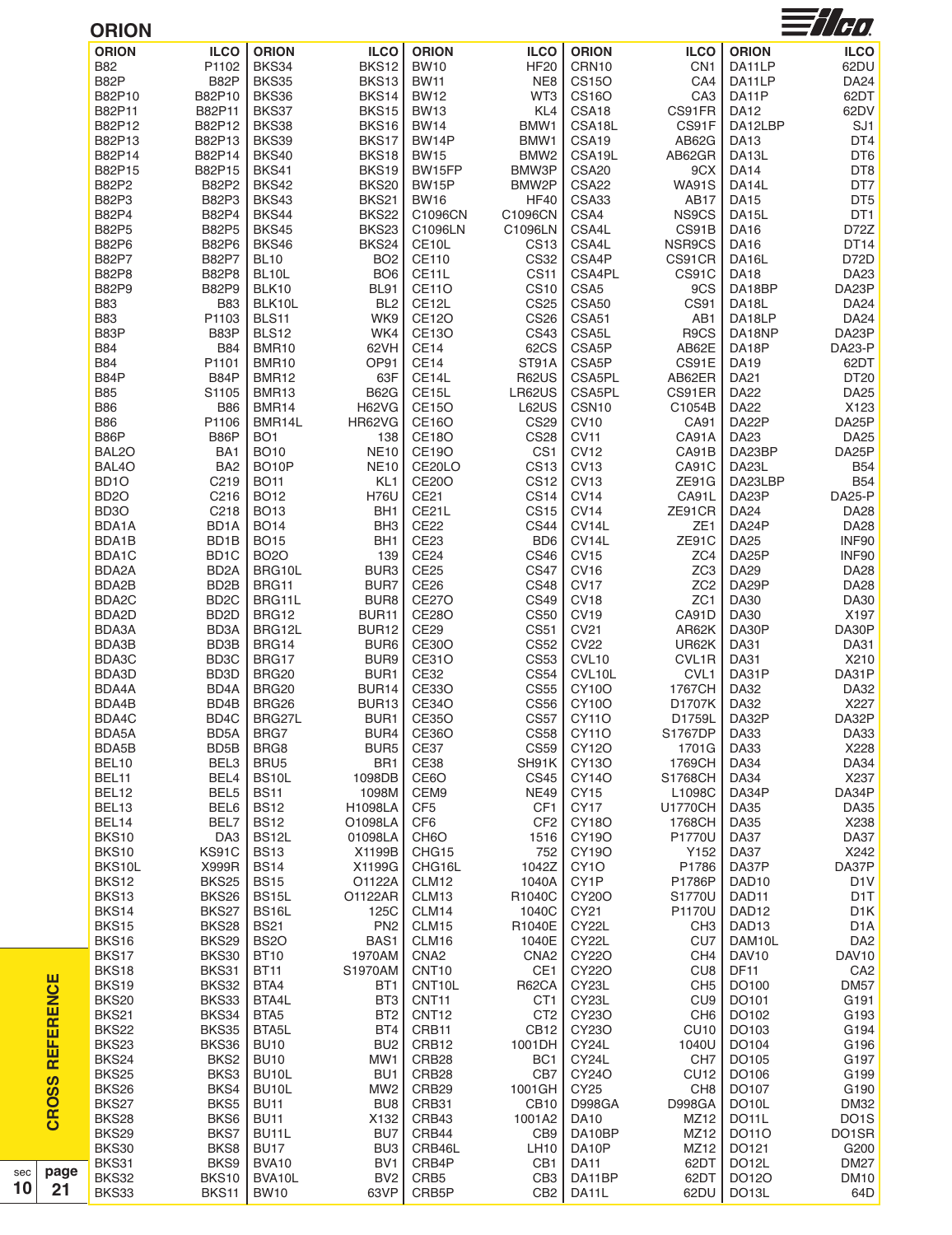## ORION

| ORION | ILCO | ORION | ILCO | ORION | ILCO | ORION | ILCO | ORION | ILCO |
|---|---|---|---|---|---|---|---|---|---|
| B82 | P1102 | BKS34 | BKS12 | BW10 | HF20 | CRN10 | CN1 | DA11LP | 62DU |
| B82P | B82P | BKS35 | BKS13 | BW11 | NE8 | CS15O | CA4 | DA11LP | DA24 |
| B82P10 | B82P10 | BKS36 | BKS14 | BW12 | WT3 | CS16O | CA3 | DA11P | 62DT |
| B82P11 | B82P11 | BKS37 | BKS15 | BW13 | KL4 | CSA18 | CS91FR | DA12 | 62DV |
| B82P12 | B82P12 | BKS38 | BKS16 | BW14 | BMW1 | CSA18L | CS91F | DA12LBP | SJ1 |
| B82P13 | B82P13 | BKS39 | BKS17 | BW14P | BMW1 | CSA19 | AB62G | DA13 | DT4 |
| B82P14 | B82P14 | BKS40 | BKS18 | BW15 | BMW2 | CSA19L | AB62GR | DA13L | DT6 |
| B82P15 | B82P15 | BKS41 | BKS19 | BW15FP | BMW3P | CSA20 | 9CX | DA14 | DT8 |
| B82P2 | B82P2 | BKS42 | BKS20 | BW15P | BMW2P | CSA22 | WA91S | DA14L | DT7 |
| B82P3 | B82P3 | BKS43 | BKS21 | BW16 | HF40 | CSA33 | AB17 | DA15 | DT5 |
| B82P4 | B82P4 | BKS44 | BKS22 | C1096CN | C1096CN | CSA4 | NS9CS | DA15L | DT1 |
| B82P5 | B82P5 | BKS45 | BKS23 | C1096LN | C1096LN | CSA4L | CS91B | DA16 | D72Z |
| B82P6 | B82P6 | BKS46 | BKS24 | CE10L | CS13 | CSA4L | NSR9CS | DA16 | DT14 |
| B82P7 | B82P7 | BL10 | BO2 | CE110 | CS32 | CSA4P | CS91CR | DA16L | D72D |
| B82P8 | B82P8 | BL10L | BO6 | CE11L | CS11 | CSA4PL | CS91C | DA18 | DA23 |
| B82P9 | B82P9 | BLK10 | BL91 | CE11O | CS10 | CSA5 | 9CS | DA18BP | DA23P |
| B83 | B83 | BLK10L | BL2 | CE12L | CS25 | CSA50 | CS91 | DA18L | DA24 |
| B83 | P1103 | BLS11 | WK9 | CE12O | CS26 | CSA51 | AB1 | DA18LP | DA24 |
| B83P | B83P | BLS12 | WK4 | CE13O | CS43 | CSA5L | R9CS | DA18NP | DA23P |
| B84 | B84 | BMR10 | 62VH | CE14 | 62CS | CSA5P | AB62E | DA18P | DA23-P |
| B84 | P1101 | BMR10 | OP91 | CE14 | ST91A | CSA5P | CS91E | DA19 | 62DT |
| B84P | B84P | BMR12 | 63F | CE14L | R62US | CSA5PL | AB62ER | DA21 | DT20 |
| B85 | S1105 | BMR13 | B62G | CE15L | LR62US | CSA5PL | CS91ER | DA22 | DA25 |
| B86 | B86 | BMR14 | H62VG | CE15O | L62US | CSN10 | C1054B | DA22 | X123 |
| B86 | P1106 | BMR14L | HR62VG | CE16O | CS29 | CV10 | CA91 | DA22P | DA25P |
| B86P | B86P | BO1 | 138 | CE18O | CS28 | CV11 | CA91A | DA23 | DA25 |
| BAL2O | BA1 | BO10 | NE10 | CE19O | CS1 | CV12 | CA91B | DA23BP | DA25P |
| BAL4O | BA2 | BO10P | NE10 | CE20LO | CS13 | CV13 | CA91C | DA23L | B54 |
| BD1O | C219 | BO11 | KL1 | CE20O | CS12 | CV13 | ZE91G | DA23LBP | B54 |
| BD2O | C216 | BO12 | H76U | CE21 | CS14 | CV14 | CA91L | DA23P | DA25-P |
| BD3O | C218 | BO13 | BH1 | CE21L | CS15 | CV14 | ZE91CR | DA24 | DA28 |
| BDA1A | BD1A | BO14 | BH3 | CE22 | CS44 | CV14L | ZE1 | DA24P | DA28 |
| BDA1B | BD1B | BO15 | BH1 | CE23 | BD6 | CV14L | ZE91C | DA25 | INF90 |
| BDA1C | BD1C | BO2O | 139 | CE24 | CS46 | CV15 | ZC4 | DA25P | INF90 |
| BDA2A | BD2A | BRG10L | BUR3 | CE25 | CS47 | CV16 | ZC3 | DA29 | DA28 |
| BDA2B | BD2B | BRG11 | BUR7 | CE26 | CS48 | CV17 | ZC2 | DA29P | DA28 |
| BDA2C | BD2C | BRG11L | BUR8 | CE27O | CS49 | CV18 | ZC1 | DA30 | DA30 |
| BDA2D | BD2D | BRG12 | BUR11 | CE28O | CS50 | CV19 | CA91D | DA30 | X197 |
| BDA3A | BD3A | BRG12L | BUR12 | CE29 | CS51 | CV21 | AR62K | DA30P | DA30P |
| BDA3B | BD3B | BRG14 | BUR6 | CE30O | CS52 | CV22 | UR62K | DA31 | DA31 |
| BDA3C | BD3C | BRG17 | BUR9 | CE31O | CS53 | CVL10 | CVL1R | DA31 | X210 |
| BDA3D | BD3D | BRG20 | BUR1 | CE32 | CS54 | CVL10L | CVL1 | DA31P | DA31P |
| BDA4A | BD4A | BRG20 | BUR14 | CE33O | CS55 | CY10O | 1767CH | DA32 | DA32 |
| BDA4B | BD4B | BRG26 | BUR13 | CE34O | CS56 | CY10O | D1707K | DA32 | X227 |
| BDA4C | BD4C | BRG27L | BUR1 | CE35O | CS57 | CY11O | D1759L | DA32P | DA32P |
| BDA5A | BD5A | BRG7 | BUR4 | CE36O | CS58 | CY11O | S1767DP | DA33 | DA33 |
| BDA5B | BD5B | BRG8 | BUR5 | CE37 | CS59 | CY12O | 1701G | DA33 | X228 |
| BEL10 | BEL3 | BRU5 | BR1 | CE38 | SH91K | CY13O | 1769CH | DA34 | DA34 |
| BEL11 | BEL4 | BS10L | 1098DB | CE6O | CS45 | CY14O | S1768CH | DA34 | X237 |
| BEL12 | BEL5 | BS11 | 1098M | CEM9 | NE49 | CY15 | L1098C | DA34P | DA34P |
| BEL13 | BEL6 | BS12 | H1098LA | CF5 | CF1 | CY17 | U1770CH | DA35 | DA35 |
| BEL14 | BEL7 | BS12 | O1098LA | CF6 | CF2 | CY18O | 1768CH | DA35 | X238 |
| BKS10 | DA3 | BS12L | 01098LA | CH6O | 1516 | CY19O | P1770U | DA37 | DA37 |
| BKS10 | KS91C | BS13 | X1199B | CHG15 | 752 | CY19O | Y152 | DA37 | X242 |
| BKS10L | X999R | BS14 | X1199G | CHG16L | 1042Z | CY1O | P1786 | DA37P | DA37P |
| BKS12 | BKS25 | BS15 | O1122A | CLM12 | 1040A | CY1P | P1786P | DAD10 | D1V |
| BKS13 | BKS26 | BS15L | O1122AR | CLM13 | R1040C | CY20O | S1770U | DAD11 | D1T |
| BKS14 | BKS27 | BS16L | 125C | CLM14 | 1040C | CY21 | P1170U | DAD12 | D1K |
| BKS15 | BKS28 | BS21 | PN2 | CLM15 | R1040E | CY22L | CH3 | DAD13 | D1A |
| BKS16 | BKS29 | BS2O | BAS1 | CLM16 | 1040E | CY22L | CU7 | DAM10L | DA2 |
| BKS17 | BKS30 | BT10 | 1970AM | CNA2 | CNA2 | CY22O | CH4 | DAV10 | DAV10 |
| BKS18 | BKS31 | BT11 | S1970AM | CNT10 | CE1 | CY22O | CU8 | DF11 | CA2 |
| BKS19 | BKS32 | BTA4 | BT1 | CNT10L | R62CA | CY23L | CH5 | DO100 | DM57 |
| BKS20 | BKS33 | BTA4L | BT3 | CNT11 | CT1 | CY23L | CU9 | DO101 | G191 |
| BKS21 | BKS34 | BTA5 | BT2 | CNT12 | CT2 | CY23O | CH6 | DO102 | G193 |
| BKS22 | BKS35 | BTA5L | BT4 | CRB11 | CB12 | CY23O | CU10 | DO103 | G194 |
| BKS23 | BKS36 | BU10 | BU2 | CRB12 | 1001DH | CY24L | 1040U | DO104 | G196 |
| BKS24 | BKS2 | BU10 | MW1 | CRB28 | BC1 | CY24L | CH7 | DO105 | G197 |
| BKS25 | BKS3 | BU10L | BU1 | CRB28 | CB7 | CY24O | CU12 | DO106 | G199 |
| BKS26 | BKS4 | BU10L | MW2 | CRB29 | 1001GH | CY25 | CH8 | DO107 | G190 |
| BKS27 | BKS5 | BU11 | BU8 | CRB31 | CB10 | D998GA | D998GA | DO10L | DM32 |
| BKS28 | BKS6 | BU11 | X132 | CRB43 | 1001A2 | DA10 | MZ12 | DO11L | DO1S |
| BKS29 | BKS7 | BU11L | BU7 | CRB44 | CB9 | DA10BP | MZ12 | DO11O | DO1SR |
| BKS30 | BKS8 | BU17 | BU3 | CRB46L | LH10 | DA10P | MZ12 | DO121 | G200 |
| BKS31 | BKS9 | BVA10 | BV1 | CRB4P | CB1 | DA11 | 62DT | DO12L | DM27 |
| BKS32 | BKS10 | BVA10L | BV2 | CRB5 | CB3 | DA11BP | 62DT | DO12O | DM10 |
| BKS33 | BKS11 | BW10 | 63VP | CRB5P | CB2 | DA11L | 62DU | DO13L | 64D |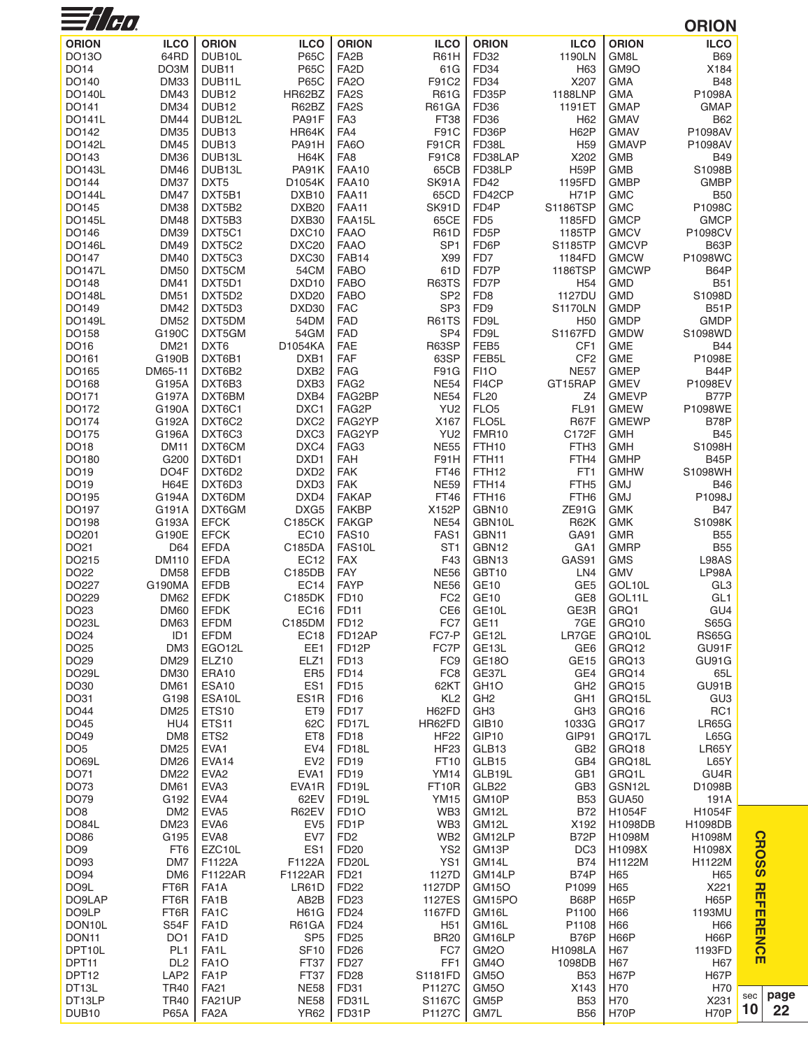# ORION

| ORION | ILCO | ORION | ILCO | ORION | ILCO | ORION | ILCO | ORION | ILCO |
|---|---|---|---|---|---|---|---|---|---|
| DO13O | 64RD | DUB10L | P65C | FA2B | R61H | FD32 | 1190LN | GM8L | B69 |
| DO14 | DO3M | DUB11 | P65C | FA2D | 61G | FD34 | H63 | GM9O | X184 |
| DO140 | DM33 | DUB11L | P65C | FA2O | F91C2 | FD34 | X207 | GMA | B48 |
| DO140L | DM43 | DUB12 | HR62BZ | FA2S | R61G | FD35P | 1188LNP | GMA | P1098A |
| DO141 | DM34 | DUB12 | R62BZ | FA2S | R61GA | FD36 | 1191ET | GMAP | GMAP |
| DO141L | DM44 | DUB12L | PA91F | FA3 | FT38 | FD36 | H62 | GMAV | B62 |
| DO142 | DM35 | DUB13 | HR64K | FA4 | F91C | FD36P | H62P | GMAV | P1098AV |
| DO142L | DM45 | DUB13 | PA91H | FA6O | F91CR | FD38L | H59 | GMAVP | P1098AV |
| DO143 | DM36 | DUB13L | H64K | FA8 | F91C8 | FD38LAP | X202 | GMB | B49 |
| DO143L | DM46 | DUB13L | PA91K | FAA10 | 65CB | FD38LP | H59P | GMB | S1098B |
| DO144 | DM37 | DXT5 | D1054K | FAA10 | SK91A | FD42 | 1195FD | GMBP | GMBP |
| DO144L | DM47 | DXT5B1 | DXB10 | FAA11 | 65CD | FD42CP | H71P | GMC | B50 |
| DO145 | DM38 | DXT5B2 | DXB20 | FAA11 | SK91D | FD4P | S1186TSP | GMC | P1098C |
| DO145L | DM48 | DXT5B3 | DXB30 | FAA15L | 65CE | FD5 | 1185FD | GMCP | GMCP |
| DO146 | DM39 | DXT5C1 | DXC10 | FAAO | R61D | FD5P | 1185TP | GMCV | P1098CV |
| DO146L | DM49 | DXT5C2 | DXC20 | FAAO | SP1 | FD6P | S1185TP | GMCVP | B63P |
| DO147 | DM40 | DXT5C3 | DXC30 | FAB14 | X99 | FD7 | 1184FD | GMCW | P1098WC |
| DO147L | DM50 | DXT5CM | 54CM | FABO | 61D | FD7P | 1186TSP | GMCWP | B64P |
| DO148 | DM41 | DXT5D1 | DXD10 | FABO | R63TS | FD7P | H54 | GMD | B51 |
| DO148L | DM51 | DXT5D2 | DXD20 | FABO | SP2 | FD8 | 1127DU | GMD | S1098D |
| DO149 | DM42 | DXT5D3 | DXD30 | FAC | SP3 | FD9 | S1170LN | GMDP | B51P |
| DO149L | DM52 | DXT5DM | 54DM | FAD | R61TS | FD9L | H50 | GMDP | GMDP |
| DO158 | G190C | DXT5GM | 54GM | FAD | SP4 | FD9L | S1167FD | GMDW | S1098WD |
| DO16 | DM21 | DXT6 | D1054KA | FAE | R63SP | FEB5 | CF1 | GME | B44 |
| DO161 | G190B | DXT6B1 | DXB1 | FAF | 63SP | FEB5L | CF2 | GME | P1098E |
| DO165 | DM65-11 | DXT6B2 | DXB2 | FAG | F91G | FI1O | NE57 | GMEP | B44P |
| DO168 | G195A | DXT6B3 | DXB3 | FAG2 | NE54 | FI4CP | GT15RAP | GMEV | P1098EV |
| DO171 | G197A | DXT6BM | DXB4 | FAG2BP | NE54 | FL20 | Z4 | GMEVP | B77P |
| DO172 | G190A | DXT6C1 | DXC1 | FAG2P | YU2 | FLO5 | FL91 | GMEW | P1098WE |
| DO174 | G192A | DXT6C2 | DXC2 | FAG2YP | X167 | FLO5L | R67F | GMEWP | B78P |
| DO175 | G196A | DXT6C3 | DXC3 | FAG2YP | YU2 | FMR10 | C172F | GMH | B45 |
| DO18 | DM11 | DXT6CM | DXC4 | FAG3 | NE55 | FTH10 | FTH3 | GMH | S1098H |
| DO180 | G200 | DXT6D1 | DXD1 | FAH | F91H | FTH11 | FTH4 | GMHP | B45P |
| DO19 | DO4F | DXT6D2 | DXD2 | FAK | FT46 | FTH12 | FT1 | GMHW | S1098WH |
| DO19 | H64E | DXT6D3 | DXD3 | FAK | NE59 | FTH14 | FTH5 | GMJ | B46 |
| DO195 | G194A | DXT6DM | DXD4 | FAKAP | FT46 | FTH16 | FTH6 | GMJ | P1098J |
| DO197 | G191A | DXT6GM | DXG5 | FAKBP | X152P | GBN10 | ZE91G | GMK | B47 |
| DO198 | G193A | EFCK | C185CK | FAKGP | NE54 | GBN10L | R62K | GMK | S1098K |
| DO201 | G190E | EFCK | EC10 | FAS10 | FAS1 | GBN11 | GA91 | GMR | B55 |
| DO21 | D64 | EFDA | C185DA | FAS10L | ST1 | GBN12 | GA1 | GMRP | B55 |
| DO215 | DM110 | EFDA | EC12 | FAX | F43 | GBN13 | GAS91 | GMS | L98AS |
| DO22 | DM58 | EFDB | C185DB | FAY | NE56 | GBT10 | LN4 | GMV | LP98A |
| DO227 | G190MA | EFDB | EC14 | FAYP | NE56 | GE10 | GE5 | GOL10L | GL3 |
| DO229 | DM62 | EFDK | C185DK | FD10 | FC2 | GE10 | GE8 | GOL11L | GL1 |
| DO23 | DM60 | EFDK | EC16 | FD11 | CE6 | GE10L | GE3R | GRQ1 | GU4 |
| DO23L | DM63 | EFDM | C185DM | FD12 | FC7 | GE11 | 7GE | GRQ10 | S65G |
| DO24 | ID1 | EFDM | EC18 | FD12AP | FC7-P | GE12L | LR7GE | GRQ10L | RS65G |
| DO25 | DM3 | EGO12L | EE1 | FD12P | FC7P | GE13L | GE6 | GRQ12 | GU91F |
| DO29 | DM29 | ELZ10 | ELZ1 | FD13 | FC9 | GE18O | GE15 | GRQ13 | GU91G |
| DO29L | DM30 | ERA10 | ER5 | FD14 | FC8 | GE37L | GE4 | GRQ14 | 65L |
| DO30 | DM61 | ESA10 | ES1 | FD15 | 62KT | GH1O | GH2 | GRQ15 | GU91B |
| DO31 | G198 | ESA10L | ES1R | FD16 | KL2 | GH2 | GH1 | GRQ15L | GU3 |
| DO44 | DM25 | ETS10 | ET9 | FD17 | H62FD | GH3 | GH3 | GRQ16 | RC1 |
| DO45 | HU4 | ETS11 | 62C | FD17L | HR62FD | GIB10 | 1033G | GRQ17 | LR65G |
| DO49 | DM8 | ETS2 | ET8 | FD18 | HF22 | GIP10 | GIP91 | GRQ17L | L65G |
| DO5 | DM25 | EVA1 | EV4 | FD18L | HF23 | GLB13 | GB2 | GRQ18 | LR65Y |
| DO69L | DM26 | EVA14 | EV2 | FD19 | FT10 | GLB15 | GB4 | GRQ18L | L65Y |
| DO71 | DM22 | EVA2 | EVA1 | FD19 | YM14 | GLB19L | GB1 | GRQ1L | GU4R |
| DO73 | DM61 | EVA3 | EVA1R | FD19L | FT10R | GLB22 | GB3 | GSN12L | D1098B |
| DO79 | G192 | EVA4 | 62EV | FD19L | YM15 | GM10P | B53 | GUA50 | 191A |
| DO8 | DM2 | EVA5 | R62EV | FD1O | WB3 | GM12L | B72 | H1054F | H1054F |
| DO84L | DM23 | EVA6 | EV5 | FD1P | WB3 | GM12L | X192 | H1098DB | H1098DB |
| DO86 | G195 | EVA8 | EV7 | FD2 | WB2 | GM12LP | B72P | H1098M | H1098M |
| DO9 | FT6 | EZC10L | ES1 | FD20 | YS2 | GM13P | DC3 | H1098X | H1098X |
| DO93 | DM7 | F1122A | F1122A | FD20L | YS1 | GM14L | B74 | H1122M | H1122M |
| DO94 | DM6 | F1122AR | F1122AR | FD21 | 1127D | GM14LP | B74P | H65 | H65 |
| DO9L | FT6R | FA1A | LR61D | FD22 | 1127DP | GM15O | P1099 | H65 | X221 |
| DO9LAP | FT6R | FA1B | AB2B | FD23 | 1127ES | GM15PO | B68P | H65P | H65P |
| DO9LP | FT6R | FA1C | H61G | FD24 | 1167FD | GM16L | P1100 | H66 | 1193MU |
| DON10L | S54F | FA1D | R61GA | FD24 | H51 | GM16L | P1108 | H66 | H66 |
| DON11 | DO1 | FA1D | SP5 | FD25 | BR20 | GM16LP | B76P | H66P | H66P |
| DPT10L | PL1 | FA1L | SF10 | FD26 | FC7 | GM2O | H1098LA | H67 | 1193FD |
| DPT11 | DL2 | FA1O | FT37 | FD27 | FF1 | GM4O | 1098DB | H67 | H67 |
| DPT12 | LAP2 | FA1P | FT37 | FD28 | S1181FD | GM5O | B53 | H67P | H67P |
| DT13L | TR40 | FA21 | NE58 | FD31 | P1127C | GM5O | X143 | H70 | H70 |
| DT13LP | TR40 | FA21UP | NE58 | FD31L | S1167C | GM5P | B53 | H70 | X231 |
| DUB10 | P65A | FA2A | YR62 | FD31P | P1127C | GM7L | B56 | H70P | H70P |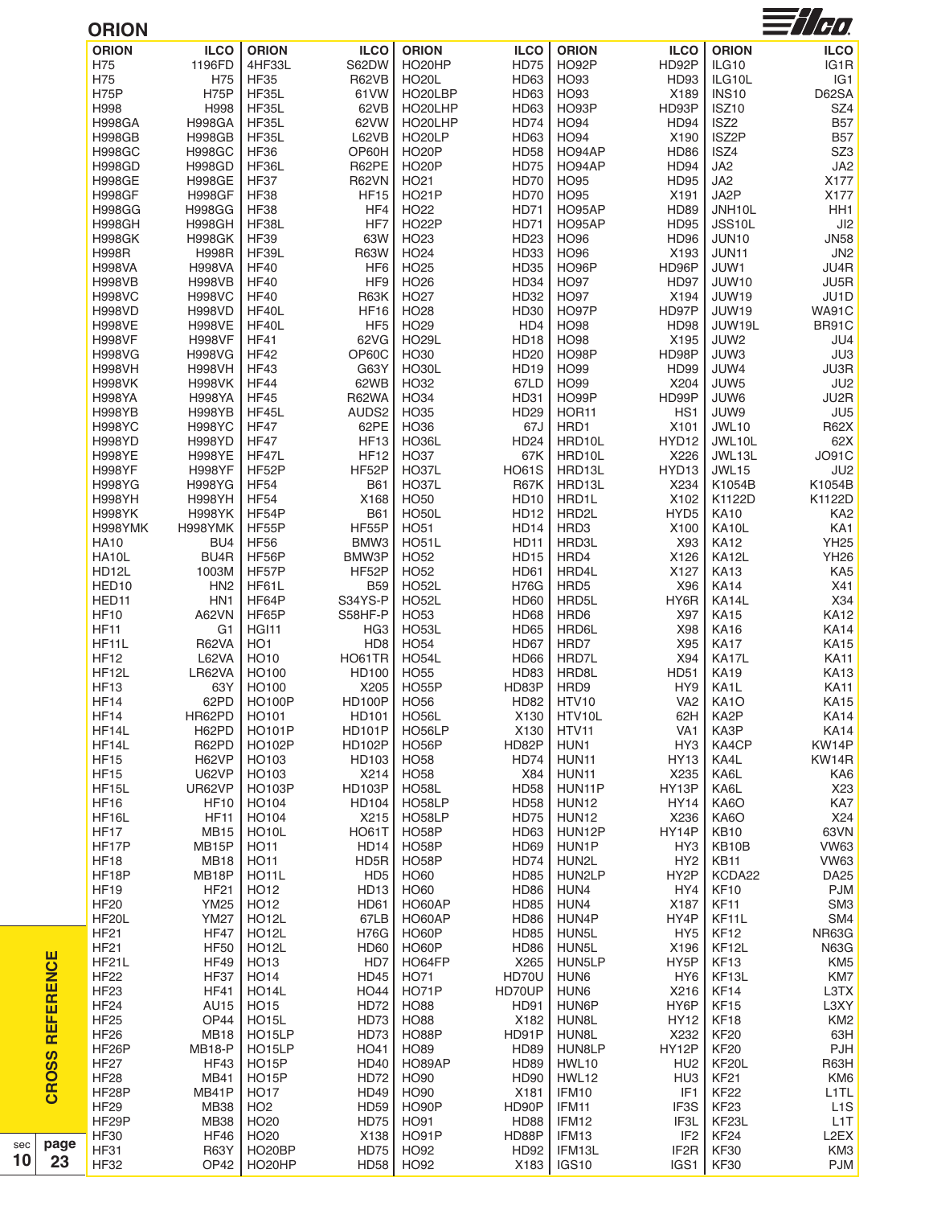## ORION

| ORION | ILCO | ORION | ILCO | ORION | ILCO | ORION | ILCO | ORION | ILCO |
|---|---|---|---|---|---|---|---|---|---|
| H75 | 1196FD | 4HF33L | S62DW | HO20HP | HD75 | HO92P | HD92P | ILG10 | IG1R |
| H75 | H75 | HF35 | R62VB | HO20L | HD63 | HO93 | HD93 | ILG10L | IG1 |
| H75P | H75P | HF35L | 61VW | HO20LBP | HD63 | HO93 | X189 | INS10 | D62SA |
| H998 | H998 | HF35L | 62VB | HO20LHP | HD63 | HO93P | HD93P | ISZ10 | SZ4 |
| H998GA | H998GA | HF35L | 62VW | HO20LHP | HD74 | HO94 | HD94 | ISZ2 | B57 |
| H998GB | H998GB | HF35L | L62VB | HO20LP | HD63 | HO94 | X190 | ISZ2P | B57 |
| H998GC | H998GC | HF36 | OP60H | HO20P | HD58 | HO94AP | HD86 | ISZ4 | SZ3 |
| H998GD | H998GD | HF36L | R62PE | HO20P | HD75 | HO94AP | HD94 | JA2 | JA2 |
| H998GE | H998GE | HF37 | R62VN | HO21 | HD70 | HO95 | HD95 | JA2 | X177 |
| H998GF | H998GF | HF38 | HF15 | HO21P | HD70 | HO95 | X191 | JA2P | X177 |
| H998GG | H998GG | HF38 | HF4 | HO22 | HD71 | HO95AP | HD89 | JNH10L | HH1 |
| H998GH | H998GH | HF38L | HF7 | HO22P | HD71 | HO95AP | HD95 | JSS10L | JI2 |
| H998GK | H998GK | HF39 | 63W | HO23 | HD23 | HO96 | HD96 | JUN10 | JN58 |
| H998R | H998R | HF39L | R63W | HO24 | HD33 | HO96 | X193 | JUN11 | JN2 |
| H998VA | H998VA | HF40 | HF6 | HO25 | HD35 | HO96P | HD96P | JUW1 | JU4R |
| H998VB | H998VB | HF40 | HF9 | HO26 | HD34 | HO97 | HD97 | JUW10 | JU5R |
| H998VC | H998VC | HF40 | R63K | HO27 | HD32 | HO97 | X194 | JUW19 | JU1D |
| H998VD | H998VD | HF40L | HF16 | HO28 | HD30 | HO97P | HD97P | JUW19 | WA91C |
| H998VE | H998VE | HF40L | HF5 | HO29 | HD4 | HO98 | HD98 | JUW19L | BR91C |
| H998VF | H998VF | HF41 | 62VG | HO29L | HD18 | HO98 | X195 | JUW2 | JU4 |
| H998VG | H998VG | HF42 | OP60C | HO30 | HD20 | HO98P | HD98P | JUW3 | JU3 |
| H998VH | H998VH | HF43 | G63Y | HO30L | HD19 | HO99 | HD99 | JUW4 | JU3R |
| H998VK | H998VK | HF44 | 62WB | HO32 | 67LD | HO99 | X204 | JUW5 | JU2 |
| H998YA | H998YA | HF45 | R62WA | HO34 | HD31 | HO99P | HD99P | JUW6 | JU2R |
| H998YB | H998YB | HF45L | AUDS2 | HO35 | HD29 | HOR11 | HS1 | JUW9 | JU5 |
| H998YC | H998YC | HF47 | 62PE | HO36 | 67J | HRD1 | X101 | JWL10 | R62X |
| H998YD | H998YD | HF47 | HF13 | HO36L | HD24 | HRD10L | HYD12 | JWL10L | 62X |
| H998YE | H998YE | HF47L | HF12 | HO37 | 67K | HRD10L | X226 | JWL13L | JO91C |
| H998YF | H998YF | HF52P | HF52P | HO37L | HO61S | HRD13L | HYD13 | JWL15 | JU2 |
| H998YG | H998YG | HF54 | B61 | HO37L | R67K | HRD13L | X234 | K1054B | K1054B |
| H998YH | H998YH | HF54 | X168 | HO50 | HD10 | HRD1L | X102 | K1122D | K1122D |
| H998YK | H998YK | HF54P | B61 | HO50L | HD12 | HRD2L | HYD5 | KA10 | KA2 |
| H998YMK | H998YMK | HF55P | HF55P | HO51 | HD14 | HRD3 | X100 | KA10L | KA1 |
| HA10 | BU4 | HF56 | BMW3 | HO51L | HD11 | HRD3L | X93 | KA12 | YH25 |
| HA10L | BU4R | HF56P | BMW3P | HO52 | HD15 | HRD4 | X126 | KA12L | YH26 |
| HD12L | 1003M | HF57P | HF52P | HO52 | HD61 | HRD4L | X127 | KA13 | KA5 |
| HED10 | HN2 | HF61L | B59 | HO52L | H76G | HRD5 | X96 | KA14 | X41 |
| HED11 | HN1 | HF64P | S34YS-P | HO52L | HD60 | HRD5L | HY6R | KA14L | X34 |
| HF10 | A62VN | HF65P | S58HF-P | HO53 | HD68 | HRD6 | X97 | KA15 | KA12 |
| HF11 | G1 | HGI11 | HG3 | HO53L | HD65 | HRD6L | X98 | KA16 | KA14 |
| HF11L | R62VA | HO1 | HD8 | HO54 | HD67 | HRD7 | X95 | KA17 | KA15 |
| HF12 | L62VA | HO10 | HO61TR | HO54L | HD66 | HRD7L | X94 | KA17L | KA11 |
| HF12L | LR62VA | HO100 | HD100 | HO55 | HD83 | HRD8L | HD51 | KA19 | KA13 |
| HF13 | 63Y | HO100 | X205 | HO55P | HD83P | HRD9 | HY9 | KA1L | KA11 |
| HF14 | 62PD | HO100P | HD100P | HO56 | HD82 | HTV10 | VA2 | KA1O | KA15 |
| HF14 | HR62PD | HO101 | HD101 | HO56L | X130 | HTV10L | 62H | KA2P | KA14 |
| HF14L | H62PD | HO101P | HD101P | HO56LP | X130 | HTV11 | VA1 | KA3P | KA14 |
| HF14L | R62PD | HO102P | HD102P | HO56P | HD82P | HUN1 | HY3 | KA4CP | KW14P |
| HF15 | H62VP | HO103 | HD103 | HO58 | HD74 | HUN11 | HY13 | KA4L | KW14R |
| HF15 | U62VP | HO103 | X214 | HO58 | X84 | HUN11 | X235 | KA6L | KA6 |
| HF15L | UR62VP | HO103P | HD103P | HO58L | HD58 | HUN11P | HY13P | KA6L | X23 |
| HF16 | HF10 | HO104 | HD104 | HO58LP | HD58 | HUN12 | HY14 | KA6O | KA7 |
| HF16L | HF11 | HO104 | X215 | HO58LP | HD75 | HUN12 | X236 | KA6O | X24 |
| HF17 | MB15 | HO10L | HO61T | HO58P | HD63 | HUN12P | HY14P | KB10 | 63VN |
| HF17P | MB15P | HO11 | HD14 | HO58P | HD69 | HUN1P | HY3 | KB10B | VW63 |
| HF18 | MB18 | HO11 | HD5R | HO58P | HD74 | HUN2L | HY2 | KB11 | VW63 |
| HF18P | MB18P | HO11L | HD5 | HO60 | HD85 | HUN2LP | HY2P | KCDA22 | DA25 |
| HF19 | HF21 | HO12 | HD13 | HO60 | HD86 | HUN4 | HY4 | KF10 | PJM |
| HF20 | YM25 | HO12 | HD61 | HO60AP | HD85 | HUN4 | X187 | KF11 | SM3 |
| HF20L | YM27 | HO12L | 67LB | HO60AP | HD86 | HUN4P | HY4P | KF11L | SM4 |
| HF21 | HF47 | HO12L | H76G | HO60P | HD85 | HUN5L | HY5 | KF12 | NR63G |
| HF21 | HF50 | HO12L | HD60 | HO60P | HD86 | HUN5L | X196 | KF12L | N63G |
| HF21L | HF49 | HO13 | HD7 | HO64FP | X265 | HUN5LP | HY5P | KF13 | KM5 |
| HF22 | HF37 | HO14 | HD45 | HO71 | HD70U | HUN6 | HY6 | KF13L | KM7 |
| HF23 | HF41 | HO14L | HO44 | HO71P | HD70UP | HUN6 | X216 | KF14 | L3TX |
| HF24 | AU15 | HO15 | HD72 | HO88 | HD91 | HUN6P | HY6P | KF15 | L3XY |
| HF25 | OP44 | HO15L | HD73 | HO88 | X182 | HUN8L | HY12 | KF18 | KM2 |
| HF26 | MB18 | HO15LP | HD73 | HO88P | HD91P | HUN8L | X232 | KF20 | 63H |
| HF26P | MB18-P | HO15LP | HO41 | HO89 | HD89 | HUN8LP | HY12P | KF20 | PJH |
| HF27 | HF43 | HO15P | HD40 | HO89AP | HD89 | HWL10 | HU2 | KF20L | R63H |
| HF28 | MB41 | HO15P | HD72 | HO90 | HD90 | HWL12 | HU3 | KF21 | KM6 |
| HF28P | MB41P | HO17 | HD49 | HO90 | X181 | IFM10 | IF1 | KF22 | L1TL |
| HF29 | MB38 | HO2 | HD59 | HO90P | HD90P | IFM11 | IF3S | KF23 | L1S |
| HF29P | MB38 | HO20 | HD75 | HO91 | HD88 | IFM12 | IF3L | KF23L | L1T |
| HF30 | HF46 | HO20 | X138 | HO91P | HD88P | IFM13 | IF2 | KF24 | L2EX |
| HF31 | R63Y | HO20BP | HD75 | HO92 | HD92 | IFM13L | IF2R | KF30 | KM3 |
| HF32 | OP42 | HO20HP | HD58 | HO92 | X183 | IGS10 | IGS1 | KF30 | PJM |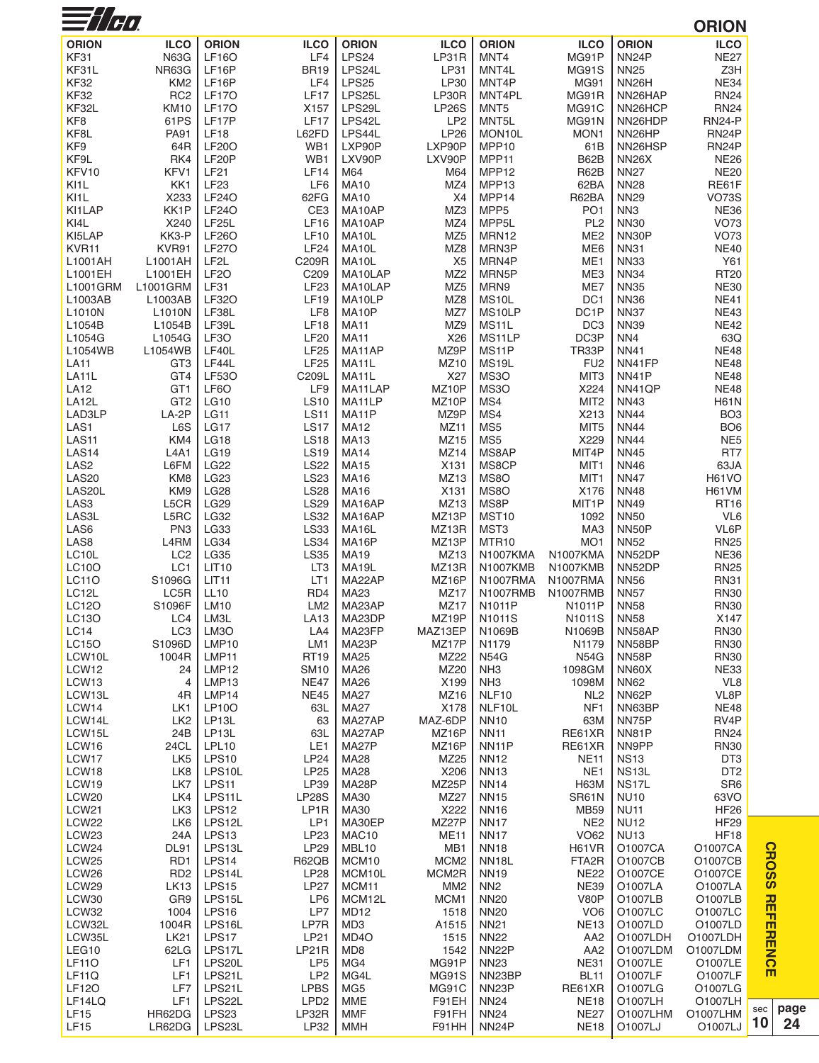# ORION

| ORION | ILCO | ORION | ILCO | ORION | ILCO | ORION | ILCO | ORION | ILCO |
|---|---|---|---|---|---|---|---|---|---|
| KF31 | N63G | LF16O | LF4 | LPS24 | LP31R | MNT4 | MG91P | NN24P | NE27 |
| KF31L | NR63G | LF16P | BR19 | LPS24L | LP31 | MNT4L | MG91S | NN25 | Z3H |
| KF32 | KM2 | LF16P | LF4 | LPS25 | LP30 | MNT4P | MG91 | NN26H | NE34 |
| KF32 | RC2 | LF17O | LF17 | LPS25L | LP30R | MNT4PL | MG91R | NN26HAP | RN24 |
| KF32L | KM10 | LF17O | X157 | LPS29L | LP26S | MNT5 | MG91C | NN26HCP | RN24 |
| KF8 | 61PS | LF17P | LF17 | LPS42L | LP2 | MNT5L | MG91N | NN26HDP | RN24-P |
| KF8L | PA91 | LF18 | L62FD | LPS44L | LP26 | MON10L | MON1 | NN26HP | RN24P |
| KF9 | 64R | LF20O | WB1 | LXP90P | LXP90P | MPP10 | 61B | NN26HSP | RN24P |
| KF9L | RK4 | LF20P | WB1 | LXV90P | LXV90P | MPP11 | B62B | NN26X | NE26 |
| KFV10 | KFV1 | LF21 | LF14 | M64 | M64 | MPP12 | R62B | NN27 | NE20 |
| KI1L | KK1 | LF23 | LF6 | MA10 | MZ4 | MPP13 | 62BA | NN28 | RE61F |
| KI1L | X233 | LF24O | 62FG | MA10 | X4 | MPP14 | R62BA | NN29 | VO73S |
| KI1LAP | KK1P | LF24O | CE3 | MA10AP | MZ3 | MPP5 | PO1 | NN3 | NE36 |
| KI4L | X240 | LF25L | LF16 | MA10AP | MZ4 | MPP5L | PL2 | NN30 | VO73 |
| KI5LAP | KK3-P | LF26O | LF10 | MA10L | MZ5 | MRN12 | ME2 | NN30P | VO73 |
| KVR11 | KVR91 | LF27O | LF24 | MA10L | MZ8 | MRN3P | ME6 | NN31 | NE40 |
| L1001AH | L1001AH | LF2L | C209R | MA10L | X5 | MRN4P | ME1 | NN33 | Y61 |
| L1001EH | L1001EH | LF2O | C209 | MA10LAP | MZ2 | MRN5P | ME3 | NN34 | RT20 |
| L1001GRM | L1001GRM | LF31 | LF23 | MA10LAP | MZ5 | MRN9 | ME7 | NN35 | NE30 |
| L1003AB | L1003AB | LF32O | LF19 | MA10LP | MZ8 | MS10L | DC1 | NN36 | NE41 |
| L1010N | L1010N | LF38L | LF8 | MA10P | MZ7 | MS10LP | DC1P | NN37 | NE43 |
| L1054B | L1054B | LF39L | LF18 | MA11 | MZ9 | MS11L | DC3 | NN39 | NE42 |
| L1054G | L1054G | LF3O | LF20 | MA11 | X26 | MS11LP | DC3P | NN4 | 63Q |
| L1054WB | L1054WB | LF40L | LF25 | MA11AP | MZ9P | MS11P | TR33P | NN41 | NE48 |
| LA11 | GT3 | LF44L | LF25 | MA11L | MZ10 | MS19L | FU2 | NN41FP | NE48 |
| LA11L | GT4 | LF53O | C209L | MA11L | X27 | MS3O | MIT3 | NN41P | NE48 |
| LA12 | GT1 | LF6O | LF9 | MA11LAP | MZ10P | MS3O | X224 | NN41QP | NE48 |
| LA12L | GT2 | LG10 | LS10 | MA11LP | MZ10P | MS4 | MIT2 | NN43 | H61N |
| LAD3LP | LA-2P | LG11 | LS11 | MA11P | MZ9P | MS4 | X213 | NN44 | BO3 |
| LAS1 | L6S | LG17 | LS17 | MA12 | MZ11 | MS5 | MIT5 | NN44 | BO6 |
| LAS11 | KM4 | LG18 | LS18 | MA13 | MZ15 | MS5 | X229 | NN44 | NE5 |
| LAS14 | L4A1 | LG19 | LS19 | MA14 | MZ14 | MS8AP | MIT4P | NN45 | RT7 |
| LAS2 | L6FM | LG22 | LS22 | MA15 | X131 | MS8CP | MIT1 | NN46 | 63JA |
| LAS20 | KM8 | LG23 | LS23 | MA16 | MZ13 | MS8O | MIT1 | NN47 | H61VO |
| LAS20L | KM9 | LG28 | LS28 | MA16 | X131 | MS8O | X176 | NN48 | H61VM |
| LAS3 | L5CR | LG29 | LS29 | MA16AP | MZ13 | MS8P | MIT1P | NN49 | RT16 |
| LAS3L | L5RC | LG32 | LS32 | MA16AP | MZ13P | MST10 | 1092 | NN50 | VL6 |
| LAS6 | PN3 | LG33 | LS33 | MA16L | MZ13R | MST3 | MA3 | NN50P | VL6P |
| LAS8 | L4RM | LG34 | LS34 | MA16P | MZ13P | MTR10 | MO1 | NN52 | RN25 |
| LC10L | LC2 | LG35 | LS35 | MA19 | MZ13 | N1007KMA | N1007KMA | NN52DP | NE36 |
| LC10O | LC1 | LIT10 | LT3 | MA19L | MZ13R | N1007KMB | N1007KMB | NN52DP | RN25 |
| LC11O | S1096G | LIT11 | LT1 | MA22AP | MZ16P | N1007RMA | N1007RMA | NN56 | RN31 |
| LC12L | LC5R | LL10 | RD4 | MA23 | MZ17 | N1007RMB | N1007RMB | NN57 | RN30 |
| LC12O | S1096F | LM10 | LM2 | MA23AP | MZ17 | N1011P | N1011P | NN58 | RN30 |
| LC13O | LC4 | LM3L | LA13 | MA23DP | MZ19P | N1011S | N1011S | NN58 | X147 |
| LC14 | LC3 | LM3O | LA4 | MA23FP | MAZ13EP | N1069B | N1069B | NN58AP | RN30 |
| LC15O | S1096D | LMP10 | LM1 | MA23P | MZ17P | N1179 | N1179 | NN58BP | RN30 |
| LCW10L | 1004R | LMP11 | RT19 | MA25 | MZ22 | N54G | N54G | NN58P | RN30 |
| LCW12 | 24 | LMP12 | SM10 | MA26 | MZ20 | NH3 | 1098GM | NN60X | NE33 |
| LCW13 | 4 | LMP13 | NE47 | MA26 | X199 | NH3 | 1098M | NN62 | VL8 |
| LCW13L | 4R | LMP14 | NE45 | MA27 | MZ16 | NLF10 | NL2 | NN62P | VL8P |
| LCW14 | LK1 | LP10O | 63L | MA27 | X178 | NLF10L | NF1 | NN63BP | NE48 |
| LCW14L | LK2 | LP13L | 63 | MA27AP | MAZ-6DP | NN10 | 63M | NN75P | RV4P |
| LCW15L | 24B | LP13L | 63L | MA27AP | MZ16P | NN11 | RE61XR | NN81P | RN24 |
| LCW16 | 24CL | LPL10 | LE1 | MA27P | MZ16P | NN11P | RE61XR | NN9PP | RN30 |
| LCW17 | LK5 | LPS10 | LP24 | MA28 | MZ25 | NN12 | NE11 | NS13 | DT3 |
| LCW18 | LK8 | LPS10L | LP25 | MA28 | X206 | NN13 | NE1 | NS13L | DT2 |
| LCW19 | LK7 | LPS11 | LP39 | MA28P | MZ25P | NN14 | H63M | NS17L | SR6 |
| LCW20 | LK4 | LPS11L | LP28S | MA30 | MZ27 | NN15 | SR61N | NU10 | 63VO |
| LCW21 | LK3 | LPS12 | LP1R | MA30 | X222 | NN16 | MB59 | NU11 | HF26 |
| LCW22 | LK6 | LPS12L | LP1 | MA30EP | MZ27P | NN17 | NE2 | NU12 | HF29 |
| LCW23 | 24A | LPS13 | LP23 | MAC10 | ME11 | NN17 | VO62 | NU13 | HF18 |
| LCW24 | DL91 | LPS13L | LP29 | MBL10 | MB1 | NN18 | H61VR | O1007CA | O1007CA |
| LCW25 | RD1 | LPS14 | R62QB | MCM10 | MCM2 | NN18L | FTA2R | O1007CB | O1007CB |
| LCW26 | RD2 | LPS14L | LP28 | MCM10L | MCM2R | NN19 | NE22 | O1007CE | O1007CE |
| LCW29 | LK13 | LPS15 | LP27 | MCM11 | MM2 | NN2 | NE39 | O1007LA | O1007LA |
| LCW30 | GR9 | LPS15L | LP6 | MCM12L | MCM1 | NN20 | V80P | O1007LB | O1007LB |
| LCW32 | 1004 | LPS16 | LP7 | MD12 | 1518 | NN20 | VO6 | O1007LC | O1007LC |
| LCW32L | 1004R | LPS16L | LP7R | MD3 | A1515 | NN21 | NE13 | O1007LD | O1007LD |
| LCW35L | LK21 | LPS17 | LP21 | MD4O | 1515 | NN22 | AA2 | O1007LDH | O1007LDH |
| LEG10 | 62LG | LPS17L | LP21R | MD8 | 1542 | NN22P | AA2 | O1007LDM | O1007LDM |
| LF11O | LF1 | LPS20L | LP5 | MG4 | MG91P | NN23 | NE31 | O1007LE | O1007LE |
| LF11Q | LF1 | LPS21L | LP2 | MG4L | MG91S | NN23BP | BL11 | O1007LF | O1007LF |
| LF12O | LF7 | LPS21L | LPBS | MG5 | MG91C | NN23P | RE61XR | O1007LG | O1007LG |
| LF14LQ | LF1 | LPS22L | LPD2 | MME | F91EH | NN24 | NE18 | O1007LH | O1007LH |
| LF15 | HR62DG | LPS23 | LP32R | MMF | F91FH | NN24 | NE27 | O1007LHM | O1007LHM |
| LF15 | LR62DG | LPS23L | LP32 | MMH | F91HH | NN24P | NE18 | O1007LJ | O1007LJ |

CROSS REFERENCE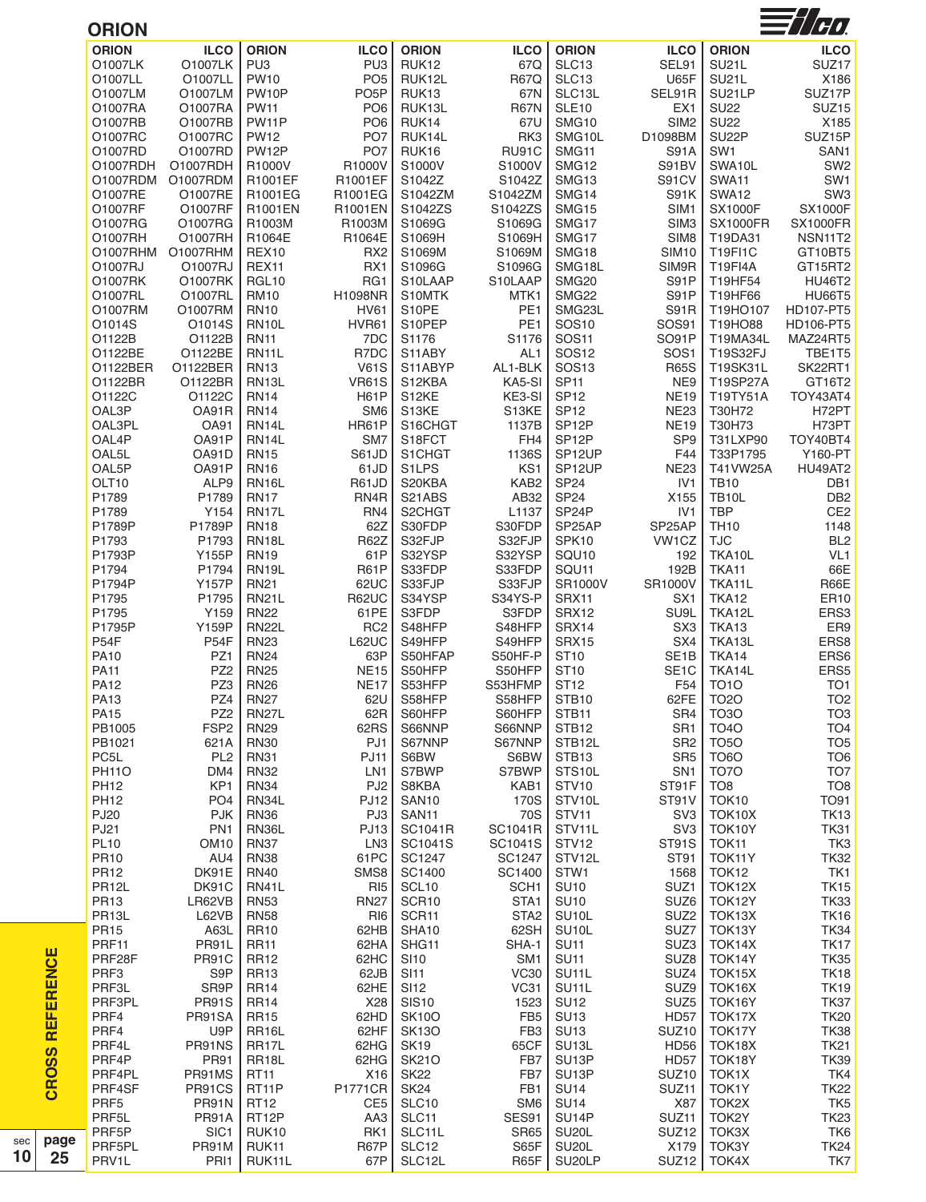## ORION

| ORION | ILCO | ORION | ILCO | ORION | ILCO | ORION | ILCO | ORION | ILCO |
|---|---|---|---|---|---|---|---|---|---|
| O1007LK | O1007LK | PU3 | PU3 | RUK12 | 67Q | SLC13 | SEL91 | SU21L | SUZ17 |
| O1007LL | O1007LL | PW10 | PO5 | RUK12L | R67Q | SLC13 | U65F | SU21L | X186 |
| O1007LM | O1007LM | PW10P | PO5P | RUK13 | 67N | SLC13L | SEL91R | SU21LP | SUZ17P |
| O1007RA | O1007RA | PW11 | PO6 | RUK13L | R67N | SLE10 | EX1 | SU22 | SUZ15 |
| O1007RB | O1007RB | PW11P | PO6 | RUK14 | 67U | SMG10 | SIM2 | SU22 | X185 |
| O1007RC | O1007RC | PW12 | PO7 | RUK14L | RK3 | SMG10L | D1098BM | SU22P | SUZ15P |
| O1007RD | O1007RD | PW12P | PO7 | RUK16 | RU91C | SMG11 | S91A | SW1 | SAN1 |
| O1007RDH | O1007RDH | R1000V | R1000V | S1000V | S1000V | SMG12 | S91BV | SWA10L | SW2 |
| O1007RDM | O1007RDM | R1001EF | R1001EF | S1042Z | S1042Z | SMG13 | S91CV | SWA11 | SW1 |
| O1007RE | O1007RE | R1001EG | R1001EG | S1042ZM | S1042ZM | SMG14 | S91K | SWA12 | SW3 |
| O1007RF | O1007RF | R1001EN | R1001EN | S1042ZS | S1042ZS | SMG15 | SIM1 | SX1000F | SX1000F |
| O1007RG | O1007RG | R1003M | R1003M | S1069G | S1069G | SMG17 | SIM3 | SX1000FR | SX1000FR |
| O1007RH | O1007RH | R1064E | R1064E | S1069H | S1069H | SMG17 | SIM8 | T19DA31 | NSN11T2 |
| O1007RHM | O1007RHM | REX10 | RX2 | S1069M | S1069M | SMG18 | SIM10 | T19FI1C | GT10BT5 |
| O1007RJ | O1007RJ | REX11 | RX1 | S1096G | S1096G | SMG18L | SIM9R | T19FI4A | GT15RT2 |
| O1007RK | O1007RK | RGL10 | RG1 | S10LAAP | S10LAAP | SMG20 | S91P | T19HF54 | HU46T2 |
| O1007RL | O1007RL | RM10 | H1098NR | S10MTK | MTK1 | SMG22 | S91P | T19HF66 | HU66T5 |
| O1007RM | O1007RM | RN10 | HV61 | S10PE | PE1 | SMG23L | S91R | T19HO107 | HD107-PT5 |
| O1014S | O1014S | RN10L | HVR61 | S10PEP | PE1 | SOS10 | SOS91 | T19HO88 | HD106-PT5 |
| O1122B | O1122B | RN11 | 7DC | S1176 | S1176 | SOS11 | SO91P | T19MA34L | MAZ24RT5 |
| O1122BE | O1122BE | RN11L | R7DC | S11ABY | AL1 | SOS12 | SOS1 | T19S32FJ | TBE1T5 |
| O1122BER | O1122BER | RN13 | V61S | S11ABYP | AL1-BLK | SOS13 | R65S | T19SK31L | SK22RT1 |
| O1122BR | O1122BR | RN13L | VR61S | S12KBA | KA5-SI | SP11 | NE9 | T19SP27A | GT16T2 |
| O1122C | O1122C | RN14 | H61P | S12KE | KE3-SI | SP12 | NE19 | T19TY51A | TOY43AT4 |
| OAL3P | OA91R | RN14 | SM6 | S13KE | S13KE | SP12 | NE23 | T30H72 | H72PT |
| OAL3PL | OA91 | RN14L | HR61P | S16CHGT | 1137B | SP12P | NE19 | T30H73 | H73PT |
| OAL4P | OA91P | RN14L | SM7 | S18FCT | FH4 | SP12P | SP9 | T31LXP90 | TOY40BT4 |
| OAL5L | OA91D | RN15 | S61JD | S1CHGT | 1136S | SP12UP | F44 | T33P1795 | Y160-PT |
| OAL5P | OA91P | RN16 | 61JD | S1LPS | KS1 | SP12UP | NE23 | T41VW25A | HU49AT2 |
| OLT10 | ALP9 | RN16L | R61JD | S20KBA | KAB2 | SP24 | IV1 | TB10 | DB1 |
| P1789 | P1789 | RN17 | RN4R | S21ABS | AB32 | SP24 | X155 | TB10L | DB2 |
| P1789 | Y154 | RN17L | RN4 | S2CHGT | L1137 | SP24P | IV1 | TBP | CE2 |
| P1789P | P1789P | RN18 | 62Z | S30FDP | S30FDP | SP25AP | SP25AP | TH10 | 1148 |
| P1793 | P1793 | RN18L | R62Z | S32FJP | S32FJP | SPK10 | VW1CZ | TJC | BL2 |
| P1793P | Y155P | RN19 | 61P | S32YSP | S32YSP | SQU10 | 192 | TKA10L | VL1 |
| P1794 | P1794 | RN19L | R61P | S33FDP | S33FDP | SQU11 | 192B | TKA11 | 66E |
| P1794P | Y157P | RN21 | 62UC | S33FJP | S33FJP | SR1000V | SR1000V | TKA11L | R66E |
| P1795 | P1795 | RN21L | R62UC | S34YSP | S34YS-P | SRX11 | SX1 | TKA12 | ER10 |
| P1795 | Y159 | RN22 | 61PE | S3FDP | S3FDP | SRX12 | SU9L | TKA12L | ERS3 |
| P1795P | Y159P | RN22L | RC2 | S48HFP | S48HFP | SRX14 | SX3 | TKA13 | ER9 |
| P54F | P54F | RN23 | L62UC | S49HFP | S49HFP | SRX15 | SX4 | TKA13L | ERS8 |
| PA10 | PZ1 | RN24 | 63P | S50HFAP | S50HF-P | ST10 | SE1B | TKA14 | ERS6 |
| PA11 | PZ2 | RN25 | NE15 | S50HFP | S50HFP | ST10 | SE1C | TKA14L | ERS5 |
| PA12 | PZ3 | RN26 | NE17 | S53HFP | S53HFMP | ST12 | F54 | TO1O | TO1 |
| PA13 | PZ4 | RN27 | 62U | S58HFP | S58HFP | STB10 | 62FE | TO2O | TO2 |
| PA15 | PZ2 | RN27L | 62R | S60HFP | S60HFP | STB11 | SR4 | TO3O | TO3 |
| PB1005 | FSP2 | RN29 | 62RS | S66NNP | S66NNP | STB12 | SR1 | TO4O | TO4 |
| PB1021 | 621A | RN30 | PJ1 | S67NNP | S67NNP | STB12L | SR2 | TO5O | TO5 |
| PC5L | PL2 | RN31 | PJ11 | S6BW | S6BW | STB13 | SR5 | TO6O | TO6 |
| PH11O | DM4 | RN32 | LN1 | S7BWP | S7BWP | STS10L | SN1 | TO7O | TO7 |
| PH12 | KP1 | RN34 | PJ2 | S8KBA | KAB1 | STV10 | ST91F | TO8 | TO8 |
| PH12 | PO4 | RN34L | PJ12 | SAN10 | 170S | STV10L | ST91V | TOK10 | TO91 |
| PJ20 | PJK | RN36 | PJ3 | SAN11 | 70S | STV11 | SV3 | TOK10X | TK13 |
| PJ21 | PN1 | RN36L | PJ13 | SC1041R | SC1041R | STV11L | SV3 | TOK10Y | TK31 |
| PL10 | OM10 | RN37 | LN3 | SC1041S | SC1041S | STV12 | ST91S | TOK11 | TK3 |
| PR10 | AU4 | RN38 | 61PC | SC1247 | SC1247 | STV12L | ST91 | TOK11Y | TK32 |
| PR12 | DK91E | RN40 | SMS8 | SC1400 | SC1400 | STW1 | 1568 | TOK12 | TK1 |
| PR12L | DK91C | RN41L | RI5 | SCL10 | SCH1 | SU10 | SUZ1 | TOK12X | TK15 |
| PR13 | LR62VB | RN53 | RN27 | SCR10 | STA1 | SU10 | SUZ6 | TOK12Y | TK33 |
| PR13L | L62VB | RN58 | RI6 | SCR11 | STA2 | SU10L | SUZ2 | TOK13X | TK16 |
| PR15 | A63L | RR10 | 62HB | SHA10 | 62SH | SU10L | SUZ7 | TOK13Y | TK34 |
| PRF11 | PR91L | RR11 | 62HA | SHG11 | SHA-1 | SU11 | SUZ3 | TOK14X | TK17 |
| PRF28F | PR91C | RR12 | 62HC | SI10 | SM1 | SU11 | SUZ8 | TOK14Y | TK35 |
| PRF3 | S9P | RR13 | 62JB | SI11 | VC30 | SU11L | SUZ4 | TOK15X | TK18 |
| PRF3L | SR9P | RR14 | 62HE | SI12 | VC31 | SU11L | SUZ9 | TOK16X | TK19 |
| PRF3PL | PR91S | RR14 | X28 | SIS10 | 1523 | SU12 | SUZ5 | TOK16Y | TK37 |
| PRF4 | PR91SA | RR15 | 62HD | SK10O | FB5 | SU13 | HD57 | TOK17X | TK20 |
| PRF4 | U9P | RR16L | 62HF | SK13O | FB3 | SU13 | SUZ10 | TOK17Y | TK38 |
| PRF4L | PR91NS | RR17L | 62HG | SK19 | 65CF | SU13L | HD56 | TOK18X | TK21 |
| PRF4P | PR91 | RR18L | 62HG | SK21O | FB7 | SU13P | HD57 | TOK18Y | TK39 |
| PRF4PL | PR91MS | RT11 | X16 | SK22 | FB7 | SU13P | SUZ10 | TOK1X | TK4 |
| PRF4SF | PR91CS | RT11P | P1771CR | SK24 | FB1 | SU14 | SUZ11 | TOK1Y | TK22 |
| PRF5 | PR91N | RT12 | CE5 | SLC10 | SM6 | SU14 | X87 | TOK2X | TK5 |
| PRF5L | PR91A | RT12P | AA3 | SLC11 | SES91 | SU14P | SUZ11 | TOK2Y | TK23 |
| PRF5P | SIC1 | RUK10 | RK1 | SLC11L | SR65 | SU20L | SUZ12 | TOK3X | TK6 |
| PRF5PL | PR91M | RUK11 | R67P | SLC12 | S65F | SU20L | X179 | TOK3Y | TK24 |
| PRV1L | PRI1 | RUK11L | 67P | SLC12L | R65F | SU20LP | SUZ12 | TOK4X | TK7 |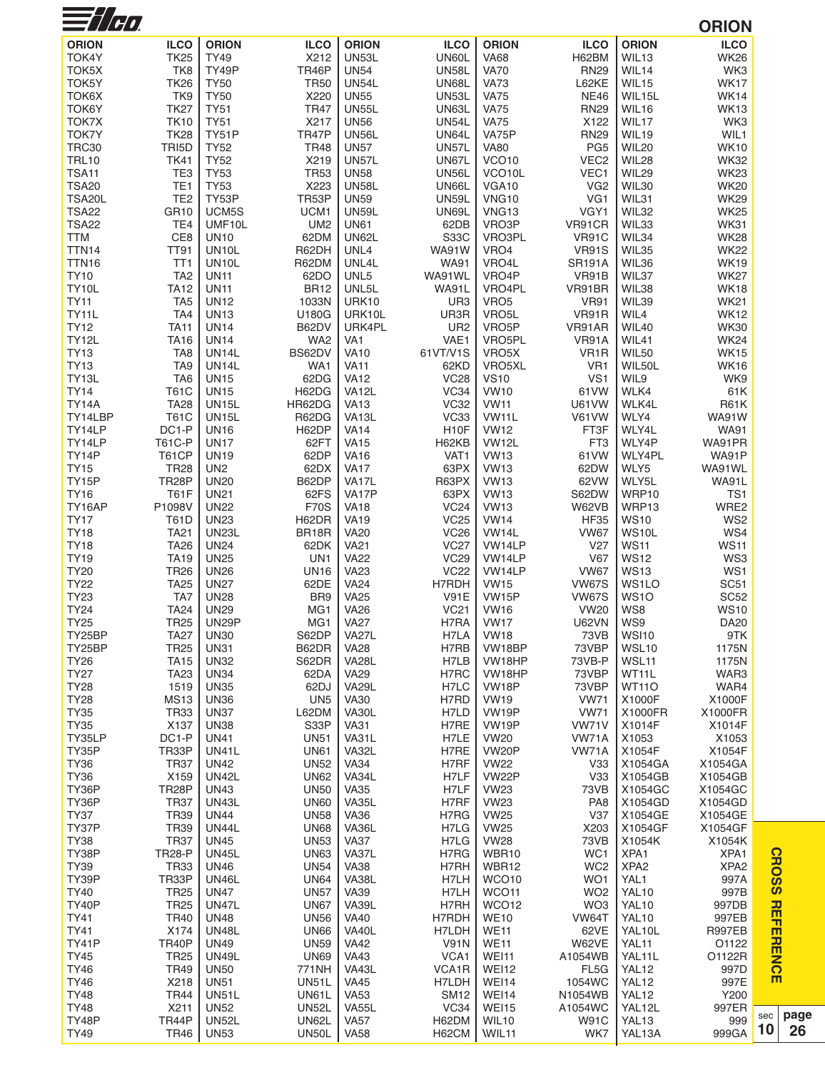# ORION

| ORION | ILCO | ORION | ILCO | ORION | ILCO | ORION | ILCO | ORION | ILCO |
|---|---|---|---|---|---|---|---|---|---|
| TOK4Y | TK25 | TY49 | X212 | UN53L | UN60L | VA68 | H62BM | WIL13 | WK26 |
| TOK5X | TK8 | TY49P | TR46P | UN54 | UN58L | VA70 | RN29 | WIL14 | WK3 |
| TOK5Y | TK26 | TY50 | TR50 | UN54L | UN68L | VA73 | L62KE | WIL15 | WK17 |
| TOK6X | TK9 | TY50 | X220 | UN55 | UN53L | VA75 | NE46 | WIL15L | WK14 |
| TOK6Y | TK27 | TY51 | TR47 | UN55L | UN63L | VA75 | RN29 | WIL16 | WK13 |
| TOK7X | TK10 | TY51 | X217 | UN56 | UN54L | VA75 | X122 | WIL17 | WK3 |
| TOK7Y | TK28 | TY51P | TR47P | UN56L | UN64L | VA75P | RN29 | WIL19 | WIL1 |
| TRC30 | TRI5D | TY52 | TR48 | UN57 | UN57L | VA80 | PG5 | WIL20 | WK10 |
| TRL10 | TK41 | TY52 | X219 | UN57L | UN67L | VCO10 | VEC2 | WIL28 | WK32 |
| TSA11 | TE3 | TY53 | TR53 | UN58 | UN56L | VCO10L | VEC1 | WIL29 | WK23 |
| TSA20 | TE1 | TY53 | X223 | UN58L | UN66L | VGA10 | VG2 | WIL30 | WK20 |
| TSA20L | TE2 | TY53P | TR53P | UN59 | UN59L | VNG10 | VG1 | WIL31 | WK29 |
| TSA22 | GR10 | UCM5S | UCM1 | UN59L | UN69L | VNG13 | VGY1 | WIL32 | WK25 |
| TSA22 | TE4 | UMF10L | UM2 | UN61 | 62DB | VRO3P | VR91CR | WIL33 | WK31 |
| TTM | CE8 | UN10 | 62DM | UN62L | S33C | VRO3PL | VR91C | WIL34 | WK28 |
| TTN14 | TT91 | UN10L | R62DH | UNL4 | WA91W | VRO4 | VR91S | WIL35 | WK22 |
| TTN16 | TT1 | UN10L | R62DM | UNL4L | WA91 | VRO4L | SR191A | WIL36 | WK19 |
| TY10 | TA2 | UN11 | 62DO | UNL5 | WA91WL | VRO4P | VR91B | WIL37 | WK27 |
| TY10L | TA12 | UN11 | BR12 | UNL5L | WA91L | VRO4PL | VR91BR | WIL38 | WK18 |
| TY11 | TA5 | UN12 | 1033N | URK10 | UR3 | VRO5 | VR91 | WIL39 | WK21 |
| TY11L | TA4 | UN13 | U180G | URK10L | UR3R | VRO5L | VR91R | WIL4 | WK12 |
| TY12 | TA11 | UN14 | B62DV | URK4PL | UR2 | VRO5P | VR91AR | WIL40 | WK30 |
| TY12L | TA16 | UN14 | WA2 | VA1 | VAE1 | VRO5PL | VR91A | WIL41 | WK24 |
| TY13 | TA8 | UN14L | BS62DV | VA10 | 61VT/V1S | VRO5X | VR1R | WIL50 | WK15 |
| TY13 | TA9 | UN14L | WA1 | VA11 | 62KD | VRO5XL | VR1 | WIL50L | WK16 |
| TY13L | TA6 | UN15 | 62DG | VA12 | VC28 | VS10 | VS1 | WIL9 | WK9 |
| TY14 | T61C | UN15 | H62DG | VA12L | VC34 | VW10 | 61VW | WLK4 | 61K |
| TY14A | TA28 | UN15L | HR62DG | VA13 | VC32 | VW11 | U61VW | WLK4L | R61K |
| TY14LBP | T61C | UN15L | R62DG | VA13L | VC33 | VW11L | V61VW | WLY4 | WA91W |
| TY14LP | DC1-P | UN16 | H62DP | VA14 | H10F | VW12 | FT3F | WLY4L | WA91 |
| TY14LP | T61C-P | UN17 | 62FT | VA15 | H62KB | VW12L | FT3 | WLY4P | WA91PR |
| TY14P | T61CP | UN19 | 62DP | VA16 | VAT1 | VW13 | 61VW | WLY4PL | WA91P |
| TY15 | TR28 | UN2 | 62DX | VA17 | 63PX | VW13 | 62DW | WLY5 | WA91WL |
| TY15P | TR28P | UN20 | B62DP | VA17L | R63PX | VW13 | 62VW | WLY5L | WA91L |
| TY16 | T61F | UN21 | 62FS | VA17P | 63PX | VW13 | S62DW | WRP10 | TS1 |
| TY16AP | P1098V | UN22 | F70S | VA18 | VC24 | VW13 | W62VB | WRP13 | WRE2 |
| TY17 | T61D | UN23 | H62DR | VA19 | VC25 | VW14 | HF35 | WS10 | WS2 |
| TY18 | TA21 | UN23L | BR18R | VA20 | VC26 | VW14L | VW67 | WS10L | WS4 |
| TY18 | TA26 | UN24 | 62DK | VA21 | VC27 | VW14LP | V27 | WS11 | WS11 |
| TY19 | TA19 | UN25 | UN1 | VA22 | VC29 | VW14LP | V67 | WS12 | WS3 |
| TY20 | TR26 | UN26 | UN16 | VA23 | VC22 | VW14LP | VW67 | WS13 | WS1 |
| TY22 | TA25 | UN27 | 62DE | VA24 | H7RDH | VW15 | VW67S | WS1LO | SC51 |
| TY23 | TA7 | UN28 | BR9 | VA25 | V91E | VW15P | VW67S | WS1O | SC52 |
| TY24 | TA24 | UN29 | MG1 | VA26 | VC21 | VW16 | VW20 | WS8 | WS10 |
| TY25 | TR25 | UN29P | MG1 | VA27 | H7RA | VW17 | U62VN | WS9 | DA20 |
| TY25BP | TA27 | UN30 | S62DP | VA27L | H7LA | VW18 | 73VB | WSI10 | 9TK |
| TY25BP | TR25 | UN31 | B62DR | VA28 | H7RB | VW18BP | 73VBP | WSL10 | 1175N |
| TY26 | TA15 | UN32 | S62DR | VA28L | H7LB | VW18HP | 73VB-P | WSL11 | 1175N |
| TY27 | TA23 | UN34 | 62DA | VA29 | H7RC | VW18HP | 73VBP | WT11L | WAR3 |
| TY28 | 1519 | UN35 | 62DJ | VA29L | H7LC | VW18P | 73VBP | WT11O | WAR4 |
| TY28 | MS13 | UN36 | UN5 | VA30 | H7RD | VW19 | VW71 | X1000F | X1000F |
| TY35 | TR33 | UN37 | L62DM | VA30L | H7LD | VW19P | VW71 | X1000FR | X1000FR |
| TY35 | X137 | UN38 | S33P | VA31 | H7RE | VW19P | VW71V | X1014F | X1014F |
| TY35LP | DC1-P | UN41 | UN51 | VA31L | H7LE | VW20 | VW71A | X1053 | X1053 |
| TY35P | TR33P | UN41L | UN61 | VA32L | H7RE | VW20P | VW71A | X1054F | X1054F |
| TY36 | TR37 | UN42 | UN52 | VA34 | H7RF | VW22 | V33 | X1054GA | X1054GA |
| TY36 | X159 | UN42L | UN62 | VA34L | H7LF | VW22P | V33 | X1054GB | X1054GB |
| TY36P | TR28P | UN43 | UN50 | VA35 | H7LF | VW23 | 73VB | X1054GC | X1054GC |
| TY36P | TR37 | UN43L | UN60 | VA35L | H7RF | VW23 | PA8 | X1054GD | X1054GD |
| TY37 | TR39 | UN44 | UN58 | VA36 | H7RG | VW25 | V37 | X1054GE | X1054GE |
| TY37P | TR39 | UN44L | UN68 | VA36L | H7LG | VW25 | X203 | X1054GF | X1054GF |
| TY38 | TR37 | UN45 | UN53 | VA37 | H7LG | VW28 | 73VB | X1054K | X1054K |
| TY38P | TR28-P | UN45L | UN63 | VA37L | H7RG | WBR10 | WC1 | XPA1 | XPA1 |
| TY39 | TR33 | UN46 | UN54 | VA38 | H7RH | WBR12 | WC2 | XPA2 | XPA2 |
| TY39P | TR33P | UN46L | UN64 | VA38L | H7LH | WCO10 | WO1 | YAL1 | 997A |
| TY40 | TR25 | UN47 | UN57 | VA39 | H7LH | WCO11 | WO2 | YAL10 | 997B |
| TY40P | TR25 | UN47L | UN67 | VA39L | H7RH | WCO12 | WO3 | YAL10 | 997DB |
| TY41 | TR40 | UN48 | UN56 | VA40 | H7RDH | WE10 | VW64T | YAL10 | 997EB |
| TY41 | X174 | UN48L | UN66 | VA40L | H7LDH | WE11 | 62VE | YAL10L | R997EB |
| TY41P | TR40P | UN49 | UN59 | VA42 | V91N | WE11 | W62VE | YAL11 | O1122 |
| TY45 | TR25 | UN49L | UN69 | VA43 | VCA1 | WEI11 | A1054WB | YAL11L | O1122R |
| TY46 | TR49 | UN50 | 771NH | VA43L | VCA1R | WEI12 | FL5G | YAL12 | 997D |
| TY46 | X218 | UN51 | UN51L | VA45 | H7LDH | WEI14 | 1054WC | YAL12 | 997E |
| TY48 | TR44 | UN51L | UN61L | VA53 | SM12 | WEI14 | N1054WB | YAL12 | Y200 |
| TY48 | X211 | UN52 | UN52L | VA55L | VC34 | WEI15 | A1054WC | YAL12L | 997ER |
| TY48P | TR44P | UN52L | UN62L | VA57 | H62DM | WIL10 | W91C | YAL13 | 999 |
| TY49 | TR46 | UN53 | UN50L | VA58 | H62CM | WIL11 | WK7 | YAL13A | 999GA |

CROSS REFERENCE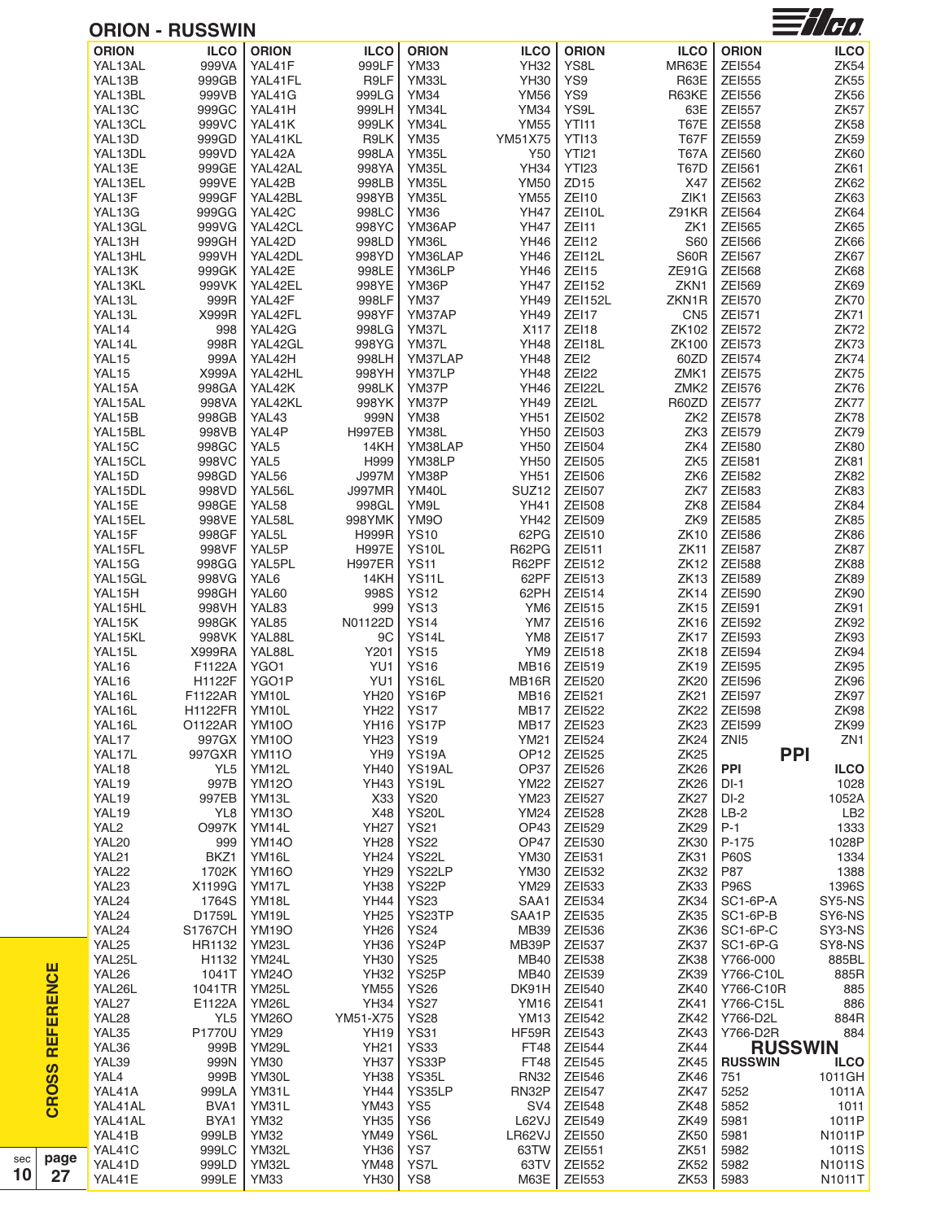## ORION - RUSSWIN

| ORION | ILCO |
|---|---|
| YAL13AL | 999VA |
| YAL13B | 999GB |
| YAL13BL | 999VB |
| YAL13C | 999GC |
| YAL13CL | 999VC |
| YAL13D | 999GD |
| YAL13DL | 999VD |
| YAL13E | 999GE |
| YAL13EL | 999VE |
| YAL13F | 999GF |
| YAL13G | 999GG |
| YAL13GL | 999VG |
| YAL13H | 999GH |
| YAL13HL | 999VH |
| YAL13K | 999GK |
| YAL13KL | 999VK |
| YAL13L | 999R |
| YAL13L | X999R |
| YAL14 | 998 |
| YAL14L | 998R |
| YAL15 | 999A |
| YAL15 | X999A |
| YAL15A | 998GA |
| YAL15AL | 998VA |
| YAL15B | 998GB |
| YAL15BL | 998VB |
| YAL15C | 998GC |
| YAL15CL | 998VC |
| YAL15D | 998GD |
| YAL15DL | 998VD |
| YAL15E | 998GE |
| YAL15EL | 998VE |
| YAL15F | 998GF |
| YAL15FL | 998VF |
| YAL15G | 998GG |
| YAL15GL | 998VG |
| YAL15H | 998GH |
| YAL15HL | 998VH |
| YAL15K | 998GK |
| YAL15KL | 998VK |
| YAL15L | X999RA |
| YAL16 | F1122A |
| YAL16 | H1122F |
| YAL16L | F1122AR |
| YAL16L | H1122FR |
| YAL16L | O1122AR |
| YAL17 | 997GX |
| YAL17L | 997GXR |
| YAL18 | YL5 |
| YAL19 | 997B |
| YAL19 | 997EB |
| YAL19 | YL8 |
| YAL2 | O997K |
| YAL20 | 999 |
| YAL21 | BKZ1 |
| YAL22 | 1702K |
| YAL23 | X1199G |
| YAL24 | 1764S |
| YAL24 | D1759L |
| YAL24 | S1767CH |
| YAL25 | HR1132 |
| YAL25L | H1132 |
| YAL26 | 1041T |
| YAL26L | 1041TR |
| YAL27 | E1122A |
| YAL28 | YL5 |
| YAL35 | P1770U |
| YAL36 | 999B |
| YAL39 | 999N |
| YAL4 | 999B |
| YAL41A | 999LA |
| YAL41AL | BVA1 |
| YAL41AL | BYA1 |
| YAL41B | 999LB |
| YAL41C | 999LC |
| YAL41D | 999LD |
| YAL41E | 999LE |
| YAL41F | 999LF |
| YAL41FL | R9LF |
| YAL41G | 999LG |
| YAL41H | 999LH |
| YAL41K | 999LK |
| YAL41KL | R9LK |
| YAL42A | 998LA |
| YAL42AL | 998YA |
| YAL42B | 998LB |
| YAL42BL | 998YB |
| YAL42C | 998LC |
| YAL42CL | 998YC |
| YAL42D | 998LD |
| YAL42DL | 998YD |
| YAL42E | 998LE |
| YAL42EL | 998YE |
| YAL42F | 998LF |
| YAL42FL | 998YF |
| YAL42G | 998LG |
| YAL42GL | 998YG |
| YAL42H | 998LH |
| YAL42HL | 998YH |
| YAL42K | 998LK |
| YAL42KL | 998YK |
| YAL43 | 999N |
| YAL4P | H997EB |
| YAL5 | 14KH |
| YAL5 | H999 |
| YAL56 | J997M |
| YAL56L | J997MR |
| YAL58 | 998GL |
| YAL58L | 998YMK |
| YAL5L | H999R |
| YAL5P | H997E |
| YAL5PL | H997ER |
| YAL6 | 14KH |
| YAL60 | 998S |
| YAL83 | 999 |
| YAL85 | N01122D |
| YAL88L | 9C |
| YAL88L | Y201 |
| YGO1 | YU1 |
| YGO1P | YU1 |
| YM10L | YH20 |
| YM10L | YH22 |
| YM10O | YH16 |
| YM10O | YH23 |
| YM11O | YH9 |
| YM12L | YH40 |
| YM12O | YH43 |
| YM13L | X33 |
| YM13O | X48 |
| YM14L | YH27 |
| YM14O | YH28 |
| YM16L | YH24 |
| YM16O | YH29 |
| YM17L | YH38 |
| YM18L | YH44 |
| YM19L | YH25 |
| YM19O | YH26 |
| YM23L | YH36 |
| YM24L | YH30 |
| YM24O | YH32 |
| YM25L | YM55 |
| YM26L | YH34 |
| YM26O | YM51-X75 |
| YM29 | YH19 |
| YM29L | YH21 |
| YM30 | YH37 |
| YM30L | YH38 |
| YM31L | YH44 |
| YM31L | YM43 |
| YM32 | YH35 |
| YM32 | YM49 |
| YM32L | YH36 |
| YM32L | YM48 |
| YM33 | YH30 |
| YM33 | YH32 |
| YM33L | YH30 |
| YM34 | YM56 |
| YM34L | YM34 |
| YM34L | YM55 |
| YM35 | YM51X75 |
| YM35L | Y50 |
| YM35L | YH34 |
| YM35L | YM50 |
| YM35L | YM55 |
| YM36 | YH47 |
| YM36AP | YH47 |
| YM36L | YH46 |
| YM36LAP | YH46 |
| YM36LP | YH46 |
| YM36P | YH47 |
| YM37 | YH49 |
| YM37AP | YH49 |
| YM37L | X117 |
| YM37L | YH48 |
| YM37LAP | YH48 |
| YM37LP | YH48 |
| YM37P | YH46 |
| YM37P | YH49 |
| YM38 | YH51 |
| YM38L | YH50 |
| YM38LAP | YH50 |
| YM38LP | YH50 |
| YM38P | YH51 |
| YM40L | SUZ12 |
| YM9L | YH41 |
| YM9O | YH42 |
| YS10 | 62PG |
| YS10L | R62PG |
| YS11 | R62PF |
| YS11L | 62PF |
| YS12 | 62PH |
| YS13 | YM6 |
| YS14 | YM7 |
| YS14L | YM8 |
| YS15 | YM9 |
| YS16 | MB16 |
| YS16L | MB16R |
| YS16P | MB16 |
| YS17 | MB17 |
| YS17P | MB17 |
| YS19 | YM21 |
| YS19A | OP12 |
| YS19AL | OP37 |
| YS19L | YM22 |
| YS20 | YM23 |
| YS20L | YM24 |
| YS21 | OP43 |
| YS22 | OP47 |
| YS22L | YM30 |
| YS22LP | YM30 |
| YS22P | YM29 |
| YS23 | SAA1 |
| YS23TP | SAA1P |
| YS24 | MB39 |
| YS24P | MB39P |
| YS25 | MB40 |
| YS25P | MB40 |
| YS26 | DK91H |
| YS27 | YM16 |
| YS28 | YM13 |
| YS31 | HF59R |
| YS33 | FT48 |
| YS33P | FT48 |
| YS35L | RN32 |
| YS35LP | RN32P |
| YS5 | SV4 |
| YS6 | L62VJ |
| YS6L | LR62VJ |
| YS7 | 63TW |
| YS7L | 63TV |
| YS8 | M63E |
| YS8L | MR63E |
| YS9 | R63E |
| YS9 | R63KE |
| YS9L | 63E |
| YTI11 | T67E |
| YTI13 | T67F |
| YTI21 | T67A |
| YTI23 | T67D |
| ZD15 | X47 |
| ZEI10 | ZIK1 |
| ZEI10L | Z91KR |
| ZEI11 | ZK1 |
| ZEI12 | S60 |
| ZEI12L | S60R |
| ZEI15 | ZE91G |
| ZEI152 | ZKN1 |
| ZEI152L | ZKN1R |
| ZEI17 | CN5 |
| ZEI18 | ZK102 |
| ZEI18L | ZK100 |
| ZEI2 | 60ZD |
| ZEI22 | ZMK1 |
| ZEI22L | ZMK2 |
| ZEI2L | R60ZD |
| ZEI502 | ZK2 |
| ZEI503 | ZK3 |
| ZEI504 | ZK4 |
| ZEI505 | ZK5 |
| ZEI506 | ZK6 |
| ZEI507 | ZK7 |
| ZEI508 | ZK8 |
| ZEI509 | ZK9 |
| ZEI510 | ZK10 |
| ZEI511 | ZK11 |
| ZEI512 | ZK12 |
| ZEI513 | ZK13 |
| ZEI514 | ZK14 |
| ZEI515 | ZK15 |
| ZEI516 | ZK16 |
| ZEI517 | ZK17 |
| ZEI518 | ZK18 |
| ZEI519 | ZK19 |
| ZEI520 | ZK20 |
| ZEI521 | ZK21 |
| ZEI522 | ZK22 |
| ZEI523 | ZK23 |
| ZEI524 | ZK24 |
| ZEI525 | ZK25 |
| ZEI526 | ZK26 |
| ZEI527 | ZK27 |
| ZEI528 | ZK28 |
| ZEI529 | ZK29 |
| ZEI530 | ZK30 |
| ZEI531 | ZK31 |
| ZEI532 | ZK32 |
| ZEI533 | ZK33 |
| ZEI534 | ZK34 |
| ZEI535 | ZK35 |
| ZEI536 | ZK36 |
| ZEI537 | ZK37 |
| ZEI538 | ZK38 |
| ZEI539 | ZK39 |
| ZEI540 | ZK40 |
| ZEI541 | ZK41 |
| ZEI542 | ZK42 |
| ZEI543 | ZK43 |
| ZEI544 | ZK44 |
| ZEI545 | ZK45 |
| ZEI546 | ZK46 |
| ZEI547 | ZK47 |
| ZEI548 | ZK48 |
| ZEI549 | ZK49 |
| ZEI550 | ZK50 |
| ZEI551 | ZK51 |
| ZEI552 | ZK52 |
| ZEI553 | ZK53 |
| ZEI554 | ZK54 |
| ZEI555 | ZK55 |
| ZEI556 | ZK56 |
| ZEI557 | ZK57 |
| ZEI558 | ZK58 |
| ZEI559 | ZK59 |
| ZEI560 | ZK60 |
| ZEI561 | ZK61 |
| ZEI562 | ZK62 |
| ZEI563 | ZK63 |
| ZEI564 | ZK64 |
| ZEI565 | ZK65 |
| ZEI566 | ZK66 |
| ZEI567 | ZK67 |
| ZEI568 | ZK68 |
| ZEI569 | ZK69 |
| ZEI570 | ZK70 |
| ZEI571 | ZK71 |
| ZEI572 | ZK72 |
| ZEI573 | ZK73 |
| ZEI574 | ZK74 |
| ZEI575 | ZK75 |
| ZEI576 | ZK76 |
| ZEI577 | ZK77 |
| ZEI578 | ZK78 |
| ZEI579 | ZK79 |
| ZEI580 | ZK80 |
| ZEI581 | ZK81 |
| ZEI582 | ZK82 |
| ZEI583 | ZK83 |
| ZEI584 | ZK84 |
| ZEI585 | ZK85 |
| ZEI586 | ZK86 |
| ZEI587 | ZK87 |
| ZEI588 | ZK88 |
| ZEI589 | ZK89 |
| ZEI590 | ZK90 |
| ZEI591 | ZK91 |
| ZEI592 | ZK92 |
| ZEI593 | ZK93 |
| ZEI594 | ZK94 |
| ZEI595 | ZK95 |
| ZEI596 | ZK96 |
| ZEI597 | ZK97 |
| ZEI598 | ZK98 |
| ZEI599 | ZK99 |
| ZNI5 | ZN1 |

### PPI

| PPI | ILCO |
|---|---|
| DI-1 | 1028 |
| DI-2 | 1052A |
| LB-2 | LB2 |
| P-1 | 1333 |
| P-175 | 1028P |
| P60S | 1334 |
| P87 | 1388 |
| P96S | 1396S |
| SC1-6P-A | SY5-NS |
| SC1-6P-B | SY6-NS |
| SC1-6P-C | SY3-NS |
| SC1-6P-G | SY8-NS |
| Y766-000 | 885BL |
| Y766-C10L | 885R |
| Y766-C10R | 885 |
| Y766-C15L | 886 |
| Y766-D2L | 884R |
| Y766-D2R | 884 |

### RUSSWIN

| RUSSWIN | ILCO |
|---|---|
| 751 | 1011GH |
| 5252 | 1011A |
| 5852 | 1011 |
| 5981 | 1011P |
| 5981 | N1011P |
| 5982 | 1011S |
| 5982 | N1011S |
| 5983 | N1011T |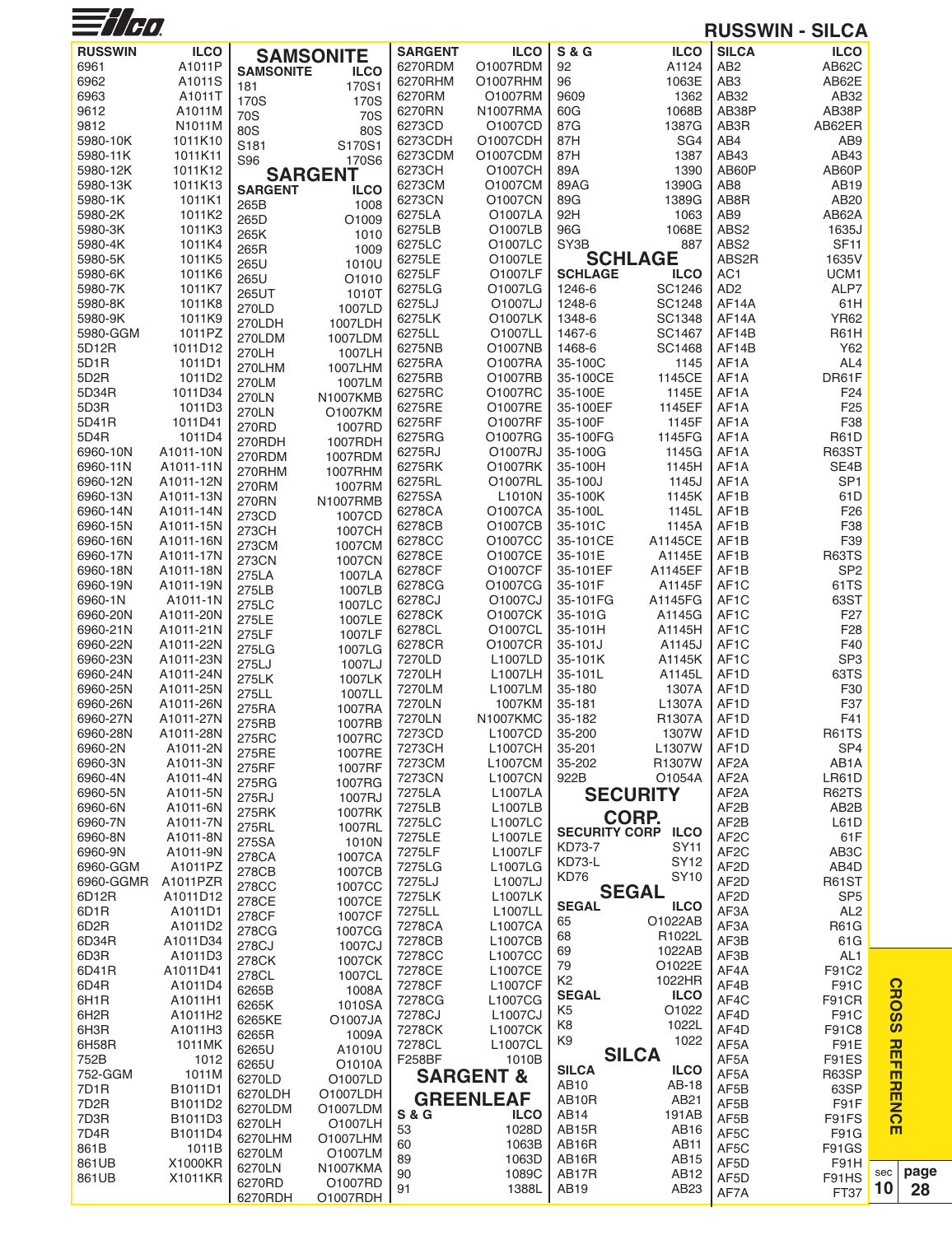## RUSSWIN - SILCA

| RUSSWIN | ILCO |
|---|---|
| 6961 | A1011P |
| 6962 | A1011S |
| 6963 | A1011T |
| 9612 | A1011M |
| 9812 | N1011M |
| 5980-10K | 1011K10 |
| 5980-11K | 1011K11 |
| 5980-12K | 1011K12 |
| 5980-13K | 1011K13 |
| 5980-1K | 1011K1 |
| 5980-2K | 1011K2 |
| 5980-3K | 1011K3 |
| 5980-4K | 1011K4 |
| 5980-5K | 1011K5 |
| 5980-6K | 1011K6 |
| 5980-7K | 1011K7 |
| 5980-8K | 1011K8 |
| 5980-9K | 1011K9 |
| 5980-GGM | 1011PZ |
| 5D12R | 1011D12 |
| 5D1R | 1011D1 |
| 5D2R | 1011D2 |
| 5D34R | 1011D34 |
| 5D3R | 1011D3 |
| 5D41R | 1011D41 |
| 5D4R | 1011D4 |
| 6960-10N | A1011-10N |
| 6960-11N | A1011-11N |
| 6960-12N | A1011-12N |
| 6960-13N | A1011-13N |
| 6960-14N | A1011-14N |
| 6960-15N | A1011-15N |
| 6960-16N | A1011-16N |
| 6960-17N | A1011-17N |
| 6960-18N | A1011-18N |
| 6960-19N | A1011-19N |
| 6960-1N | A1011-1N |
| 6960-20N | A1011-20N |
| 6960-21N | A1011-21N |
| 6960-22N | A1011-22N |
| 6960-23N | A1011-23N |
| 6960-24N | A1011-24N |
| 6960-25N | A1011-25N |
| 6960-26N | A1011-26N |
| 6960-27N | A1011-27N |
| 6960-28N | A1011-28N |
| 6960-2N | A1011-2N |
| 6960-3N | A1011-3N |
| 6960-4N | A1011-4N |
| 6960-5N | A1011-5N |
| 6960-6N | A1011-6N |
| 6960-7N | A1011-7N |
| 6960-8N | A1011-8N |
| 6960-9N | A1011-9N |
| 6960-GGM | A1011PZ |
| 6960-GGMR | A1011PZR |
| 6D12R | A1011D12 |
| 6D1R | A1011D1 |
| 6D2R | A1011D2 |
| 6D34R | A1011D34 |
| 6D3R | A1011D3 |
| 6D41R | A1011D41 |
| 6D4R | A1011D4 |
| 6H1R | A1011H1 |
| 6H2R | A1011H2 |
| 6H3R | A1011H3 |
| 6H58R | 1011MK |
| 752B | 1012 |
| 752-GGM | 1011M |
| 7D1R | B1011D1 |
| 7D2R | B1011D2 |
| 7D3R | B1011D3 |
| 7D4R | B1011D4 |
| 861B | 1011B |
| 861UB | X1000KR |
| 861UB | X1011KR |

## SAMSONITE

| SAMSONITE | ILCO |
|---|---|
| 181 | 170S1 |
| 170S | 170S |
| 70S | 70S |
| 80S | 80S |
| S181 | S170S1 |
| S96 | 170S6 |

## SARGENT

| SARGENT | ILCO |
|---|---|
| 265B | 1008 |
| 265D | O1009 |
| 265K | 1010 |
| 265R | 1009 |
| 265U | 1010U |
| 265U | O1010 |
| 265UT | 1010T |
| 270LD | 1007LD |
| 270LDH | 1007LDH |
| 270LDM | 1007LDM |
| 270LH | 1007LH |
| 270LHM | 1007LHM |
| 270LM | 1007LM |
| 270LN | N1007KMB |
| 270LN | O1007KM |
| 270RD | 1007RD |
| 270RDH | 1007RDH |
| 270RDM | 1007RDM |
| 270RHM | 1007RHM |
| 270RM | 1007RM |
| 270RN | N1007RMB |
| 273CD | 1007CD |
| 273CH | 1007CH |
| 273CM | 1007CM |
| 273CN | 1007CN |
| 275LA | 1007LA |
| 275LB | 1007LB |
| 275LC | 1007LC |
| 275LE | 1007LE |
| 275LF | 1007LF |
| 275LG | 1007LG |
| 275LJ | 1007LJ |
| 275LK | 1007LK |
| 275LL | 1007LL |
| 275RA | 1007RA |
| 275RB | 1007RB |
| 275RC | 1007RC |
| 275RE | 1007RE |
| 275RF | 1007RF |
| 275RG | 1007RG |
| 275RJ | 1007RJ |
| 275RK | 1007RK |
| 275RL | 1007RL |
| 275SA | 1010N |
| 278CA | 1007CA |
| 278CB | 1007CB |
| 278CC | 1007CC |
| 278CE | 1007CE |
| 278CF | 1007CF |
| 278CG | 1007CG |
| 278CJ | 1007CJ |
| 278CK | 1007CK |
| 278CL | 1007CL |
| 6265B | 1008A |
| 6265K | 1010SA |
| 6265KE | O1007JA |
| 6265R | 1009A |
| 6265U | A1010U |
| 6265U | O1010A |
| 6270LD | O1007LD |
| 6270LDH | O1007LDH |
| 6270LDM | O1007LDM |
| 6270LH | O1007LH |
| 6270LHM | O1007LHM |
| 6270LM | O1007LM |
| 6270LN | N1007KMA |
| 6270RD | O1007RD |
| 6270RDH | O1007RDH |
| 6270RDM | O1007RDM |
| 6270RHM | O1007RHM |
| 6270RM | O1007RM |
| 6270RN | N1007RMA |
| 6273CD | O1007CD |
| 6273CDH | O1007CDH |
| 6273CDM | O1007CDM |
| 6273CH | O1007CH |
| 6273CM | O1007CM |
| 6273CN | O1007CN |
| 6275LA | O1007LA |
| 6275LB | O1007LB |
| 6275LC | O1007LC |
| 6275LE | O1007LE |
| 6275LF | O1007LF |
| 6275LG | O1007LG |
| 6275LJ | O1007LJ |
| 6275LK | O1007LK |
| 6275LL | O1007LL |
| 6275NB | O1007NB |
| 6275RA | O1007RA |
| 6275RB | O1007RB |
| 6275RC | O1007RC |
| 6275RE | O1007RE |
| 6275RF | O1007RF |
| 6275RG | O1007RG |
| 6275RJ | O1007RJ |
| 6275RK | O1007RK |
| 6275RL | O1007RL |
| 6275SA | L1010N |
| 6278CA | O1007CA |
| 6278CB | O1007CB |
| 6278CC | O1007CC |
| 6278CE | O1007CE |
| 6278CF | O1007CF |
| 6278CG | O1007CG |
| 6278CJ | O1007CJ |
| 6278CK | O1007CK |
| 6278CL | O1007CL |
| 6278CR | O1007CR |
| 7270LD | L1007LD |
| 7270LH | L1007LH |
| 7270LM | L1007LM |
| 7270LN | 1007KM |
| 7270LN | N1007KMC |
| 7273CD | L1007CD |
| 7273CH | L1007CH |
| 7273CM | L1007CM |
| 7273CN | L1007CN |
| 7275LA | L1007LA |
| 7275LB | L1007LB |
| 7275LC | L1007LC |
| 7275LE | L1007LE |
| 7275LF | L1007LF |
| 7275LG | L1007LG |
| 7275LJ | L1007LJ |
| 7275LK | L1007LK |
| 7275LL | L1007LL |
| 7278CA | L1007CA |
| 7278CB | L1007CB |
| 7278CC | L1007CC |
| 7278CE | L1007CE |
| 7278CF | L1007CF |
| 7278CG | L1007CG |
| 7278CJ | L1007CJ |
| 7278CK | L1007CK |
| 7278CL | L1007CL |
| F258BF | 1010B |

## SARGENT & GREENLEAF

| S & G | ILCO |
|---|---|
| 53 | 1028D |
| 60 | 1063B |
| 89 | 1063D |
| 90 | 1089C |
| 91 | 1388L |
| 92 | A1124 |
| 96 | 1063E |
| 9609 | 1362 |
| 60G | 1068B |
| 87G | 1387G |
| 87H | SG4 |
| 87H | 1387 |
| 89A | 1390 |
| 89AG | 1390G |
| 89G | 1389G |
| 92H | 1063 |
| 96G | 1068E |
| SY3B | 887 |

## SCHLAGE

| SCHLAGE | ILCO |
|---|---|
| 1246-6 | SC1246 |
| 1248-6 | SC1248 |
| 1348-6 | SC1348 |
| 1467-6 | SC1467 |
| 1468-6 | SC1468 |
| 35-100C | 1145 |
| 35-100CE | 1145CE |
| 35-100E | 1145E |
| 35-100EF | 1145EF |
| 35-100F | 1145F |
| 35-100FG | 1145FG |
| 35-100G | 1145G |
| 35-100H | 1145H |
| 35-100J | 1145J |
| 35-100K | 1145K |
| 35-100L | 1145L |
| 35-101C | 1145A |
| 35-101CE | A1145CE |
| 35-101E | A1145E |
| 35-101EF | A1145EF |
| 35-101F | A1145F |
| 35-101FG | A1145FG |
| 35-101G | A1145G |
| 35-101H | A1145H |
| 35-101J | A1145J |
| 35-101K | A1145K |
| 35-101L | A1145L |
| 35-180 | 1307A |
| 35-181 | L1307A |
| 35-182 | R1307A |
| 35-200 | 1307W |
| 35-201 | L1307W |
| 35-202 | R1307W |
| 922B | O1054A |

## SECURITY CORP.

| SECURITY CORP | ILCO |
|---|---|
| KD73-7 | SY11 |
| KD73-L | SY12 |
| KD76 | SY10 |

## SEGAL

| SEGAL | ILCO |
|---|---|
| 65 | O1022AB |
| 68 | R1022L |
| 69 | 1022AB |
| 79 | O1022E |
| K2 | 1022HR |
| K5 | O1022 |
| K8 | 1022L |
| K9 | 1022 |

## SILCA

| SILCA | ILCO |
|---|---|
| AB10 | AB-18 |
| AB10R | AB21 |
| AB14 | 191AB |
| AB15R | AB16 |
| AB16R | AB11 |
| AB16R | AB15 |
| AB17R | AB12 |
| AB19 | AB23 |
| AB2 | AB62C |
| AB3 | AB62E |
| AB32 | AB32 |
| AB38P | AB38P |
| AB3R | AB62ER |
| AB4 | AB9 |
| AB43 | AB43 |
| AB60P | AB60P |
| AB8 | AB19 |
| AB8R | AB20 |
| AB9 | AB62A |
| ABS2 | 1635J |
| ABS2 | SF11 |
| ABS2R | 1635V |
| AC1 | UCM1 |
| AD2 | ALP7 |
| AF14A | 61H |
| AF14A | YR62 |
| AF14B | R61H |
| AF14B | Y62 |
| AF1A | AL4 |
| AF1A | DR61F |
| AF1A | F24 |
| AF1A | F25 |
| AF1A | F38 |
| AF1A | R61D |
| AF1A | R63ST |
| AF1A | SE4B |
| AF1A | SP1 |
| AF1B | 61D |
| AF1B | F26 |
| AF1B | F38 |
| AF1B | F39 |
| AF1B | R63TS |
| AF1B | SP2 |
| AF1C | 61TS |
| AF1C | 63ST |
| AF1C | F27 |
| AF1C | F28 |
| AF1C | F40 |
| AF1C | SP3 |
| AF1D | 63TS |
| AF1D | F30 |
| AF1D | F37 |
| AF1D | F41 |
| AF1D | R61TS |
| AF1D | SP4 |
| AF2A | AB1A |
| AF2A | LR61D |
| AF2A | R62TS |
| AF2B | AB2B |
| AF2B | L61D |
| AF2C | 61F |
| AF2C | AB3C |
| AF2D | AB4D |
| AF2D | R61ST |
| AF2D | SP5 |
| AF3A | AL2 |
| AF3A | R61G |
| AF3B | 61G |
| AF3B | AL1 |
| AF4A | F91C2 |
| AF4B | F91C |
| AF4C | F91CR |
| AF4D | F91C |
| AF4D | F91C8 |
| AF5A | F91E |
| AF5A | F91ES |
| AF5A | R63SP |
| AF5B | 63SP |
| AF5B | F91F |
| AF5B | F91FS |
| AF5C | F91G |
| AF5C | F91GS |
| AF5D | F91H |
| AF5D | F91HS |
| AF7A | FT37 |

CROSS REFERENCE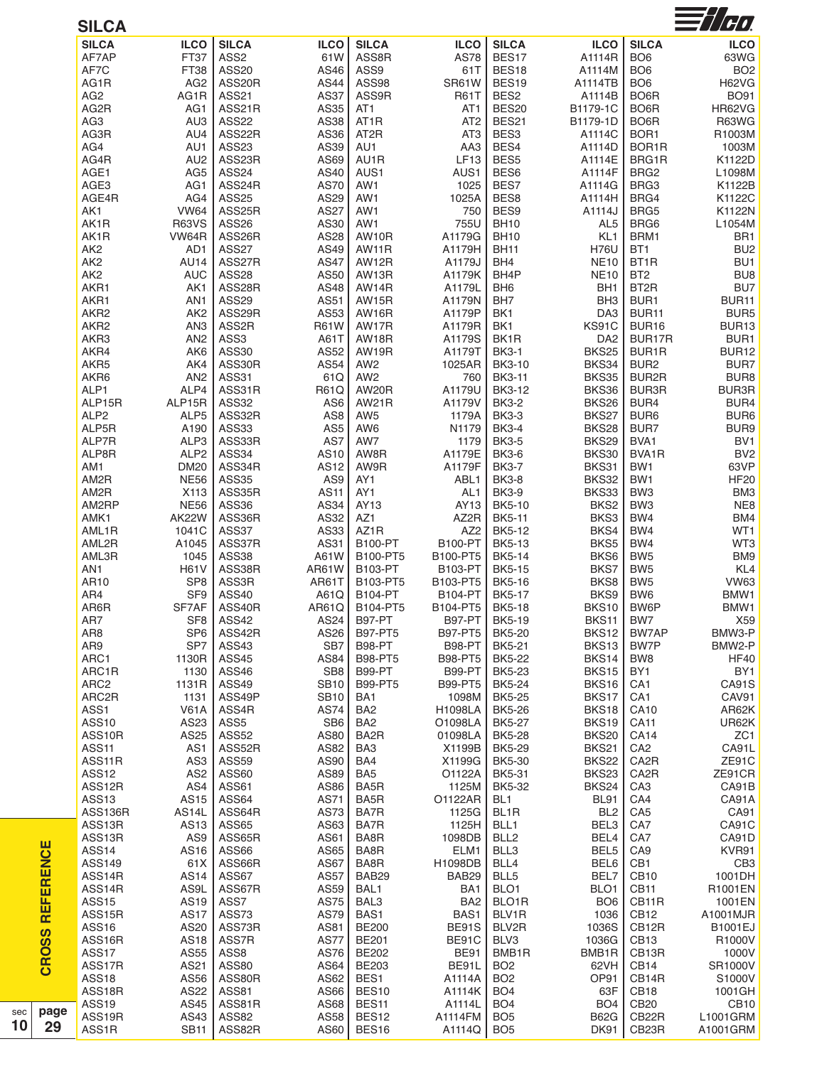## SILCA

| SILCA | ILCO | SILCA | ILCO | SILCA | ILCO | SILCA | ILCO | SILCA | ILCO |
|---|---|---|---|---|---|---|---|---|---|
| AF7AP | FT37 | ASS2 | 61W | ASS8R | AS78 | BES17 | A1114R | BO6 | 63WG |
| AF7C | FT38 | ASS20 | AS46 | ASS9 | 61T | BES18 | A1114M | BO6 | BO2 |
| AG1R | AG2 | ASS20R | AS44 | ASS98 | SR61W | BES19 | A1114TB | BO6 | H62VG |
| AG2 | AG1R | ASS21 | AS37 | ASS9R | R61T | BES2 | A1114B | BO6R | BO91 |
| AG2R | AG1 | ASS21R | AS35 | AT1 | AT1 | BES20 | B1179-1C | BO6R | HR62VG |
| AG3 | AU3 | ASS22 | AS38 | AT1R | AT2 | BES21 | B1179-1D | BO6R | R63WG |
| AG3R | AU4 | ASS22R | AS36 | AT2R | AT3 | BES3 | A1114C | BOR1 | R1003M |
| AG4 | AU1 | ASS23 | AS39 | AU1 | AA3 | BES4 | A1114D | BOR1R | 1003M |
| AG4R | AU2 | ASS23R | AS69 | AU1R | LF13 | BES5 | A1114E | BRG1R | K1122D |
| AGE1 | AG5 | ASS24 | AS40 | AUS1 | AUS1 | BES6 | A1114F | BRG2 | L1098M |
| AGE3 | AG1 | ASS24R | AS70 | AW1 | 1025 | BES7 | A1114G | BRG3 | K1122B |
| AGE4R | AG4 | ASS25 | AS29 | AW1 | 1025A | BES8 | A1114H | BRG4 | K1122C |
| AK1 | VW64 | ASS25R | AS27 | AW1 | 750 | BES9 | A1114J | BRG5 | K1122N |
| AK1R | R63VS | ASS26 | AS30 | AW1 | 755U | BH10 | AL5 | BRG6 | L1054M |
| AK1R | VW64R | ASS26R | AS28 | AW10R | A1179G | BH10 | KL1 | BRM1 | BR1 |
| AK2 | AD1 | ASS27 | AS49 | AW11R | A1179H | BH11 | H76U | BT1 | BU2 |
| AK2 | AU14 | ASS27R | AS47 | AW12R | A1179J | BH4 | NE10 | BT1R | BU1 |
| AK2 | AUC | ASS28 | AS50 | AW13R | A1179K | BH4P | NE10 | BT2 | BU8 |
| AKR1 | AK1 | ASS28R | AS48 | AW14R | A1179L | BH6 | BH1 | BT2R | BU7 |
| AKR1 | AN1 | ASS29 | AS51 | AW15R | A1179N | BH7 | BH3 | BUR1 | BUR11 |
| AKR2 | AK2 | ASS29R | AS53 | AW16R | A1179P | BK1 | DA3 | BUR11 | BUR5 |
| AKR2 | AN3 | ASS2R | R61W | AW17R | A1179R | BK1 | KS91C | BUR16 | BUR13 |
| AKR3 | AN2 | ASS3 | A61T | AW18R | A1179S | BK1R | DA2 | BUR17R | BUR1 |
| AKR4 | AK6 | ASS30 | AS52 | AW19R | A1179T | BK3-1 | BKS25 | BUR1R | BUR12 |
| AKR5 | AK4 | ASS30R | AS54 | AW2 | 1025AR | BK3-10 | BKS34 | BUR2 | BUR7 |
| AKR6 | AN2 | ASS31 | 61Q | AW2 | 760 | BK3-11 | BKS35 | BUR2R | BUR8 |
| ALP1 | ALP4 | ASS31R | R61Q | AW20R | A1179U | BK3-12 | BKS36 | BUR3R | BUR3R |
| ALP15R | ALP15R | ASS32 | AS6 | AW21R | A1179V | BK3-2 | BKS26 | BUR4 | BUR4 |
| ALP2 | ALP5 | ASS32R | AS8 | AW5 | 1179A | BK3-3 | BKS27 | BUR6 | BUR6 |
| ALP5R | A190 | ASS33 | AS5 | AW6 | N1179 | BK3-4 | BKS28 | BUR7 | BUR9 |
| ALP7R | ALP3 | ASS33R | AS7 | AW7 | 1179 | BK3-5 | BKS29 | BVA1 | BV1 |
| ALP8R | ALP2 | ASS34 | AS10 | AW8R | A1179E | BK3-6 | BKS30 | BVA1R | BV2 |
| AM1 | DM20 | ASS34R | AS12 | AW9R | A1179F | BK3-7 | BKS31 | BW1 | 63VP |
| AM2R | NE56 | ASS35 | AS9 | AY1 | ABL1 | BK3-8 | BKS32 | BW1 | HF20 |
| AM2R | X113 | ASS35R | AS11 | AY1 | AL1 | BK3-9 | BKS33 | BW3 | BM3 |
| AM2RP | NE56 | ASS36 | AS34 | AY13 | AY13 | BK5-10 | BKS2 | BW3 | NE8 |
| AMK1 | AK22W | ASS36R | AS32 | AZ1 | AZ2R | BK5-11 | BKS3 | BW4 | BM4 |
| AML1R | 1041C | ASS37 | AS33 | AZ1R | AZ2 | BK5-12 | BKS4 | BW4 | WT1 |
| AML2R | A1045 | ASS37R | AS31 | B100-PT | B100-PT | BK5-13 | BKS5 | BW4 | WT3 |
| AML3R | 1045 | ASS38 | A61W | B100-PT5 | B100-PT5 | BK5-14 | BKS6 | BW5 | BM9 |
| AN1 | H61V | ASS38R | AR61W | B103-PT | B103-PT | BK5-15 | BKS7 | BW5 | KL4 |
| AR10 | SP8 | ASS3R | AR61T | B103-PT5 | B103-PT5 | BK5-16 | BKS8 | BW5 | VW63 |
| AR4 | SF9 | ASS40 | A61Q | B104-PT | B104-PT | BK5-17 | BKS9 | BW6 | BMW1 |
| AR6R | SF7AF | ASS40R | AR61Q | B104-PT5 | B104-PT5 | BK5-18 | BKS10 | BW6P | BMW1 |
| AR7 | SF8 | ASS42 | AS24 | B97-PT | B97-PT | BK5-19 | BKS11 | BW7 | X59 |
| AR8 | SP6 | ASS42R | AS26 | B97-PT5 | B97-PT5 | BK5-20 | BKS12 | BW7AP | BMW3-P |
| AR9 | SP7 | ASS43 | SB7 | B98-PT | B98-PT | BK5-21 | BKS13 | BW7P | BMW2-P |
| ARC1 | 1130R | ASS45 | AS84 | B98-PT5 | B98-PT5 | BK5-22 | BKS14 | BW8 | HF40 |
| ARC1R | 1130 | ASS46 | SB8 | B99-PT | B99-PT | BK5-23 | BKS15 | BY1 | BY1 |
| ARC2 | 1131R | ASS49 | SB10 | B99-PT5 | B99-PT5 | BK5-24 | BKS16 | CA1 | CA91S |
| ARC2R | 1131 | ASS49P | SB10 | BA1 | 1098M | BK5-25 | BKS17 | CA1 | CAV91 |
| ASS1 | V61A | ASS4R | AS74 | BA2 | H1098LA | BK5-26 | BKS18 | CA10 | AR62K |
| ASS10 | AS23 | ASS5 | SB6 | BA2 | O1098LA | BK5-27 | BKS19 | CA11 | UR62K |
| ASS10R | AS25 | ASS52 | AS80 | BA2R | 01098LA | BK5-28 | BKS20 | CA14 | ZC1 |
| ASS11 | AS1 | ASS52R | AS82 | BA3 | X1199B | BK5-29 | BKS21 | CA2 | CA91L |
| ASS11R | AS3 | ASS59 | AS90 | BA4 | X1199G | BK5-30 | BKS22 | CA2R | ZE91C |
| ASS12 | AS2 | ASS60 | AS89 | BA5 | O1122A | BK5-31 | BKS23 | CA2R | ZE91CR |
| ASS12R | AS4 | ASS61 | AS86 | BA5R | 1125M | BK5-32 | BKS24 | CA3 | CA91B |
| ASS13 | AS15 | ASS64 | AS71 | BA5R | O1122AR | BL1 | BL91 | CA4 | CA91A |
| ASS136R | AS14L | ASS64R | AS73 | BA7R | 1125G | BL1R | BL2 | CA5 | CA91 |
| ASS13R | AS13 | ASS65 | AS63 | BA7R | 1125H | BLL1 | BEL3 | CA7 | CA91C |
| ASS13R | AS9 | ASS65R | AS61 | BA8R | 1098DB | BLL2 | BEL4 | CA7 | CA91D |
| ASS14 | AS16 | ASS66 | AS65 | BA8R | ELM1 | BLL3 | BEL5 | CA9 | KVR91 |
| ASS149 | 61X | ASS66R | AS67 | BA8R | H1098DB | BLL4 | BEL6 | CB1 | CB3 |
| ASS14R | AS14 | ASS67 | AS57 | BAB29 | BAB29 | BLL5 | BEL7 | CB10 | 1001DH |
| ASS14R | AS9L | ASS67R | AS59 | BAL1 | BA1 | BLO1 | BLO1 | CB11 | R1001EN |
| ASS15 | AS19 | ASS7 | AS75 | BAL3 | BA2 | BLO1R | BO6 | CB11R | 1001EN |
| ASS15R | AS17 | ASS73 | AS79 | BAS1 | BAS1 | BLV1R | 1036 | CB12 | A1001MJR |
| ASS16 | AS20 | ASS73R | AS81 | BE200 | BE91S | BLV2R | 1036S | CB12R | B1001EJ |
| ASS16R | AS18 | ASS7R | AS77 | BE201 | BE91C | BLV3 | 1036G | CB13 | R1000V |
| ASS17 | AS55 | ASS8 | AS76 | BE202 | BE91 | BMB1R | BMB1R | CB13R | 1000V |
| ASS17R | AS21 | ASS80 | AS64 | BE203 | BE91L | BO2 | 62VH | CB14 | SR1000V |
| ASS18 | AS56 | ASS80R | AS62 | BES1 | A1114A | BO2 | OP91 | CB14R | S1000V |
| ASS18R | AS22 | ASS81 | AS66 | BES10 | A1114K | BO4 | 63F | CB18 | 1001GH |
| ASS19 | AS45 | ASS81R | AS68 | BES11 | A1114L | BO4 | BO4 | CB20 | CB10 |
| ASS19R | AS43 | ASS82 | AS58 | BES12 | A1114FM | BO5 | B62G | CB22R | L1001GRM |
| ASS1R | SB11 | ASS82R | AS60 | BES16 | A1114Q | BO5 | DK91 | CB23R | A1001GRM |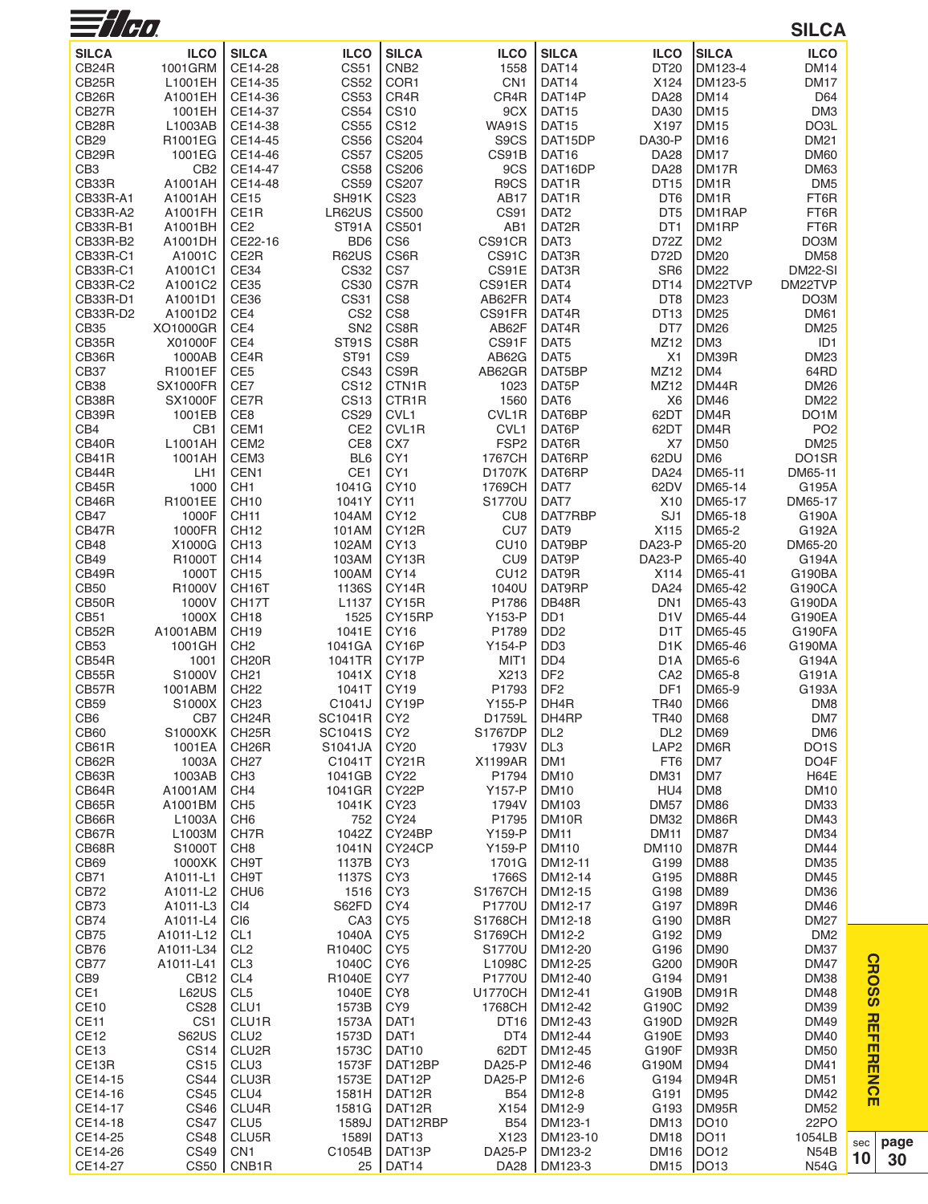# SILCA

| SILCA | ILCO | SILCA | ILCO | SILCA | ILCO | SILCA | ILCO | SILCA | ILCO |
|---|---|---|---|---|---|---|---|---|---|
| CB24R | 1001GRM | CE14-28 | CS51 | CNB2 | 1558 | DAT14 | DT20 | DM123-4 | DM14 |
| CB25R | L1001EH | CE14-35 | CS52 | COR1 | CN1 | DAT14 | X124 | DM123-5 | DM17 |
| CB26R | A1001EH | CE14-36 | CS53 | CR4R | CR4R | DAT14P | DA28 | DM14 | D64 |
| CB27R | 1001EH | CE14-37 | CS54 | CS10 | 9CX | DAT15 | DA30 | DM15 | DM3 |
| CB28R | L1003AB | CE14-38 | CS55 | CS12 | WA91S | DAT15 | X197 | DM15 | DO3L |
| CB29 | R1001EG | CE14-45 | CS56 | CS204 | S9CS | DAT15DP | DA30-P | DM16 | DM21 |
| CB29R | 1001EG | CE14-46 | CS57 | CS205 | CS91B | DAT16 | DA28 | DM17 | DM60 |
| CB3 | CB2 | CE14-47 | CS58 | CS206 | 9CS | DAT16DP | DA28 | DM17R | DM63 |
| CB33R | A1001AH | CE14-48 | CS59 | CS207 | R9CS | DAT1R | DT15 | DM1R | DM5 |
| CB33R-A1 | A1001AH | CE15 | SH91K | CS23 | AB17 | DAT1R | DT6 | DM1R | FT6R |
| CB33R-A2 | A1001FH | CE1R | LR62US | CS500 | CS91 | DAT2 | DT5 | DM1RAP | FT6R |
| CB33R-B1 | A1001BH | CE2 | ST91A | CS501 | AB1 | DAT2R | DT1 | DM1RP | FT6R |
| CB33R-B2 | A1001DH | CE22-16 | BD6 | CS6 | CS91CR | DAT3 | D72Z | DM2 | DO3M |
| CB33R-C1 | A1001C | CE2R | R62US | CS6R | CS91C | DAT3R | D72D | DM20 | DM58 |
| CB33R-C1 | A1001C1 | CE34 | CS32 | CS7 | CS91E | DAT3R | SR6 | DM22 | DM22-SI |
| CB33R-C2 | A1001C2 | CE35 | CS30 | CS7R | CS91ER | DAT4 | DT14 | DM22TVP | DM22TVP |
| CB33R-D1 | A1001D1 | CE36 | CS31 | CS8 | AB62FR | DAT4 | DT8 | DM23 | DO3M |
| CB33R-D2 | A1001D2 | CE4 | CS2 | CS8 | CS91FR | DAT4R | DT13 | DM25 | DM61 |
| CB35 | XO1000GR | CE4 | SN2 | CS8R | AB62F | DAT4R | DT7 | DM26 | DM25 |
| CB35R | X01000F | CE4 | ST91S | CS8R | CS91F | DAT5 | MZ12 | DM3 | ID1 |
| CB36R | 1000AB | CE4R | ST91 | CS9 | AB62G | DAT5 | X1 | DM39R | DM23 |
| CB37 | R1001EF | CE5 | CS43 | CS9R | AB62GR | DAT5BP | MZ12 | DM4 | 64RD |
| CB38 | SX1000FR | CE7 | CS12 | CTN1R | 1023 | DAT5P | MZ12 | DM44R | DM26 |
| CB38R | SX1000F | CE7R | CS13 | CTR1R | 1560 | DAT6 | X6 | DM46 | DM22 |
| CB39R | 1001EB | CE8 | CS29 | CVL1 | CVL1R | DAT6BP | 62DT | DM4R | DO1M |
| CB4 | CB1 | CEM1 | CE2 | CVL1R | CVL1 | DAT6P | 62DT | DM4R | PO2 |
| CB40R | L1001AH | CEM2 | CE8 | CX7 | FSP2 | DAT6R | X7 | DM50 | DM25 |
| CB41R | 1001AH | CEM3 | BL6 | CY1 | 1767CH | DAT6RP | 62DU | DM6 | DO1SR |
| CB44R | LH1 | CEN1 | CE1 | CY1 | D1707K | DAT6RP | DA24 | DM65-11 | DM65-11 |
| CB45R | 1000 | CH1 | 1041G | CY10 | 1769CH | DAT7 | 62DV | DM65-14 | G195A |
| CB46R | R1001EE | CH10 | 1041Y | CY11 | S1770U | DAT7 | X10 | DM65-17 | DM65-17 |
| CB47 | 1000F | CH11 | 104AM | CY12 | CU8 | DAT7RBP | SJ1 | DM65-18 | G190A |
| CB47R | 1000FR | CH12 | 101AM | CY12R | CU7 | DAT9 | X115 | DM65-2 | G192A |
| CB48 | X1000G | CH13 | 102AM | CY13 | CU10 | DAT9BP | DA23-P | DM65-20 | DM65-20 |
| CB49 | R1000T | CH14 | 103AM | CY13R | CU9 | DAT9P | DA23-P | DM65-40 | G194A |
| CB49R | 1000T | CH15 | 100AM | CY14 | CU12 | DAT9R | X114 | DM65-41 | G190BA |
| CB50 | R1000V | CH16T | 1136S | CY14R | 1040U | DAT9RP | DA24 | DM65-42 | G190CA |
| CB50R | 1000V | CH17T | L1137 | CY15R | P1786 | DB48R | DN1 | DM65-43 | G190DA |
| CB51 | 1000X | CH18 | 1525 | CY15RP | Y153-P | DD1 | D1V | DM65-44 | G190EA |
| CB52R | A1001ABM | CH19 | 1041E | CY16 | P1789 | DD2 | D1T | DM65-45 | G190FA |
| CB53 | 1001GH | CH2 | 1041GA | CY16P | Y154-P | DD3 | D1K | DM65-46 | G190MA |
| CB54R | 1001 | CH20R | 1041TR | CY17P | MIT1 | DD4 | D1A | DM65-6 | G194A |
| CB55R | S1000V | CH21 | 1041X | CY18 | X213 | DF2 | CA2 | DM65-8 | G191A |
| CB57R | 1001ABM | CH22 | 1041T | CY19 | P1793 | DF2 | DF1 | DM65-9 | G193A |
| CB59 | S1000X | CH23 | C1041J | CY19P | Y155-P | DH4R | TR40 | DM66 | DM8 |
| CB6 | CB7 | CH24R | SC1041R | CY2 | D1759L | DH4RP | TR40 | DM68 | DM7 |
| CB60 | S1000XK | CH25R | SC1041S | CY2 | S1767DP | DL2 | DL2 | DM69 | DM6 |
| CB61R | 1001EA | CH26R | S1041JA | CY20 | 1793V | DL3 | LAP2 | DM6R | DO1S |
| CB62R | 1003A | CH27 | C1041T | CY21R | X1199AR | DM1 | FT6 | DM7 | DO4F |
| CB63R | 1003AB | CH3 | 1041GB | CY22 | P1794 | DM10 | DM31 | DM7 | H64E |
| CB64R | A1001AM | CH4 | 1041GR | CY22P | Y157-P | DM10 | HU4 | DM8 | DM10 |
| CB65R | A1001BM | CH5 | 1041K | CY23 | 1794V | DM103 | DM57 | DM86 | DM33 |
| CB66R | L1003A | CH6 | 752 | CY24 | P1795 | DM10R | DM32 | DM86R | DM43 |
| CB67R | L1003M | CH7R | 1042Z | CY24BP | Y159-P | DM11 | DM11 | DM87 | DM34 |
| CB68R | S1000T | CH8 | 1041N | CY24CP | Y159-P | DM110 | DM110 | DM87R | DM44 |
| CB69 | 1000XK | CH9T | 1137B | CY3 | 1701G | DM12-11 | G199 | DM88 | DM35 |
| CB71 | A1011-L1 | CH9T | 1137S | CY3 | 1766S | DM12-14 | G195 | DM88R | DM45 |
| CB72 | A1011-L2 | CHU6 | 1516 | CY3 | S1767CH | DM12-15 | G198 | DM89 | DM36 |
| CB73 | A1011-L3 | CI4 | S62FD | CY4 | P1770U | DM12-17 | G197 | DM89R | DM46 |
| CB74 | A1011-L4 | CI6 | CA3 | CY5 | S1768CH | DM12-18 | G190 | DM8R | DM27 |
| CB75 | A1011-L12 | CL1 | 1040A | CY5 | S1769CH | DM12-2 | G192 | DM9 | DM2 |
| CB76 | A1011-L34 | CL2 | R1040C | CY5 | S1770U | DM12-20 | G196 | DM90 | DM37 |
| CB77 | A1011-L41 | CL3 | 1040C | CY6 | L1098C | DM12-25 | G200 | DM90R | DM47 |
| CB9 | CB12 | CL4 | R1040E | CY7 | P1770U | DM12-40 | G194 | DM91 | DM38 |
| CE1 | L62US | CL5 | 1040E | CY8 | U1770CH | DM12-41 | G190B | DM91R | DM48 |
| CE10 | CS28 | CLU1 | 1573B | CY9 | 1768CH | DM12-42 | G190C | DM92 | DM39 |
| CE11 | CS1 | CLU1R | 1573A | DAT1 | DT16 | DM12-43 | G190D | DM92R | DM49 |
| CE12 | S62US | CLU2 | 1573D | DAT1 | DT4 | DM12-44 | G190E | DM93 | DM40 |
| CE13 | CS14 | CLU2R | 1573C | DAT10 | 62DT | DM12-45 | G190F | DM93R | DM50 |
| CE13R | CS15 | CLU3 | 1573F | DAT12BP | DA25-P | DM12-46 | G190M | DM94 | DM41 |
| CE14-15 | CS44 | CLU3R | 1573E | DAT12P | DA25-P | DM12-6 | G194 | DM94R | DM51 |
| CE14-16 | CS45 | CLU4 | 1581H | DAT12R | B54 | DM12-8 | G191 | DM95 | DM42 |
| CE14-17 | CS46 | CLU4R | 1581G | DAT12R | X154 | DM12-9 | G193 | DM95R | DM52 |
| CE14-18 | CS47 | CLU5 | 1589J | DAT12RBP | B54 | DM123-1 | DM13 | DO10 | 22PO |
| CE14-25 | CS48 | CLU5R | 1589I | DAT13 | X123 | DM123-10 | DM18 | DO11 | 1054LB |
| CE14-26 | CS49 | CN1 | C1054B | DAT13P | DA25-P | DM123-2 | DM16 | DO12 | N54B |
| CE14-27 | CS50 | CNB1R | 25 | DAT14 | DA28 | DM123-3 | DM15 | DO13 | N54G |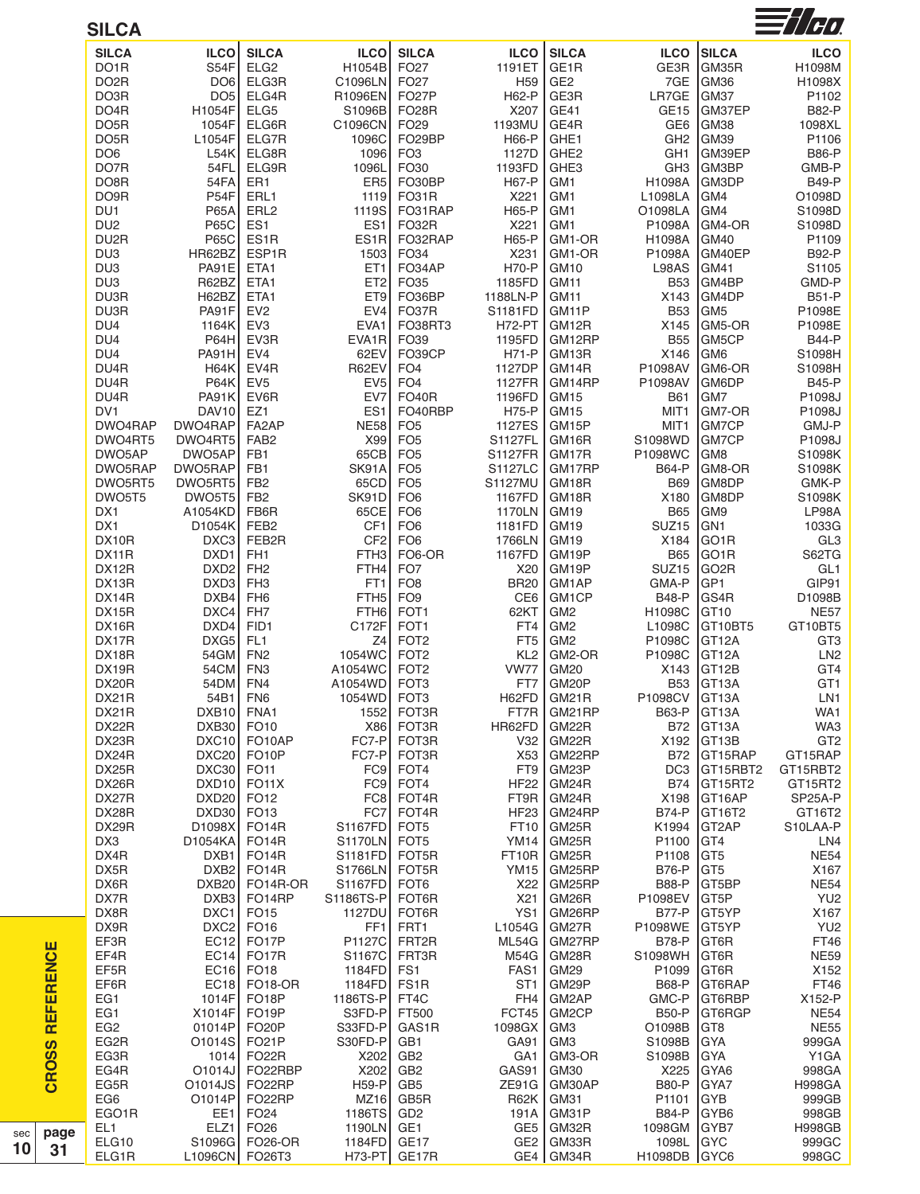## SILCA

| SILCA | ILCO | SILCA | ILCO | SILCA | ILCO | SILCA | ILCO | SILCA | ILCO |
|---|---|---|---|---|---|---|---|---|---|
| DO1R | S54F | ELG2 | H1054B | FO27 | 1191ET | GE1R | GE3R | GM35R | H1098M |
| DO2R | DO6 | ELG3R | C1096LN | FO27 | H59 | GE2 | 7GE | GM36 | H1098X |
| DO3R | DO5 | ELG4R | R1096EN | FO27P | H62-P | GE3R | LR7GE | GM37 | P1102 |
| DO4R | H1054F | ELG5 | S1096B | FO28R | X207 | GE41 | GE15 | GM37EP | B82-P |
| DO5R | 1054F | ELG6R | C1096CN | FO29 | 1193MU | GE4R | GE6 | GM38 | 1098XL |
| DO5R | L1054F | ELG7R | 1096C | FO29BP | H66-P | GHE1 | GH2 | GM39 | P1106 |
| DO6 | L54K | ELG8R | 1096 | FO3 | 1127D | GHE2 | GH1 | GM39EP | B86-P |
| DO7R | 54FL | ELG9R | 1096L | FO30 | 1193FD | GHE3 | GH3 | GM3BP | GMB-P |
| DO8R | 54FA | ER1 | ER5 | FO30BP | H67-P | GM1 | H1098A | GM3DP | B49-P |
| DO9R | P54F | ERL1 | 1119 | FO31R | X221 | GM1 | L1098LA | GM4 | O1098D |
| DU1 | P65A | ERL2 | 1119S | FO31RAP | H65-P | GM1 | O1098LA | GM4 | S1098D |
| DU2 | P65C | ES1 | ES1 | FO32R | X221 | GM1 | P1098A | GM4-OR | S1098D |
| DU2R | P65C | ES1R | ES1R | FO32RAP | H65-P | GM1-OR | H1098A | GM40 | P1109 |
| DU3 | HR62BZ | ESP1R | 1503 | FO34 | X231 | GM1-OR | P1098A | GM40EP | B92-P |
| DU3 | PA91E | ETA1 | ET1 | FO34AP | H70-P | GM10 | L98AS | GM41 | S1105 |
| DU3 | R62BZ | ETA1 | ET2 | FO35 | 1185FD | GM11 | B53 | GM4BP | GMD-P |
| DU3R | H62BZ | ETA1 | ET9 | FO36BP | 1188LN-P | GM11 | X143 | GM4DP | B51-P |
| DU3R | PA91F | EV2 | EV4 | FO37R | S1181FD | GM11P | B53 | GM5 | P1098E |
| DU4 | 1164K | EV3 | EVA1 | FO38RT3 | H72-PT | GM12R | X145 | GM5-OR | P1098E |
| DU4 | P64H | EV3R | EVA1R | FO39 | 1195FD | GM12RP | B55 | GM5CP | B44-P |
| DU4 | PA91H | EV4 | 62EV | FO39CP | H71-P | GM13R | X146 | GM6 | S1098H |
| DU4R | H64K | EV4R | R62EV | FO4 | 1127DP | GM14R | P1098AV | GM6-OR | S1098H |
| DU4R | P64K | EV5 | EV5 | FO4 | 1127FR | GM14RP | P1098AV | GM6DP | B45-P |
| DU4R | PA91K | EV6R | EV7 | FO40R | 1196FD | GM15 | B61 | GM7 | P1098J |
| DV1 | DAV10 | EZ1 | ES1 | FO40RBP | H75-P | GM15 | MIT1 | GM7-OR | P1098J |
| DWO4RAP | DWO4RAP | FA2AP | NE58 | FO5 | 1127ES | GM15P | MIT1 | GM7CP | GMJ-P |
| DWO4RT5 | DWO4RT5 | FAB2 | X99 | FO5 | S1127FL | GM16R | S1098WD | GM7CP | P1098J |
| DWO5AP | DWO5AP | FB1 | 65CB | FO5 | S1127FR | GM17R | P1098WC | GM8 | S1098K |
| DWO5RAP | DWO5RAP | FB1 | SK91A | FO5 | S1127LC | GM17RP | B64-P | GM8-OR | S1098K |
| DWO5RT5 | DWO5RT5 | FB2 | 65CD | FO5 | S1127MU | GM18R | B69 | GM8DP | GMK-P |
| DWO5T5 | DWO5T5 | FB2 | SK91D | FO6 | 1167FD | GM18R | X180 | GM8DP | S1098K |
| DX1 | A1054KD | FB6R | 65CE | FO6 | 1170LN | GM19 | B65 | GM9 | LP98A |
| DX1 | D1054K | FEB2 | CF1 | FO6 | 1181FD | GM19 | SUZ15 | GN1 | 1033G |
| DX10R | DXC3 | FEB2R | CF2 | FO6 | 1766LN | GM19 | X184 | GO1R | GL3 |
| DX11R | DXD1 | FH1 | FTH3 | FO6-OR | 1167FD | GM19P | B65 | GO1R | S62TG |
| DX12R | DXD2 | FH2 | FTH4 | FO7 | X20 | GM19P | SUZ15 | GO2R | GL1 |
| DX13R | DXD3 | FH3 | FT1 | FO8 | BR20 | GM1AP | GMA-P | GP1 | GIP91 |
| DX14R | DXB4 | FH6 | FTH5 | FO9 | CE6 | GM1CP | B48-P | GS4R | D1098B |
| DX15R | DXC4 | FH7 | FTH6 | FOT1 | 62KT | GM2 | H1098C | GT10 | NE57 |
| DX16R | DXD4 | FID1 | C172F | FOT1 | FT4 | GM2 | L1098C | GT10BT5 | GT10BT5 |
| DX17R | DXG5 | FL1 | Z4 | FOT2 | FT5 | GM2 | P1098C | GT12A | GT3 |
| DX18R | 54GM | FN2 | 1054WC | FOT2 | KL2 | GM2-OR | P1098C | GT12A | LN2 |
| DX19R | 54CM | FN3 | A1054WC | FOT2 | VW77 | GM20 | X143 | GT12B | GT4 |
| DX20R | 54DM | FN4 | A1054WD | FOT3 | FT7 | GM20P | B53 | GT13A | GT1 |
| DX21R | 54B1 | FN6 | 1054WD | FOT3 | H62FD | GM21R | P1098CV | GT13A | LN1 |
| DX21R | DXB10 | FNA1 | 1552 | FOT3R | FT7R | GM21RP | B63-P | GT13A | WA1 |
| DX22R | DXB30 | FO10 | X86 | FOT3R | HR62FD | GM22R | B72 | GT13A | WA3 |
| DX23R | DXC10 | FO10AP | FC7-P | FOT3R | V32 | GM22R | X192 | GT13B | GT2 |
| DX24R | DXC20 | FO10P | FC7-P | FOT3R | X53 | GM22RP | B72 | GT15RAP | GT15RAP |
| DX25R | DXC30 | FO11 | FC9 | FOT4 | FT9 | GM23P | DC3 | GT15RBT2 | GT15RBT2 |
| DX26R | DXD10 | FO11X | FC9 | FOT4 | HF22 | GM24R | B74 | GT15RT2 | GT15RT2 |
| DX27R | DXD20 | FO12 | FC8 | FOT4R | FT9R | GM24R | X198 | GT16AP | SP25A-P |
| DX28R | DXD30 | FO13 | FC7 | FOT4R | HF23 | GM24RP | B74-P | GT16T2 | GT16T2 |
| DX29R | D1098X | FO14R | S1167FD | FOT5 | FT10 | GM25R | K1994 | GT2AP | S10LAA-P |
| DX3 | D1054KA | FO14R | S1170LN | FOT5 | YM14 | GM25R | P1100 | GT4 | LN4 |
| DX4R | DXB1 | FO14R | S1181FD | FOT5R | FT10R | GM25R | P1108 | GT5 | NE54 |
| DX5R | DXB2 | FO14R | S1766LN | FOT5R | YM15 | GM25RP | B76-P | GT5 | X167 |
| DX6R | DXB20 | FO14R-OR | S1167FD | FOT6 | X22 | GM25RP | B88-P | GT5BP | NE54 |
| DX7R | DXB3 | FO14RP | S1186TS-P | FOT6R | X21 | GM26R | P1098EV | GT5P | YU2 |
| DX8R | DXC1 | FO15 | 1127DU | FOT6R | YS1 | GM26RP | B77-P | GT5YP | X167 |
| DX9R | DXC2 | FO16 | FF1 | FRT1 | L1054G | GM27R | P1098WE | GT5YP | YU2 |
| EF3R | EC12 | FO17P | P1127C | FRT2R | ML54G | GM27RP | B78-P | GT6R | FT46 |
| EF4R | EC14 | FO17R | S1167C | FRT3R | M54G | GM28R | S1098WH | GT6R | NE59 |
| EF5R | EC16 | FO18 | 1184FD | FS1 | FAS1 | GM29 | P1099 | GT6R | X152 |
| EF6R | EC18 | FO18-OR | 1184FD | FS1R | ST1 | GM29P | B68-P | GT6RAP | FT46 |
| EG1 | 1014F | FO18P | 1186TS-P | FT4C | FH4 | GM2AP | GMC-P | GT6RBP | X152-P |
| EG1 | X1014F | FO19P | S3FD-P | FT500 | FCT45 | GM2CP | B50-P | GT6RGP | NE54 |
| EG2 | O1014P | FO20P | S33FD-P | GAS1R | 1098GX | GM3 | O1098B | GT8 | NE55 |
| EG2R | O1014S | FO21P | S30FD-P | GB1 | GA91 | GM3 | S1098B | GYA | 999GA |
| EG3R | 1014 | FO22R | X202 | GB2 | GA1 | GM3-OR | S1098B | GYA | Y1GA |
| EG4R | O1014J | FO22RBP | X202 | GB2 | GAS91 | GM30 | X225 | GYA6 | 998GA |
| EG5R | O1014JS | FO22RP | H59-P | GB5 | ZE91G | GM30AP | B80-P | GYA7 | H998GA |
| EG6 | O1014P | FO22RP | MZ16 | GB5R | R62K | GM31 | P1101 | GYB | 999GB |
| EGO1R | EE1 | FO24 | 1186TS | GD2 | 191A | GM31P | B84-P | GYB6 | 998GB |
| EL1 | ELZ1 | FO26 | 1190LN | GE1 | GE5 | GM32R | 1098GM | GYB7 | H998GB |
| ELG10 | S1096G | FO26-OR | 1184FD | GE17 | GE2 | GM33R | 1098L | GYC | 999GC |
| ELG1R | L1096CN | FO26T3 | H73-PT | GE17R | GE4 | GM34R | H1098DB | GYC6 | 998GC |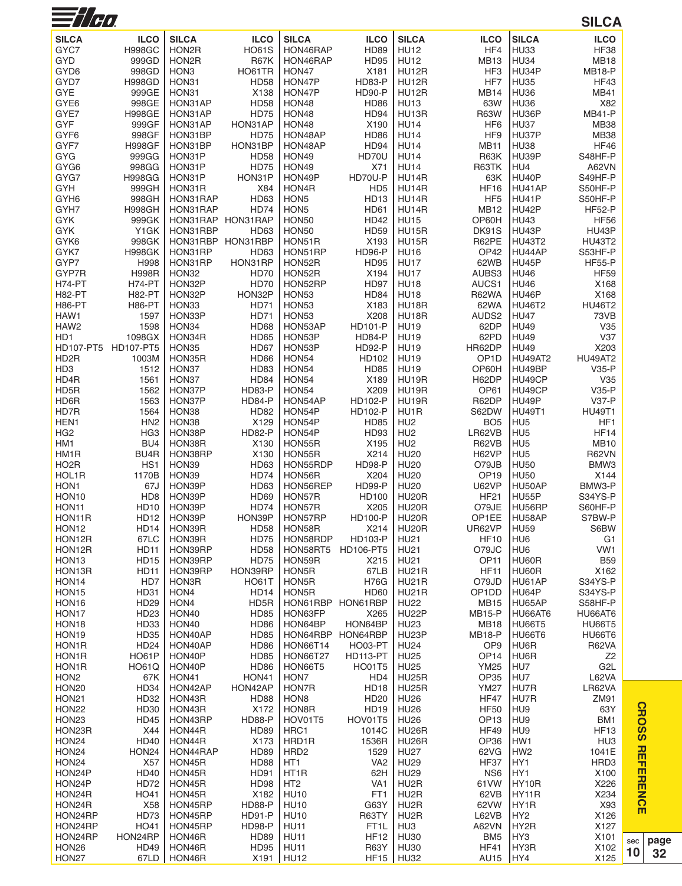# SILCA

| SILCA | ILCO | SILCA | ILCO | SILCA | ILCO | SILCA | ILCO | SILCA | ILCO |
|---|---|---|---|---|---|---|---|---|---|
| GYC7 | H998GC | HON2R | HO61S | HON46RAP | HD89 | HU12 | HF4 | HU33 | HF38 |
| GYD | 999GD | HON2R | R67K | HON46RAP | HD95 | HU12 | MB13 | HU34 | MB18 |
| GYD6 | 998GD | HON3 | HO61TR | HON47 | X181 | HU12R | HF3 | HU34P | MB18-P |
| GYD7 | H998GD | HON31 | HD58 | HON47P | HD83-P | HU12R | HF7 | HU35 | HF43 |
| GYE | 999GE | HON31 | X138 | HON47P | HD90-P | HU12R | MB14 | HU36 | MB41 |
| GYE6 | 998GE | HON31AP | HD58 | HON48 | HD86 | HU13 | 63W | HU36 | X82 |
| GYE7 | H998GE | HON31AP | HD75 | HON48 | HD94 | HU13R | R63W | HU36P | MB41-P |
| GYF | 999GF | HON31AP | HON31AP | HON48 | X190 | HU14 | HF6 | HU37 | MB38 |
| GYF6 | 998GF | HON31BP | HD75 | HON48AP | HD86 | HU14 | HF9 | HU37P | MB38 |
| GYF7 | H998GF | HON31BP | HON31BP | HON48AP | HD94 | HU14 | MB11 | HU38 | HF46 |
| GYG | 999GG | HON31P | HD58 | HON49 | HD70U | HU14 | R63K | HU39P | S48HF-P |
| GYG6 | 998GG | HON31P | HD75 | HON49 | X71 | HU14 | R63TK | HU4 | A62VN |
| GYG7 | H998GG | HON31P | HON31P | HON49P | HD70U-P | HU14R | 63K | HU40P | S49HF-P |
| GYH | 999GH | HON31R | X84 | HON4R | HD5 | HU14R | HF16 | HU41AP | S50HF-P |
| GYH6 | 998GH | HON31RAP | HD63 | HON5 | HD13 | HU14R | HF5 | HU41P | S50HF-P |
| GYH7 | H998GH | HON31RAP | HD74 | HON5 | HD61 | HU14R | MB12 | HU42P | HF52-P |
| GYK | 999GK | HON31RAP | HON31RAP | HON50 | HD42 | HU15 | OP60H | HU43 | HF56 |
| GYK | Y1GK | HON31RBP | HD63 | HON50 | HD59 | HU15R | DK91S | HU43P | HU43P |
| GYK6 | 998GK | HON31RBP | HON31RBP | HON51R | X193 | HU15R | R62PE | HU43T2 | HU43T2 |
| GYK7 | H998GK | HON31RP | HD63 | HON51RP | HD96-P | HU16 | OP42 | HU44AP | S53HF-P |
| GYP7 | H998 | HON31RP | HON31RP | HON52R | HD95 | HU17 | 62WB | HU45P | HF55-P |
| GYP7R | H998R | HON32 | HD70 | HON52R | X194 | HU17 | AUBS3 | HU46 | HF59 |
| H74-PT | H74-PT | HON32P | HD70 | HON52RP | HD97 | HU18 | AUCS1 | HU46 | X168 |
| H82-PT | H82-PT | HON32P | HON32P | HON53 | HD84 | HU18 | R62WA | HU46P | X168 |
| H86-PT | H86-PT | HON33 | HD71 | HON53 | X183 | HU18R | 62WA | HU46T2 | HU46T2 |
| HAW1 | 1597 | HON33P | HD71 | HON53 | X208 | HU18R | AUDS2 | HU47 | 73VB |
| HAW2 | 1598 | HON34 | HD68 | HON53AP | HD101-P | HU19 | 62DP | HU49 | V35 |
| HD1 | 1098GX | HON34R | HD65 | HON53P | HD84-P | HU19 | 62PD | HU49 | V37 |
| HD107-PT5 | HD107-PT5 | HON35 | HD67 | HON53P | HD92-P | HU19 | HR62DP | HU49 | X203 |
| HD2R | 1003M | HON35R | HD66 | HON54 | HD102 | HU19 | OP1D | HU49AT2 | HU49AT2 |
| HD3 | 1512 | HON37 | HD83 | HON54 | HD85 | HU19 | OP60H | HU49BP | V35-P |
| HD4R | 1561 | HON37 | HD84 | HON54 | X189 | HU19R | H62DP | HU49CP | V35 |
| HD5R | 1562 | HON37P | HD83-P | HON54 | X209 | HU19R | OP61 | HU49CP | V35-P |
| HD6R | 1563 | HON37P | HD84-P | HON54AP | HD102-P | HU19R | R62DP | HU49P | V37-P |
| HD7R | 1564 | HON38 | HD82 | HON54P | HD102-P | HU1R | S62DW | HU49T1 | HU49T1 |
| HEN1 | HN2 | HON38 | X129 | HON54P | HD85 | HU2 | BO5 | HU5 | HF1 |
| HG2 | HG3 | HON38P | HD82-P | HON54P | HD93 | HU2 | LR62VB | HU5 | HF14 |
| HM1 | BU4 | HON38R | X130 | HON55R | X195 | HU2 | R62VB | HU5 | MB10 |
| HM1R | BU4R | HON38RP | X130 | HON55R | X214 | HU20 | H62VP | HU5 | R62VN |
| HO2R | HS1 | HON39 | HD63 | HON55RDP | HD98-P | HU20 | O79JB | HU50 | BMW3 |
| HOL1R | 1170B | HON39 | HD74 | HON56R | X204 | HU20 | OP19 | HU50 | X144 |
| HON1 | 67J | HON39P | HD63 | HON56REP | HD99-P | HU20 | U62VP | HU50AP | BMW3-P |
| HON10 | HD8 | HON39P | HD69 | HON57R | HD100 | HU20R | HF21 | HU55P | S34YS-P |
| HON11 | HD10 | HON39P | HD74 | HON57R | X205 | HU20R | O79JE | HU56RP | S60HF-P |
| HON11R | HD12 | HON39P | HON39P | HON57RP | HD100-P | HU20R | OP1EE | HU58AP | S7BW-P |
| HON12 | HD14 | HON39R | HD58 | HON58R | X214 | HU20R | UR62VP | HU59 | S6BW |
| HON12R | 67LC | HON39R | HD75 | HON58RDP | HD103-P | HU21 | HF10 | HU6 | G1 |
| HON12R | HD11 | HON39RP | HD58 | HON58RT5 | HD106-PT5 | HU21 | O79JC | HU6 | VW1 |
| HON13 | HD15 | HON39RP | HD75 | HON59R | X215 | HU21 | OP11 | HU60R | B59 |
| HON13R | HD11 | HON39RP | HON39RP | HON5R | 67LB | HU21R | HF11 | HU60R | X162 |
| HON14 | HD7 | HON3R | HO61T | HON5R | H76G | HU21R | O79JD | HU61AP | S34YS-P |
| HON15 | HD31 | HON4 | HD14 | HON5R | HD60 | HU21R | OP1DD | HU64P | S34YS-P |
| HON16 | HD29 | HON4 | HD5R | HON61RBP | HON61RBP | HU22 | MB15 | HU65AP | S58HF-P |
| HON17 | HD23 | HON40 | HD85 | HON63FP | X265 | HU22P | MB15-P | HU66AT6 | HU66AT6 |
| HON18 | HD33 | HON40 | HD86 | HON64BP | HON64BP | HU23 | MB18 | HU66T5 | HU66T5 |
| HON19 | HD35 | HON40AP | HD85 | HON64RBP | HON64RBP | HU23P | MB18-P | HU66T6 | HU66T6 |
| HON1R | HD24 | HON40AP | HD86 | HON66T14 | HO03-PT | HU24 | OP9 | HU6R | R62VA |
| HON1R | HO61P | HON40P | HD85 | HON66T27 | HD113-PT | HU25 | OP14 | HU6R | Z2 |
| HON1R | HO61Q | HON40P | HD86 | HON66T5 | HO01T5 | HU25 | YM25 | HU7 | G2L |
| HON2 | 67K | HON41 | HON41 | HON7 | HD4 | HU25R | OP35 | HU7 | L62VA |
| HON20 | HD34 | HON42AP | HON42AP | HON7R | HD18 | HU25R | YM27 | HU7R | LR62VA |
| HON21 | HD32 | HON43R | HD88 | HON8 | HD20 | HU26 | HF47 | HU7R | ZM91 |
| HON22 | HD30 | HON43R | X172 | HON8R | HD19 | HU26 | HF50 | HU9 | 63Y |
| HON23 | HD45 | HON43RP | HD88-P | HOV01T5 | HOV01T5 | HU26 | OP13 | HU9 | BM1 |
| HON23R | X44 | HON44R | HD89 | HRC1 | 1014C | HU26R | HF49 | HU9 | HF13 |
| HON24 | HD40 | HON44R | X173 | HRD1R | 1536R | HU26R | OP36 | HW1 | HU3 |
| HON24 | HON24 | HON44RAP | HD89 | HRD2 | 1529 | HU27 | 62VG | HW2 | 1041E |
| HON24 | X57 | HON45R | HD88 | HT1 | VA2 | HU29 | HF37 | HY1 | HRD3 |
| HON24P | HD40 | HON45R | HD91 | HT1R | 62H | HU29 | NS6 | HY1 | X100 |
| HON24P | HD72 | HON45R | HD98 | HT2 | VA1 | HU2R | 61VW | HY10R | X226 |
| HON24R | HO41 | HON45R | X182 | HU10 | FT1 | HU2R | 62VB | HY11R | X234 |
| HON24R | X58 | HON45RP | HD88-P | HU10 | G63Y | HU2R | 62VW | HY1R | X93 |
| HON24RP | HD73 | HON45RP | HD91-P | HU10 | R63TY | HU2R | L62VB | HY2 | X126 |
| HON24RP | HO41 | HON45RP | HD98-P | HU11 | FT1L | HU3 | A62VN | HY2R | X127 |
| HON24RP | HON24RP | HON46R | HD89 | HU11 | HF12 | HU30 | BM5 | HY3 | X101 |
| HON26 | HD49 | HON46R | HD95 | HU11 | R63Y | HU30 | HF41 | HY3R | X102 |
| HON27 | 67LD | HON46R | X191 | HU12 | HF15 | HU32 | AU15 | HY4 | X125 |

CROSS REFERENCE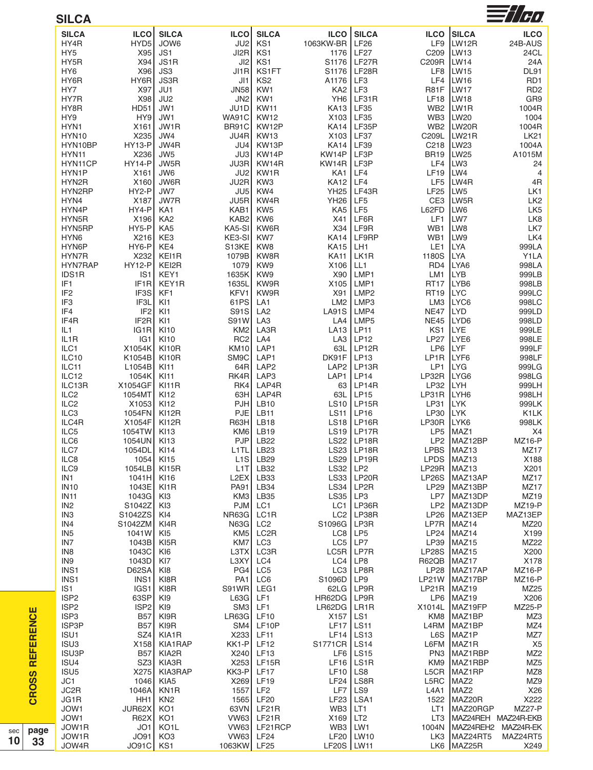## SILCA

| SILCA | ILCO | SILCA | ILCO | SILCA | ILCO | SILCA | ILCO | SILCA | ILCO |
|---|---|---|---|---|---|---|---|---|---|
| HY4R | HYD5 | JOW6 | JU2 | KS1 | 1063KW-BR | LF26 | LF9 | LW12R | 24B-AUS |
| HY5 | X95 | JS1 | JI2R | KS1 | 1176 | LF27 | C209 | LW13 | 24CL |
| HY5R | X94 | JS1R | JI2 | KS1 | S1176 | LF27R | C209R | LW14 | 24A |
| HY6 | X96 | JS3 | JI1R | KS1FT | S1176 | LF28R | LF8 | LW15 | DL91 |
| HY6R | HY6R | JS3R | JI1 | KS2 | A1176 | LF3 | LF4 | LW16 | RD1 |
| HY7 | X97 | JU1 | JN58 | KW1 | KA2 | LF3 | R81F | LW17 | RD2 |
| HY7R | X98 | JU2 | JN2 | KW1 | YH6 | LF31R | LF18 | LW18 | GR9 |
| HY8R | HD51 | JW1 | JU1D | KW11 | KA13 | LF35 | WB2 | LW1R | 1004R |
| HY9 | HY9 | JW1 | WA91C | KW12 | X103 | LF35 | WB3 | LW20 | 1004 |
| HYN1 | X161 | JW1R | BR91C | KW12P | KA14 | LF35P | WB2 | LW20R | 1004R |
| HYN10 | X235 | JW4 | JU4R | KW13 | X103 | LF37 | C209L | LW21R | LK21 |
| HYN10BP | HY13-P | JW4R | JU4 | KW13P | KA14 | LF39 | C218 | LW23 | 1004A |
| HYN11 | X236 | JW5 | JU3 | KW14P | KW14P | LF3P | BR19 | LW25 | A1015M |
| HYN11CP | HY14-P | JW5R | JU3R | KW14R | KW14R | LF3P | LF4 | LW3 | 24 |
| HYN1P | X161 | JW6 | JU2 | KW1R | KA1 | LF4 | LF19 | LW4 | 4 |
| HYN2R | X160 | JW6R | JU2R | KW3 | KA12 | LF4 | LF5 | LW4R | 4R |
| HYN2RP | HY2-P | JW7 | JU5 | KW4 | YH25 | LF43R | LF25 | LW5 | LK1 |
| HYN4 | X187 | JW7R | JU5R | KW4R | YH26 | LF5 | CE3 | LW5R | LK2 |
| HYN4P | HY4-P | KA1 | KAB1 | KW5 | KA5 | LF5 | L62FD | LW6 | LK5 |
| HYN5R | X196 | KA2 | KAB2 | KW6 | X41 | LF6R | LF1 | LW7 | LK8 |
| HYN5RP | HY5-P | KA5 | KA5-SI | KW6R | X34 | LF9R | WB1 | LW8 | LK7 |
| HYN6 | X216 | KE3 | KE3-SI | KW7 | KA14 | LF9RP | WB1 | LW9 | LK4 |
| HYN6P | HY6-P | KE4 | S13KE | KW8 | KA15 | LH1 | LE1 | LYA | 999LA |
| HYN7R | X232 | KEI1R | 1079B | KW8R | KA11 | LK1R | 1180S | LYA | Y1LA |
| HYN7RAP | HY12-P | KEI2R | 1079 | KW9 | X106 | LL1 | RD4 | LYA6 | 998LA |
| IDS1R | IS1 | KEY1 | 1635K | KW9 | X90 | LMP1 | LM1 | LYB | 999LB |
| IF1 | IF1R | KEY1R | 1635L | KW9R | X105 | LMP1 | RT17 | LYB6 | 998LB |
| IF2 | IF3S | KF1 | KFV1 | KW9R | X91 | LMP2 | RT19 | LYC | 999LC |
| IF3 | IF3L | KI1 | 61PS | LA1 | LM2 | LMP3 | LM3 | LYC6 | 998LC |
| IF4 | IF2 | KI1 | S91S | LA2 | LA91S | LMP4 | NE47 | LYD | 999LD |
| IF4R | IF2R | KI1 | S91W | LA3 | LA4 | LMP5 | NE45 | LYD6 | 998LD |
| IL1 | IG1R | KI10 | KM2 | LA3R | LA13 | LP11 | KS1 | LYE | 999LE |
| IL1R | IG1 | KI10 | RC2 | LA4 | LA3 | LP12 | LP27 | LYE6 | 998LE |
| ILC1 | X1054K | KI10R | KM10 | LAP1 | 63L | LP12R | LP6 | LYF | 999LF |
| ILC10 | K1054B | KI10R | SM9C | LAP1 | DK91F | LP13 | LP1R | LYF6 | 998LF |
| ILC11 | L1054B | KI11 | 64R | LAP2 | LAP2 | LP13R | LP1 | LYG | 999LG |
| ILC12 | 1054K | KI11 | RK4R | LAP3 | LAP1 | LP14 | LP32R | LYG6 | 998LG |
| ILC13R | X1054GF | KI11R | RK4 | LAP4R | 63 | LP14R | LP32 | LYH | 999LH |
| ILC2 | 1054MT | KI12 | 63H | LAP4R | 63L | LP15 | LP31R | LYH6 | 998LH |
| ILC2 | X1053 | KI12 | PJH | LB10 | LS10 | LP15R | LP31 | LYK | 999LK |
| ILC3 | 1054FN | KI12R | PJE | LB11 | LS11 | LP16 | LP30 | LYK | K1LK |
| ILC4R | X1054F | KI12R | R63H | LB18 | LS18 | LP16R | LP30R | LYK6 | 998LK |
| ILC5 | 1054TW | KI13 | KM6 | LB19 | LS19 | LP17R | LP5 | MAZ1 | X4 |
| ILC6 | 1054UN | KI13 | PJP | LB22 | LS22 | LP18R | LP2 | MAZ12BP | MZ16-P |
| ILC7 | 1054DL | KI14 | L1TL | LB23 | LS23 | LP18R | LPBS | MAZ13 | MZ17 |
| ILC8 | 1054 | KI15 | L1S | LB29 | LS29 | LP19R | LPDS | MAZ13 | X188 |
| ILC9 | 1054LB | KI15R | L1T | LB32 | LS32 | LP2 | LP29R | MAZ13 | X201 |
| IN1 | 1041H | KI16 | L2EX | LB33 | LS33 | LP20R | LP26S | MAZ13AP | MZ17 |
| IN10 | 1043E | KI1R | PA91 | LB34 | LS34 | LP2R | LP29 | MAZ13BP | MZ17 |
| IN11 | 1043G | KI3 | KM3 | LB35 | LS35 | LP3 | LP7 | MAZ13DP | MZ19 |
| IN2 | S1042Z | KI3 | PJM | LC1 | LC1 | LP36R | LP2 | MAZ13DP | MZ19-P |
| IN3 | S1042ZS | KI4 | NR63G | LC1R | LC2 | LP38R | LP26 | MAZ13EP | MAZ13EP |
| IN4 | S1042ZM | KI4R | N63G | LC2 | S1096G | LP3R | LP7R | MAZ14 | MZ20 |
| IN5 | 1041W | KI5 | KM5 | LC2R | LC8 | LP5 | LP24 | MAZ14 | X199 |
| IN7 | 1043B | KI5R | KM7 | LC3 | LC5 | LP7 | LP39 | MAZ15 | MZ22 |
| IN8 | 1043C | KI6 | L3TX | LC3R | LC5R | LP7R | LP28S | MAZ15 | X200 |
| IN9 | 1043D | KI7 | L3XY | LC4 | LC4 | LP8 | R62QB | MAZ17 | X178 |
| INS1 | D62SA | KI8 | PG4 | LC5 | LC3 | LP8R | LP28 | MAZ17AP | MZ16-P |
| INS1 | INS1 | KI8R | PA1 | LC6 | S1096D | LP9 | LP21W | MAZ17BP | MZ16-P |
| IS1 | IGS1 | KI8R | S91WR | LEG1 | 62LG | LP9R | LP21R | MAZ19 | MZ25 |
| ISP2 | 63SP | KI9 | L63G | LF1 | HR62DG | LP9R | LP6 | MAZ19 | X206 |
| ISP2 | ISP2 | KI9 | SM3 | LF1 | LR62DG | LR1R | X1014L | MAZ19FP | MZ25-P |
| ISP3 | B57 | KI9R | LR63G | LF10 | X157 | LS1 | KM8 | MAZ1BP | MZ3 |
| ISP3P | B57 | KI9R | SM4 | LF10P | LF17 | LS11 | L4RM | MAZ1BP | MZ4 |
| ISU1 | SZ4 | KIA1R | X233 | LF11 | LF14 | LS13 | L6S | MAZ1P | MZ7 |
| ISU3 | X158 | KIA1RAP | KK1-P | LF12 | S1771CR | LS14 | L6FM | MAZ1R | X5 |
| ISU3P | B57 | KIA2R | X240 | LF13 | LF6 | LS15 | PN3 | MAZ1RBP | MZ2 |
| ISU4 | SZ3 | KIA3R | X253 | LF15R | LF16 | LS1R | KM9 | MAZ1RBP | MZ5 |
| ISU5 | X275 | KIA3RAP | KK3-P | LF17 | LF10 | LS8 | L5CR | MAZ1RP | MZ8 |
| JC1 | 1046 | KIA5 | X269 | LF19 | LF24 | LS8R | L5RC | MAZ2 | MZ9 |
| JC2R | 1046A | KN1R | 1557 | LF2 | LF7 | LS9 | L4A1 | MAZ2 | X26 |
| JG1R | HH1 | KN2 | 1565 | LF20 | LF23 | LSA1 | 1522 | MAZ20R | X222 |
| JOW1 | JUR62X | KO1 | 63VN | LF21R | WB3 | LT1 | LT1 | MAZ20RGP | MZ27-P |
| JOW1 | R62X | KO1 | VW63 | LF21R | X169 | LT2 | LT3 | MAZ24REH | MAZ24R-EKB |
| JOW1R | JO1 | KO1L | VW63 | LF21RCP | WB3 | LW1 | 1004N | MAZ24REH2 | MAZ24R-EK |
| JOW1R | JO91 | KO3 | VW63 | LF24 | LF20 | LW10 | LK3 | MAZ24RT5 | MAZ24RT5 |
| JOW4R | JO91C | KS1 | 1063KW | LF25 | LF20S | LW11 | LK6 | MAZ25R | X249 |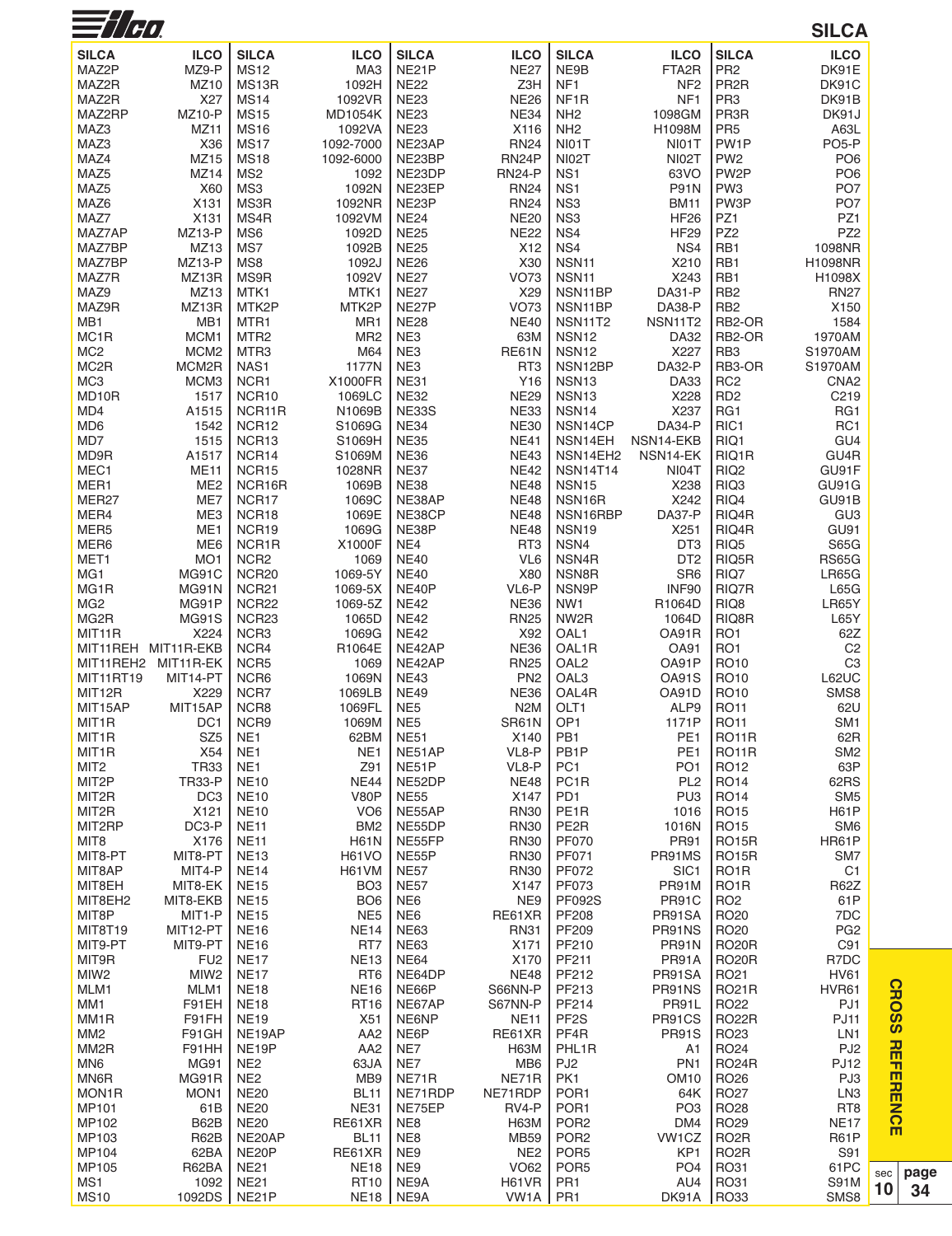# SILCA

| SILCA | ILCO |
|---|---|
| MAZ2P | MZ9-P |
| MAZ2R | MZ10 |
| MAZ2R | X27 |
| MAZ2RP | MZ10-P |
| MAZ3 | MZ11 |
| MAZ3 | X36 |
| MAZ4 | MZ15 |
| MAZ5 | MZ14 |
| MAZ5 | X60 |
| MAZ6 | X131 |
| MAZ7 | X131 |
| MAZ7AP | MZ13-P |
| MAZ7BP | MZ13 |
| MAZ7BP | MZ13-P |
| MAZ7R | MZ13R |
| MAZ9 | MZ13 |
| MAZ9R | MZ13R |
| MB1 | MB1 |
| MC1R | MCM1 |
| MC2 | MCM2 |
| MC2R | MCM2R |
| MC3 | MCM3 |
| MD10R | 1517 |
| MD4 | A1515 |
| MD6 | 1542 |
| MD7 | 1515 |
| MD9R | A1517 |
| MEC1 | ME11 |
| MER1 | ME2 |
| MER27 | ME7 |
| MER4 | ME3 |
| MER5 | ME1 |
| MER6 | ME6 |
| MET1 | MO1 |
| MG1 | MG91C |
| MG1R | MG91N |
| MG2 | MG91P |
| MG2R | MG91S |
| MIT11R | X224 |
| MIT11REH | MIT11R-EKB |
| MIT11REH2 | MIT11R-EK |
| MIT11RT19 | MIT14-PT |
| MIT12R | X229 |
| MIT15AP | MIT15AP |
| MIT1R | DC1 |
| MIT1R | SZ5 |
| MIT1R | X54 |
| MIT2 | TR33 |
| MIT2P | TR33-P |
| MIT2R | DC3 |
| MIT2R | X121 |
| MIT2RP | DC3-P |
| MIT8 | X176 |
| MIT8-PT | MIT8-PT |
| MIT8AP | MIT4-P |
| MIT8EH | MIT8-EK |
| MIT8EH2 | MIT8-EKB |
| MIT8P | MIT1-P |
| MIT8T19 | MIT12-PT |
| MIT9-PT | MIT9-PT |
| MIT9R | FU2 |
| MIW2 | MIW2 |
| MLM1 | MLM1 |
| MM1 | F91EH |
| MM1R | F91FH |
| MM2 | F91GH |
| MM2R | F91HH |
| MN6 | MG91 |
| MN6R | MG91R |
| MON1R | MON1 |
| MP101 | 61B |
| MP102 | B62B |
| MP103 | R62B |
| MP104 | 62BA |
| MP105 | R62BA |
| MS1 | 1092 |
| MS10 | 1092DS |
| MS12 | MA3 |
| MS13R | 1092H |
| MS14 | 1092VR |
| MS15 | MD1054K |
| MS16 | 1092VA |
| MS17 | 1092-7000 |
| MS18 | 1092-6000 |
| MS2 | 1092 |
| MS3 | 1092N |
| MS3R | 1092NR |
| MS4R | 1092VM |
| MS6 | 1092D |
| MS7 | 1092B |
| MS8 | 1092J |
| MS9R | 1092V |
| MTK1 | MTK1 |
| MTK2P | MTK2P |
| MTR1 | MR1 |
| MTR2 | MR2 |
| MTR3 | M64 |
| NAS1 | 1177N |
| NCR1 | X1000FR |
| NCR10 | 1069LC |
| NCR11R | N1069B |
| NCR12 | S1069G |
| NCR13 | S1069H |
| NCR14 | S1069M |
| NCR15 | 1028NR |
| NCR16R | 1069B |
| NCR17 | 1069C |
| NCR18 | 1069E |
| NCR19 | 1069G |
| NCR1R | X1000F |
| NCR2 | 1069 |
| NCR20 | 1069-5Y |
| NCR21 | 1069-5X |
| NCR22 | 1069-5Z |
| NCR23 | 1065D |
| NCR3 | 1069G |
| NCR4 | R1064E |
| NCR5 | 1069 |
| NCR6 | 1069N |
| NCR7 | 1069LB |
| NCR8 | 1069FL |
| NCR9 | 1069M |
| NE1 | 62BM |
| NE1 | NE1 |
| NE1 | Z91 |
| NE10 | NE44 |
| NE10 | V80P |
| NE10 | VO6 |
| NE11 | BM2 |
| NE11 | H61N |
| NE13 | H61VO |
| NE14 | H61VM |
| NE15 | BO3 |
| NE15 | BO6 |
| NE15 | NE5 |
| NE16 | NE14 |
| NE16 | RT7 |
| NE17 | NE13 |
| NE17 | RT6 |
| NE18 | NE16 |
| NE18 | RT16 |
| NE19 | X51 |
| NE19AP | AA2 |
| NE19P | AA2 |
| NE2 | 63JA |
| NE2 | MB9 |
| NE20 | BL11 |
| NE20 | NE31 |
| NE20 | RE61XR |
| NE20AP | BL11 |
| NE20P | RE61XR |
| NE21 | NE18 |
| NE21 | RT10 |
| NE21P | NE18 |
| NE21P | NE27 |
| NE22 | Z3H |
| NE23 | NE26 |
| NE23 | NE34 |
| NE23 | X116 |
| NE23AP | RN24 |
| NE23BP | RN24P |
| NE23DP | RN24-P |
| NE23EP | RN24 |
| NE23P | RN24 |
| NE24 | NE20 |
| NE25 | NE22 |
| NE25 | X12 |
| NE26 | X30 |
| NE27 | VO73 |
| NE27 | X29 |
| NE27P | VO73 |
| NE28 | NE40 |
| NE3 | 63M |
| NE3 | RE61N |
| NE3 | RT3 |
| NE31 | Y16 |
| NE32 | NE29 |
| NE33S | NE33 |
| NE34 | NE30 |
| NE35 | NE41 |
| NE36 | NE43 |
| NE37 | NE42 |
| NE38 | NE48 |
| NE38AP | NE48 |
| NE38CP | NE48 |
| NE38P | NE48 |
| NE4 | RT3 |
| NE40 | VL6 |
| NE40 | X80 |
| NE40P | VL6-P |
| NE42 | NE36 |
| NE42 | RN25 |
| NE42 | X92 |
| NE42AP | NE36 |
| NE42AP | RN25 |
| NE43 | PN2 |
| NE49 | NE36 |
| NE5 | N2M |
| NE5 | SR61N |
| NE51 | X140 |
| NE51AP | VL8-P |
| NE51P | VL8-P |
| NE52DP | NE48 |
| NE55 | X147 |
| NE55AP | RN30 |
| NE55DP | RN30 |
| NE55FP | RN30 |
| NE55P | RN30 |
| NE57 | RN30 |
| NE57 | X147 |
| NE6 | NE9 |
| NE6 | RE61XR |
| NE63 | RN31 |
| NE63 | X171 |
| NE64 | X170 |
| NE64DP | NE48 |
| NE66P | S66NN-P |
| NE67AP | S67NN-P |
| NE6NP | NE11 |
| NE6P | RE61XR |
| NE7 | H63M |
| NE7 | MB6 |
| NE71R | NE71R |
| NE71RDP | NE71RDP |
| NE75EP | RV4-P |
| NE8 | H63M |
| NE8 | MB59 |
| NE9 | NE2 |
| NE9 | VO62 |
| NE9A | H61VR |
| NE9A | VW1A |
| NE9B | FTA2R |
| NF1 | NF2 |
| NF1R | NF1 |
| NH2 | 1098GM |
| NH2 | H1098M |
| NI01T | NI01T |
| NI02T | NI02T |
| NS1 | 63VO |
| NS1 | P91N |
| NS3 | BM11 |
| NS3 | HF26 |
| NS4 | HF29 |
| NS4 | NS4 |
| NSN11 | X210 |
| NSN11 | X243 |
| NSN11BP | DA31-P |
| NSN11BP | DA38-P |
| NSN11T2 | NSN11T2 |
| NSN12 | DA32 |
| NSN12 | X227 |
| NSN12BP | DA32-P |
| NSN13 | DA33 |
| NSN13 | X228 |
| NSN14 | X237 |
| NSN14CP | DA34-P |
| NSN14EH | NSN14-EKB |
| NSN14EH2 | NSN14-EK |
| NSN14T14 | NI04T |
| NSN15 | X238 |
| NSN16R | X242 |
| NSN16RBP | DA37-P |
| NSN19 | X251 |
| NSN4 | DT3 |
| NSN4R | DT2 |
| NSN8R | SR6 |
| NSN9P | INF90 |
| NW1 | R1064D |
| NW2R | 1064D |
| OAL1 | OA91R |
| OAL1R | OA91 |
| OAL2 | OA91P |
| OAL3 | OA91S |
| OAL4R | OA91D |
| OLT1 | ALP9 |
| OP1 | 1171P |
| PB1 | PE1 |
| PB1P | PE1 |
| PC1 | PO1 |
| PC1R | PL2 |
| PD1 | PU3 |
| PE1R | 1016 |
| PE2R | 1016N |
| PF070 | PR91 |
| PF071 | PR91MS |
| PF072 | SIC1 |
| PF073 | PR91M |
| PF092S | PR91C |
| PF208 | PR91SA |
| PF209 | PR91NS |
| PF210 | PR91N |
| PF211 | PR91A |
| PF212 | PR91SA |
| PF213 | PR91NS |
| PF214 | PR91L |
| PF2S | PR91CS |
| PF4R | PR91S |
| PHL1R | A1 |
| PJ2 | PN1 |
| PK1 | OM10 |
| POR1 | 64K |
| POR1 | PO3 |
| POR2 | DM4 |
| POR2 | VW1CZ |
| POR5 | KP1 |
| POR5 | PO4 |
| PR1 | AU4 |
| PR1 | DK91A |
| PR2 | DK91E |
| PR2R | DK91C |
| PR3 | DK91B |
| PR3R | DK91J |
| PR5 | A63L |
| PW1P | PO5-P |
| PW2 | PO6 |
| PW2P | PO6 |
| PW3 | PO7 |
| PW3P | PO7 |
| PZ1 | PZ1 |
| PZ2 | PZ2 |
| RB1 | 1098NR |
| RB1 | H1098NR |
| RB1 | H1098X |
| RB2 | RN27 |
| RB2 | X150 |
| RB2-OR | 1584 |
| RB2-OR | 1970AM |
| RB3 | S1970AM |
| RB3-OR | S1970AM |
| RC2 | CNA2 |
| RD2 | C219 |
| RG1 | RG1 |
| RIC1 | RC1 |
| RIQ1 | GU4 |
| RIQ1R | GU4R |
| RIQ2 | GU91F |
| RIQ3 | GU91G |
| RIQ4 | GU91B |
| RIQ4R | GU3 |
| RIQ4R | GU91 |
| RIQ5 | S65G |
| RIQ5R | RS65G |
| RIQ7 | LR65G |
| RIQ7R | L65G |
| RIQ8 | LR65Y |
| RIQ8R | L65Y |
| RO1 | 62Z |
| RO1 | C2 |
| RO10 | C3 |
| RO10 | L62UC |
| RO10 | SMS8 |
| RO11 | 62U |
| RO11 | SM1 |
| RO11R | 62R |
| RO11R | SM2 |
| RO12 | 63P |
| RO14 | 62RS |
| RO14 | SM5 |
| RO15 | H61P |
| RO15 | SM6 |
| RO15R | HR61P |
| RO15R | SM7 |
| RO1R | C1 |
| RO1R | R62Z |
| RO2 | 61P |
| RO20 | 7DC |
| RO20 | PG2 |
| RO20R | C91 |
| RO20R | R7DC |
| RO21 | HV61 |
| RO21R | HVR61 |
| RO22 | PJ1 |
| RO22R | PJ11 |
| RO23 | LN1 |
| RO24 | PJ2 |
| RO24R | PJ12 |
| RO26 | PJ3 |
| RO27 | LN3 |
| RO28 | RT8 |
| RO29 | NE17 |
| RO2R | R61P |
| RO2R | S91 |
| RO31 | 61PC |
| RO31 | S91M |
| RO33 | SMS8 |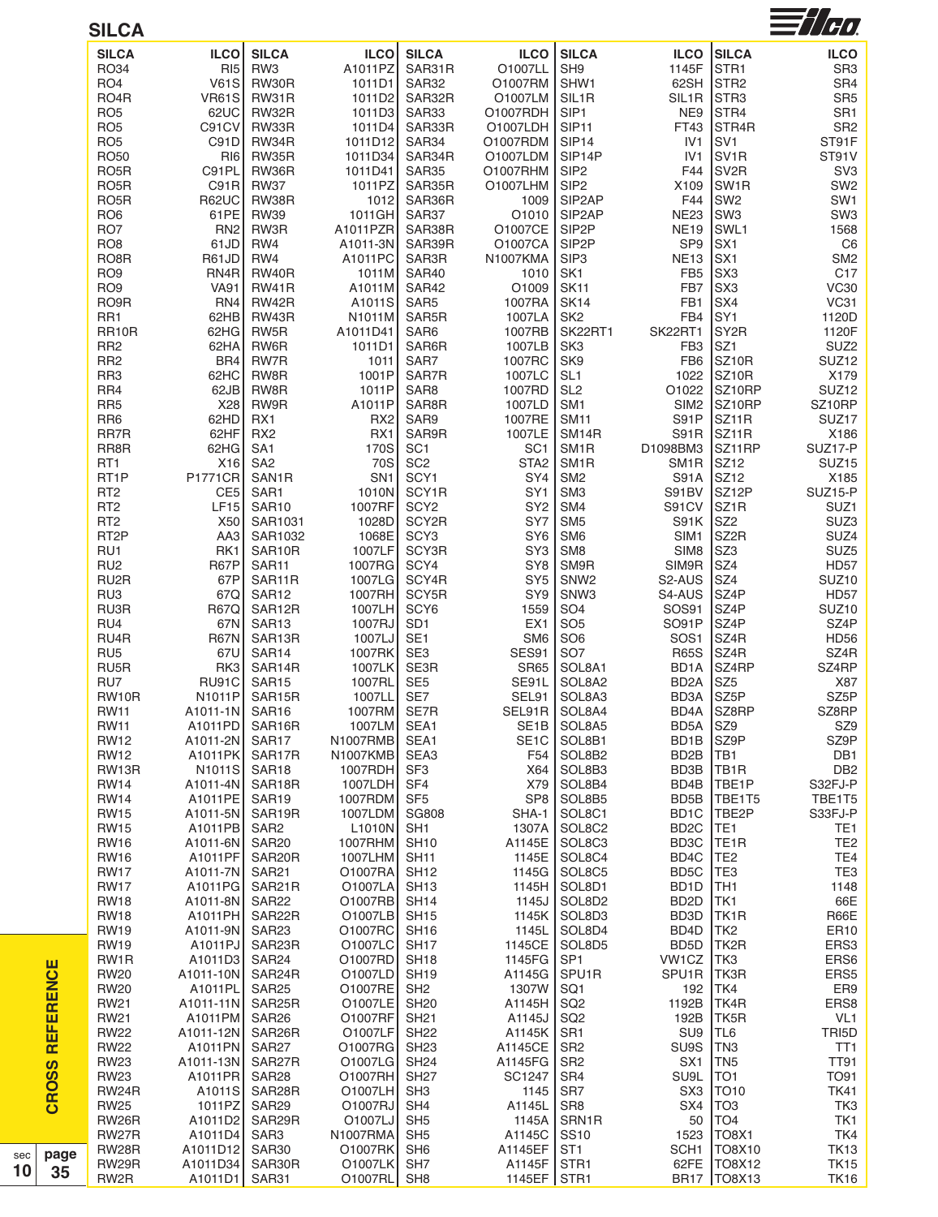## SILCA

| SILCA | ILCO | SILCA | ILCO | SILCA | ILCO | SILCA | ILCO | SILCA | ILCO |
|---|---|---|---|---|---|---|---|---|---|
| RO34 | RI5 | RW3 | A1011PZ | SAR31R | O1007LL | SH9 | 1145F | STR1 | SR3 |
| RO4 | V61S | RW30R | 1011D1 | SAR32 | O1007RM | SHW1 | 62SH | STR2 | SR4 |
| RO4R | VR61S | RW31R | 1011D2 | SAR32R | O1007LM | SIL1R | SIL1R | STR3 | SR5 |
| RO5 | 62UC | RW32R | 1011D3 | SAR33 | O1007RDH | SIP1 | NE9 | STR4 | SR1 |
| RO5 | C91CV | RW33R | 1011D4 | SAR33R | O1007LDH | SIP11 | FT43 | STR4R | SR2 |
| RO5 | C91D | RW34R | 1011D12 | SAR34 | O1007RDM | SIP14 | IV1 | SV1 | ST91F |
| RO50 | RI6 | RW35R | 1011D34 | SAR34R | O1007LDM | SIP14P | IV1 | SV1R | ST91V |
| RO5R | C91PL | RW36R | 1011D41 | SAR35 | O1007RHM | SIP2 | F44 | SV2R | SV3 |
| RO5R | C91R | RW37 | 1011PZ | SAR35R | O1007LHM | SIP2 | X109 | SW1R | SW2 |
| RO5R | R62UC | RW38R | 1012 | SAR36R | 1009 | SIP2AP | F44 | SW2 | SW1 |
| RO6 | 61PE | RW39 | 1011GH | SAR37 | O1010 | SIP2AP | NE23 | SW3 | SW3 |
| RO7 | RN2 | RW3R | A1011PZR | SAR38R | O1007CE | SIP2P | NE19 | SWL1 | 1568 |
| RO8 | 61JD | RW4 | A1011-3N | SAR39R | O1007CA | SIP2P | SP9 | SX1 | C6 |
| RO8R | R61JD | RW4 | A1011PC | SAR3R | N1007KMA | SIP3 | NE13 | SX1 | SM2 |
| RO9 | RN4R | RW40R | 1011M | SAR40 | 1010 | SK1 | FB5 | SX3 | C17 |
| RO9 | VA91 | RW41R | A1011M | SAR42 | O1009 | SK11 | FB7 | SX3 | VC30 |
| RO9R | RN4 | RW42R | A1011S | SAR5 | 1007RA | SK14 | FB1 | SX4 | VC31 |
| RR1 | 62HB | RW43R | N1011M | SAR5R | 1007LA | SK2 | FB4 | SY1 | 1120D |
| RR10R | 62HG | RW5R | A1011D41 | SAR6 | 1007RB | SK22RT1 | SK22RT1 | SY2R | 1120F |
| RR2 | 62HA | RW6R | 1011D1 | SAR6R | 1007LB | SK3 | FB3 | SZ1 | SUZ2 |
| RR2 | BR4 | RW7R | 1011 | SAR7 | 1007RC | SK9 | FB6 | SZ10R | SUZ12 |
| RR3 | 62HC | RW8R | 1001P | SAR7R | 1007LC | SL1 | 1022 | SZ10R | X179 |
| RR4 | 62JB | RW8R | 1011P | SAR8 | 1007RD | SL2 | O1022 | SZ10RP | SUZ12 |
| RR5 | X28 | RW9R | A1011P | SAR8R | 1007LD | SM1 | SIM2 | SZ10RP | SZ10RP |
| RR6 | 62HD | RX1 | RX2 | SAR9 | 1007RE | SM11 | S91P | SZ11R | SUZ17 |
| RR7R | 62HF | RX2 | RX1 | SAR9R | 1007LE | SM14R | S91R | SZ11R | X186 |
| RR8R | 62HG | SA1 | 170S | SC1 | SC1 | SM1R | D1098BM3 | SZ11RP | SUZ17-P |
| RT1 | X16 | SA2 | 70S | SC2 | STA2 | SM1R | SM1R | SZ12 | SUZ15 |
| RT1P | P1771CR | SAN1R | SN1 | SCY1 | SY4 | SM2 | S91A | SZ12 | X185 |
| RT2 | CE5 | SAR1 | 1010N | SCY1R | SY1 | SM3 | S91BV | SZ12P | SUZ15-P |
| RT2 | LF15 | SAR10 | 1007RF | SCY2 | SY2 | SM4 | S91CV | SZ1R | SUZ1 |
| RT2 | X50 | SAR1031 | 1028D | SCY2R | SY7 | SM5 | S91K | SZ2 | SUZ3 |
| RT2P | AA3 | SAR1032 | 1068E | SCY3 | SY6 | SM6 | SIM1 | SZ2R | SUZ4 |
| RU1 | RK1 | SAR10R | 1007LF | SCY3R | SY3 | SM8 | SIM8 | SZ3 | SUZ5 |
| RU2 | R67P | SAR11 | 1007RG | SCY4 | SY8 | SM9R | SIM9R | SZ4 | HD57 |
| RU2R | 67P | SAR11R | 1007LG | SCY4R | SY5 | SNW2 | S2-AUS | SZ4 | SUZ10 |
| RU3 | 67Q | SAR12 | 1007RH | SCY5R | SY9 | SNW3 | S4-AUS | SZ4P | HD57 |
| RU3R | R67Q | SAR12R | 1007LH | SCY6 | 1559 | SO4 | SOS91 | SZ4P | SUZ10 |
| RU4 | 67N | SAR13 | 1007RJ | SD1 | EX1 | SO5 | SO91P | SZ4P | SZ4P |
| RU4R | R67N | SAR13R | 1007LJ | SE1 | SM6 | SO6 | SOS1 | SZ4R | HD56 |
| RU5 | 67U | SAR14 | 1007RK | SE3 | SES91 | SO7 | R65S | SZ4R | SZ4R |
| RU5R | RK3 | SAR14R | 1007LK | SE3R | SR65 | SOL8A1 | BD1A | SZ4RP | SZ4RP |
| RU7 | RU91C | SAR15 | 1007RL | SE5 | SE91L | SOL8A2 | BD2A | SZ5 | X87 |
| RW10R | N1011P | SAR15R | 1007LL | SE7 | SEL91 | SOL8A3 | BD3A | SZ5P | SZ5P |
| RW11 | A1011-1N | SAR16 | 1007RM | SE7R | SEL91R | SOL8A4 | BD4A | SZ8RP | SZ8RP |
| RW11 | A1011PD | SAR16R | 1007LM | SEA1 | SE1B | SOL8A5 | BD5A | SZ9 | SZ9 |
| RW12 | A1011-2N | SAR17 | N1007RMB | SEA1 | SE1C | SOL8B1 | BD1B | SZ9P | SZ9P |
| RW12 | A1011PK | SAR17R | N1007KMB | SEA3 | F54 | SOL8B2 | BD2B | TB1 | DB1 |
| RW13R | N1011S | SAR18 | 1007RDH | SF3 | X64 | SOL8B3 | BD3B | TB1R | DB2 |
| RW14 | A1011-4N | SAR18R | 1007LDH | SF4 | X79 | SOL8B4 | BD4B | TBE1P | S32FJ-P |
| RW14 | A1011PE | SAR19 | 1007RDM | SF5 | SP8 | SOL8B5 | BD5B | TBE1T5 | TBE1T5 |
| RW15 | A1011-5N | SAR19R | 1007LDM | SG808 | SHA-1 | SOL8C1 | BD1C | TBE2P | S33FJ-P |
| RW15 | A1011PB | SAR2 | L1010N | SH1 | 1307A | SOL8C2 | BD2C | TE1 | TE1 |
| RW16 | A1011-6N | SAR20 | 1007RHM | SH10 | A1145E | SOL8C3 | BD3C | TE1R | TE2 |
| RW16 | A1011PF | SAR20R | 1007LHM | SH11 | 1145E | SOL8C4 | BD4C | TE2 | TE4 |
| RW17 | A1011-7N | SAR21 | O1007RA | SH12 | 1145G | SOL8C5 | BD5C | TE3 | TE3 |
| RW17 | A1011PG | SAR21R | O1007LA | SH13 | 1145H | SOL8D1 | BD1D | TH1 | 1148 |
| RW18 | A1011-8N | SAR22 | O1007RB | SH14 | 1145J | SOL8D2 | BD2D | TK1 | 66E |
| RW18 | A1011PH | SAR22R | O1007LB | SH15 | 1145K | SOL8D3 | BD3D | TK1R | R66E |
| RW19 | A1011-9N | SAR23 | O1007RC | SH16 | 1145L | SOL8D4 | BD4D | TK2 | ER10 |
| RW19 | A1011PJ | SAR23R | O1007LC | SH17 | 1145CE | SOL8D5 | BD5D | TK2R | ERS3 |
| RW1R | A1011D3 | SAR24 | O1007RD | SH18 | 1145FG | SP1 | VW1CZ | TK3 | ERS6 |
| RW20 | A1011-10N | SAR24R | O1007LD | SH19 | A1145G | SPU1R | SPU1R | TK3R | ERS5 |
| RW20 | A1011PL | SAR25 | O1007RE | SH2 | 1307W | SQ1 | 192 | TK4 | ER9 |
| RW21 | A1011-11N | SAR25R | O1007LE | SH20 | A1145H | SQ2 | 1192B | TK4R | ERS8 |
| RW21 | A1011PM | SAR26 | O1007RF | SH21 | A1145J | SQ2 | 192B | TK5R | VL1 |
| RW22 | A1011-12N | SAR26R | O1007LF | SH22 | A1145K | SR1 | SU9 | TL6 | TRI5D |
| RW22 | A1011PN | SAR27 | O1007RG | SH23 | A1145CE | SR2 | SU9S | TN3 | TT1 |
| RW23 | A1011-13N | SAR27R | O1007LG | SH24 | A1145FG | SR2 | SX1 | TN5 | TT91 |
| RW23 | A1011PR | SAR28 | O1007RH | SH27 | SC1247 | SR4 | SU9L | TO1 | TO91 |
| RW24R | A1011S | SAR28R | O1007LH | SH3 | 1145 | SR7 | SX3 | TO10 | TK41 |
| RW25 | 1011PZ | SAR29 | O1007RJ | SH4 | A1145L | SR8 | SX4 | TO3 | TK3 |
| RW26R | A1011D2 | SAR29R | O1007LJ | SH5 | 1145A | SRN1R | 50 | TO4 | TK1 |
| RW27R | A1011D4 | SAR3 | N1007RMA | SH5 | A1145C | SS10 | 1523 | TO8X1 | TK4 |
| RW28R | A1011D12 | SAR30 | O1007RK | SH6 | A1145EF | ST1 | SCH1 | TO8X10 | TK13 |
| RW29R | A1011D34 | SAR30R | O1007LK | SH7 | A1145F | STR1 | 62FE | TO8X12 | TK15 |
| RW2R | A1011D1 | SAR31 | O1007RL | SH8 | 1145EF | STR1 | BR17 | TO8X13 | TK16 |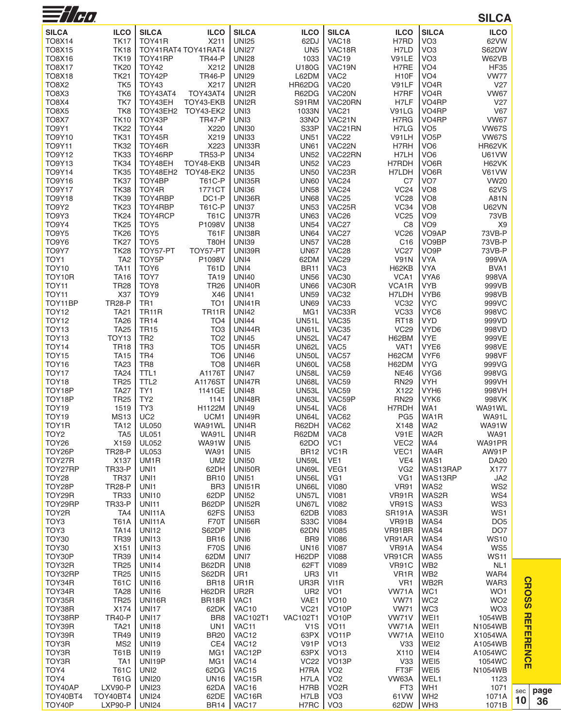# SILCA

| SILCA | ILCO |
|---|---|
| TO8X14 | TK17 |
| TO8X15 | TK18 |
| TO8X16 | TK19 |
| TO8X17 | TK20 |
| TO8X18 | TK21 |
| TO8X2 | TK5 |
| TO8X3 | TK6 |
| TO8X4 | TK7 |
| TO8X5 | TK8 |
| TO8X7 | TK10 |
| TO9Y1 | TK22 |
| TO9Y10 | TK31 |
| TO9Y11 | TK32 |
| TO9Y12 | TK33 |
| TO9Y13 | TK34 |
| TO9Y14 | TK35 |
| TO9Y16 | TK37 |
| TO9Y17 | TK38 |
| TO9Y18 | TK39 |
| TO9Y2 | TK23 |
| TO9Y3 | TK24 |
| TO9Y4 | TK25 |
| TO9Y5 | TK26 |
| TO9Y6 | TK27 |
| TO9Y7 | TK28 |
| TOY1 | TA2 |
| TOY10 | TA11 |
| TOY10R | TA16 |
| TOY11 | TR28 |
| TOY11 | X37 |
| TOY11BP | TR28-P |
| TOY12 | TA21 |
| TOY12 | TA26 |
| TOY13 | TA25 |
| TOY13 | TOY13 |
| TOY14 | TR18 |
| TOY15 | TA15 |
| TOY16 | TA23 |
| TOY17 | TA24 |
| TOY18 | TR25 |
| TOY18P | TA27 |
| TOY18P | TR25 |
| TOY19 | 1519 |
| TOY19 | MS13 |
| TOY1R | TA12 |
| TOY2 | TA5 |
| TOY26 | X159 |
| TOY26P | TR28-P |
| TOY27R | X137 |
| TOY27RP | TR33-P |
| TOY28 | TR37 |
| TOY28P | TR28-P |
| TOY29R | TR33 |
| TOY29RP | TR33-P |
| TOY2R | TA4 |
| TOY3 | T61A |
| TOY3 | TA14 |
| TOY30 | TR39 |
| TOY30 | X151 |
| TOY30P | TR39 |
| TOY32R | TR25 |
| TOY32RP | TR25 |
| TOY34R | T61C |
| TOY34R | TA28 |
| TOY35R | TR25 |
| TOY38R | X174 |
| TOY38RP | TR40-P |
| TOY39R | TA21 |
| TOY39R | TR49 |
| TOY3R | MS2 |
| TOY3R | T61B |
| TOY3R | TA1 |
| TOY4 | T61C |
| TOY4 | T61G |
| TOY40AP | LXV90-P |
| TOY40BT4 | TOY40BT4 |
| TOY40P | LXP90-P |
| TOY41R | X211 |
| TOY41RAT4 | TOY41RAT4 |
| TOY41RP | TR44-P |
| TOY42 | X212 |
| TOY42P | TR46-P |
| TOY43 | X217 |
| TOY43AT4 | TOY43AT4 |
| TOY43EH | TOY43-EKB |
| TOY43EH2 | TOY43-EK2 |
| TOY43P | TR47-P |
| TOY44 | X220 |
| TOY45R | X219 |
| TOY46R | X223 |
| TOY46RP | TR53-P |
| TOY48EH | TOY48-EKB |
| TOY48EH2 | TOY48-EK2 |
| TOY4BP | T61C-P |
| TOY4R | 1771CT |
| TOY4RBP | DC1-P |
| TOY4RBP | T61C-P |
| TOY4RCP | T61C |
| TOY5 | P1098V |
| TOY5 | T61F |
| TOY5 | T80H |
| TOY57-PT | TOY57-PT |
| TOY5P | P1098V |
| TOY6 | T61D |
| TOY7 | TA19 |
| TOY8 | TR26 |
| TOY9 | X46 |
| TR1 | TO1 |
| TR11R | TR11R |
| TR14 | TO4 |
| TR15 | TO3 |
| TR2 | TO2 |
| TR3 | TO5 |
| TR4 | TO6 |
| TR8 | TO8 |
| TTL1 | A1176T |
| TTL2 | A1176ST |
| TY1 | 1141GE |
| TY2 | 1141 |
| TY3 | H1122M |
| UC2 | UCM1 |
| UL050 | WA91WL |
| UL051 | WA91L |
| UL052 | WA91W |
| UL053 | WA91 |
| UM1R | UM2 |
| UNI1 | 62DH |
| UNI1 | BR10 |
| UNI1 | BR3 |
| UNI10 | 62DP |
| UNI11 | B62DP |
| UNI11A | 62FS |
| UNI11A | F70T |
| UNI12 | S62DP |
| UNI13 | BR16 |
| UNI13 | F70S |
| UNI14 | 62DM |
| UNI14 | B62DR |
| UNI15 | S62DR |
| UNI16 | BR18 |
| UNI16 | H62DR |
| UNI16R | BR18R |
| UNI17 | 62DK |
| UNI17 | BR8 |
| UNI18 | UN1 |
| UNI19 | BR20 |
| UNI19 | CE4 |
| UNI19 | MG1 |
| UNI19P | MG1 |
| UNI2 | 62DG |
| UNI20 | UN16 |
| UNI23 | 62DA |
| UNI24 | 62DE |
| UNI24 | BR14 |
| UNI25 | 62DJ |
| UNI27 | UN5 |
| UNI28 | 1033 |
| UNI28 | U180G |
| UNI29 | L62DM |
| UNI2R | HR62DG |
| UNI2R | R62DG |
| UNI2R | S91RM |
| UNI3 | 1033N |
| UNI3 | 33NO |
| UNI30 | S33P |
| UNI33 | UN51 |
| UNI33R | UN61 |
| UNI34 | UN52 |
| UNI34R | UN52 |
| UNI35 | UN50 |
| UNI35R | UN60 |
| UNI36 | UN58 |
| UNI36R | UN68 |
| UNI37 | UN53 |
| UNI37R | UN63 |
| UNI38 | UN54 |
| UNI38R | UN64 |
| UNI39 | UN57 |
| UNI39R | UN67 |
| UNI4 | 62DM |
| UNI4 | BR11 |
| UNI40 | UN56 |
| UNI40R | UN66 |
| UNI41 | UN59 |
| UNI41R | UN69 |
| UNI42 | MG1 |
| UNI44 | UN51L |
| UNI44R | UN61L |
| UNI45 | UN52L |
| UNI45R | UN62L |
| UNI46 | UN50L |
| UNI46R | UN60L |
| UNI47 | UN58L |
| UNI47R | UN68L |
| UNI48 | UN53L |
| UNI48R | UN63L |
| UNI49 | UN54L |
| UNI49R | UN64L |
| UNI4R | R62DH |
| UNI4R | R62DM |
| UNI5 | 62DO |
| UNI5 | BR12 |
| UNI50 | UN59L |
| UNI50R | UN69L |
| UNI51 | UN56L |
| UNI51R | UN66L |
| UNI52 | UN57L |
| UNI52R | UN67L |
| UNI53 | 62DB |
| UNI56R | S33C |
| UNI6 | 62DN |
| UNI6 | BR9 |
| UNI6 | UN16 |
| UNI7 | H62DP |
| UNI8 | 62FT |
| UR1 | UR3 |
| UR1R | UR3R |
| UR2R | UR2 |
| VAC1 | VAE1 |
| VAC10 | VC21 |
| VAC102T1 | VAC102T1 |
| VAC11 | V1S |
| VAC12 | 63PX |
| VAC12 | V91P |
| VAC12P | 63PX |
| VAC14 | VC22 |
| VAC15 | H7RA |
| VAC15R | H7LA |
| VAC16 | H7RB |
| VAC16R | H7LB |
| VAC17 | H7RC |
| VAC18 | H7RD |
| VAC18R | H7LD |
| VAC19 | V91LE |
| VAC19N | H7RE |
| VAC2 | H10F |
| VAC20 | V91LF |
| VAC20N | H7RF |
| VAC20RN | H7LF |
| VAC21 | V91LG |
| VAC21N | H7RG |
| VAC21RN | H7LG |
| VAC22 | V91LH |
| VAC22N | H7RH |
| VAC22RN | H7LH |
| VAC23 | H7RDH |
| VAC23R | H7LDH |
| VAC24 | C7 |
| VAC24 | VC24 |
| VAC25 | VC28 |
| VAC25R | VC34 |
| VAC26 | VC25 |
| VAC27 | C8 |
| VAC27 | VC26 |
| VAC28 | C16 |
| VAC28 | VC27 |
| VAC29 | V91N |
| VAC3 | H62KB |
| VAC30 | VCA1 |
| VAC30R | VCA1R |
| VAC32 | H7LDH |
| VAC33 | VC32 |
| VAC33R | VC33 |
| VAC35 | RT18 |
| VAC35 | VC29 |
| VAC47 | H62BM |
| VAC5 | VAT1 |
| VAC57 | H62CM |
| VAC58 | H62DM |
| VAC59 | NE46 |
| VAC59 | RN29 |
| VAC59 | X122 |
| VAC59P | RN29 |
| VAC6 | H7RDH |
| VAC62 | PG5 |
| VAC62 | X148 |
| VAC8 | V91E |
| VC1 | VEC2 |
| VC1R | VEC1 |
| VE1 | VE4 |
| VEG1 | VG2 |
| VG1 | VG1 |
| VI080 | VR91 |
| VI081 | VR91R |
| VI082 | VR91S |
| VI083 | SR191A |
| VI084 | VR91B |
| VI085 | VR91BR |
| VI086 | VR91AR |
| VI087 | VR91A |
| VI088 | VR91CR |
| VI089 | VR91C |
| VI1 | VR1R |
| VI1R | VR1 |
| VO1 | VW71A |
| VO10 | VW71 |
| VO10P | VW71 |
| VO10P | VW71V |
| VO11 | VW71A |
| VO11P | VW71A |
| VO13 | V33 |
| VO13 | X110 |
| VO13P | V33 |
| VO2 | FT3F |
| VO2 | VW63A |
| VO2R | FT3 |
| VO3 | 61VW |
| VO3 | 62DW |
| VO3 | 62VW |
| VO3 | S62DW |
| VO3 | W62VB |
| VO4 | HF35 |
| VO4 | VW77 |
| VO4R | V27 |
| VO4R | VW67 |
| VO4RP | V27 |
| VO4RP | V67 |
| VO4RP | VW67 |
| VO5 | VW67S |
| VO5P | VW67S |
| VO6 | HR62VK |
| VO6 | U61VW |
| VO6R | H62VK |
| VO6R | V61VW |
| VO7 | VW20 |
| VO8 | 62VS |
| VO8 | A81N |
| VO8 | U62VN |
| VO9 | 73VB |
| VO9 | X9 |
| VO9AP | 73VB-P |
| VO9BP | 73VB-P |
| VO9P | 73VB-P |
| VYA | 999VA |
| VYA | BVA1 |
| VYA6 | 998VA |
| VYB | 999VB |
| VYB6 | 998VB |
| VYC | 999VC |
| VYC6 | 998VC |
| VYD | 999VD |
| VYD6 | 998VD |
| VYE | 999VE |
| VYE6 | 998VE |
| VYF6 | 998VF |
| VYG | 999VG |
| VYG6 | 998VG |
| VYH | 999VH |
| VYH6 | 998VH |
| VYK6 | 998VK |
| WA1 | WA91WL |
| WA1R | WA91L |
| WA2 | WA91W |
| WA2R | WA91 |
| WA4 | WA91PR |
| WA4R | AW91P |
| WAS1 | DA20 |
| WAS13RAP | X177 |
| WAS13RP | JA2 |
| WAS2 | WS2 |
| WAS2R | WS4 |
| WAS3 | WS3 |
| WAS3R | WS1 |
| WAS4 | DO5 |
| WAS4 | DO7 |
| WAS4 | WS10 |
| WAS4 | WS5 |
| WAS5 | WS11 |
| WB2 | NL1 |
| WB2 | WAR4 |
| WB2R | WAR3 |
| WC1 | WO1 |
| WC2 | WO2 |
| WC3 | WO3 |
| WEI1 | 1054WB |
| WEI1 | N1054WB |
| WEI10 | X1054WA |
| WEI2 | A1054WB |
| WEI4 | A1054WC |
| WEI5 | 1054WC |
| WEI5 | N1054WB |
| WEL1 | 1123 |
| WH1 | 1071 |
| WH2 | 1071A |
| WH3 | 1071B |

CROSS REFERENCE

sec 10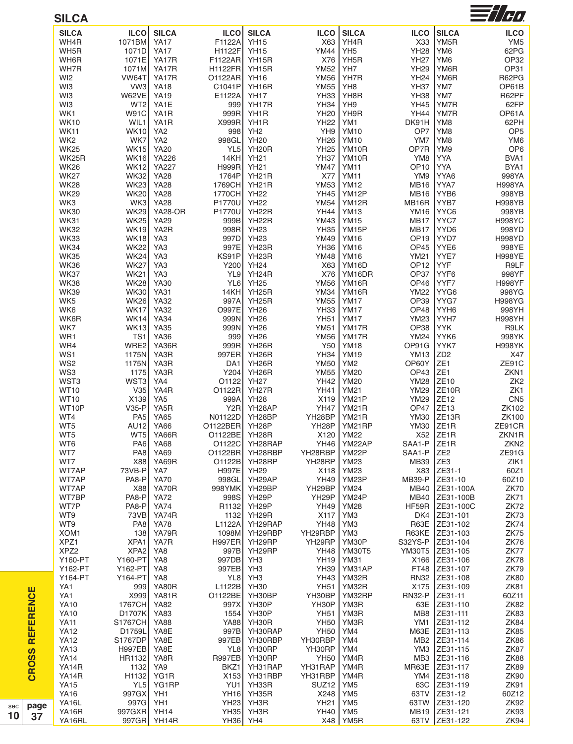## SILCA

| SILCA | ILCO | SILCA | ILCO | SILCA | ILCO | SILCA | ILCO | SILCA | ILCO |
|---|---|---|---|---|---|---|---|---|---|
| WH4R | 1071BM | YA17 | F1122A | YH15 | X63 | YH4R | X33 | YM5R | YM5 |
| WH5R | 1071D | YA17 | H1122F | YH15 | YM44 | YH5 | YH28 | YM6 | 62PG |
| WH6R | 1071E | YA17R | F1122AR | YH15R | X76 | YH5R | YH27 | YM6 | OP32 |
| WH7R | 1071M | YA17R | H1122FR | YH15R | YM52 | YH7 | YH29 | YM6R | OP31 |
| WI2 | VW64T | YA17R | O1122AR | YH16 | YM56 | YH7R | YH24 | YM6R | R62PG |
| WI3 | VW3 | YA18 | C1041P | YH16R | YM55 | YH8 | YH37 | YM7 | OP61B |
| WI3 | W62VE | YA19 | E1122A | YH17 | YH33 | YH8R | YH38 | YM7 | R62PF |
| WI3 | WT2 | YA1E | 999 | YH17R | YH34 | YH9 | YH45 | YM7R | 62FP |
| WK1 | W91C | YA1R | 999R | YH1R | YH20 | YH9R | YH44 | YM7R | OP61A |
| WK10 | WIL1 | YA1R | X999R | YH1R | YH22 | YM1 | DK91H | YM8 | 62PH |
| WK11 | WK10 | YA2 | 998 | YH2 | YH9 | YM10 | OP7 | YM8 | OP5 |
| WK2 | WK7 | YA2 | 998GL | YH20 | YH26 | YM10 | YM7 | YM8 | YM6 |
| WK25 | WK15 | YA20 | YL5 | YH20R | YH25 | YM10R | OP7R | YM9 | OP6 |
| WK25R | WK16 | YA226 | 14KH | YH21 | YH37 | YM10R | YM8 | YYA | BVA1 |
| WK26 | WK12 | YA227 | H999R | YH21 | YM47 | YM11 | OP10 | YYA | BYA1 |
| WK27 | WK32 | YA28 | 1764P | YH21R | X77 | YM11 | YM9 | YYA6 | 998YA |
| WK28 | WK23 | YA28 | 1769CH | YH21R | YM53 | YM12 | MB16 | YYA7 | H998YA |
| WK29 | WK20 | YA28 | 1770CH | YH22 | YH45 | YM12P | MB16 | YYB6 | 998YB |
| WK3 | WK3 | YA28 | P1770U | YH22 | YM54 | YM12R | MB16R | YYB7 | H998YB |
| WK30 | WK29 | YA28-OR | P1770U | YH22R | YH44 | YM13 | YM16 | YYC6 | 998YB |
| WK31 | WK25 | YA29 | 999B | YH22R | YM43 | YM15 | MB17 | YYC7 | H998YC |
| WK32 | WK19 | YA2R | 998R | YH23 | YH35 | YM15P | MB17 | YYD6 | 998YD |
| WK33 | WK18 | YA3 | 997D | YH23 | YM49 | YM16 | OP19 | YYD7 | H998YD |
| WK34 | WK22 | YA3 | 997E | YH23R | YH36 | YM16 | OP45 | YYE6 | 998YE |
| WK35 | WK24 | YA3 | KS91P | YH23R | YM48 | YM16 | YM21 | YYE7 | H998YE |
| WK36 | WK27 | YA3 | Y200 | YH24 | X63 | YM16D | OP12 | YYF | R9LF |
| WK37 | WK21 | YA3 | YL9 | YH24R | X76 | YM16DR | OP37 | YYF6 | 998YF |
| WK38 | WK28 | YA30 | YL6 | YH25 | YM56 | YM16R | OP46 | YYF7 | H998YF |
| WK39 | WK30 | YA31 | 14KH | YH25R | YM34 | YM16R | YM22 | YYG6 | 998YG |
| WK5 | WK26 | YA32 | 997A | YH25R | YM55 | YM17 | OP39 | YYG7 | H998YG |
| WK6 | WK17 | YA32 | O997E | YH26 | YH33 | YM17 | OP48 | YYH6 | 998YH |
| WK6R | WK14 | YA34 | 999N | YH26 | YH51 | YM17 | YM23 | YYH7 | H998YH |
| WK7 | WK13 | YA35 | 999N | YH26 | YM51 | YM17R | OP38 | YYK | R9LK |
| WR1 | TS1 | YA36 | 999 | YH26 | YM56 | YM17R | YM24 | YYK6 | 998YK |
| WR4 | WRE2 | YA36R | 999R | YH26R | Y50 | YM18 | OP91G | YYK7 | H998YK |
| WS1 | 1175N | YA3R | 997ER | YH26R | YH34 | YM19 | YM13 | ZD2 | X47 |
| WS2 | 1175N | YA3R | DA1 | YH26R | YM50 | YM2 | OP60Y | ZE1 | ZE91C |
| WS3 | 1175 | YA3R | Y204 | YH26R | YM55 | YM20 | OP43 | ZE1 | ZKN1 |
| WST3 | WST3 | YA4 | O1122 | YH27 | YH42 | YM20 | YM28 | ZE10 | ZK2 |
| WT10 | V35 | YA4R | O1122R | YH27R | YH41 | YM21 | YM29 | ZE10R | ZK1 |
| WT10 | X139 | YA5 | 999A | YH28 | X119 | YM21P | YM29 | ZE12 | CN5 |
| WT10P | V35-P | YA5R | Y2R | YH28AP | YH47 | YM21R | OP47 | ZE13 | ZK102 |
| WT4 | PA5 | YA65 | N01122D | YH28BP | YH28BP | YM21R | YM30 | ZE13R | ZK100 |
| WT5 | AU12 | YA66 | O1122BER | YH28P | YH28P | YM21RP | YM30 | ZE1R | ZE91CR |
| WT5 | WT5 | YA66R | O1122BE | YH28R | X120 | YM22 | X52 | ZE1R | ZKN1R |
| WT6 | PA6 | YA68 | O1122C | YH28RAP | YH46 | YM22AP | SAA1-P | ZE1R | ZKN2 |
| WT7 | PA8 | YA69 | O1122BR | YH28RBP | YH28RBP | YM22P | SAA1-P | ZE2 | ZE91G |
| WT7 | X88 | YA69R | O1122B | YH28RP | YH28RP | YM23 | MB39 | ZE3 | ZIK1 |
| WT7AP | 73VB-P | YA7 | H997E | YH29 | X118 | YM23 | X83 | ZE31-1 | 60Z1 |
| WT7AP | PA8-P | YA70 | 998GL | YH29AP | YH49 | YM23P | MB39-P | ZE31-10 | 60Z10 |
| WT7AP | X88 | YA70R | 998YMK | YH29BP | YH29BP | YM24 | MB40 | ZE31-100A | ZK70 |
| WT7BP | PA8-P | YA72 | 998S | YH29P | YH29P | YM24P | MB40 | ZE31-100B | ZK71 |
| WT7P | PA8-P | YA74 | R1132 | YH29P | YH49 | YM28 | HF59R | ZE31-100C | ZK72 |
| WT9 | 73VB | YA74R | 1132 | YH29R | X117 | YM3 | DK4 | ZE31-101 | ZK73 |
| WT9 | PA8 | YA78 | L1122A | YH29RAP | YH48 | YM3 | R63E | ZE31-102 | ZK74 |
| XOM1 | 138 | YA79R | 1098M | YH29RBP | YH29RBP | YM3 | R63KE | ZE31-103 | ZK75 |
| XPZ1 | XPA1 | YA7R | H997ER | YH29RP | YH29RP | YM30P | S32YS-P | ZE31-104 | ZK76 |
| XPZ2 | XPA2 | YA8 | 997B | YH29RP | YH48 | YM30T5 | YM30T5 | ZE31-105 | ZK77 |
| Y160-PT | Y160-PT | YA8 | 997DB | YH3 | YH19 | YM31 | X166 | ZE31-106 | ZK78 |
| Y162-PT | Y162-PT | YA8 | 997EB | YH3 | YH39 | YM31AP | FT48 | ZE31-107 | ZK79 |
| Y164-PT | Y164-PT | YA8 | YL8 | YH3 | YH43 | YM32R | RN32 | ZE31-108 | ZK80 |
| YA1 | 999 | YA80R | L1122B | YH30 | YH51 | YM32R | X175 | ZE31-109 | ZK81 |
| YA1 | X999 | YA81R | O1122BE | YH30BP | YH30BP | YM32RP | RN32-P | ZE31-11 | 60Z11 |
| YA10 | 1767CH | YA82 | 997X | YH30P | YH30P | YM3R | 63E | ZE31-110 | ZK82 |
| YA10 | D1707K | YA83 | 1554 | YH30P | YH51 | YM3R | MB8 | ZE31-111 | ZK83 |
| YA11 | S1767CH | YA88 | YA88 | YH30R | YH50 | YM3R | YM1 | ZE31-112 | ZK84 |
| YA12 | D1759L | YA8E | 997B | YH30RAP | YH50 | YM4 | M63E | ZE31-113 | ZK85 |
| YA12 | S1767DP | YA8E | 997EB | YH30RBP | YH30RBP | YM4 | MB2 | ZE31-114 | ZK86 |
| YA13 | H997EB | YA8E | YL8 | YH30RP | YH30RP | YM4 | YM3 | ZE31-115 | ZK87 |
| YA14 | HR1132 | YA8R | R997EB | YH30RP | YH50 | YM4R | MB3 | ZE31-116 | ZK88 |
| YA14R | 1132 | YA9 | BKZ1 | YH31RAP | YH31RAP | YM4R | MR63E | ZE31-117 | ZK89 |
| YA14R | H1132 | YG1R | X153 | YH31RBP | YH31RBP | YM4R | YM4 | ZE31-118 | ZK90 |
| YA15 | YL5 | YG1RP | YU1 | YH33R | SUZ12 | YM5 | 63C | ZE31-119 | ZK91 |
| YA16 | 997GX | YH1 | YH16 | YH35R | X248 | YM5 | 63TV | ZE31-12 | 60Z12 |
| YA16L | 997G | YH1 | YH23 | YH3R | YH21 | YM5 | 63TW | ZE31-120 | ZK92 |
| YA16R | 997GXR | YH14 | YH35 | YH3R | YH40 | YM5 | MB19 | ZE31-121 | ZK93 |
| YA16RL | 997GR | YH14R | YH36 | YH4 | X48 | YM5R | 63TV | ZE31-122 | ZK94 |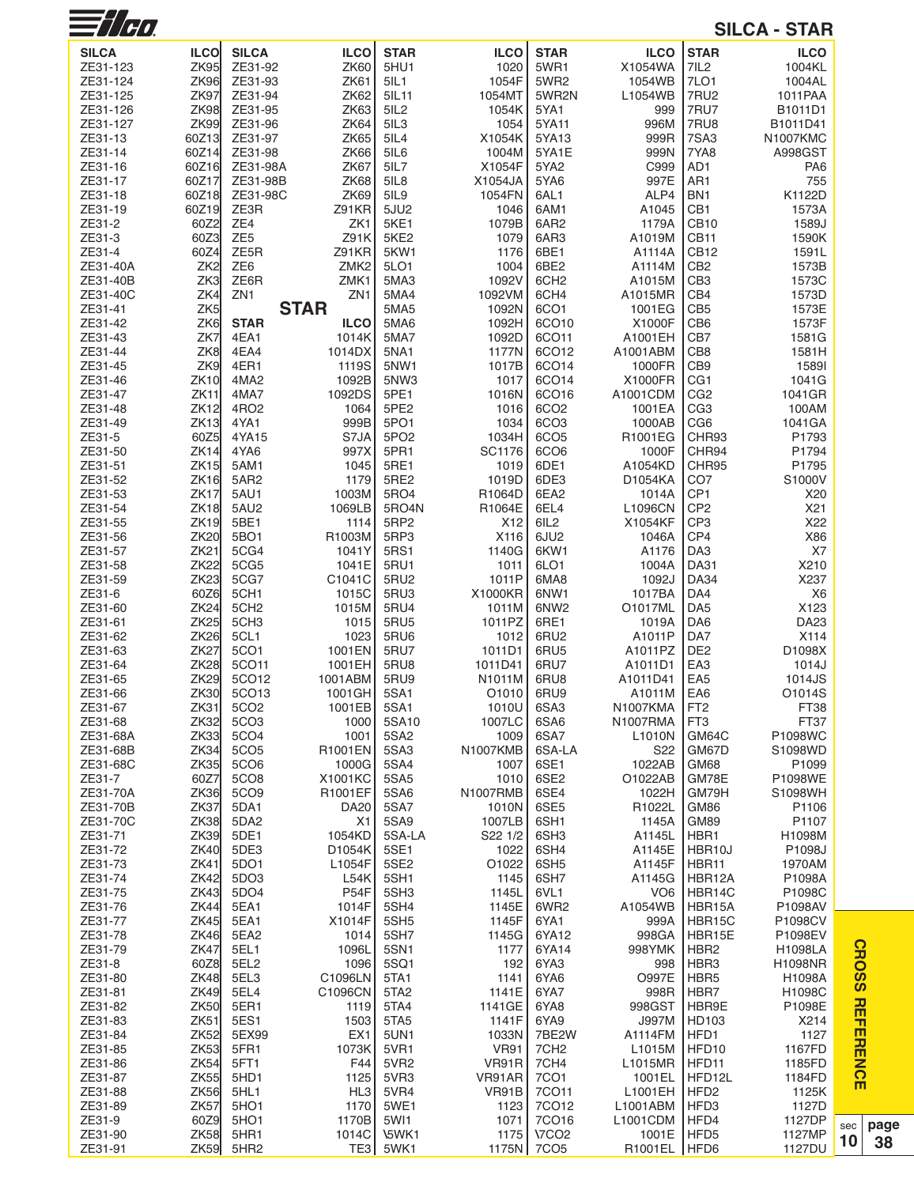# SILCA - STAR

| SILCA | ILCO |
|---|---|
| ZE31-123 | ZK95 |
| ZE31-124 | ZK96 |
| ZE31-125 | ZK97 |
| ZE31-126 | ZK98 |
| ZE31-127 | ZK99 |
| ZE31-13 | 60Z13 |
| ZE31-14 | 60Z14 |
| ZE31-16 | 60Z16 |
| ZE31-17 | 60Z17 |
| ZE31-18 | 60Z18 |
| ZE31-19 | 60Z19 |
| ZE31-2 | 60Z2 |
| ZE31-3 | 60Z3 |
| ZE31-4 | 60Z4 |
| ZE31-40A | ZK2 |
| ZE31-40B | ZK3 |
| ZE31-40C | ZK4 |
| ZE31-41 | ZK5 |
| ZE31-42 | ZK6 |
| ZE31-43 | ZK7 |
| ZE31-44 | ZK8 |
| ZE31-45 | ZK9 |
| ZE31-46 | ZK10 |
| ZE31-47 | ZK11 |
| ZE31-48 | ZK12 |
| ZE31-49 | ZK13 |
| ZE31-5 | 60Z5 |
| ZE31-50 | ZK14 |
| ZE31-51 | ZK15 |
| ZE31-52 | ZK16 |
| ZE31-53 | ZK17 |
| ZE31-54 | ZK18 |
| ZE31-55 | ZK19 |
| ZE31-56 | ZK20 |
| ZE31-57 | ZK21 |
| ZE31-58 | ZK22 |
| ZE31-59 | ZK23 |
| ZE31-6 | 60Z6 |
| ZE31-60 | ZK24 |
| ZE31-61 | ZK25 |
| ZE31-62 | ZK26 |
| ZE31-63 | ZK27 |
| ZE31-64 | ZK28 |
| ZE31-65 | ZK29 |
| ZE31-66 | ZK30 |
| ZE31-67 | ZK31 |
| ZE31-68 | ZK32 |
| ZE31-68A | ZK33 |
| ZE31-68B | ZK34 |
| ZE31-68C | ZK35 |
| ZE31-7 | 60Z7 |
| ZE31-70A | ZK36 |
| ZE31-70B | ZK37 |
| ZE31-70C | ZK38 |
| ZE31-71 | ZK39 |
| ZE31-72 | ZK40 |
| ZE31-73 | ZK41 |
| ZE31-74 | ZK42 |
| ZE31-75 | ZK43 |
| ZE31-76 | ZK44 |
| ZE31-77 | ZK45 |
| ZE31-78 | ZK46 |
| ZE31-79 | ZK47 |
| ZE31-8 | 60Z8 |
| ZE31-80 | ZK48 |
| ZE31-81 | ZK49 |
| ZE31-82 | ZK50 |
| ZE31-83 | ZK51 |
| ZE31-84 | ZK52 |
| ZE31-85 | ZK53 |
| ZE31-86 | ZK54 |
| ZE31-87 | ZK55 |
| ZE31-88 | ZK56 |
| ZE31-89 | ZK57 |
| ZE31-9 | 60Z9 |
| ZE31-90 | ZK58 |
| ZE31-91 | ZK59 |

| SILCA | ILCO |
|---|---|
| ZE31-92 | ZK60 |
| ZE31-93 | ZK61 |
| ZE31-94 | ZK62 |
| ZE31-95 | ZK63 |
| ZE31-96 | ZK64 |
| ZE31-97 | ZK65 |
| ZE31-98 | ZK66 |
| ZE31-98A | ZK67 |
| ZE31-98B | ZK68 |
| ZE31-98C | ZK69 |
| ZE3R | Z91KR |
| ZE4 | ZK1 |
| ZE5 | Z91K |
| ZE5R | Z91KR |
| ZE6 | ZMK2 |
| ZE6R | ZMK1 |
| ZN1 | ZN1 |

## STAR

| STAR | ILCO |
|---|---|
| 4EA1 | 1014K |
| 4EA4 | 1014DX |
| 4ER1 | 1119S |
| 4MA2 | 1092B |
| 4MA7 | 1092DS |
| 4RO2 | 1064 |
| 4YA1 | 999B |
| 4YA15 | S7JA |
| 4YA6 | 997X |
| 5AM1 | 1045 |
| 5AR2 | 1179 |
| 5AU1 | 1003M |
| 5AU2 | 1069LB |
| 5BE1 | 1114 |
| 5BO1 | R1003M |
| 5CG4 | 1041Y |
| 5CG5 | 1041E |
| 5CG7 | C1041C |
| 5CH1 | 1015C |
| 5CH2 | 1015M |
| 5CH3 | 1015 |
| 5CL1 | 1023 |
| 5CO1 | 1001EN |
| 5CO11 | 1001EH |
| 5CO12 | 1001ABM |
| 5CO13 | 1001GH |
| 5CO2 | 1001EB |
| 5CO3 | 1000 |
| 5CO4 | 1001 |
| 5CO5 | R1001EN |
| 5CO6 | 1000G |
| 5CO8 | X1001KC |
| 5CO9 | R1001EF |
| 5DA1 | DA20 |
| 5DA2 | X1 |
| 5DE1 | 1054KD |
| 5DE3 | D1054K |
| 5DO1 | L1054F |
| 5DO3 | L54K |
| 5DO4 | P54F |
| 5EA1 | 1014F |
| 5EA1 | X1014F |
| 5EA2 | 1014 |
| 5EL1 | 1096L |
| 5EL2 | 1096 |
| 5EL3 | C1096LN |
| 5EL4 | C1096CN |
| 5ER1 | 1119 |
| 5ES1 | 1503 |
| 5EX99 | EX1 |
| 5FR1 | 1073K |
| 5FT1 | F44 |
| 5HD1 | 1125 |
| 5HL1 | HL3 |
| 5HO1 | 1170 |
| 5HO1 | 1170B |
| 5HR1 | 1014C |
| 5HR2 | TE3 |
| 5HU1 | 1020 |
| 5IL1 | 1054F |
| 5IL11 | 1054MT |
| 5IL2 | 1054K |
| 5IL3 | 1054 |
| 5IL4 | X1054K |
| 5IL6 | 1004M |
| 5IL7 | X1054F |
| 5IL8 | X1054JA |
| 5IL9 | 1054FN |
| 5JU2 | 1046 |
| 5KE1 | 1079B |
| 5KE2 | 1079 |
| 5KW1 | 1176 |
| 5LO1 | 1004 |
| 5MA3 | 1092V |
| 5MA4 | 1092VM |
| 5MA5 | 1092N |
| 5MA6 | 1092H |
| 5MA7 | 1092D |
| 5NA1 | 1177N |
| 5NW1 | 1017B |
| 5NW3 | 1017 |
| 5PE1 | 1016N |
| 5PE2 | 1016 |
| 5PO1 | 1034 |
| 5PO2 | 1034H |
| 5PR1 | SC1176 |
| 5RE1 | 1019 |
| 5RE2 | 1019D |
| 5RO4 | R1064D |
| 5RO4N | R1064E |
| 5RP2 | X12 |
| 5RP3 | X116 |
| 5RS1 | 1140G |
| 5RU1 | 1011 |
| 5RU2 | 1011P |
| 5RU3 | X1000KR |
| 5RU4 | 1011M |
| 5RU5 | 1011PZ |
| 5RU6 | 1012 |
| 5RU7 | 1011D1 |
| 5RU8 | 1011D41 |
| 5RU9 | N1011M |
| 5SA1 | O1010 |
| 5SA1 | 1010U |
| 5SA10 | 1007LC |
| 5SA2 | 1009 |
| 5SA3 | N1007KMB |
| 5SA4 | 1007 |
| 5SA5 | 1010 |
| 5SA6 | N1007RMB |
| 5SA7 | 1010N |
| 5SA9 | 1007LB |
| 5SA-LA | S22 1/2 |
| 5SE1 | 1022 |
| 5SE2 | O1022 |
| 5SH1 | 1145 |
| 5SH3 | 1145L |
| 5SH4 | 1145E |
| 5SH5 | 1145F |
| 5SH7 | 1145G |
| 5SN1 | 1177 |
| 5SQ1 | 192 |
| 5TA1 | 1141 |
| 5TA2 | 1141E |
| 5TA4 | 1141GE |
| 5TA5 | 1141F |
| 5UN1 | 1033N |
| 5VR1 | VR91 |
| 5VR2 | VR91R |
| 5VR3 | VR91AR |
| 5VR4 | VR91B |
| 5WE1 | 1123 |
| 5WI1 | 1071 |
| \5WK1 | 1175 |
| 5WK1 | 1175N |
| 5WR1 | X1054WA |
| 5WR2 | 1054WB |
| 5WR2N | L1054WB |
| 5YA1 | 999 |
| 5YA11 | 996M |
| 5YA13 | 999R |
| 5YA1E | 999N |
| 5YA2 | C999 |
| 5YA6 | 997E |
| 6AL1 | ALP4 |
| 6AM1 | A1045 |
| 6AR2 | 1179A |
| 6AR3 | A1019M |
| 6BE1 | A1114A |
| 6BE2 | A1114M |
| 6CH2 | A1015M |
| 6CH4 | A1015MR |
| 6CO1 | 1001EG |
| 6CO10 | X1000F |
| 6CO11 | A1001EH |
| 6CO12 | A1001ABM |
| 6CO14 | 1000FR |
| 6CO14 | X1000FR |
| 6CO16 | A1001CDM |
| 6CO2 | 1001EA |
| 6CO3 | 1000AB |
| 6CO5 | R1001EG |
| 6CO6 | 1000F |
| 6DE1 | A1054KD |
| 6DE3 | D1054KA |
| 6EA2 | 1014A |
| 6EL4 | L1096CN |
| 6IL2 | X1054KF |
| 6JU2 | 1046A |
| 6KW1 | A1176 |
| 6LO1 | 1004A |
| 6MA8 | 1092J |
| 6NW1 | 1017BA |
| 6NW2 | O1017ML |
| 6RE1 | 1019A |
| 6RU2 | A1011P |
| 6RU5 | A1011PZ |
| 6RU7 | A1011D1 |
| 6RU8 | A1011D41 |
| 6RU9 | A1011M |
| 6SA3 | N1007KMA |
| 6SA6 | N1007RMA |
| 6SA7 | L1010N |
| 6SA-LA | S22 |
| 6SE1 | 1022AB |
| 6SE2 | O1022AB |
| 6SE4 | 1022H |
| 6SE5 | R1022L |
| 6SH1 | 1145A |
| 6SH3 | A1145L |
| 6SH4 | A1145E |
| 6SH5 | A1145F |
| 6SH7 | A1145G |
| 6VL1 | VO6 |
| 6WR2 | A1054WB |
| 6YA1 | 999A |
| 6YA12 | 998GA |
| 6YA14 | 998YMK |
| 6YA3 | 998 |
| 6YA6 | O997E |
| 6YA7 | 998R |
| 6YA8 | 998GST |
| 6YA9 | J997M |
| 7BE2W | A1114FM |
| 7CH2 | L1015M |
| 7CH4 | L1015MR |
| 7CO1 | 1001EL |
| 7CO11 | L1001EH |
| 7CO12 | L1001ABM |
| 7CO16 | L1001CDM |
| \7CO2 | 1001E |
| 7CO5 | R1001EL |
| 7IL2 | 1004KL |
| 7LO1 | 1004AL |
| 7RU2 | 1011PAA |
| 7RU7 | B1011D1 |
| 7RU8 | B1011D41 |
| 7SA3 | N1007KMC |
| 7YA8 | A998GST |
| AD1 | PA6 |
| AR1 | 755 |
| BN1 | K1122D |
| CB1 | 1573A |
| CB10 | 1589J |
| CB11 | 1590K |
| CB12 | 1591L |
| CB2 | 1573B |
| CB3 | 1573C |
| CB4 | 1573D |
| CB5 | 1573E |
| CB6 | 1573F |
| CB7 | 1581G |
| CB8 | 1581H |
| CB9 | 1589I |
| CG1 | 1041G |
| CG2 | 1041GR |
| CG3 | 100AM |
| CG6 | 1041GA |
| CHR93 | P1793 |
| CHR94 | P1794 |
| CHR95 | P1795 |
| CO7 | S1000V |
| CP1 | X20 |
| CP2 | X21 |
| CP3 | X22 |
| CP4 | X86 |
| DA3 | X7 |
| DA31 | X210 |
| DA34 | X237 |
| DA4 | X6 |
| DA5 | X123 |
| DA6 | DA23 |
| DA7 | X114 |
| DE2 | D1098X |
| EA3 | 1014J |
| EA5 | 1014JS |
| EA6 | O1014S |
| FT2 | FT38 |
| FT3 | FT37 |
| GM64C | P1098WC |
| GM67D | S1098WD |
| GM68 | P1099 |
| GM78E | P1098WE |
| GM79H | S1098WH |
| GM86 | P1106 |
| GM89 | P1107 |
| HBR1 | H1098M |
| HBR10J | P1098J |
| HBR11 | 1970AM |
| HBR12A | P1098A |
| HBR14C | P1098C |
| HBR15A | P1098AV |
| HBR15C | P1098CV |
| HBR15E | P1098EV |
| HBR2 | H1098LA |
| HBR3 | H1098NR |
| HBR5 | H1098A |
| HBR7 | H1098C |
| HBR9E | P1098E |
| HD103 | X214 |
| HFD1 | 1127 |
| HFD10 | 1167FD |
| HFD11 | 1185FD |
| HFD12L | 1184FD |
| HFD2 | 1125K |
| HFD3 | 1127D |
| HFD4 | 1127DP |
| HFD5 | 1127MP |
| HFD6 | 1127DU |

CROSS REFERENCE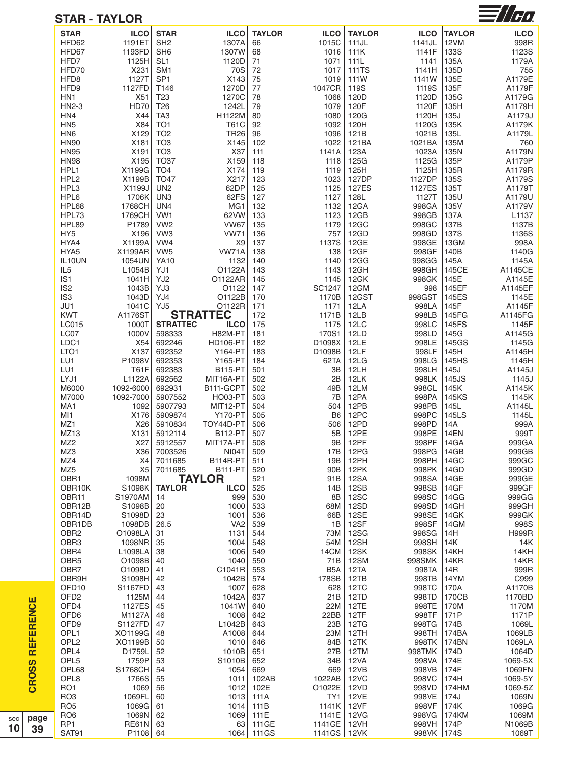## STAR - TAYLOR

| STAR | ILCO |
|---|---|
| HFD62 | 1191ET |
| HFD67 | 1193FD |
| HFD7 | 1125H |
| HFD70 | X231 |
| HFD8 | 1127T |
| HFD9 | 1127FD |
| HN1 | X51 |
| HN2-3 | HD70 |
| HN4 | X44 |
| HN5 | X84 |
| HN6 | X129 |
| HN90 | X181 |
| HN95 | X191 |
| HN98 | X195 |
| HPL1 | X1199G |
| HPL2 | X1199B |
| HPL3 | X1199J |
| HPL6 | 1706K |
| HPL68 | 1768CH |
| HPL73 | 1769CH |
| HPL89 | P1789 |
| HY5 | X196 |
| HYA4 | X1199A |
| HYA5 | X1199AR |
| IL10UN | 1054UN |
| IL5 | L1054B |
| IS1 | 1041H |
| IS2 | 1043B |
| IS3 | 1043D |
| JU1 | 1041C |
| KWT | A1176ST |
| LC015 | 1000T |
| LC07 | 1000V |
| LDC1 | X54 |
| LTO1 | X137 |
| LU1 | P1098V |
| LU1 | T61F |
| LYJ1 | L1122A |
| M6000 | 1092-6000 |
| M7000 | 1092-7000 |
| MA1 | 1092 |
| MI1 | X176 |
| MZ1 | X26 |
| MZ13 | X131 |
| MZ2 | X27 |
| MZ3 | X36 |
| MZ4 | X4 |
| MZ5 | X5 |
| OBR1 | 1098M |
| OBR10K | S1098K |
| OBR11 | S1970AM |
| OBR12B | S1098B |
| OBR14D | S1098D |
| OBR1DB | 1098DB |
| OBR2 | O1098LA |
| OBR3 | 1098NR |
| OBR4 | L1098LA |
| OBR5 | O1098B |
| OBR7 | O1098D |
| OBR9H | S1098H |
| OFD10 | S1167FD |
| OFD2 | 1125M |
| OFD4 | 1127ES |
| OFD6 | M1127A |
| OFD9 | S1127FD |
| OPL1 | XO1199G |
| OPL2 | XO1199B |
| OPL4 | D1759L |
| OPL5 | 1759P |
| OPL68 | S1768CH |
| OPL8 | 1766S |
| RO1 | 1069 |
| RO3 | 1069FL |
| RO5 | 1069G |
| RO6 | 1069N |
| RP1 | RE61N |
| SAT91 | P1108 |
| SH2 | 1307A |
| SH6 | 1307W |
| SL1 | 1120D |
| SM1 | 70S |
| SP1 | X143 |
| T146 | 1270D |
| T23 | 1270C |
| T26 | 1242L |
| TA3 | H1122M |
| TO1 | T61C |
| TO2 | TR26 |
| TO3 | X145 |
| TO3 | X37 |
| TO37 | X159 |
| TO4 | X174 |
| TO47 | X217 |
| UN2 | 62DP |
| UN3 | 62FS |
| UN4 | MG1 |
| VW1 | 62VW |
| VW2 | VW67 |
| VW3 | VW71 |
| VW4 | X9 |
| VW5 | VW71A |
| YA10 | 1132 |
| YJ1 | O1122A |
| YJ2 | O1122AR |
| YJ3 | O1122 |
| YJ4 | O1122B |
| YJ5 | O1122R |

## STRATTEC

| STRATTEC | ILCO |
|---|---|
| 598333 | H82M-PT |
| 692246 | HD106-PT |
| 692352 | Y164-PT |
| 692353 | Y165-PT |
| 692383 | B115-PT |
| 692562 | MIT16A-PT |
| 692931 | B111-GCPT |
| 5907552 | HO03-PT |
| 5907793 | MIT12-PT |
| 5909874 | Y170-PT |
| 5910834 | TOY44D-PT |
| 5912114 | B112-PT |
| 5912557 | MIT17A-PT |
| 7003526 | NI04T |
| 7011685 | B114R-PT |
| 7011685 | B111-PT |

## TAYLOR

| TAYLOR | ILCO |
|---|---|
| 14 | 999 |
| 20 | 1000 |
| 23 | 1001 |
| 26.5 | VA2 |
| 31 | 1131 |
| 35 | 1004 |
| 38 | 1006 |
| 40 | 1040 |
| 41 | C1041R |
| 42 | 1042B |
| 43 | 1007 |
| 44 | 1042A |
| 45 | 1041W |
| 46 | 1008 |
| 47 | L1042B |
| 48 | A1008 |
| 50 | 1010 |
| 52 | 1010B |
| 53 | S1010B |
| 54 | 1054 |
| 55 | 1011 |
| 56 | 1012 |
| 60 | 1013 |
| 61 | 1014 |
| 62 | 1069 |
| 63 | 63 |
| 64 | 1064 |
| 66 | 1015C |
| 68 | 1016 |
| 71 | 1071 |
| 72 | 1017 |
| 75 | 1019 |
| 77 | 1047CR |
| 78 | 1068 |
| 79 | 1079 |
| 80 | 1080 |
| 92 | 1092 |
| 96 | 1096 |
| 102 | 1022 |
| 111 | 1141A |
| 118 | 1118 |
| 119 | 1119 |
| 123 | 1023 |
| 125 | 1125 |
| 127 | 1127 |
| 132 | 1132 |
| 133 | 1123 |
| 135 | 1179 |
| 136 | 757 |
| 137 | 1137S |
| 138 | 138 |
| 140 | 1140 |
| 143 | 1143 |
| 145 | 1145 |
| 147 | SC1247 |
| 170 | 1170B |
| 171 | 1171 |
| 172 | 1171B |
| 175 | 1175 |
| 181 | 170S1 |
| 182 | D1098X |
| 183 | D1098B |
| 184 | 62TA |
| 501 | 3B |
| 502 | 2B |
| 502 | 49B |
| 503 | 7B |
| 504 | 504 |
| 505 | B6 |
| 506 | 506 |
| 507 | 5B |
| 508 | 9B |
| 509 | 17B |
| 511 | 19B |
| 520 | 90B |
| 521 | 91B |
| 525 | 14B |
| 530 | 8B |
| 533 | 68M |
| 536 | 66B |
| 539 | 1B |
| 544 | 73M |
| 548 | 54M |
| 549 | 14CM |
| 550 | 71B |
| 553 | B5A |
| 574 | 178SB |
| 628 | 628 |
| 637 | 21B |
| 640 | 22M |
| 642 | 22BB |
| 643 | 23B |
| 644 | 23M |
| 646 | 84B |
| 651 | 27B |
| 652 | 34B |
| 669 | 669 |
| 102AB | 1022AB |
| 102E | O1022E |
| 111A | TY1 |
| 111B | 1141K |
| 111E | 1141E |
| 111GE | 1141GE |
| 111GS | 1141GS |
| 111JL | 1141JL |
| 111K | 1141F |
| 111L | 1141 |
| 111TS | 1141H |
| 111W | 1141W |
| 119S | 1119S |
| 120D | 1120D |
| 120F | 1120F |
| 120G | 1120H |
| 120H | 1120G |
| 121B | 1021B |
| 121BA | 1021BA |
| 123A | 1023A |
| 125G | 1125G |
| 125H | 1125H |
| 127DP | 1127DP |
| 127ES | 1127ES |
| 128L | 1127T |
| 12GA | 998GA |
| 12GB | 998GB |
| 12GC | 998GC |
| 12GD | 998GD |
| 12GE | 998GE |
| 12GF | 998GF |
| 12GG | 998GG |
| 12GH | 998GH |
| 12GK | 998GK |
| 12GM | 998 |
| 12GST | 998GST |
| 12LA | 998LA |
| 12LB | 998LB |
| 12LC | 998LC |
| 12LD | 998LD |
| 12LE | 998LE |
| 12LF | 998LF |
| 12LG | 998LG |
| 12LH | 998LH |
| 12LK | 998LK |
| 12LM | 998GL |
| 12PA | 998PA |
| 12PB | 998PB |
| 12PC | 998PC |
| 12PD | 998PD |
| 12PE | 998PE |
| 12PF | 998PF |
| 12PG | 998PG |
| 12PH | 998PH |
| 12PK | 998PK |
| 12SA | 998SA |
| 12SB | 998SB |
| 12SC | 998SC |
| 12SD | 998SD |
| 12SE | 998SE |
| 12SF | 998SF |
| 12SG | 998SG |
| 12SH | 998SH |
| 12SK | 998SK |
| 12SM | 998SMK |
| 12TA | 998TA |
| 12TB | 998TB |
| 12TC | 998TC |
| 12TD | 998TD |
| 12TE | 998TE |
| 12TF | 998TF |
| 12TG | 998TG |
| 12TH | 998TH |
| 12TK | 998TK |
| 12TM | 998TMK |
| 12VA | 998VA |
| 12VB | 998VB |
| 12VC | 998VC |
| 12VD | 998VD |
| 12VE | 998VE |
| 12VF | 998VF |
| 12VG | 998VG |
| 12VH | 998VH |
| 12VK | 998VK |
| 12VM | 998R |
| 133S | 1123S |
| 135A | 1179A |
| 135D | 755 |
| 135E | A1179E |
| 135F | A1179F |
| 135G | A1179G |
| 135H | A1179H |
| 135J | A1179J |
| 135K | A1179K |
| 135L | A1179L |
| 135M | 760 |
| 135N | A1179N |
| 135P | A1179P |
| 135R | A1179R |
| 135S | A1179S |
| 135T | A1179T |
| 135U | A1179U |
| 135V | A1179V |
| 137A | L1137 |
| 137B | 1137B |
| 137S | 1136S |
| 13GM | 998A |
| 140B | 1140G |
| 145A | 1145A |
| 145CE | A1145CE |
| 145E | A1145E |
| 145EF | A1145EF |
| 145ES | 1145E |
| 145F | A1145F |
| 145FG | A1145FG |
| 145FS | 1145F |
| 145G | A1145G |
| 145GS | 1145G |
| 145H | A1145H |
| 145HS | 1145H |
| 145J | A1145J |
| 145JS | 1145J |
| 145K | A1145K |
| 145KS | 1145K |
| 145L | A1145L |
| 145LS | 1145L |
| 14A | 999A |
| 14EN | 999T |
| 14GA | 999GA |
| 14GB | 999GB |
| 14GC | 999GC |
| 14GD | 999GD |
| 14GE | 999GE |
| 14GF | 999GF |
| 14GG | 999GG |
| 14GH | 999GH |
| 14GK | 999GK |
| 14GM | 998S |
| 14H | H999R |
| 14K | 14K |
| 14KH | 14KH |
| 14KR | 14KR |
| 14R | 999R |
| 14YM | C999 |
| 170A | A1170B |
| 170CB | 1170BD |
| 170M | 1170M |
| 171P | 1171P |
| 174B | 1069L |
| 174BA | 1069LB |
| 174BN | 1069LA |
| 174D | 1064D |
| 174E | 1069-5X |
| 174F | 1069FN |
| 174H | 1069-5Y |
| 174HM | 1069-5Z |
| 174J | 1069N |
| 174K | 1069G |
| 174KM | 1069M |
| 174P | N1069B |
| 174S | 1069T |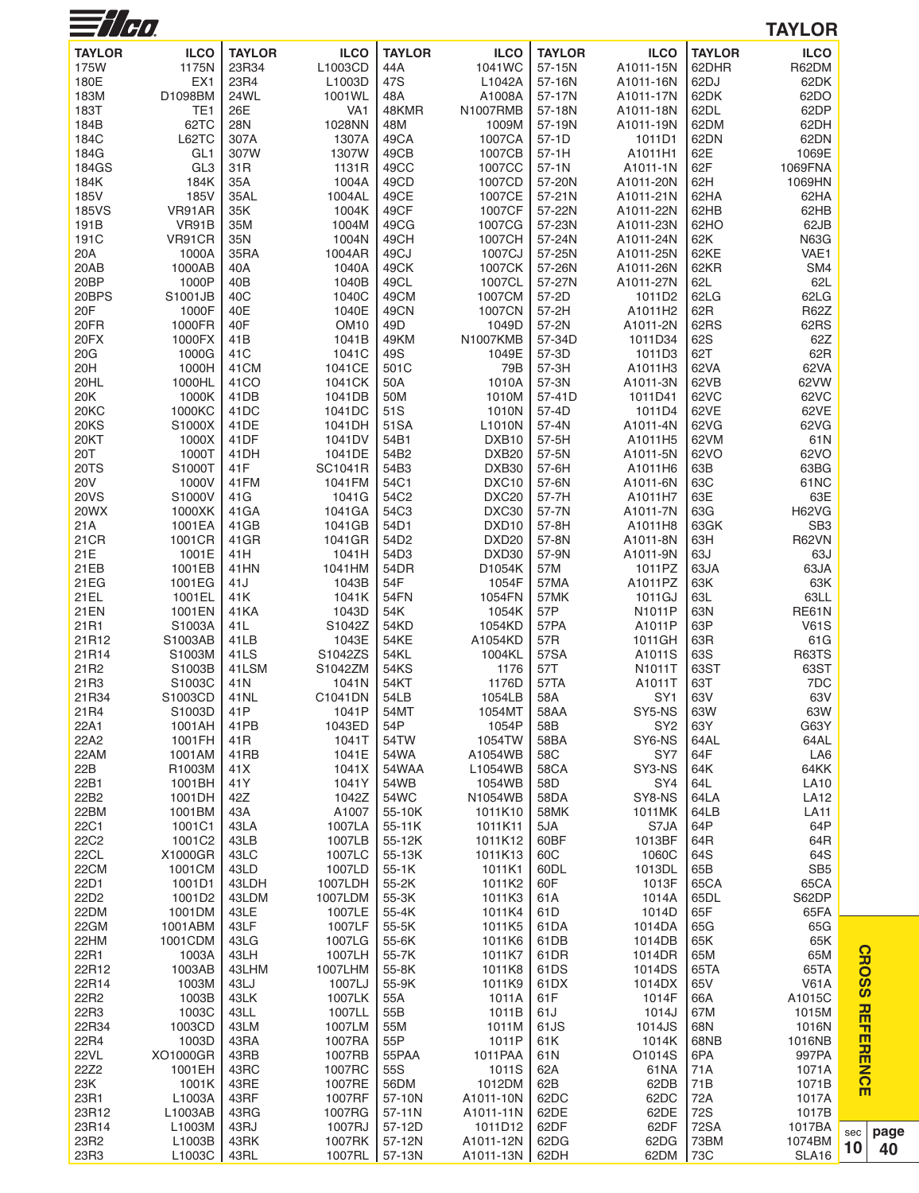# TAYLOR

| TAYLOR | ILCO | TAYLOR | ILCO | TAYLOR | ILCO | TAYLOR | ILCO | TAYLOR | ILCO |
|---|---|---|---|---|---|---|---|---|---|
| 175W | 1175N | 23R34 | L1003CD | 44A | 1041WC | 57-15N | A1011-15N | 62DHR | R62DM |
| 180E | EX1 | 23R4 | L1003D | 47S | L1042A | 57-16N | A1011-16N | 62DJ | 62DK |
| 183M | D1098BM | 24WL | 1001WL | 48A | A1008A | 57-17N | A1011-17N | 62DK | 62DO |
| 183T | TE1 | 26E | VA1 | 48KMR | N1007RMB | 57-18N | A1011-18N | 62DL | 62DP |
| 184B | 62TC | 28N | 1028NN | 48M | 1009M | 57-19N | A1011-19N | 62DM | 62DH |
| 184C | L62TC | 307A | 1307A | 49CA | 1007CA | 57-1D | 1011D1 | 62DN | 62DN |
| 184G | GL1 | 307W | 1307W | 49CB | 1007CB | 57-1H | A1011H1 | 62E | 1069E |
| 184GS | GL3 | 31R | 1131R | 49CC | 1007CC | 57-1N | A1011-1N | 62F | 1069FNA |
| 184K | 184K | 35A | 1004A | 49CD | 1007CD | 57-20N | A1011-20N | 62H | 1069HN |
| 185V | 185V | 35AL | 1004AL | 49CE | 1007CE | 57-21N | A1011-21N | 62HA | 62HA |
| 185VS | VR91AR | 35K | 1004K | 49CF | 1007CF | 57-22N | A1011-22N | 62HB | 62HB |
| 191B | VR91B | 35M | 1004M | 49CG | 1007CG | 57-23N | A1011-23N | 62HO | 62JB |
| 191C | VR91CR | 35N | 1004N | 49CH | 1007CH | 57-24N | A1011-24N | 62K | N63G |
| 20A | 1000A | 35RA | 1004AR | 49CJ | 1007CJ | 57-25N | A1011-25N | 62KE | VAE1 |
| 20AB | 1000AB | 40A | 1040A | 49CK | 1007CK | 57-26N | A1011-26N | 62KR | SM4 |
| 20BP | 1000P | 40B | 1040B | 49CL | 1007CL | 57-27N | A1011-27N | 62L | 62L |
| 20BPS | S1001JB | 40C | 1040C | 49CM | 1007CM | 57-2D | 1011D2 | 62LG | 62LG |
| 20F | 1000F | 40E | 1040E | 49CN | 1007CN | 57-2H | A1011H2 | 62R | R62Z |
| 20FR | 1000FR | 40F | OM10 | 49D | 1049D | 57-2N | A1011-2N | 62RS | 62RS |
| 20FX | 1000FX | 41B | 1041B | 49KM | N1007KMB | 57-34D | 1011D34 | 62S | 62Z |
| 20G | 1000G | 41C | 1041C | 49S | 1049E | 57-3D | 1011D3 | 62T | 62R |
| 20H | 1000H | 41CM | 1041CE | 501C | 79B | 57-3H | A1011H3 | 62VA | 62VA |
| 20HL | 1000HL | 41CO | 1041CK | 50A | 1010A | 57-3N | A1011-3N | 62VB | 62VW |
| 20K | 1000K | 41DB | 1041DB | 50M | 1010M | 57-41D | 1011D41 | 62VC | 62VC |
| 20KC | 1000KC | 41DC | 1041DC | 51S | 1010N | 57-4D | 1011D4 | 62VE | 62VE |
| 20KS | S1000X | 41DE | 1041DH | 51SA | L1010N | 57-4N | A1011-4N | 62VG | 62VG |
| 20KT | 1000X | 41DF | 1041DV | 54B1 | DXB10 | 57-5H | A1011H5 | 62VM | 61N |
| 20T | 1000T | 41DH | 1041DE | 54B2 | DXB20 | 57-5N | A1011-5N | 62VO | 62VO |
| 20TS | S1000T | 41F | SC1041R | 54B3 | DXB30 | 57-6H | A1011H6 | 63B | 63BG |
| 20V | 1000V | 41FM | 1041FM | 54C1 | DXC10 | 57-6N | A1011-6N | 63C | 61NC |
| 20VS | S1000V | 41G | 1041G | 54C2 | DXC20 | 57-7H | A1011H7 | 63E | 63E |
| 20WX | 1000XK | 41GA | 1041GA | 54C3 | DXC30 | 57-7N | A1011-7N | 63G | H62VG |
| 21A | 1001EA | 41GB | 1041GB | 54D1 | DXD10 | 57-8H | A1011H8 | 63GK | SB3 |
| 21CR | 1001CR | 41GR | 1041GR | 54D2 | DXD20 | 57-8N | A1011-8N | 63H | R62VN |
| 21E | 1001E | 41H | 1041H | 54D3 | DXD30 | 57-9N | A1011-9N | 63J | 63J |
| 21EB | 1001EB | 41HN | 1041HM | 54DR | D1054K | 57M | 1011PZ | 63JA | 63JA |
| 21EG | 1001EG | 41J | 1043B | 54F | 1054F | 57MA | A1011PZ | 63K | 63K |
| 21EL | 1001EL | 41K | 1041K | 54FN | 1054FN | 57MK | 1011GJ | 63L | 63LL |
| 21EN | 1001EN | 41KA | 1043D | 54K | 1054K | 57P | N1011P | 63N | RE61N |
| 21R1 | S1003A | 41L | S1042Z | 54KD | 1054KD | 57PA | A1011P | 63P | V61S |
| 21R12 | S1003AB | 41LB | 1043E | 54KE | A1054KD | 57R | 1011GH | 63R | 61G |
| 21R14 | S1003M | 41LS | S1042ZS | 54KL | 1004KL | 57SA | A1011S | 63S | R63TS |
| 21R2 | S1003B | 41LSM | S1042ZM | 54KS | 1176 | 57T | N1011T | 63ST | 63ST |
| 21R3 | S1003C | 41N | 1041N | 54KT | 1176D | 57TA | A1011T | 63T | 7DC |
| 21R34 | S1003CD | 41NL | C1041DN | 54LB | 1054LB | 58A | SY1 | 63V | 63V |
| 21R4 | S1003D | 41P | 1041P | 54MT | 1054MT | 58AA | SY5-NS | 63W | 63W |
| 22A1 | 1001AH | 41PB | 1043ED | 54P | 1054P | 58B | SY2 | 63Y | G63Y |
| 22A2 | 1001FH | 41R | 1041T | 54TW | 1054TW | 58BA | SY6-NS | 64AL | 64AL |
| 22AM | 1001AM | 41RB | 1041E | 54WA | A1054WB | 58C | SY7 | 64F | LA6 |
| 22B | R1003M | 41X | 1041X | 54WAA | L1054WB | 58CA | SY3-NS | 64K | 64KK |
| 22B1 | 1001BH | 41Y | 1041Y | 54WB | 1054WB | 58D | SY4 | 64L | LA10 |
| 22B2 | 1001DH | 42Z | 1042Z | 54WC | N1054WB | 58DA | SY8-NS | 64LA | LA12 |
| 22BM | 1001BM | 43A | A1007 | 55-10K | 1011K10 | 58MK | 1011MK | 64LB | LA11 |
| 22C1 | 1001C1 | 43LA | 1007LA | 55-11K | 1011K11 | 5JA | S7JA | 64P | 64P |
| 22C2 | 1001C2 | 43LB | 1007LB | 55-12K | 1011K12 | 60BF | 1013BF | 64R | 64R |
| 22CL | X1000GR | 43LC | 1007LC | 55-13K | 1011K13 | 60C | 1060C | 64S | 64S |
| 22CM | 1001CM | 43LD | 1007LD | 55-1K | 1011K1 | 60DL | 1013DL | 65B | SB5 |
| 22D1 | 1001D1 | 43LDH | 1007LDH | 55-2K | 1011K2 | 60F | 1013F | 65CA | 65CA |
| 22D2 | 1001D2 | 43LDM | 1007LDM | 55-3K | 1011K3 | 61A | 1014A | 65DL | S62DP |
| 22DM | 1001DM | 43LE | 1007LE | 55-4K | 1011K4 | 61D | 1014D | 65F | 65FA |
| 22GM | 1001ABM | 43LF | 1007LF | 55-5K | 1011K5 | 61DA | 1014DA | 65G | 65G |
| 22HM | 1001CDM | 43LG | 1007LG | 55-6K | 1011K6 | 61DB | 1014DB | 65K | 65K |
| 22R1 | 1003A | 43LH | 1007LH | 55-7K | 1011K7 | 61DR | 1014DR | 65M | 65M |
| 22R12 | 1003AB | 43LHM | 1007LHM | 55-8K | 1011K8 | 61DS | 1014DS | 65TA | 65TA |
| 22R14 | 1003M | 43LJ | 1007LJ | 55-9K | 1011K9 | 61DX | 1014DX | 65V | V61A |
| 22R2 | 1003B | 43LK | 1007LK | 55A | 1011A | 61F | 1014F | 66A | A1015C |
| 22R3 | 1003C | 43LL | 1007LL | 55B | 1011B | 61J | 1014J | 67M | 1015M |
| 22R34 | 1003CD | 43LM | 1007LM | 55M | 1011M | 61JS | 1014JS | 68N | 1016N |
| 22R4 | 1003D | 43RA | 1007RA | 55P | 1011P | 61K | 1014K | 68NB | 1016NB |
| 22VL | XO1000GR | 43RB | 1007RB | 55PAA | 1011PAA | 61N | O1014S | 6PA | 997PA |
| 22Z2 | 1001EH | 43RC | 1007RC | 55S | 1011S | 62A | 61NA | 71A | 1071A |
| 23K | 1001K | 43RE | 1007RE | 56DM | 1012DM | 62B | 62DB | 71B | 1071B |
| 23R1 | L1003A | 43RF | 1007RF | 57-10N | A1011-10N | 62DC | 62DC | 72A | 1017A |
| 23R12 | L1003AB | 43RG | 1007RG | 57-11N | A1011-11N | 62DE | 62DE | 72S | 1017B |
| 23R14 | L1003M | 43RJ | 1007RJ | 57-12D | 1011D12 | 62DF | 62DF | 72SA | 1017BA |
| 23R2 | L1003B | 43RK | 1007RK | 57-12N | A1011-12N | 62DG | 62DG | 73BM | 1074BM |
| 23R3 | L1003C | 43RL | 1007RL | 57-13N | A1011-13N | 62DH | 62DM | 73C | SLA16 |

CROSS REFERENCE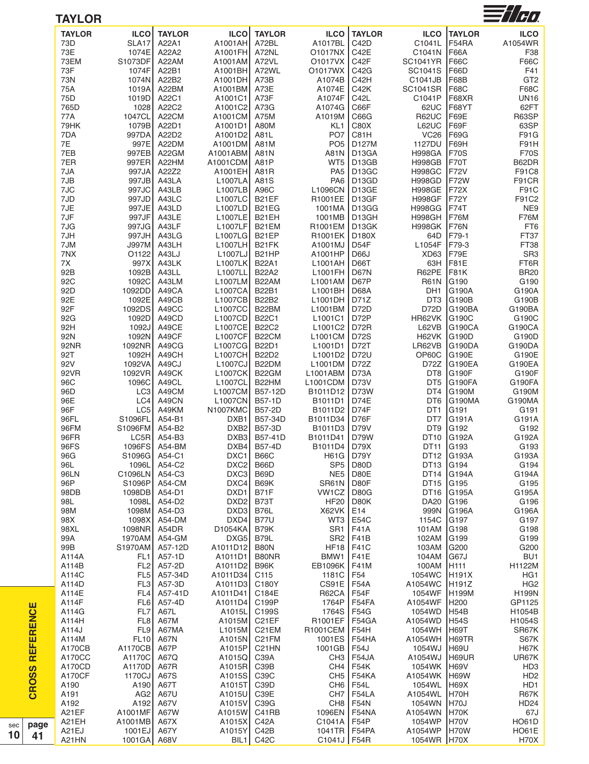## TAYLOR

| TAYLOR | ILCO | TAYLOR | ILCO | TAYLOR | ILCO | TAYLOR | ILCO | TAYLOR | ILCO |
|---|---|---|---|---|---|---|---|---|---|
| 73D | SLA17 | A22A1 | A1001AH | A72BL | A1017BL | C42D | C1041L | F54RA | A1054WR |
| 73E | 1074E | A22A2 | A1001FH | A72NL | O1017NX | C42E | C1041N | F66A | F38 |
| 73EM | S1073DF | A22AM | A1001AM | A72VL | O1017VX | C42F | SC1041YR | F66C | F66C |
| 73F | 1074F | A22B1 | A1001BH | A72WL | O1017WX | C42G | SC1041S | F66D | F41 |
| 73N | 1074N | A22B2 | A1001DH | A73B | A1074B | C42H | C1041JB | F68B | GT2 |
| 75A | 1019A | A22BM | A1001BM | A73E | A1074E | C42K | SC1041SR | F68C | F68C |
| 75D | 1019D | A22C1 | A1001C1 | A73F | A1074F | C42L | C1041P | F68XR | UN16 |
| 765D | 1028 | A22C2 | A1001C2 | A73G | A1074G | C66F | 62UC | F68YT | 62FT |
| 77A | 1047CL | A22CM | A1001CM | A75M | A1019M | C66G | R62UC | F69E | R63SP |
| 79HK | 1079B | A22D1 | A1001D1 | A80M | KL1 | C80X | L62UC | F69F | 63SP |
| 7DA | 997DA | A22D2 | A1001D2 | A81L | PO7 | C81H | VC26 | F69G | F91G |
| 7E | 997E | A22DM | A1001DM | A81M | PO5 | D127M | 1127DU | F69H | F91H |
| 7EB | 997EB | A22GM | A1001ABM | A81N | A81N | D13GA | H998GA | F70S | F70S |
| 7ER | 997ER | A22HM | A1001CDM | A81P | WT5 | D13GB | H998GB | F70T | B62DR |
| 7JA | 997JA | A22Z2 | A1001EH | A81R | PA5 | D13GC | H998GC | F72V | F91C8 |
| 7JB | 997JB | A43LA | L1007LA | A81S | PA6 | D13GD | H998GD | F72W | F91CR |
| 7JC | 997JC | A43LB | L1007LB | A96C | L1096CN | D13GE | H998GE | F72X | F91C |
| 7JD | 997JD | A43LC | L1007LC | B21EF | R1001EE | D13GF | H998GF | F72Y | F91C2 |
| 7JE | 997JE | A43LD | L1007LD | B21EG | 1001MA | D13GG | H998GG | F74T | NE9 |
| 7JF | 997JF | A43LE | L1007LE | B21EH | 1001MB | D13GH | H998GH | F76M | F76M |
| 7JG | 997JG | A43LF | L1007LF | B21EM | R1001EM | D13GK | H998GK | F76N | FT6 |
| 7JH | 997JH | A43LG | L1007LG | B21EP | R1001EK | D180X | 64D | F79-1 | FT37 |
| 7JM | J997M | A43LH | L1007LH | B21FK | A1001MJ | D54F | L1054F | F79-3 | FT38 |
| 7NX | O1122 | A43LJ | L1007LJ | B21HP | A1001HP | D66J | XD63 | F79E | SR3 |
| 7X | 997X | A43LK | L1007LK | B22A1 | L1001AH | D66T | 63H | F81E | FT6R |
| 92B | 1092B | A43LL | L1007LL | B22A2 | L1001FH | D67N | R62PE | F81K | BR20 |
| 92C | 1092C | A43LM | L1007LM | B22AM | L1001AM | D67P | R61N | G190 | G190 |
| 92D | 1092DD | A49CA | L1007CA | B22B1 | L1001BH | D68A | DH1 | G190A | G190A |
| 92E | 1092E | A49CB | L1007CB | B22B2 | L1001DH | D71Z | DT3 | G190B | G190B |
| 92F | 1092DS | A49CC | L1007CC | B22BM | L1001BM | D72D | D72D | G190BA | G190BA |
| 92G | 1092D | A49CD | L1007CD | B22C1 | L1001C1 | D72P | HR62VK | G190C | G190C |
| 92H | 1092J | A49CE | L1007CE | B22C2 | L1001C2 | D72R | L62VB | G190CA | G190CA |
| 92N | 1092N | A49CF | L1007CF | B22CM | L1001CM | D72S | H62VK | G190D | G190D |
| 92NR | 1092NR | A49CG | L1007CG | B22D1 | L1001D1 | D72T | LR62VB | G190DA | G190DA |
| 92T | 1092H | A49CH | L1007CH | B22D2 | L1001D2 | D72U | OP60C | G190E | G190E |
| 92V | 1092VA | A49CJ | L1007CJ | B22DM | L1001DM | D72Z | D72Z | G190EA | G190EA |
| 92VR | 1092VR | A49CK | L1007CK | B22GM | L1001ABM | D73A | DT8 | G190F | G190F |
| 96C | 1096C | A49CL | L1007CL | B22HM | L1001CDM | D73V | DT5 | G190FA | G190FA |
| 96D | LC3 | A49CM | L1007CM | B57-12D | B1011D12 | D73W | DT4 | G190M | G190M |
| 96E | LC4 | A49CN | L1007CN | B57-1D | B1011D1 | D74E | DT6 | G190MA | G190MA |
| 96F | LC5 | A49KM | N1007KMC | B57-2D | B1011D2 | D74F | DT1 | G191 | G191 |
| 96FL | S1096FL | A54-B1 | DXB1 | B57-34D | B1011D34 | D76F | DT7 | G191A | G191A |
| 96FM | S1096FM | A54-B2 | DXB2 | B57-3D | B1011D3 | D79V | DT9 | G192 | G192 |
| 96FR | LC5R | A54-B3 | DXB3 | B57-41D | B1011D41 | D79W | DT10 | G192A | G192A |
| 96FS | 1096FS | A54-BM | DXB4 | B57-4D | B1011D4 | D79X | DT11 | G193 | G193 |
| 96G | S1096G | A54-C1 | DXC1 | B66C | H61G | D79Y | DT12 | G193A | G193A |
| 96L | 1096L | A54-C2 | DXC2 | B66D | SP5 | D80D | DT13 | G194 | G194 |
| 96LN | C1096LN | A54-C3 | DXC3 | B69D | NE5 | D80E | DT14 | G194A | G194A |
| 96P | S1096P | A54-CM | DXC4 | B69K | SR61N | D80F | DT15 | G195 | G195 |
| 98DB | 1098DB | A54-D1 | DXD1 | B71F | VW1CZ | D80G | DT16 | G195A | G195A |
| 98L | 1098L | A54-D2 | DXD2 | B73T | HF20 | D80K | DA20 | G196 | G196 |
| 98M | 1098M | A54-D3 | DXD3 | B76L | X62VK | E14 | 999N | G196A | G196A |
| 98X | 1098X | A54-DM | DXD4 | B77U | WT3 | E54C | 1154C | G197 | G197 |
| 98XL | 1098NR | A54DR | D1054KA | B79K | SR1 | F41A | 101AM | G198 | G198 |
| 99A | 1970AM | A54-GM | DXG5 | B79L | SR2 | F41B | 102AM | G199 | G199 |
| 99B | S1970AM | A57-12D | A1011D12 | B80N | HF18 | F41C | 103AM | G200 | G200 |
| A114A | FL1 | A57-1D | A1011D1 | B80NR | BMW1 | F41E | 104AM | G67J | BU1 |
| A114B | FL2 | A57-2D | A1011D2 | B96K | EB1096K | F41M | 100AM | H111 | H1122M |
| A114C | FL5 | A57-34D | A1011D34 | C115 | 1181C | F54 | 1054WC | H191X | HG1 |
| A114D | FL3 | A57-3D | A1011D3 | C180Y | CS91E | F54A | A1054WC | H191Z | HG2 |
| A114E | FL4 | A57-41D | A1011D41 | C184E | R62CA | F54F | 1054WF | H199M | H199N |
| A114F | FL6 | A57-4D | A1011D4 | C199P | 1764P | F54FA | A1054WF | H200 | GP1125 |
| A114G | FL7 | A67L | A1015L | C199S | 1764S | F54G | 1054WD | H54B | H1054B |
| A114H | FL8 | A67M | A1015M | C21EF | R1001EF | F54GA | A1054WD | H54S | H1054S |
| A114J | FL9 | A67MA | L1015M | C21EM | R1001CEM | F54H | 1054WH | H69T | SR67K |
| A114M | FL10 | A67N | A1015N | C21FM | 1001ES | F54HA | A1054WH | H69TR | S67K |
| A170CB | A1170CB | A67P | A1015P | C21HN | 1001GB | F54J | 1054WJ | H69U | H67K |
| A170CC | A1170C | A67Q | A1015Q | C39A | CH3 | F54JA | A1054WJ | H69UR | UR67K |
| A170CD | A1170D | A67R | A1015R | C39B | CH4 | F54K | 1054WK | H69V | HD3 |
| A170CF | 1170CJ | A67S | A1015S | C39C | CH5 | F54KA | A1054WK | H69W | HD2 |
| A190 | A190 | A67T | A1015T | C39D | CH6 | F54L | 1054WL | H69X | HD1 |
| A191 | AG2 | A67U | A1015U | C39E | CH7 | F54LA | A1054WL | H70H | R67K |
| A192 | A192 | A67V | A1015V | C39G | CH8 | F54N | 1054WN | H70J | HD24 |
| A21EF | A1001MF | A67W | A1015W | C41RB | 1096EN | F54NA | A1054WN | H70K | 67J |
| A21EH | A1001MB | A67X | A1015X | C42A | C1041A | F54P | 1054WP | H70V | HO61D |
| A21EJ | 1001EJ | A67Y | A1015Y | C42B | 1041TR | F54PA | A1054WP | H70W | HO61E |
| A21HN | 1001GA | A68V | BIL1 | C42C | C1041J | F54R | 1054WR | H70X | H70X |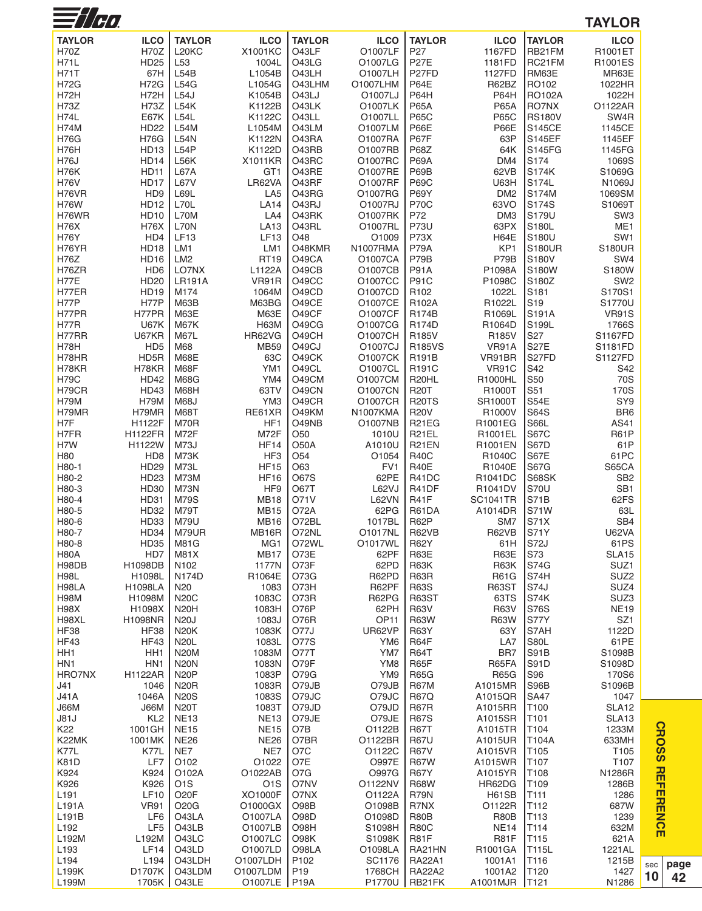# TAYLOR

| TAYLOR | ILCO | TAYLOR | ILCO | TAYLOR | ILCO | TAYLOR | ILCO | TAYLOR | ILCO |
|---|---|---|---|---|---|---|---|---|---|
| H70Z | H70Z | L20KC | X1001KC | O43LF | O1007LF | P27 | 1167FD | RB21FM | R1001ET |
| H71L | HD25 | L53 | 1004L | O43LG | O1007LG | P27E | 1181FD | RC21FM | R1001ES |
| H71T | 67H | L54B | L1054B | O43LH | O1007LH | P27FD | 1127FD | RM63E | MR63E |
| H72G | H72G | L54G | L1054G | O43LHM | O1007LHM | P64E | R62BZ | RO102 | 1022HR |
| H72H | H72H | L54J | K1054B | O43LJ | O1007LJ | P64H | P64H | RO102A | 1022H |
| H73Z | H73Z | L54K | K1122B | O43LK | O1007LK | P65A | P65A | RO7NX | O1122AR |
| H74L | E67K | L54L | K1122C | O43LL | O1007LL | P65C | P65C | RS180V | SW4R |
| H74M | HD22 | L54M | L1054M | O43LM | O1007LM | P66E | P66E | S145CE | 1145CE |
| H76G | H76G | L54N | K1122N | O43RA | O1007RA | P67F | 63P | S145EF | 1145EF |
| H76H | HD13 | L54P | K1122D | O43RB | O1007RB | P68Z | 64K | S145FG | 1145FG |
| H76J | HD14 | L56K | X1011KR | O43RC | O1007RC | P69A | DM4 | S174 | 1069S |
| H76K | HD11 | L67A | GT1 | O43RE | O1007RE | P69B | 62VB | S174K | S1069G |
| H76V | HD17 | L67V | LR62VA | O43RF | O1007RF | P69C | U63H | S174L | N1069J |
| H76VR | HD9 | L69L | LA5 | O43RG | O1007RG | P69Y | DM2 | S174M | 1069SM |
| H76W | HD12 | L70L | LA14 | O43RJ | O1007RJ | P70C | 63VO | S174S | S1069T |
| H76WR | HD10 | L70M | LA4 | O43RK | O1007RK | P72 | DM3 | S179U | SW3 |
| H76X | H76X | L70N | LA13 | O43RL | O1007RL | P73U | 63PX | S180L | ME1 |
| H76Y | HD4 | LF13 | LF13 | O48 | O1009 | P73X | H64E | S180U | SW1 |
| H76YR | HD18 | LM1 | LM1 | O48KMR | N1007RMA | P79A | KP1 | S180UR | S180UR |
| H76Z | HD16 | LM2 | RT19 | O49CA | O1007CA | P79B | P79B | S180V | SW4 |
| H76ZR | HD6 | LO7NX | L1122A | O49CB | O1007CB | P91A | P1098A | S180W | S180W |
| H77E | HD20 | LR191A | VR91R | O49CC | O1007CC | P91C | P1098C | S180Z | SW2 |
| H77ER | HD19 | M174 | 1064M | O49CD | O1007CD | R102 | 1022L | S181 | S170S1 |
| H77P | H77P | M63B | M63BG | O49CE | O1007CE | R102A | R1022L | S19 | S1770U |
| H77PR | H77PR | M63E | M63E | O49CF | O1007CF | R174B | R1069L | S191A | VR91S |
| H77R | U67K | M67K | H63M | O49CG | O1007CG | R174D | R1064D | S199L | 1766S |
| H77RR | U67KR | M67L | HR62VG | O49CH | O1007CH | R185V | R185V | S27 | S1167FD |
| H78H | HD5 | M68 | MB59 | O49CJ | O1007CJ | R185VS | VR91A | S27E | S1181FD |
| H78HR | HD5R | M68E | 63C | O49CK | O1007CK | R191B | VR91BR | S27FD | S1127FD |
| H78KR | H78KR | M68F | YM1 | O49CL | O1007CL | R191C | VR91C | S42 | S42 |
| H79C | HD42 | M68G | YM4 | O49CM | O1007CM | R20HL | R1000HL | S50 | 70S |
| H79CR | HD43 | M68H | 63TV | O49CN | O1007CN | R20T | R1000T | S51 | 170S |
| H79M | H79M | M68J | YM3 | O49CR | O1007CR | R20TS | SR1000T | S54E | SY9 |
| H79MR | H79MR | M68T | RE61XR | O49KM | N1007KMA | R20V | R1000V | S64S | BR6 |
| H7F | H1122F | M70R | HF1 | O49NB | O1007NB | R21EG | R1001EG | S66L | AS41 |
| H7FR | H1122FR | M72F | M72F | O50 | 1010U | R21EL | R1001EL | S67C | R61P |
| H7W | H1122W | M73J | HF14 | O50A | A1010U | R21EN | R1001EN | S67D | 61P |
| H80 | HD8 | M73K | HF3 | O54 | O1054 | R40C | R1040C | S67E | 61PC |
| H80-1 | HD29 | M73L | HF15 | O63 | FV1 | R40E | R1040E | S67G | S65CA |
| H80-2 | HD23 | M73M | HF16 | O67S | 62PE | R41DC | R1041DC | S68SK | SB2 |
| H80-3 | HD30 | M73N | HF9 | O67T | L62VJ | R41DF | R1041DV | S70U | SB1 |
| H80-4 | HD31 | M79S | MB18 | O71V | L62VN | R41F | SC1041TR | S71B | 62FS |
| H80-5 | HD32 | M79T | MB15 | O72A | 62PG | R61DA | A1014DR | S71W | 63L |
| H80-6 | HD33 | M79U | MB16 | O72BL | 1017BL | R62P | SM7 | S71X | SB4 |
| H80-7 | HD34 | M79UR | MB16R | O72NL | O1017NL | R62VB | R62VB | S71Y | U62VA |
| H80-8 | HD35 | M81G | MG1 | O72WL | O1017WL | R62Y | 61H | S72J | 61PS |
| H80A | HD7 | M81X | MB17 | O73E | 62PF | R63E | R63E | S73 | SLA15 |
| H98DB | H1098DB | N102 | 1177N | O73F | 62PD | R63K | R63K | S74G | SUZ1 |
| H98L | H1098L | N174D | R1064E | O73G | R62PD | R63R | R61G | S74H | SUZ2 |
| H98LA | H1098LA | N20 | 1083 | O73H | R62PF | R63S | R63ST | S74J | SUZ4 |
| H98M | H1098M | N20C | 1083C | O73R | R62PG | R63ST | 63TS | S74K | SUZ3 |
| H98X | H1098X | N20H | 1083H | O76P | 62PH | R63V | R63V | S76S | NE19 |
| H98XL | H1098NR | N20J | 1083J | O76R | OP11 | R63W | R63W | S77Y | SZ1 |
| HF38 | HF38 | N20K | 1083K | O77J | UR62VP | R63Y | 63Y | S7AH | 1122D |
| HF43 | HF43 | N20L | 1083L | O77S | YM6 | R64F | LA7 | S80L | 61PE |
| HH1 | HH1 | N20M | 1083M | O77T | YM7 | R64T | BR7 | S91B | S1098B |
| HN1 | HN1 | N20N | 1083N | O79F | YM8 | R65F | R65FA | S91D | S1098D |
| HRO7NX | H1122AR | N20P | 1083P | O79G | YM9 | R65G | R65G | S96 | 170S6 |
| J41 | 1046 | N20R | 1083R | O79JB | O79JB | R67M | A1015MR | S96B | S1096B |
| J41A | 1046A | N20S | 1083S | O79JC | O79JC | R67Q | A1015QR | SA47 | 1047 |
| J66M | J66M | N20T | 1083T | O79JD | O79JD | R67R | A1015RR | T100 | SLA12 |
| J81J | KL2 | NE13 | NE13 | O79JE | O79JE | R67S | A1015SR | T101 | SLA13 |
| K22 | 1001GH | NE15 | NE15 | O7B | O1122B | R67T | A1015TR | T104 | 1233M |
| K22MK | 1001MK | NE26 | NE26 | O7BR | O1122BR | R67U | A1015UR | T104A | 633MH |
| K77L | K77L | NE7 | NE7 | O7C | O1122C | R67V | A1015VR | T105 | T105 |
| K81D | LF7 | O102 | O1022 | O7E | O997E | R67W | A1015WR | T107 | T107 |
| K924 | K924 | O102A | O1022AB | O7G | O997G | R67Y | A1015YR | T108 | N1286R |
| K926 | K926 | O1S | O1S | O7NV | O1122NV | R68W | HR62DG | T109 | 1286B |
| L191 | LF10 | O20F | XO1000F | O7NX | O1122A | R79N | H61SB | T111 | 1286 |
| L191A | VR91 | O20G | O1000GX | O98B | O1098B | R7NX | O1122R | T112 | 687W |
| L191B | LF6 | O43LA | O1007LA | O98D | O1098D | R80B | R80B | T113 | 1239 |
| L192 | LF5 | O43LB | O1007LB | O98H | S1098H | R80C | NE14 | T114 | 632M |
| L192M | L192M | O43LC | O1007LC | O98K | S1098K | R81F | R81F | T115 | 621A |
| L193 | LF14 | O43LD | O1007LD | O98LA | O1098LA | RA21HN | R1001GA | T115L | 1221AL |
| L194 | L194 | O43LDH | O1007LDH | P102 | SC1176 | RA22A1 | 1001A1 | T116 | 1215B |
| L199K | D1707K | O43LDM | O1007LDM | P19 | 1768CH | RA22A2 | 1001A2 | T120 | 1427 |
| L199M | 1705K | O43LE | O1007LE | P19A | P1770U | RB21FK | A1001MJR | T121 | N1286 |

CROSS REFERENCE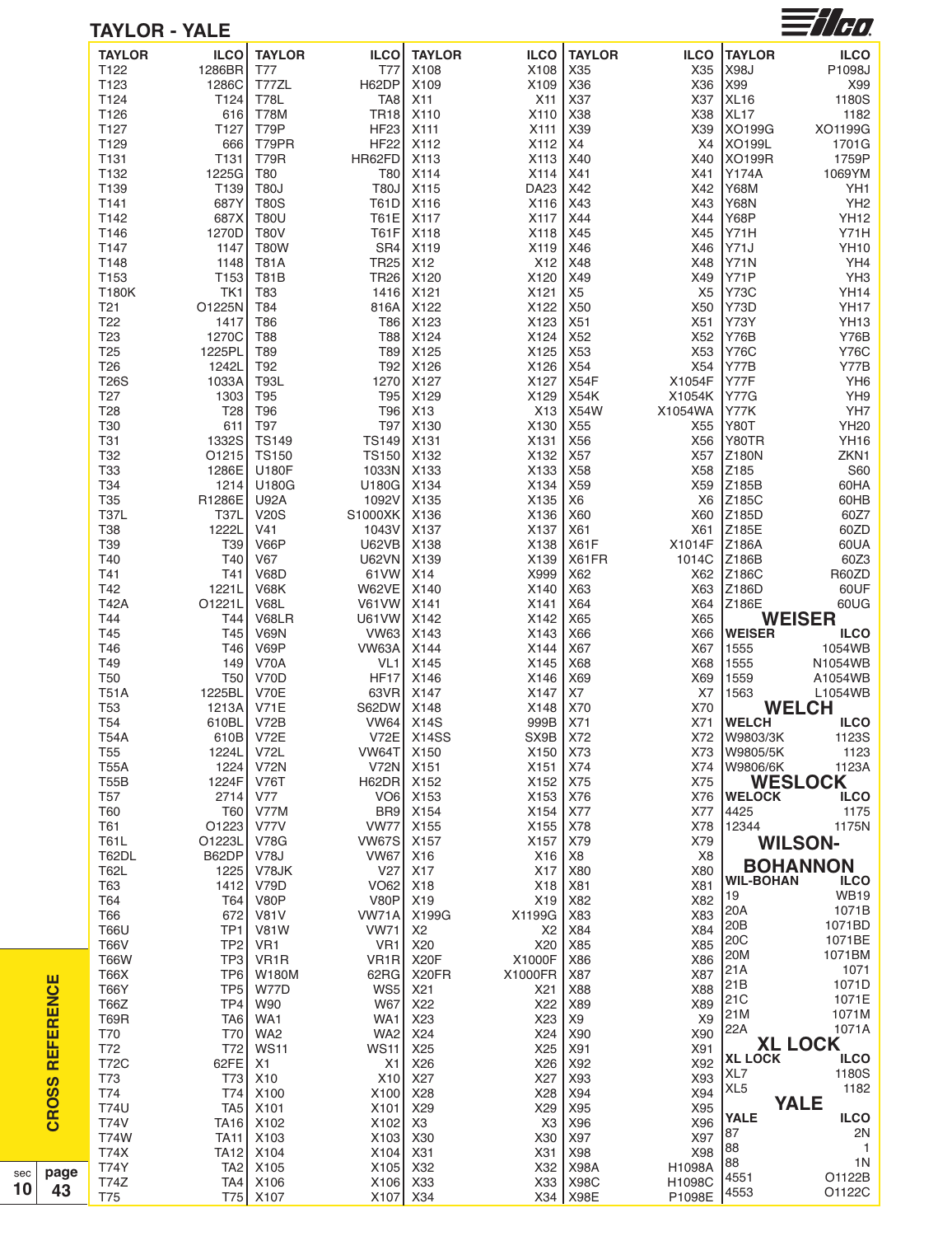## TAYLOR - YALE

| TAYLOR | ILCO |
|---|---|
| T122 | 1286BR |
| T123 | 1286C |
| T124 | T124 |
| T126 | 616 |
| T127 | T127 |
| T129 | 666 |
| T131 | T131 |
| T132 | 1225G |
| T139 | T139 |
| T141 | 687Y |
| T142 | 687X |
| T146 | 1270D |
| T147 | 1147 |
| T148 | 1148 |
| T153 | T153 |
| T180K | TK1 |
| T21 | O1225N |
| T22 | 1417 |
| T23 | 1270C |
| T25 | 1225PL |
| T26 | 1242L |
| T26S | 1033A |
| T27 | 1303 |
| T28 | T28 |
| T30 | 611 |
| T31 | 1332S |
| T32 | O1215 |
| T33 | 1286E |
| T34 | 1214 |
| T35 | R1286E |
| T37L | T37L |
| T38 | 1222L |
| T39 | T39 |
| T40 | T40 |
| T41 | T41 |
| T42 | 1221L |
| T42A | O1221L |
| T44 | T44 |
| T45 | T45 |
| T46 | T46 |
| T49 | 149 |
| T50 | T50 |
| T51A | 1225BL |
| T53 | 1213A |
| T54 | 610BL |
| T54A | 610B |
| T55 | 1224L |
| T55A | 1224 |
| T55B | 1224F |
| T57 | 2714 |
| T60 | T60 |
| T61 | O1223 |
| T61L | O1223L |
| T62DL | B62DP |
| T62L | 1225 |
| T63 | 1412 |
| T64 | T64 |
| T66 | 672 |
| T66U | TP1 |
| T66V | TP2 |
| T66W | TP3 |
| T66X | TP6 |
| T66Y | TP5 |
| T66Z | TP4 |
| T69R | TA6 |
| T70 | T70 |
| T72 | T72 |
| T72C | 62FE |
| T73 | T73 |
| T74 | T74 |
| T74U | TA5 |
| T74V | TA16 |
| T74W | TA11 |
| T74X | TA12 |
| T74Y | TA2 |
| T74Z | TA4 |
| T75 | T75 |

| TAYLOR | ILCO |
|---|---|
| T77 | T77 |
| T77ZL | H62DP |
| T78L | TA8 |
| T78M | TR18 |
| T79P | HF23 |
| T79PR | HF22 |
| T79R | HR62FD |
| T80 | T80 |
| T80J | T80J |
| T80S | T61D |
| T80U | T61E |
| T80V | T61F |
| T80W | SR4 |
| T81A | TR25 |
| T81B | TR26 |
| T83 | 1416 |
| T84 | 816A |
| T86 | T86 |
| T88 | T88 |
| T89 | T89 |
| T92 | T92 |
| T93L | 1270 |
| T95 | T95 |
| T96 | T96 |
| T97 | T97 |
| TS149 | TS149 |
| TS150 | TS150 |
| U180F | 1033N |
| U180G | U180G |
| U92A | 1092V |
| V20S | S1000XK |
| V41 | 1043V |
| V66P | U62VB |
| V67 | U62VN |
| V68D | 61VW |
| V68K | W62VE |
| V68L | V61VW |
| V68LR | U61VW |
| V69N | VW63 |
| V69P | VW63A |
| V70A | VL1 |
| V70D | HF17 |
| V70E | 63VR |
| V71E | S62DW |
| V72B | VW64 |
| V72E | V72E |
| V72L | VW64T |
| V72N | V72N |
| V76T | H62DR |
| V77 | VO6 |
| V77M | BR9 |
| V77V | VW77 |
| V78G | VW67S |
| V78J | VW67 |
| V78JK | V27 |
| V79D | VO62 |
| V80P | V80P |
| V81V | VW71A |
| V81W | VW71 |
| VR1 | VR1 |
| VR1R | VR1R |
| W180M | 62RG |
| W77D | WS5 |
| W90 | W67 |
| WA1 | WA1 |
| WA2 | WA2 |
| WS11 | WS11 |
| X1 | X1 |
| X10 | X10 |
| X100 | X100 |
| X101 | X101 |
| X102 | X102 |
| X103 | X103 |
| X104 | X104 |
| X105 | X105 |
| X106 | X106 |
| X107 | X107 |

| TAYLOR | ILCO |
|---|---|
| X108 | X108 |
| X109 | X109 |
| X11 | X11 |
| X110 | X110 |
| X111 | X111 |
| X112 | X112 |
| X113 | X113 |
| X114 | X114 |
| X115 | DA23 |
| X116 | X116 |
| X117 | X117 |
| X118 | X118 |
| X119 | X119 |
| X12 | X12 |
| X120 | X120 |
| X121 | X121 |
| X122 | X122 |
| X123 | X123 |
| X124 | X124 |
| X125 | X125 |
| X126 | X126 |
| X127 | X127 |
| X129 | X129 |
| X13 | X13 |
| X130 | X130 |
| X131 | X131 |
| X132 | X132 |
| X133 | X133 |
| X134 | X134 |
| X135 | X135 |
| X136 | X136 |
| X137 | X137 |
| X138 | X138 |
| X139 | X139 |
| X14 | X999 |
| X140 | X140 |
| X141 | X141 |
| X142 | X142 |
| X143 | X143 |
| X144 | X144 |
| X145 | X145 |
| X146 | X146 |
| X147 | X147 |
| X148 | X148 |
| X14S | 999B |
| X14SS | SX9B |
| X150 | X150 |
| X151 | X151 |
| X152 | X152 |
| X153 | X153 |
| X154 | X154 |
| X155 | X155 |
| X157 | X157 |
| X16 | X16 |
| X17 | X17 |
| X18 | X18 |
| X19 | X19 |
| X199G | X1199G |
| X2 | X2 |
| X20 | X20 |
| X20F | X1000F |
| X20FR | X1000FR |
| X21 | X21 |
| X22 | X22 |
| X23 | X23 |
| X24 | X24 |
| X25 | X25 |
| X26 | X26 |
| X27 | X27 |
| X28 | X28 |
| X29 | X29 |
| X3 | X3 |
| X30 | X30 |
| X31 | X31 |
| X32 | X32 |
| X33 | X33 |
| X34 | X34 |

| TAYLOR | ILCO |
|---|---|
| X35 | X35 |
| X36 | X36 |
| X37 | X37 |
| X38 | X38 |
| X39 | X39 |
| X4 | X4 |
| X40 | X40 |
| X41 | X41 |
| X42 | X42 |
| X43 | X43 |
| X44 | X44 |
| X45 | X45 |
| X46 | X46 |
| X48 | X48 |
| X49 | X49 |
| X5 | X5 |
| X50 | X50 |
| X51 | X51 |
| X52 | X52 |
| X53 | X53 |
| X54 | X54 |
| X54F | X1054F |
| X54K | X1054K |
| X54W | X1054WA |
| X55 | X55 |
| X56 | X56 |
| X57 | X57 |
| X58 | X58 |
| X59 | X59 |
| X6 | X6 |
| X60 | X60 |
| X61 | X61 |
| X61F | X1014F |
| X61FR | 1014C |
| X62 | X62 |
| X63 | X63 |
| X64 | X64 |
| X65 | X65 |
| X66 | X66 |
| X67 | X67 |
| X68 | X68 |
| X69 | X69 |
| X7 | X7 |
| X70 | X70 |
| X71 | X71 |
| X72 | X72 |
| X73 | X73 |
| X74 | X74 |
| X75 | X75 |
| X76 | X76 |
| X77 | X77 |
| X78 | X78 |
| X79 | X79 |
| X8 | X8 |
| X80 | X80 |
| X81 | X81 |
| X82 | X82 |
| X83 | X83 |
| X84 | X84 |
| X85 | X85 |
| X86 | X86 |
| X87 | X87 |
| X88 | X88 |
| X89 | X89 |
| X9 | X9 |
| X90 | X90 |
| X91 | X91 |
| X92 | X92 |
| X93 | X93 |
| X94 | X94 |
| X95 | X95 |
| X96 | X96 |
| X97 | X97 |
| X98 | X98 |
| X98A | H1098A |
| X98C | H1098C |
| X98E | P1098E |

| TAYLOR | ILCO |
|---|---|
| X98J | P1098J |
| X99 | X99 |
| XL16 | 1180S |
| XL17 | 1182 |
| XO199G | XO1199G |
| XO199L | 1701G |
| XO199R | 1759P |
| Y174A | 1069YM |
| Y68M | YH1 |
| Y68N | YH2 |
| Y68P | YH12 |
| Y71H | Y71H |
| Y71J | YH10 |
| Y71N | YH4 |
| Y71P | YH3 |
| Y73C | YH14 |
| Y73D | YH17 |
| Y73Y | YH13 |
| Y76B | Y76B |
| Y76C | Y76C |
| Y77B | Y77B |
| Y77F | YH6 |
| Y77G | YH9 |
| Y77K | YH7 |
| Y80T | YH20 |
| Y80TR | YH16 |
| Z180N | ZKN1 |
| Z185 | S60 |
| Z185B | 60HA |
| Z185C | 60HB |
| Z185D | 60Z7 |
| Z185E | 60ZD |
| Z186A | 60UA |
| Z186B | 60Z3 |
| Z186C | R60ZD |
| Z186D | 60UF |
| Z186E | 60UG |

## WEISER

| WEISER | ILCO |
|---|---|
| 1555 | 1054WB |
| 1555 | N1054WB |
| 1559 | A1054WB |
| 1563 | L1054WB |

## WELCH

| WELCH | ILCO |
|---|---|
| W9803/3K | 1123S |
| W9805/5K | 1123 |
| W9806/6K | 1123A |

## WESLOCK

| WELOCK | ILCO |
|---|---|
| 4425 | 1175 |
| 12344 | 1175N |

## WILSON-BOHANNON

| WIL-BOHAN | ILCO |
|---|---|
| 19 | WB19 |
| 20A | 1071B |
| 20B | 1071BD |
| 20C | 1071BE |
| 20M | 1071BM |
| 21A | 1071 |
| 21B | 1071D |
| 21C | 1071E |
| 21M | 1071M |
| 22A | 1071A |

## XL LOCK

| XL LOCK | ILCO |
|---|---|
| XL7 | 1180S |
| XL5 | 1182 |

## YALE

| YALE | ILCO |
|---|---|
| 87 | 2N |
| 88 | 1 |
| 88 | 1N |
| 4551 | O1122B |
| 4553 | O1122C |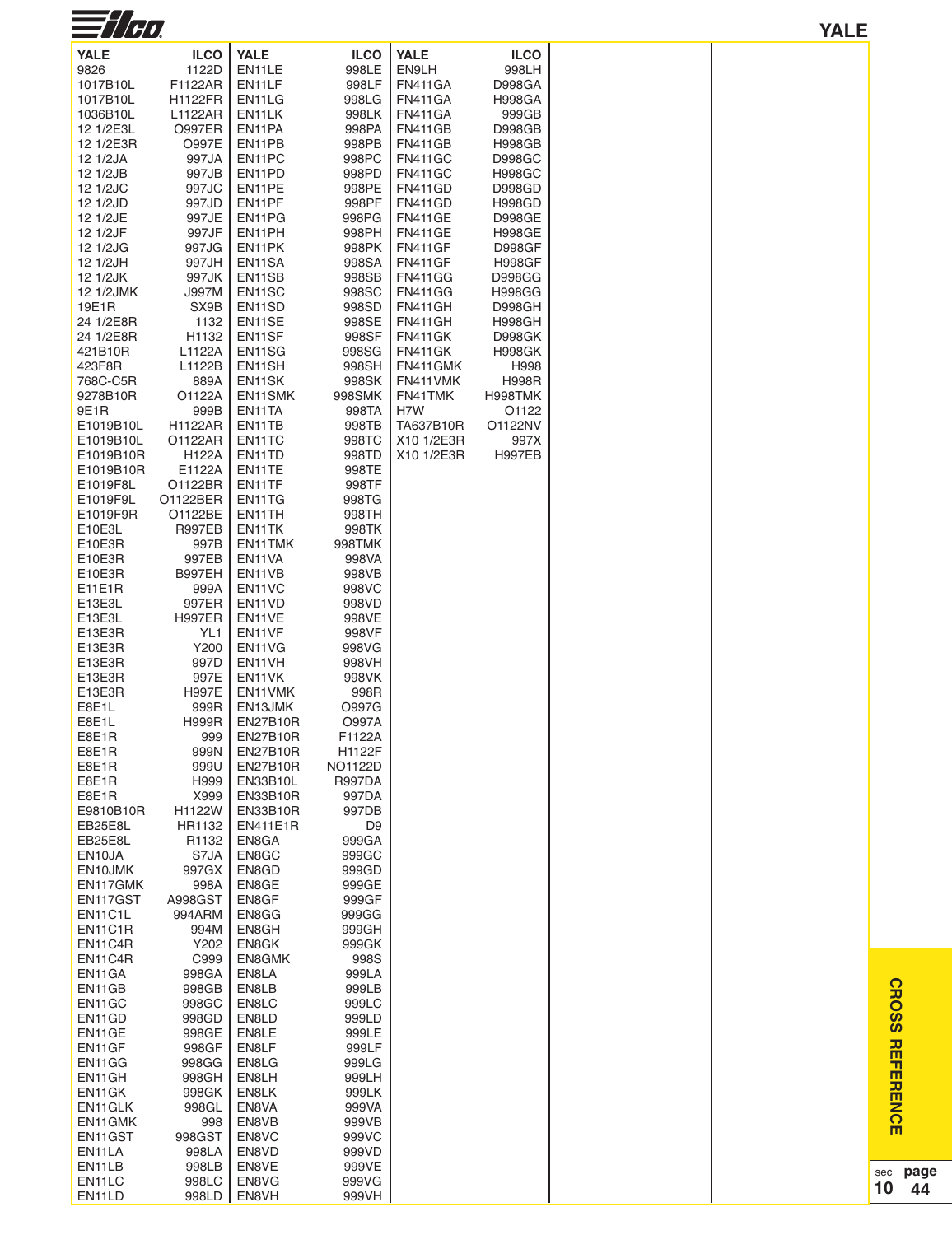# YALE

| YALE | ILCO | YALE | ILCO | YALE | ILCO |
|---|---|---|---|---|---|
| 9826 | 1122D | EN11LE | 998LE | EN9LH | 998LH |
| 1017B10L | F1122AR | EN11LF | 998LF | FN411GA | D998GA |
| 1017B10L | H1122FR | EN11LG | 998LG | FN411GA | H998GA |
| 1036B10L | L1122AR | EN11LK | 998LK | FN411GA | 999GB |
| 12 1/2E3L | O997ER | EN11PA | 998PA | FN411GB | D998GB |
| 12 1/2E3R | O997E | EN11PB | 998PB | FN411GB | H998GB |
| 12 1/2JA | 997JA | EN11PC | 998PC | FN411GC | D998GC |
| 12 1/2JB | 997JB | EN11PD | 998PD | FN411GC | H998GC |
| 12 1/2JC | 997JC | EN11PE | 998PE | FN411GD | D998GD |
| 12 1/2JD | 997JD | EN11PF | 998PF | FN411GD | H998GD |
| 12 1/2JE | 997JE | EN11PG | 998PG | FN411GE | D998GE |
| 12 1/2JF | 997JF | EN11PH | 998PH | FN411GE | H998GE |
| 12 1/2JG | 997JG | EN11PK | 998PK | FN411GF | D998GF |
| 12 1/2JH | 997JH | EN11SA | 998SA | FN411GF | H998GF |
| 12 1/2JK | 997JK | EN11SB | 998SB | FN411GG | D998GG |
| 12 1/2JMK | J997M | EN11SC | 998SC | FN411GG | H998GG |
| 19E1R | SX9B | EN11SD | 998SD | FN411GH | D998GH |
| 24 1/2E8R | 1132 | EN11SE | 998SE | FN411GH | H998GH |
| 24 1/2E8R | H1132 | EN11SF | 998SF | FN411GK | D998GK |
| 421B10R | L1122A | EN11SG | 998SG | FN411GK | H998GK |
| 423F8R | L1122B | EN11SH | 998SH | FN411GMK | H998 |
| 768C-C5R | 889A | EN11SK | 998SK | FN411VMK | H998R |
| 9278B10R | O1122A | EN11SMK | 998SMK | FN41TMK | H998TMK |
| 9E1R | 999B | EN11TA | 998TA | H7W | O1122 |
| E1019B10L | H1122AR | EN11TB | 998TB | TA637B10R | O1122NV |
| E1019B10L | O1122AR | EN11TC | 998TC | X10 1/2E3R | 997X |
| E1019B10R | H1122A | EN11TD | 998TD | X10 1/2E3R | H997EB |
| E1019B10R | E1122A | EN11TE | 998TE | | |
| E1019F8L | O1122BR | EN11TF | 998TF | | |
| E1019F9L | O1122BER | EN11TG | 998TG | | |
| E1019F9R | O1122BE | EN11TH | 998TH | | |
| E10E3L | R997EB | EN11TK | 998TK | | |
| E10E3R | 997B | EN11TMK | 998TMK | | |
| E10E3R | 997EB | EN11VA | 998VA | | |
| E10E3R | B997EH | EN11VB | 998VB | | |
| E11E1R | 999A | EN11VC | 998VC | | |
| E13E3L | 997ER | EN11VD | 998VD | | |
| E13E3L | H997ER | EN11VE | 998VE | | |
| E13E3R | YL1 | EN11VF | 998VF | | |
| E13E3R | Y200 | EN11VG | 998VG | | |
| E13E3R | 997D | EN11VH | 998VH | | |
| E13E3R | 997E | EN11VK | 998VK | | |
| E13E3R | H997E | EN11VMK | 998R | | |
| E8E1L | 999R | EN13JMK | O997G | | |
| E8E1L | H999R | EN27B10R | O997A | | |
| E8E1R | 999 | EN27B10R | F1122A | | |
| E8E1R | 999N | EN27B10R | H1122F | | |
| E8E1R | 999U | EN27B10R | NO1122D | | |
| E8E1R | H999 | EN33B10L | R997DA | | |
| E8E1R | X999 | EN33B10R | 997DA | | |
| E9810B10R | H1122W | EN33B10R | 997DB | | |
| EB25E8L | HR1132 | EN411E1R | D9 | | |
| EB25E8L | R1132 | EN8GA | 999GA | | |
| EN10JA | S7JA | EN8GC | 999GC | | |
| EN10JMK | 997GX | EN8GD | 999GD | | |
| EN117GMK | 998A | EN8GE | 999GE | | |
| EN117GST | A998GST | EN8GF | 999GF | | |
| EN11C1L | 994ARM | EN8GG | 999GG | | |
| EN11C1R | 994M | EN8GH | 999GH | | |
| EN11C4R | Y202 | EN8GK | 999GK | | |
| EN11C4R | C999 | EN8GMK | 998S | | |
| EN11GA | 998GA | EN8LA | 999LA | | |
| EN11GB | 998GB | EN8LB | 999LB | | |
| EN11GC | 998GC | EN8LC | 999LC | | |
| EN11GD | 998GD | EN8LD | 999LD | | |
| EN11GE | 998GE | EN8LE | 999LE | | |
| EN11GF | 998GF | EN8LF | 999LF | | |
| EN11GG | 998GG | EN8LG | 999LG | | |
| EN11GH | 998GH | EN8LH | 999LH | | |
| EN11GK | 998GK | EN8LK | 999LK | | |
| EN11GLK | 998GL | EN8VA | 999VA | | |
| EN11GMK | 998 | EN8VB | 999VB | | |
| EN11GST | 998GST | EN8VC | 999VC | | |
| EN11LA | 998LA | EN8VD | 999VD | | |
| EN11LB | 998LB | EN8VE | 999VE | | |
| EN11LC | 998LC | EN8VG | 999VG | | |
| EN11LD | 998LD | EN8VH | 999VH | | |